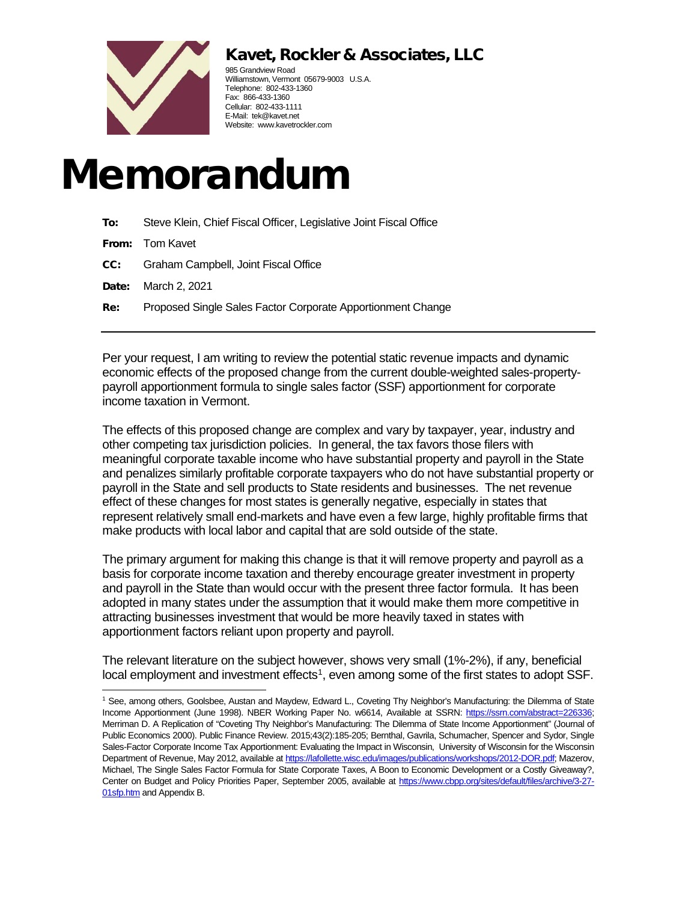**Kavet, Rockler & Associates, LLC**

985 Grandview Road
Williamstown, Vermont 05679-9003 U.S.A.
Telephone: 802-433-1360
Fax: 866-433-1360
Cellular: 802-433-1111
E-Mail: tek@kavet.net
Website: www.kavetrockler.com

# Memorandum

**To:** Steve Klein, Chief Fiscal Officer, Legislative Joint Fiscal Office

**From:** Tom Kavet

**CC:** Graham Campbell, Joint Fiscal Office

**Date:** March 2, 2021

**Re:** Proposed Single Sales Factor Corporate Apportionment Change

---

Per your request, I am writing to review the potential static revenue impacts and dynamic economic effects of the proposed change from the current double-weighted sales-property-payroll apportionment formula to single sales factor (SSF) apportionment for corporate income taxation in Vermont.

The effects of this proposed change are complex and vary by taxpayer, year, industry and other competing tax jurisdiction policies. In general, the tax favors those filers with meaningful corporate taxable income who have substantial property and payroll in the State and penalizes similarly profitable corporate taxpayers who do not have substantial property or payroll in the State and sell products to State residents and businesses. The net revenue effect of these changes for most states is generally negative, especially in states that represent relatively small end-markets and have even a few large, highly profitable firms that make products with local labor and capital that are sold outside of the state.

The primary argument for making this change is that it will remove property and payroll as a basis for corporate income taxation and thereby encourage greater investment in property and payroll in the State than would occur with the present three factor formula. It has been adopted in many states under the assumption that it would make them more competitive in attracting businesses investment that would be more heavily taxed in states with apportionment factors reliant upon property and payroll.

The relevant literature on the subject however, shows very small (1%-2%), if any, beneficial local employment and investment effects[1], even among some of the first states to adopt SSF.

---

[1] See, among others, Goolsbee, Austan and Maydew, Edward L., Coveting Thy Neighbor's Manufacturing: the Dilemma of State Income Apportionment (June 1998). NBER Working Paper No. w6614, Available at SSRN: https://ssrn.com/abstract=226336; Merriman D. A Replication of "Coveting Thy Neighbor's Manufacturing: The Dilemma of State Income Apportionment" (Journal of Public Economics 2000). Public Finance Review. 2015;43(2):185-205; Bernthal, Gavrila, Schumacher, Spencer and Sydor, Single Sales-Factor Corporate Income Tax Apportionment: Evaluating the Impact in Wisconsin, University of Wisconsin for the Wisconsin Department of Revenue, May 2012, available at https://lafollette.wisc.edu/images/publications/workshops/2012-DOR.pdf; Mazerov, Michael, The Single Sales Factor Formula for State Corporate Taxes, A Boon to Economic Development or a Costly Giveaway?, Center on Budget and Policy Priorities Paper, September 2005, available at https://www.cbpp.org/sites/default/files/archive/3-27-01sfp.htm and Appendix B.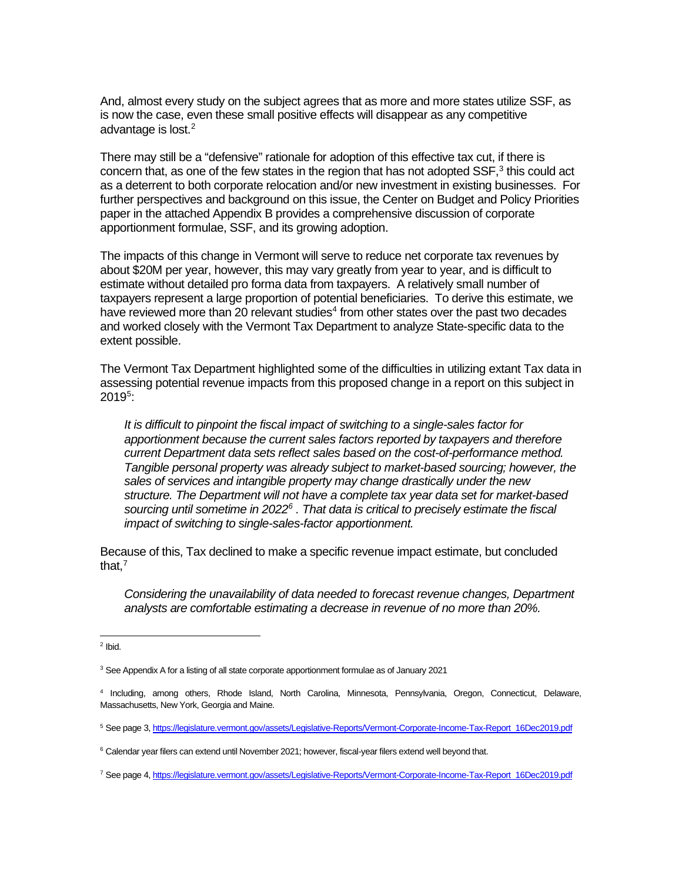And, almost every study on the subject agrees that as more and more states utilize SSF, as is now the case, even these small positive effects will disappear as any competitive advantage is lost.[2]

There may still be a "defensive" rationale for adoption of this effective tax cut, if there is concern that, as one of the few states in the region that has not adopted SSF,[3] this could act as a deterrent to both corporate relocation and/or new investment in existing businesses. For further perspectives and background on this issue, the Center on Budget and Policy Priorities paper in the attached Appendix B provides a comprehensive discussion of corporate apportionment formulae, SSF, and its growing adoption.

The impacts of this change in Vermont will serve to reduce net corporate tax revenues by about $20M per year, however, this may vary greatly from year to year, and is difficult to estimate without detailed pro forma data from taxpayers. A relatively small number of taxpayers represent a large proportion of potential beneficiaries. To derive this estimate, we have reviewed more than 20 relevant studies[4] from other states over the past two decades and worked closely with the Vermont Tax Department to analyze State-specific data to the extent possible.

The Vermont Tax Department highlighted some of the difficulties in utilizing extant Tax data in assessing potential revenue impacts from this proposed change in a report on this subject in 2019[5]:

> *It is difficult to pinpoint the fiscal impact of switching to a single-sales factor for apportionment because the current sales factors reported by taxpayers and therefore current Department data sets reflect sales based on the cost-of-performance method. Tangible personal property was already subject to market-based sourcing; however, the sales of services and intangible property may change drastically under the new structure. The Department will not have a complete tax year data set for market-based sourcing until sometime in 2022[6] . That data is critical to precisely estimate the fiscal impact of switching to single-sales-factor apportionment.*

Because of this, Tax declined to make a specific revenue impact estimate, but concluded that,[7]

> *Considering the unavailability of data needed to forecast revenue changes, Department analysts are comfortable estimating a decrease in revenue of no more than 20%.*

---

[2] Ibid.

[3] See Appendix A for a listing of all state corporate apportionment formulae as of January 2021

[4] Including, among others, Rhode Island, North Carolina, Minnesota, Pennsylvania, Oregon, Connecticut, Delaware, Massachusetts, New York, Georgia and Maine.

[5] See page 3, https://legislature.vermont.gov/assets/Legislative-Reports/Vermont-Corporate-Income-Tax-Report_16Dec2019.pdf

[6] Calendar year filers can extend until November 2021; however, fiscal-year filers extend well beyond that.

[7] See page 4, https://legislature.vermont.gov/assets/Legislative-Reports/Vermont-Corporate-Income-Tax-Report_16Dec2019.pdf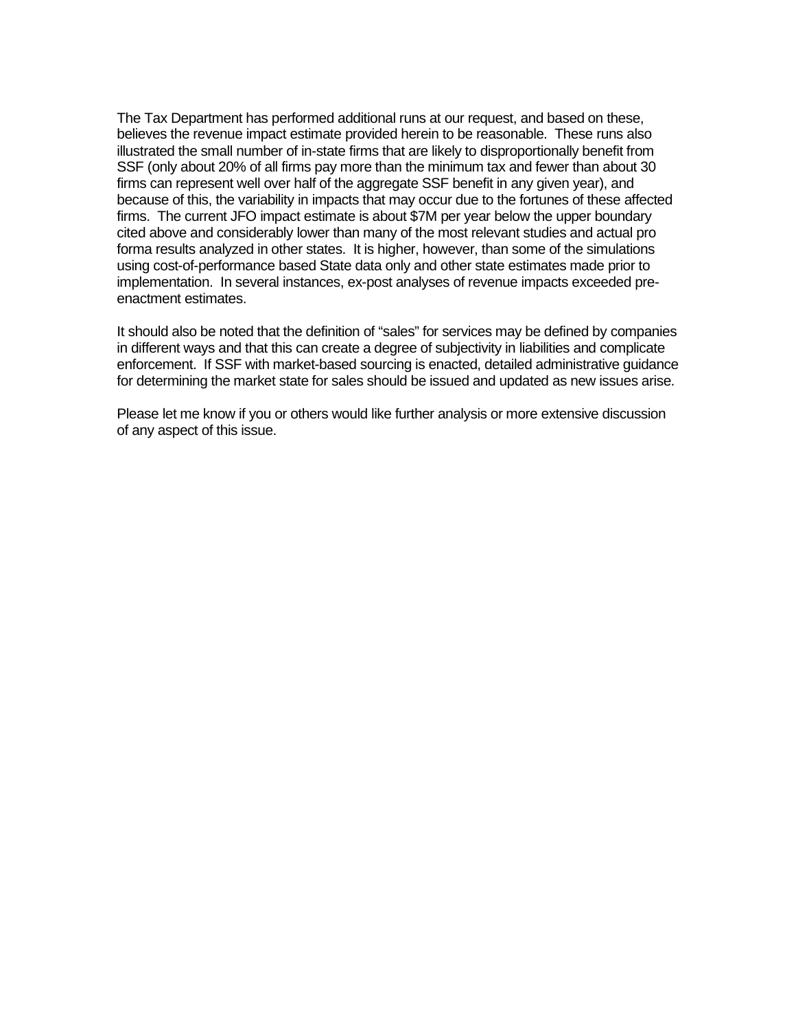The Tax Department has performed additional runs at our request, and based on these, believes the revenue impact estimate provided herein to be reasonable. These runs also illustrated the small number of in-state firms that are likely to disproportionally benefit from SSF (only about 20% of all firms pay more than the minimum tax and fewer than about 30 firms can represent well over half of the aggregate SSF benefit in any given year), and because of this, the variability in impacts that may occur due to the fortunes of these affected firms. The current JFO impact estimate is about $7M per year below the upper boundary cited above and considerably lower than many of the most relevant studies and actual pro forma results analyzed in other states. It is higher, however, than some of the simulations using cost-of-performance based State data only and other state estimates made prior to implementation. In several instances, ex-post analyses of revenue impacts exceeded pre-enactment estimates.

It should also be noted that the definition of "sales" for services may be defined by companies in different ways and that this can create a degree of subjectivity in liabilities and complicate enforcement. If SSF with market-based sourcing is enacted, detailed administrative guidance for determining the market state for sales should be issued and updated as new issues arise.

Please let me know if you or others would like further analysis or more extensive discussion of any aspect of this issue.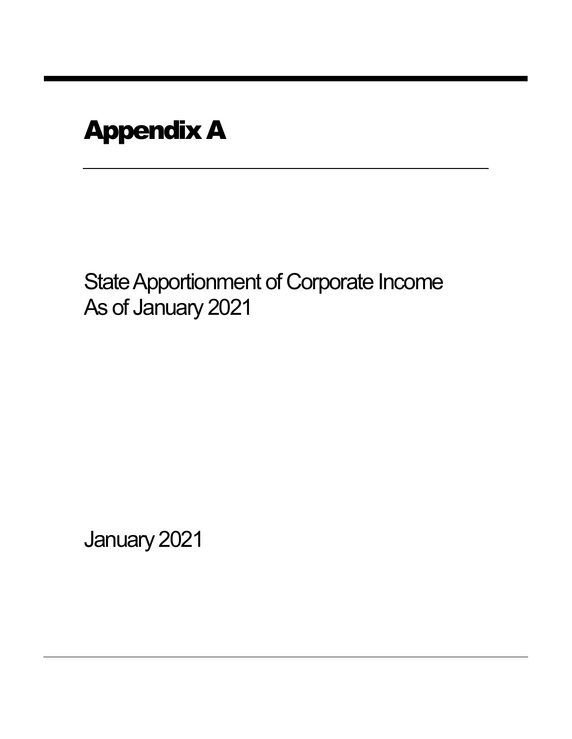# Appendix A

State Apportionment of Corporate Income
As of January 2021

January 2021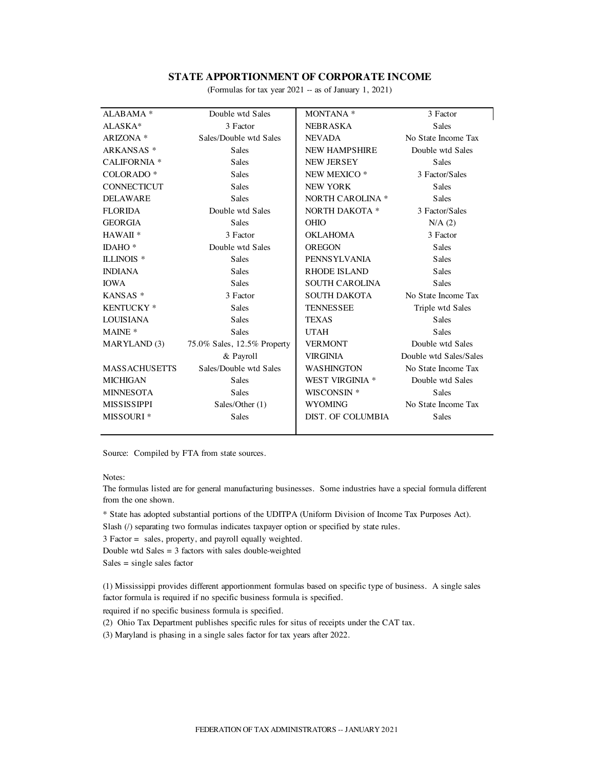# STATE APPORTIONMENT OF CORPORATE INCOME

(Formulas for tax year 2021 -- as of January 1, 2021)

| State | Formula | State | Formula |
|---|---|---|---|
| ALABAMA * | Double wtd Sales | MONTANA * | 3 Factor |
| ALASKA* | 3 Factor | NEBRASKA | Sales |
| ARIZONA * | Sales/Double wtd Sales | NEVADA | No State Income Tax |
| ARKANSAS * | Sales | NEW HAMPSHIRE | Double wtd Sales |
| CALIFORNIA * | Sales | NEW JERSEY | Sales |
| COLORADO * | Sales | NEW MEXICO * | 3 Factor/Sales |
| CONNECTICUT | Sales | NEW YORK | Sales |
| DELAWARE | Sales | NORTH CAROLINA * | Sales |
| FLORIDA | Double wtd Sales | NORTH DAKOTA * | 3 Factor/Sales |
| GEORGIA | Sales | OHIO | N/A (2) |
| HAWAII * | 3 Factor | OKLAHOMA | 3 Factor |
| IDAHO * | Double wtd Sales | OREGON | Sales |
| ILLINOIS * | Sales | PENNSYLVANIA | Sales |
| INDIANA | Sales | RHODE ISLAND | Sales |
| IOWA | Sales | SOUTH CAROLINA | Sales |
| KANSAS * | 3 Factor | SOUTH DAKOTA | No State Income Tax |
| KENTUCKY * | Sales | TENNESSEE | Triple wtd Sales |
| LOUISIANA | Sales | TEXAS | Sales |
| MAINE * | Sales | UTAH | Sales |
| MARYLAND (3) | 75.0% Sales, 12.5% Property & Payroll | VERMONT | Double wtd Sales |
| | | VIRGINIA | Double wtd Sales/Sales |
| MASSACHUSETTS | Sales/Double wtd Sales | WASHINGTON | No State Income Tax |
| MICHIGAN | Sales | WEST VIRGINIA * | Double wtd Sales |
| MINNESOTA | Sales | WISCONSIN * | Sales |
| MISSISSIPPI | Sales/Other (1) | WYOMING | No State Income Tax |
| MISSOURI * | Sales | DIST. OF COLUMBIA | Sales |

Source: Compiled by FTA from state sources.

Notes:

The formulas listed are for general manufacturing businesses. Some industries have a special formula different from the one shown.

* State has adopted substantial portions of the UDITPA (Uniform Division of Income Tax Purposes Act).

Slash (/) separating two formulas indicates taxpayer option or specified by state rules.

3 Factor = sales, property, and payroll equally weighted.

Double wtd Sales = 3 factors with sales double-weighted

Sales = single sales factor

(1) Mississippi provides different apportionment formulas based on specific type of business. A single sales factor formula is required if no specific business formula is specified.

required if no specific business formula is specified.

(2) Ohio Tax Department publishes specific rules for situs of receipts under the CAT tax.

(3) Maryland is phasing in a single sales factor for tax years after 2022.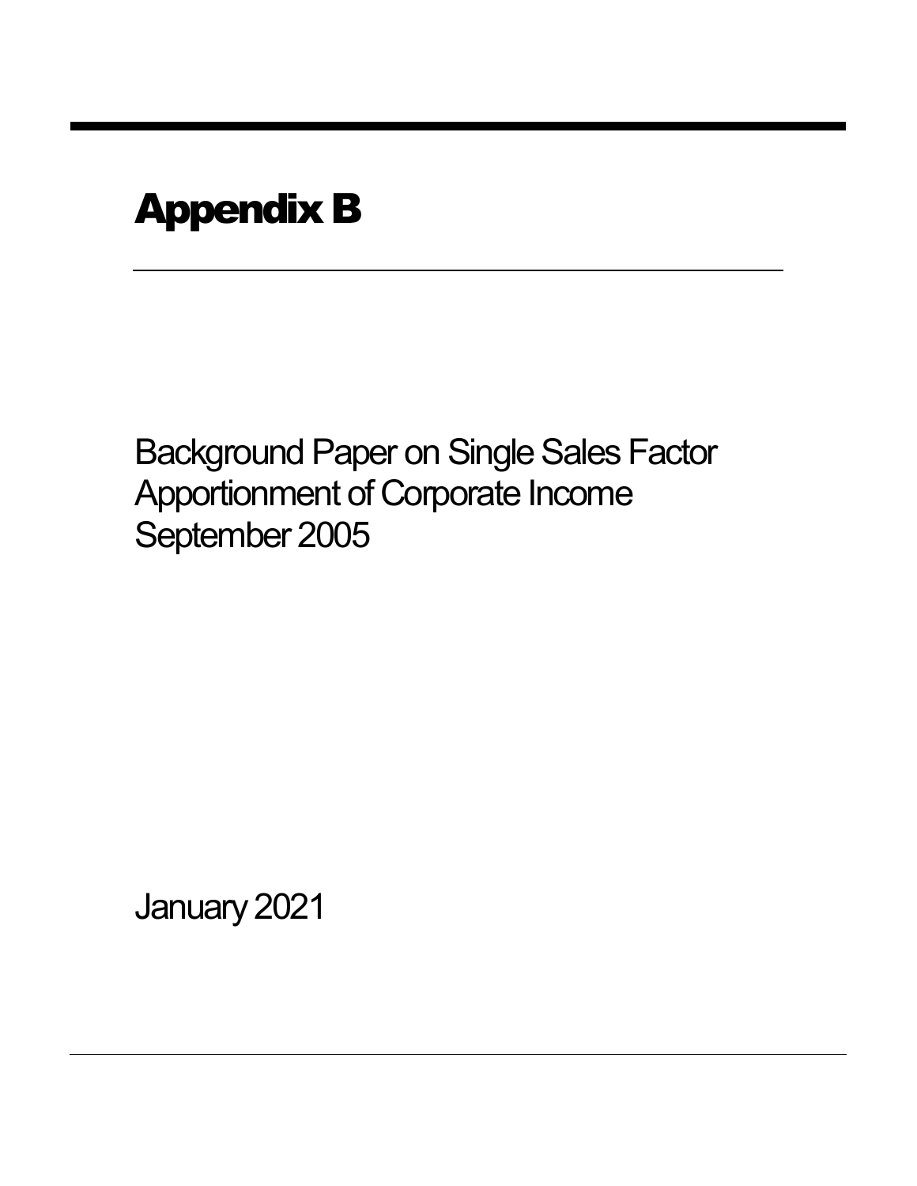# Appendix B

Background Paper on Single Sales Factor Apportionment of Corporate Income September 2005

January 2021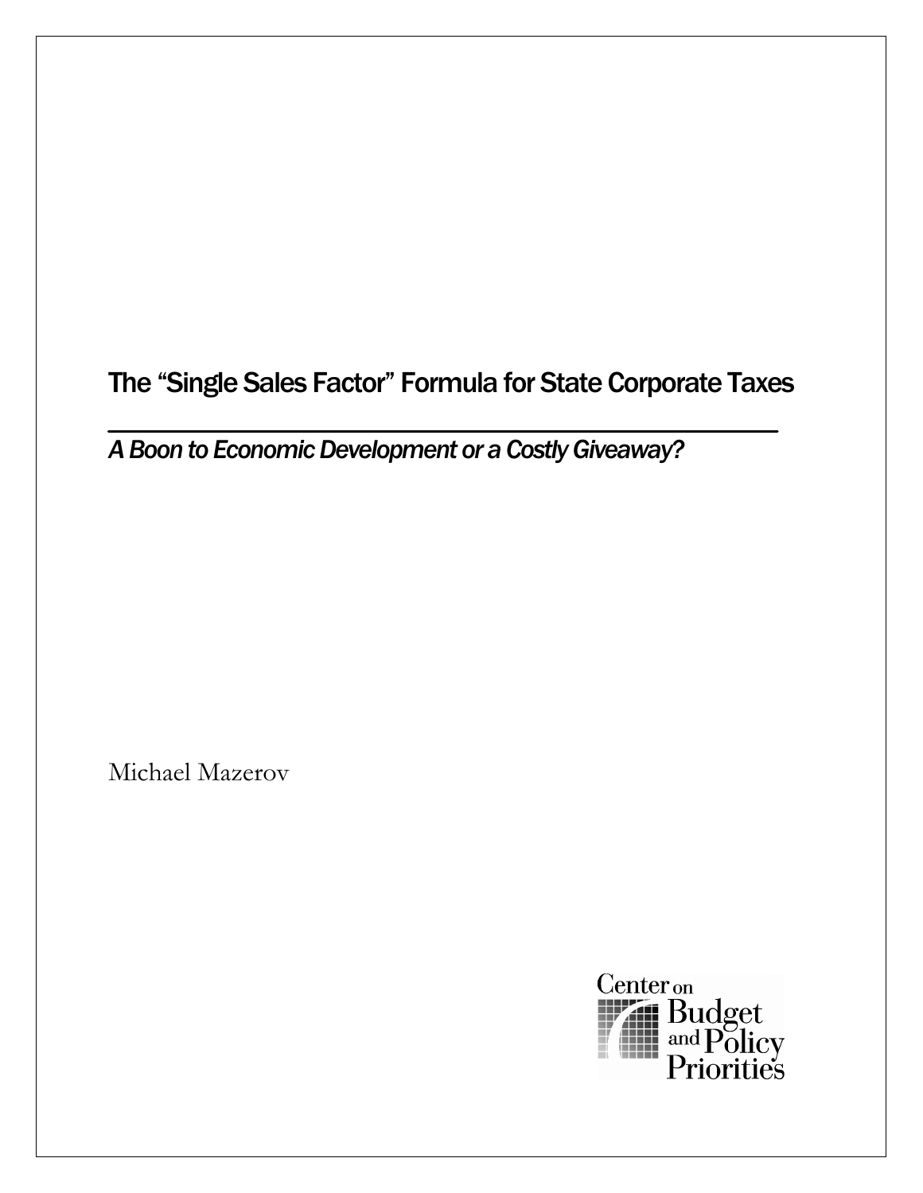# The "Single Sales Factor" Formula for State Corporate Taxes

*A Boon to Economic Development or a Costly Giveaway?*

Michael Mazerov

Center on Budget and Policy Priorities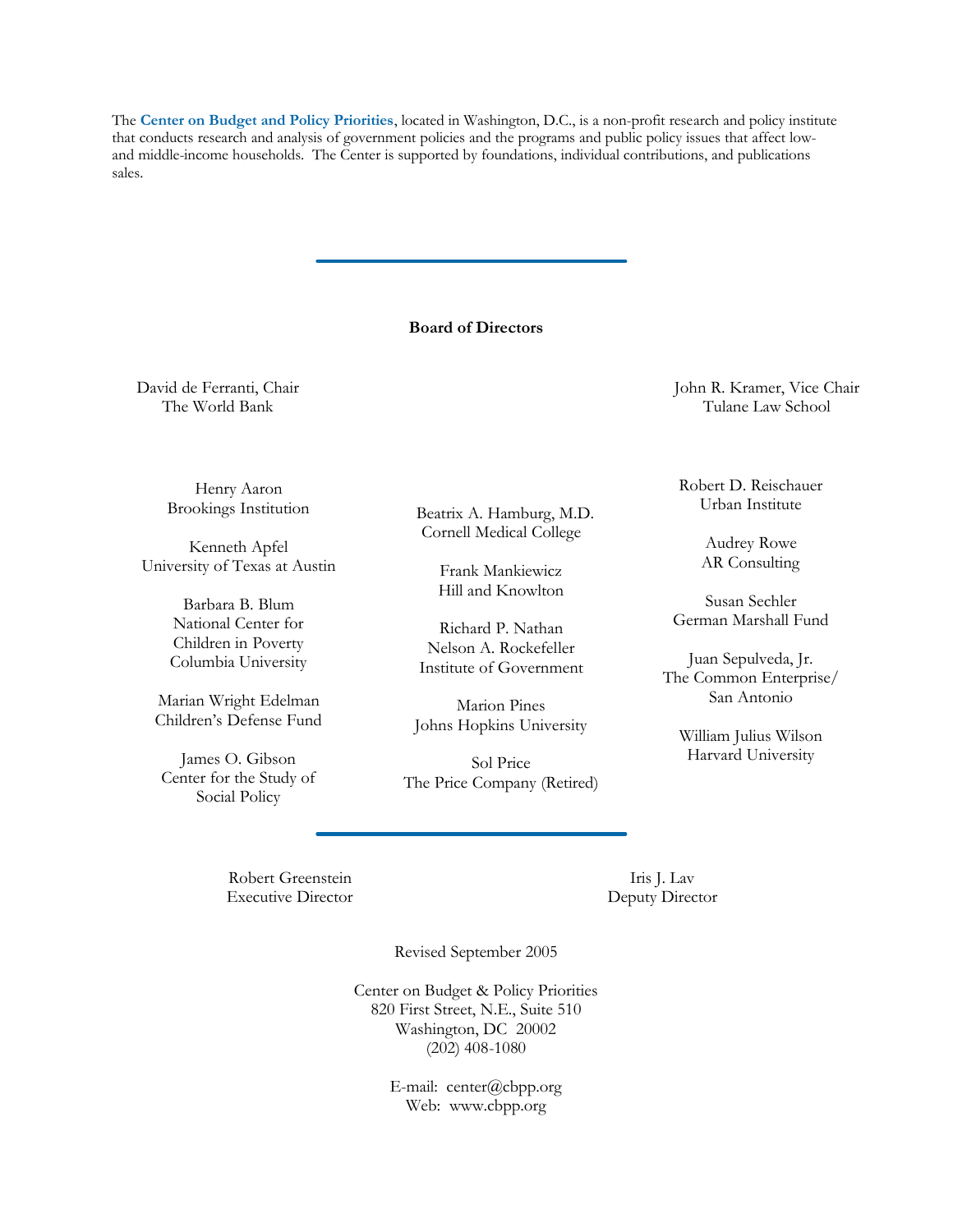The **Center on Budget and Policy Priorities**, located in Washington, D.C., is a non-profit research and policy institute that conducts research and analysis of government policies and the programs and public policy issues that affect low- and middle-income households. The Center is supported by foundations, individual contributions, and publications sales.

---

**Board of Directors**

David de Ferranti, Chair
The World Bank

John R. Kramer, Vice Chair
Tulane Law School

Henry Aaron
Brookings Institution

Kenneth Apfel
University of Texas at Austin

Barbara B. Blum
National Center for
Children in Poverty
Columbia University

Marian Wright Edelman
Children's Defense Fund

James O. Gibson
Center for the Study of
Social Policy

Beatrix A. Hamburg, M.D.
Cornell Medical College

Frank Mankiewicz
Hill and Knowlton

Richard P. Nathan
Nelson A. Rockefeller
Institute of Government

Marion Pines
Johns Hopkins University

Sol Price
The Price Company (Retired)

Robert D. Reischauer
Urban Institute

Audrey Rowe
AR Consulting

Susan Sechler
German Marshall Fund

Juan Sepulveda, Jr.
The Common Enterprise/
San Antonio

William Julius Wilson
Harvard University

---

Robert Greenstein
Executive Director

Iris J. Lav
Deputy Director

Revised September 2005

Center on Budget & Policy Priorities
820 First Street, N.E., Suite 510
Washington, DC 20002
(202) 408-1080

E-mail: center@cbpp.org
Web: www.cbpp.org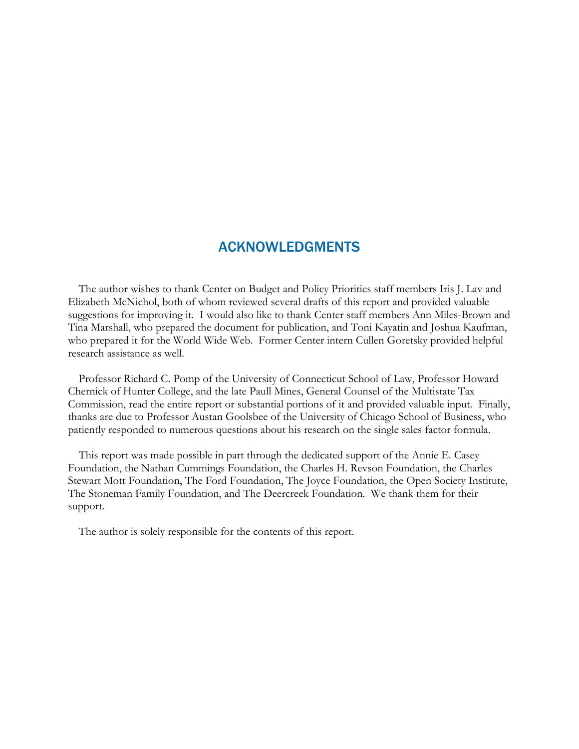## ACKNOWLEDGMENTS

The author wishes to thank Center on Budget and Policy Priorities staff members Iris J. Lav and Elizabeth McNichol, both of whom reviewed several drafts of this report and provided valuable suggestions for improving it. I would also like to thank Center staff members Ann Miles-Brown and Tina Marshall, who prepared the document for publication, and Toni Kayatin and Joshua Kaufman, who prepared it for the World Wide Web. Former Center intern Cullen Goretsky provided helpful research assistance as well.

Professor Richard C. Pomp of the University of Connecticut School of Law, Professor Howard Chernick of Hunter College, and the late Paull Mines, General Counsel of the Multistate Tax Commission, read the entire report or substantial portions of it and provided valuable input. Finally, thanks are due to Professor Austan Goolsbee of the University of Chicago School of Business, who patiently responded to numerous questions about his research on the single sales factor formula.

This report was made possible in part through the dedicated support of the Annie E. Casey Foundation, the Nathan Cummings Foundation, the Charles H. Revson Foundation, the Charles Stewart Mott Foundation, The Ford Foundation, The Joyce Foundation, the Open Society Institute, The Stoneman Family Foundation, and The Deercreek Foundation. We thank them for their support.

The author is solely responsible for the contents of this report.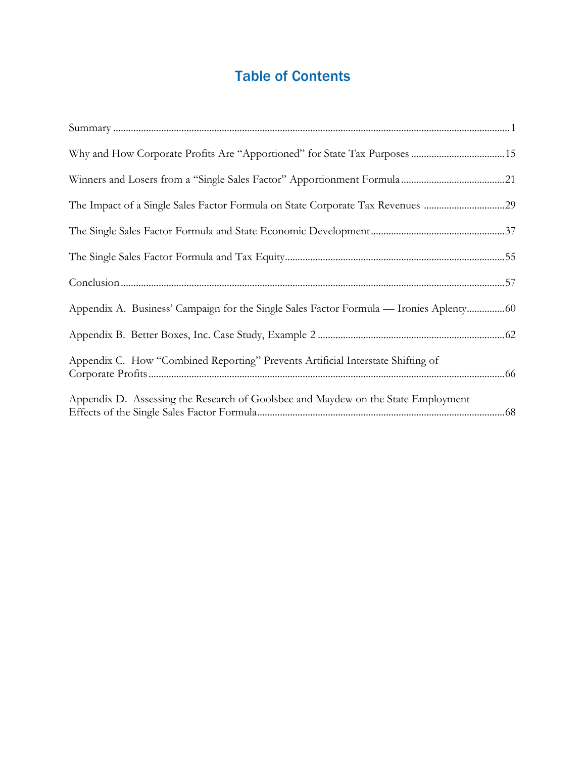# Table of Contents

| | |
|---|---|
| Summary | 1 |
| Why and How Corporate Profits Are "Apportioned" for State Tax Purposes | 15 |
| Winners and Losers from a "Single Sales Factor" Apportionment Formula | 21 |
| The Impact of a Single Sales Factor Formula on State Corporate Tax Revenues | 29 |
| The Single Sales Factor Formula and State Economic Development | 37 |
| The Single Sales Factor Formula and Tax Equity | 55 |
| Conclusion | 57 |
| Appendix A. Business' Campaign for the Single Sales Factor Formula — Ironies Aplenty | 60 |
| Appendix B. Better Boxes, Inc. Case Study, Example 2 | 62 |
| Appendix C. How "Combined Reporting" Prevents Artificial Interstate Shifting of Corporate Profits | 66 |
| Appendix D. Assessing the Research of Goolsbee and Maydew on the State Employment Effects of the Single Sales Factor Formula | 68 |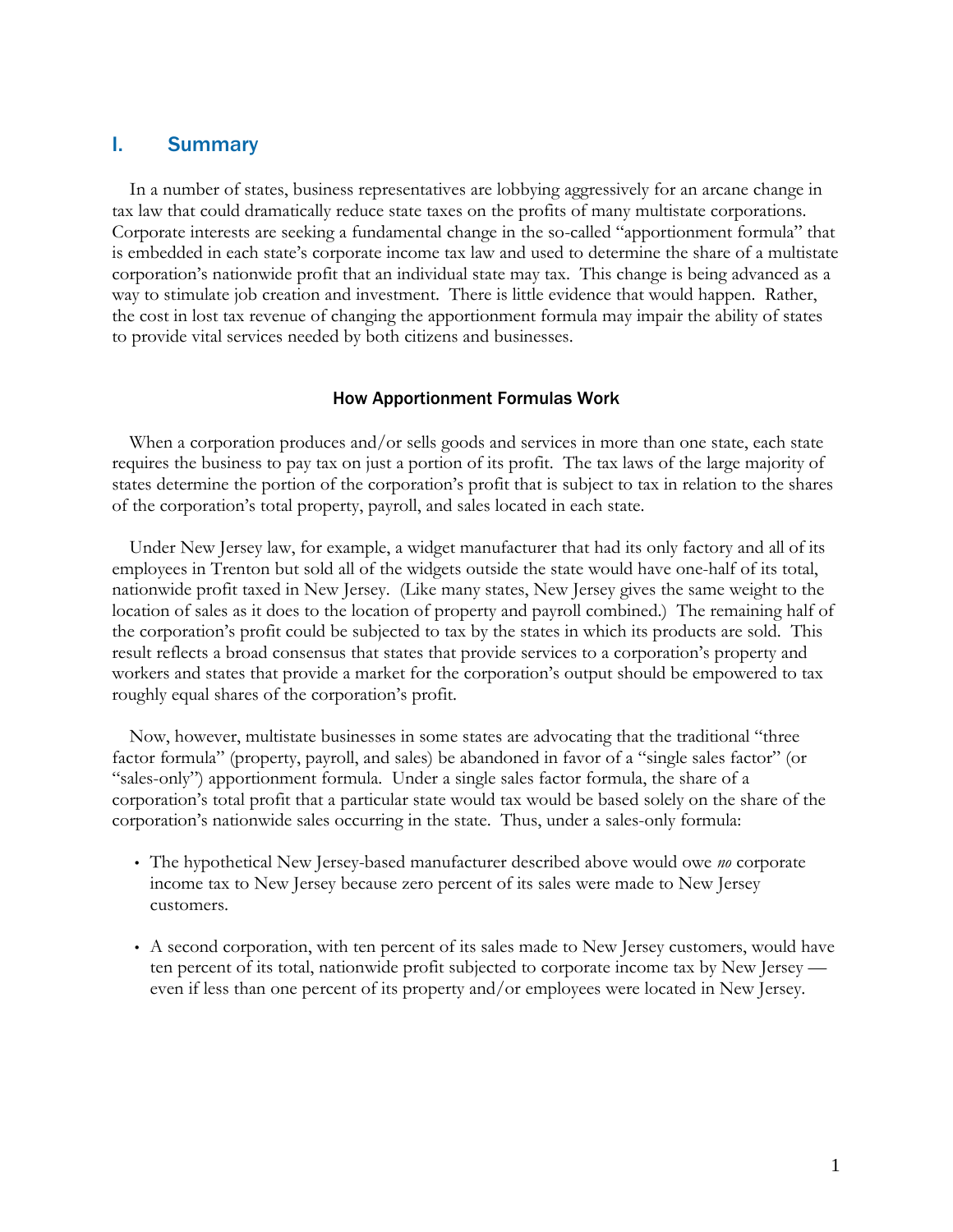## I. Summary

In a number of states, business representatives are lobbying aggressively for an arcane change in tax law that could dramatically reduce state taxes on the profits of many multistate corporations. Corporate interests are seeking a fundamental change in the so-called "apportionment formula" that is embedded in each state's corporate income tax law and used to determine the share of a multistate corporation's nationwide profit that an individual state may tax. This change is being advanced as a way to stimulate job creation and investment. There is little evidence that would happen. Rather, the cost in lost tax revenue of changing the apportionment formula may impair the ability of states to provide vital services needed by both citizens and businesses.

### How Apportionment Formulas Work

When a corporation produces and/or sells goods and services in more than one state, each state requires the business to pay tax on just a portion of its profit. The tax laws of the large majority of states determine the portion of the corporation's profit that is subject to tax in relation to the shares of the corporation's total property, payroll, and sales located in each state.

Under New Jersey law, for example, a widget manufacturer that had its only factory and all of its employees in Trenton but sold all of the widgets outside the state would have one-half of its total, nationwide profit taxed in New Jersey. (Like many states, New Jersey gives the same weight to the location of sales as it does to the location of property and payroll combined.) The remaining half of the corporation's profit could be subjected to tax by the states in which its products are sold. This result reflects a broad consensus that states that provide services to a corporation's property and workers and states that provide a market for the corporation's output should be empowered to tax roughly equal shares of the corporation's profit.

Now, however, multistate businesses in some states are advocating that the traditional "three factor formula" (property, payroll, and sales) be abandoned in favor of a "single sales factor" (or "sales-only") apportionment formula. Under a single sales factor formula, the share of a corporation's total profit that a particular state would tax would be based solely on the share of the corporation's nationwide sales occurring in the state. Thus, under a sales-only formula:

- The hypothetical New Jersey-based manufacturer described above would owe *no* corporate income tax to New Jersey because zero percent of its sales were made to New Jersey customers.
- A second corporation, with ten percent of its sales made to New Jersey customers, would have ten percent of its total, nationwide profit subjected to corporate income tax by New Jersey — even if less than one percent of its property and/or employees were located in New Jersey.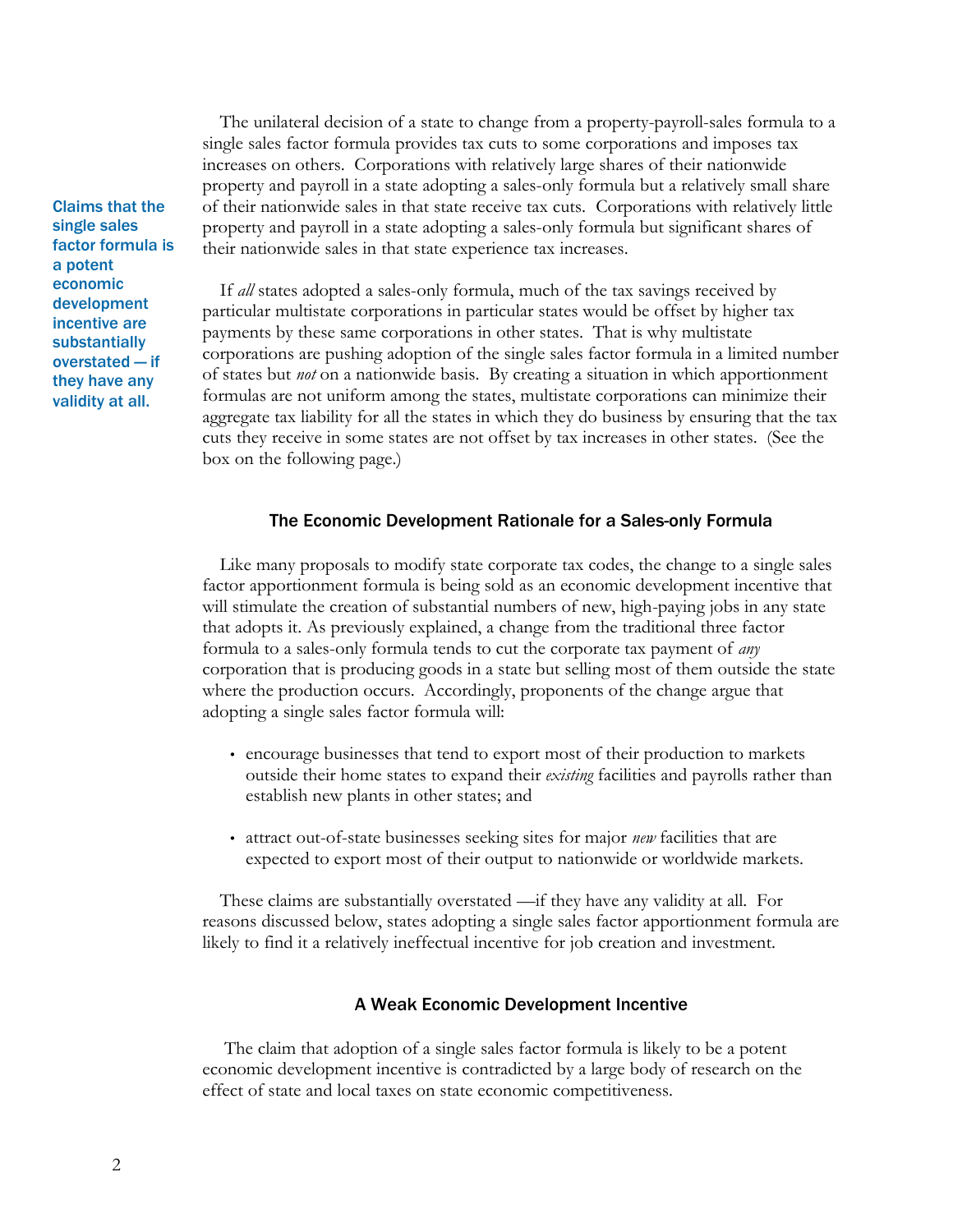The unilateral decision of a state to change from a property-payroll-sales formula to a single sales factor formula provides tax cuts to some corporations and imposes tax increases on others. Corporations with relatively large shares of their nationwide property and payroll in a state adopting a sales-only formula but a relatively small share of their nationwide sales in that state receive tax cuts. Corporations with relatively little property and payroll in a state adopting a sales-only formula but significant shares of their nationwide sales in that state experience tax increases.

**Claims that the single sales factor formula is a potent economic development incentive are substantially overstated — if they have any validity at all.**

If *all* states adopted a sales-only formula, much of the tax savings received by particular multistate corporations in particular states would be offset by higher tax payments by these same corporations in other states. That is why multistate corporations are pushing adoption of the single sales factor formula in a limited number of states but *not* on a nationwide basis. By creating a situation in which apportionment formulas are not uniform among the states, multistate corporations can minimize their aggregate tax liability for all the states in which they do business by ensuring that the tax cuts they receive in some states are not offset by tax increases in other states. (See the box on the following page.)

### The Economic Development Rationale for a Sales-only Formula

Like many proposals to modify state corporate tax codes, the change to a single sales factor apportionment formula is being sold as an economic development incentive that will stimulate the creation of substantial numbers of new, high-paying jobs in any state that adopts it. As previously explained, a change from the traditional three factor formula to a sales-only formula tends to cut the corporate tax payment of *any* corporation that is producing goods in a state but selling most of them outside the state where the production occurs. Accordingly, proponents of the change argue that adopting a single sales factor formula will:

- encourage businesses that tend to export most of their production to markets outside their home states to expand their *existing* facilities and payrolls rather than establish new plants in other states; and
- attract out-of-state businesses seeking sites for major *new* facilities that are expected to export most of their output to nationwide or worldwide markets.

These claims are substantially overstated —if they have any validity at all. For reasons discussed below, states adopting a single sales factor apportionment formula are likely to find it a relatively ineffectual incentive for job creation and investment.

### A Weak Economic Development Incentive

The claim that adoption of a single sales factor formula is likely to be a potent economic development incentive is contradicted by a large body of research on the effect of state and local taxes on state economic competitiveness.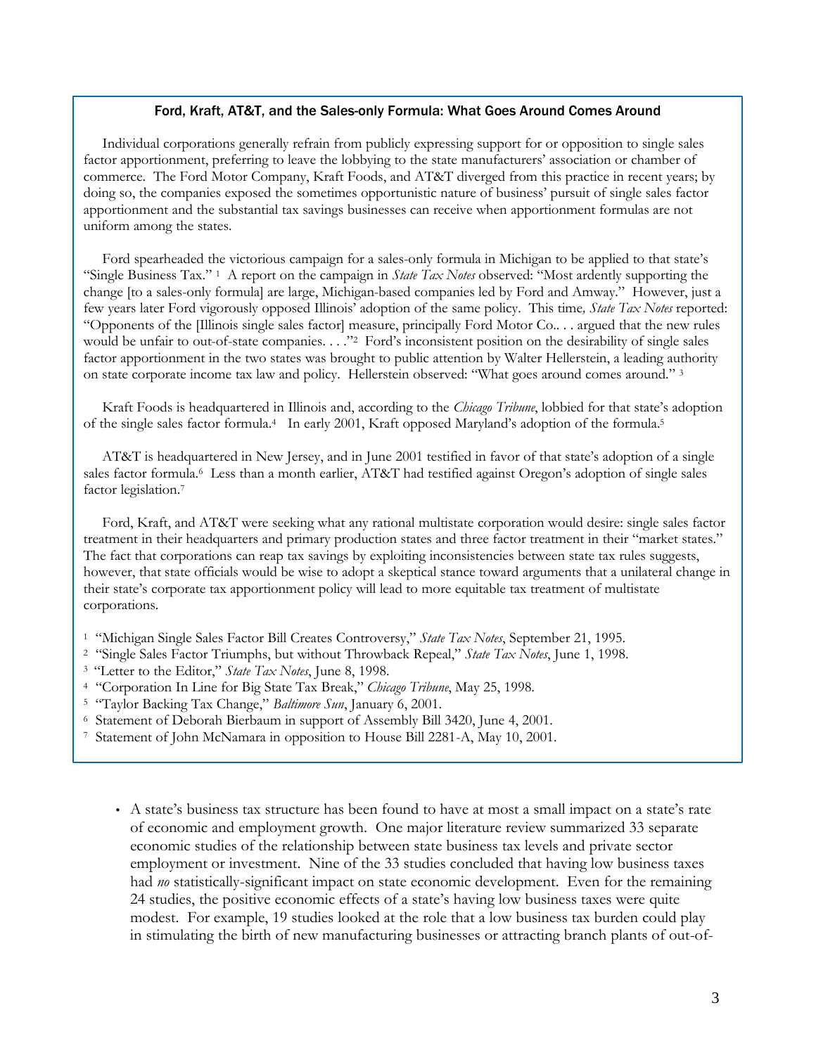### Ford, Kraft, AT&T, and the Sales-only Formula: What Goes Around Comes Around

Individual corporations generally refrain from publicly expressing support for or opposition to single sales factor apportionment, preferring to leave the lobbying to the state manufacturers' association or chamber of commerce. The Ford Motor Company, Kraft Foods, and AT&T diverged from this practice in recent years; by doing so, the companies exposed the sometimes opportunistic nature of business' pursuit of single sales factor apportionment and the substantial tax savings businesses can receive when apportionment formulas are not uniform among the states.

Ford spearheaded the victorious campaign for a sales-only formula in Michigan to be applied to that state's "Single Business Tax." [1] A report on the campaign in *State Tax Notes* observed: "Most ardently supporting the change [to a sales-only formula] are large, Michigan-based companies led by Ford and Amway." However, just a few years later Ford vigorously opposed Illinois' adoption of the same policy. This time, *State Tax Notes* reported: "Opponents of the [Illinois single sales factor] measure, principally Ford Motor Co.. . . argued that the new rules would be unfair to out-of-state companies. . . ."[2] Ford's inconsistent position on the desirability of single sales factor apportionment in the two states was brought to public attention by Walter Hellerstein, a leading authority on state corporate income tax law and policy. Hellerstein observed: "What goes around comes around." [3]

Kraft Foods is headquartered in Illinois and, according to the *Chicago Tribune*, lobbied for that state's adoption of the single sales factor formula.[4] In early 2001, Kraft opposed Maryland's adoption of the formula.[5]

AT&T is headquartered in New Jersey, and in June 2001 testified in favor of that state's adoption of a single sales factor formula.[6] Less than a month earlier, AT&T had testified against Oregon's adoption of single sales factor legislation.[7]

Ford, Kraft, and AT&T were seeking what any rational multistate corporation would desire: single sales factor treatment in their headquarters and primary production states and three factor treatment in their "market states." The fact that corporations can reap tax savings by exploiting inconsistencies between state tax rules suggests, however, that state officials would be wise to adopt a skeptical stance toward arguments that a unilateral change in their state's corporate tax apportionment policy will lead to more equitable tax treatment of multistate corporations.

[1] "Michigan Single Sales Factor Bill Creates Controversy," *State Tax Notes*, September 21, 1995.
[2] "Single Sales Factor Triumphs, but without Throwback Repeal," *State Tax Notes*, June 1, 1998.
[3] "Letter to the Editor," *State Tax Notes*, June 8, 1998.
[4] "Corporation In Line for Big State Tax Break," *Chicago Tribune*, May 25, 1998.
[5] "Taylor Backing Tax Change," *Baltimore Sun*, January 6, 2001.
[6] Statement of Deborah Bierbaum in support of Assembly Bill 3420, June 4, 2001.
[7] Statement of John McNamara in opposition to House Bill 2281-A, May 10, 2001.

- A state's business tax structure has been found to have at most a small impact on a state's rate of economic and employment growth. One major literature review summarized 33 separate economic studies of the relationship between state business tax levels and private sector employment or investment. Nine of the 33 studies concluded that having low business taxes had *no* statistically-significant impact on state economic development. Even for the remaining 24 studies, the positive economic effects of a state's having low business taxes were quite modest. For example, 19 studies looked at the role that a low business tax burden could play in stimulating the birth of new manufacturing businesses or attracting branch plants of out-of-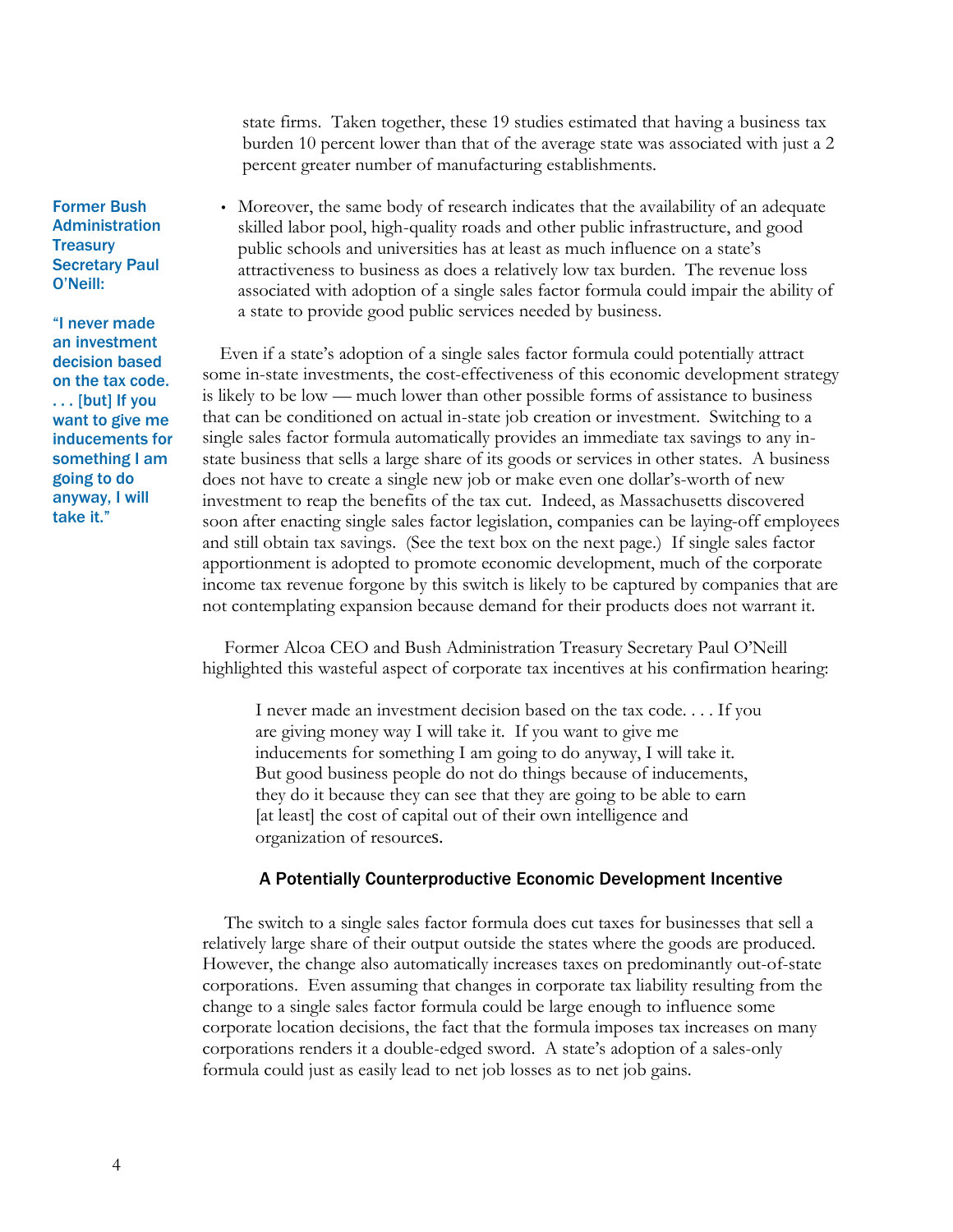state firms. Taken together, these 19 studies estimated that having a business tax burden 10 percent lower than that of the average state was associated with just a 2 percent greater number of manufacturing establishments.

- Moreover, the same body of research indicates that the availability of an adequate skilled labor pool, high-quality roads and other public infrastructure, and good public schools and universities has at least as much influence on a state's attractiveness to business as does a relatively low tax burden. The revenue loss associated with adoption of a single sales factor formula could impair the ability of a state to provide good public services needed by business.

**Former Bush Administration Treasury Secretary Paul O'Neill:**

**"I never made an investment decision based on the tax code. . . . [but] If you want to give me inducements for something I am going to do anyway, I will take it."**

Even if a state's adoption of a single sales factor formula could potentially attract some in-state investments, the cost-effectiveness of this economic development strategy is likely to be low — much lower than other possible forms of assistance to business that can be conditioned on actual in-state job creation or investment. Switching to a single sales factor formula automatically provides an immediate tax savings to any in-state business that sells a large share of its goods or services in other states. A business does not have to create a single new job or make even one dollar's-worth of new investment to reap the benefits of the tax cut. Indeed, as Massachusetts discovered soon after enacting single sales factor legislation, companies can be laying-off employees and still obtain tax savings. (See the text box on the next page.) If single sales factor apportionment is adopted to promote economic development, much of the corporate income tax revenue forgone by this switch is likely to be captured by companies that are not contemplating expansion because demand for their products does not warrant it.

Former Alcoa CEO and Bush Administration Treasury Secretary Paul O'Neill highlighted this wasteful aspect of corporate tax incentives at his confirmation hearing:

> I never made an investment decision based on the tax code. . . . If you are giving money way I will take it. If you want to give me inducements for something I am going to do anyway, I will take it. But good business people do not do things because of inducements, they do it because they can see that they are going to be able to earn [at least] the cost of capital out of their own intelligence and organization of resources.

### A Potentially Counterproductive Economic Development Incentive

The switch to a single sales factor formula does cut taxes for businesses that sell a relatively large share of their output outside the states where the goods are produced. However, the change also automatically increases taxes on predominantly out-of-state corporations. Even assuming that changes in corporate tax liability resulting from the change to a single sales factor formula could be large enough to influence some corporate location decisions, the fact that the formula imposes tax increases on many corporations renders it a double-edged sword. A state's adoption of a sales-only formula could just as easily lead to net job losses as to net job gains.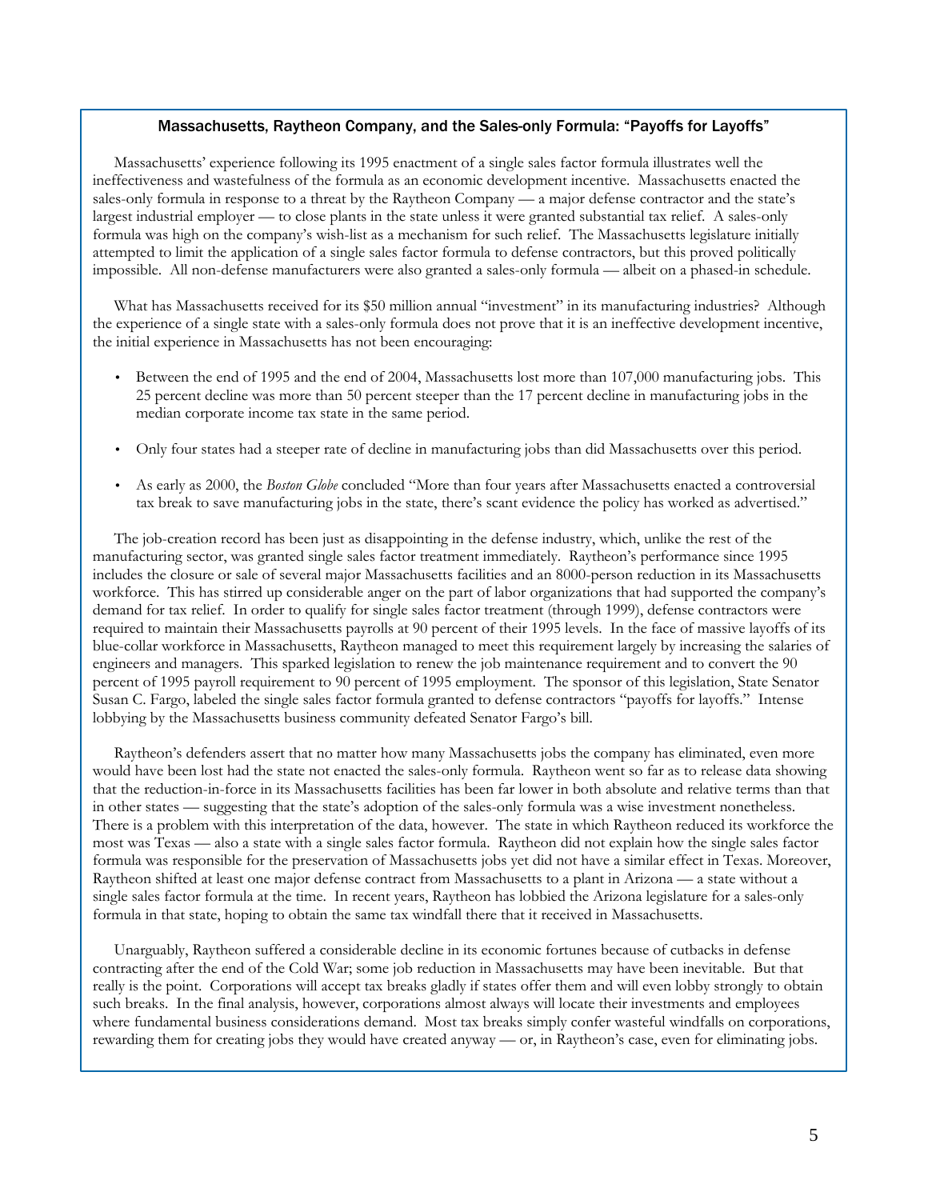### Massachusetts, Raytheon Company, and the Sales-only Formula: "Payoffs for Layoffs"

Massachusetts' experience following its 1995 enactment of a single sales factor formula illustrates well the ineffectiveness and wastefulness of the formula as an economic development incentive. Massachusetts enacted the sales-only formula in response to a threat by the Raytheon Company — a major defense contractor and the state's largest industrial employer — to close plants in the state unless it were granted substantial tax relief. A sales-only formula was high on the company's wish-list as a mechanism for such relief. The Massachusetts legislature initially attempted to limit the application of a single sales factor formula to defense contractors, but this proved politically impossible. All non-defense manufacturers were also granted a sales-only formula — albeit on a phased-in schedule.

What has Massachusetts received for its $50 million annual "investment" in its manufacturing industries? Although the experience of a single state with a sales-only formula does not prove that it is an ineffective development incentive, the initial experience in Massachusetts has not been encouraging:

- Between the end of 1995 and the end of 2004, Massachusetts lost more than 107,000 manufacturing jobs. This 25 percent decline was more than 50 percent steeper than the 17 percent decline in manufacturing jobs in the median corporate income tax state in the same period.
- Only four states had a steeper rate of decline in manufacturing jobs than did Massachusetts over this period.
- As early as 2000, the *Boston Globe* concluded "More than four years after Massachusetts enacted a controversial tax break to save manufacturing jobs in the state, there's scant evidence the policy has worked as advertised."

The job-creation record has been just as disappointing in the defense industry, which, unlike the rest of the manufacturing sector, was granted single sales factor treatment immediately. Raytheon's performance since 1995 includes the closure or sale of several major Massachusetts facilities and an 8000-person reduction in its Massachusetts workforce. This has stirred up considerable anger on the part of labor organizations that had supported the company's demand for tax relief. In order to qualify for single sales factor treatment (through 1999), defense contractors were required to maintain their Massachusetts payrolls at 90 percent of their 1995 levels. In the face of massive layoffs of its blue-collar workforce in Massachusetts, Raytheon managed to meet this requirement largely by increasing the salaries of engineers and managers. This sparked legislation to renew the job maintenance requirement and to convert the 90 percent of 1995 payroll requirement to 90 percent of 1995 employment. The sponsor of this legislation, State Senator Susan C. Fargo, labeled the single sales factor formula granted to defense contractors "payoffs for layoffs." Intense lobbying by the Massachusetts business community defeated Senator Fargo's bill.

Raytheon's defenders assert that no matter how many Massachusetts jobs the company has eliminated, even more would have been lost had the state not enacted the sales-only formula. Raytheon went so far as to release data showing that the reduction-in-force in its Massachusetts facilities has been far lower in both absolute and relative terms than that in other states — suggesting that the state's adoption of the sales-only formula was a wise investment nonetheless. There is a problem with this interpretation of the data, however. The state in which Raytheon reduced its workforce the most was Texas — also a state with a single sales factor formula. Raytheon did not explain how the single sales factor formula was responsible for the preservation of Massachusetts jobs yet did not have a similar effect in Texas. Moreover, Raytheon shifted at least one major defense contract from Massachusetts to a plant in Arizona — a state without a single sales factor formula at the time. In recent years, Raytheon has lobbied the Arizona legislature for a sales-only formula in that state, hoping to obtain the same tax windfall there that it received in Massachusetts.

Unarguably, Raytheon suffered a considerable decline in its economic fortunes because of cutbacks in defense contracting after the end of the Cold War; some job reduction in Massachusetts may have been inevitable. But that really is the point. Corporations will accept tax breaks gladly if states offer them and will even lobby strongly to obtain such breaks. In the final analysis, however, corporations almost always will locate their investments and employees where fundamental business considerations demand. Most tax breaks simply confer wasteful windfalls on corporations, rewarding them for creating jobs they would have created anyway — or, in Raytheon's case, even for eliminating jobs.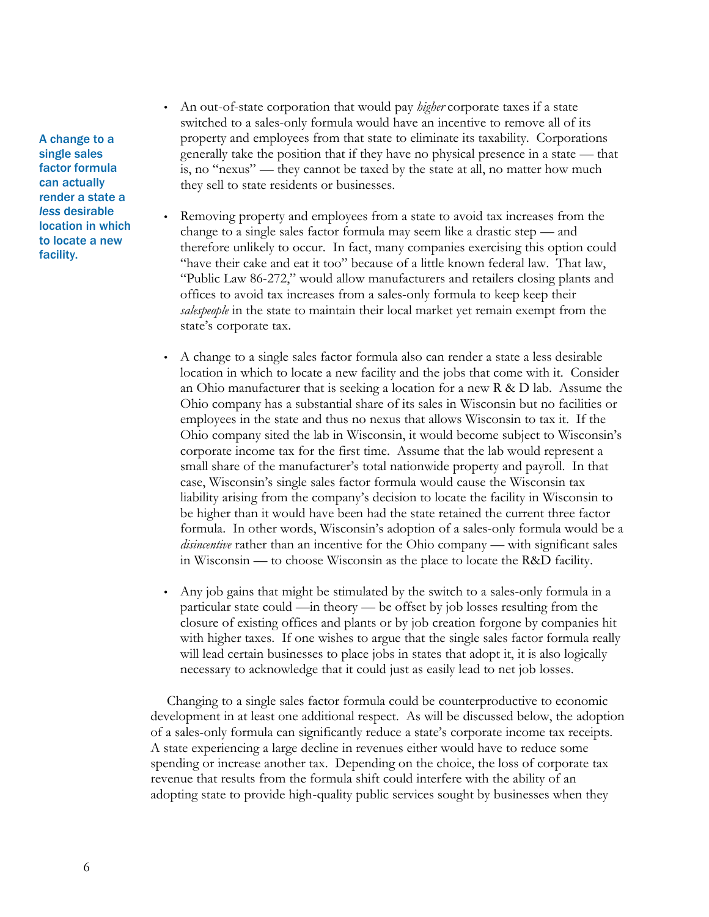A change to a single sales factor formula can actually render a state a *less* desirable location in which to locate a new facility.

- An out-of-state corporation that would pay *higher* corporate taxes if a state switched to a sales-only formula would have an incentive to remove all of its property and employees from that state to eliminate its taxability. Corporations generally take the position that if they have no physical presence in a state — that is, no "nexus" — they cannot be taxed by the state at all, no matter how much they sell to state residents or businesses.

- Removing property and employees from a state to avoid tax increases from the change to a single sales factor formula may seem like a drastic step — and therefore unlikely to occur. In fact, many companies exercising this option could "have their cake and eat it too" because of a little known federal law. That law, "Public Law 86-272," would allow manufacturers and retailers closing plants and offices to avoid tax increases from a sales-only formula to keep keep their *salespeople* in the state to maintain their local market yet remain exempt from the state's corporate tax.

- A change to a single sales factor formula also can render a state a less desirable location in which to locate a new facility and the jobs that come with it. Consider an Ohio manufacturer that is seeking a location for a new R & D lab. Assume the Ohio company has a substantial share of its sales in Wisconsin but no facilities or employees in the state and thus no nexus that allows Wisconsin to tax it. If the Ohio company sited the lab in Wisconsin, it would become subject to Wisconsin's corporate income tax for the first time. Assume that the lab would represent a small share of the manufacturer's total nationwide property and payroll. In that case, Wisconsin's single sales factor formula would cause the Wisconsin tax liability arising from the company's decision to locate the facility in Wisconsin to be higher than it would have been had the state retained the current three factor formula. In other words, Wisconsin's adoption of a sales-only formula would be a *disincentive* rather than an incentive for the Ohio company — with significant sales in Wisconsin — to choose Wisconsin as the place to locate the R&D facility.

- Any job gains that might be stimulated by the switch to a sales-only formula in a particular state could —in theory — be offset by job losses resulting from the closure of existing offices and plants or by job creation forgone by companies hit with higher taxes. If one wishes to argue that the single sales factor formula really will lead certain businesses to place jobs in states that adopt it, it is also logically necessary to acknowledge that it could just as easily lead to net job losses.

Changing to a single sales factor formula could be counterproductive to economic development in at least one additional respect. As will be discussed below, the adoption of a sales-only formula can significantly reduce a state's corporate income tax receipts. A state experiencing a large decline in revenues either would have to reduce some spending or increase another tax. Depending on the choice, the loss of corporate tax revenue that results from the formula shift could interfere with the ability of an adopting state to provide high-quality public services sought by businesses when they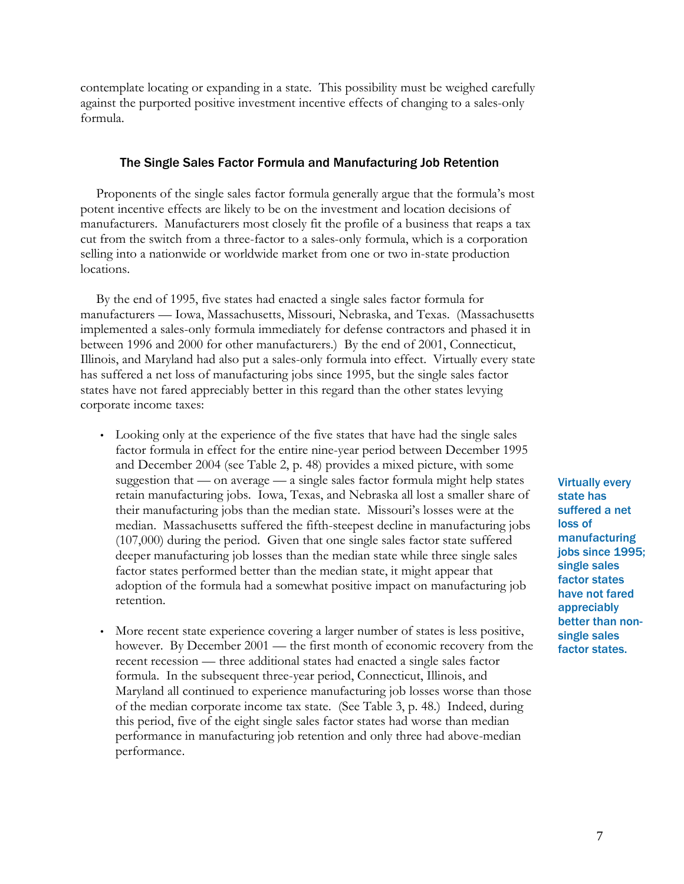contemplate locating or expanding in a state. This possibility must be weighed carefully against the purported positive investment incentive effects of changing to a sales-only formula.

### The Single Sales Factor Formula and Manufacturing Job Retention

Proponents of the single sales factor formula generally argue that the formula's most potent incentive effects are likely to be on the investment and location decisions of manufacturers. Manufacturers most closely fit the profile of a business that reaps a tax cut from the switch from a three-factor to a sales-only formula, which is a corporation selling into a nationwide or worldwide market from one or two in-state production locations.

By the end of 1995, five states had enacted a single sales factor formula for manufacturers — Iowa, Massachusetts, Missouri, Nebraska, and Texas. (Massachusetts implemented a sales-only formula immediately for defense contractors and phased it in between 1996 and 2000 for other manufacturers.) By the end of 2001, Connecticut, Illinois, and Maryland had also put a sales-only formula into effect. Virtually every state has suffered a net loss of manufacturing jobs since 1995, but the single sales factor states have not fared appreciably better in this regard than the other states levying corporate income taxes:

- Looking only at the experience of the five states that have had the single sales factor formula in effect for the entire nine-year period between December 1995 and December 2004 (see Table 2, p. 48) provides a mixed picture, with some suggestion that — on average — a single sales factor formula might help states retain manufacturing jobs. Iowa, Texas, and Nebraska all lost a smaller share of their manufacturing jobs than the median state. Missouri's losses were at the median. Massachusetts suffered the fifth-steepest decline in manufacturing jobs (107,000) during the period. Given that one single sales factor state suffered deeper manufacturing job losses than the median state while three single sales factor states performed better than the median state, it might appear that adoption of the formula had a somewhat positive impact on manufacturing job retention.

- More recent state experience covering a larger number of states is less positive, however. By December 2001 — the first month of economic recovery from the recent recession — three additional states had enacted a single sales factor formula. In the subsequent three-year period, Connecticut, Illinois, and Maryland all continued to experience manufacturing job losses worse than those of the median corporate income tax state. (See Table 3, p. 48.) Indeed, during this period, five of the eight single sales factor states had worse than median performance in manufacturing job retention and only three had above-median performance.

**Virtually every state has suffered a net loss of manufacturing jobs since 1995; single sales factor states have not fared appreciably better than non-single sales factor states.**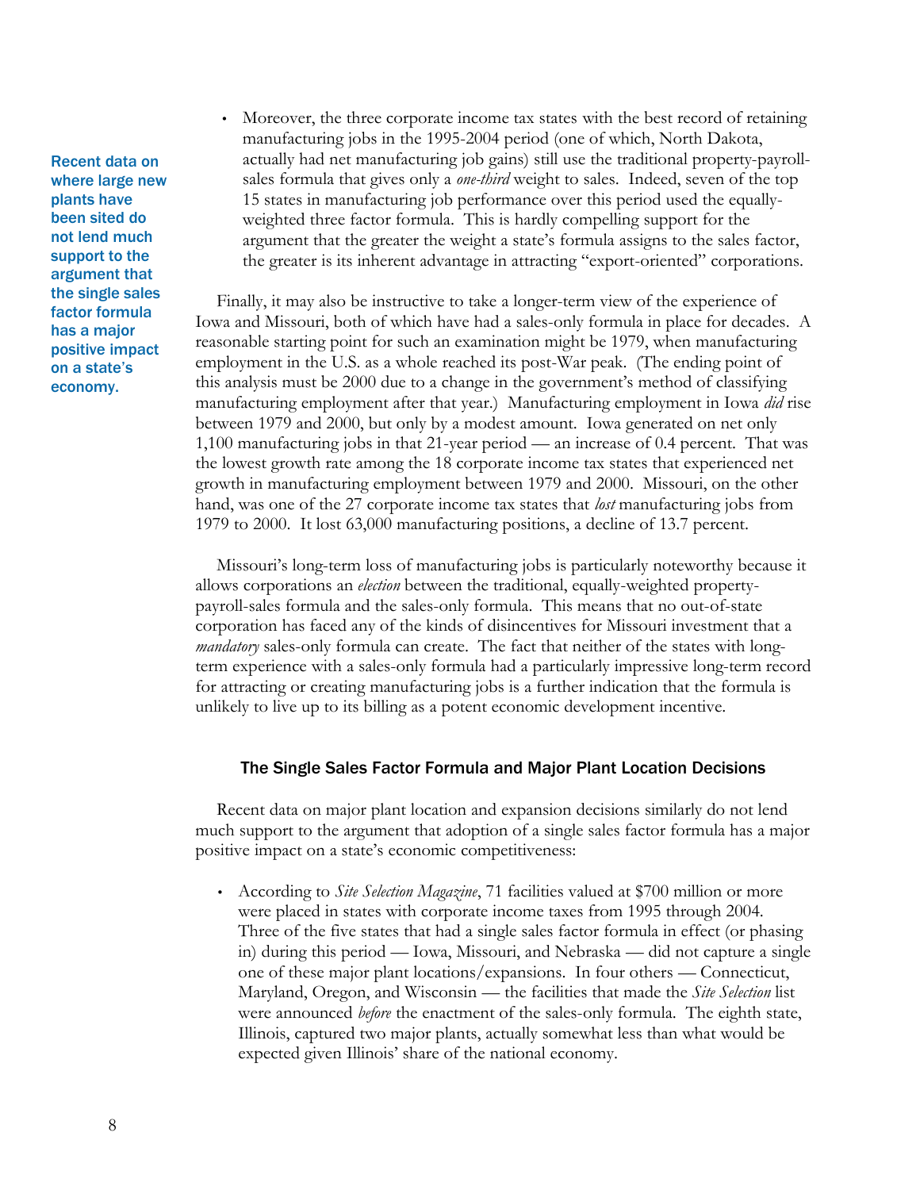- Moreover, the three corporate income tax states with the best record of retaining manufacturing jobs in the 1995-2004 period (one of which, North Dakota, actually had net manufacturing job gains) still use the traditional property-payroll-sales formula that gives only a *one-third* weight to sales. Indeed, seven of the top 15 states in manufacturing job performance over this period used the equally-weighted three factor formula. This is hardly compelling support for the argument that the greater the weight a state's formula assigns to the sales factor, the greater is its inherent advantage in attracting "export-oriented" corporations.

**Recent data on where large new plants have been sited do not lend much support to the argument that the single sales factor formula has a major positive impact on a state's economy.**

Finally, it may also be instructive to take a longer-term view of the experience of Iowa and Missouri, both of which have had a sales-only formula in place for decades. A reasonable starting point for such an examination might be 1979, when manufacturing employment in the U.S. as a whole reached its post-War peak. (The ending point of this analysis must be 2000 due to a change in the government's method of classifying manufacturing employment after that year.) Manufacturing employment in Iowa *did* rise between 1979 and 2000, but only by a modest amount. Iowa generated on net only 1,100 manufacturing jobs in that 21-year period — an increase of 0.4 percent. That was the lowest growth rate among the 18 corporate income tax states that experienced net growth in manufacturing employment between 1979 and 2000. Missouri, on the other hand, was one of the 27 corporate income tax states that *lost* manufacturing jobs from 1979 to 2000. It lost 63,000 manufacturing positions, a decline of 13.7 percent.

Missouri's long-term loss of manufacturing jobs is particularly noteworthy because it allows corporations an *election* between the traditional, equally-weighted property-payroll-sales formula and the sales-only formula. This means that no out-of-state corporation has faced any of the kinds of disincentives for Missouri investment that a *mandatory* sales-only formula can create. The fact that neither of the states with long-term experience with a sales-only formula had a particularly impressive long-term record for attracting or creating manufacturing jobs is a further indication that the formula is unlikely to live up to its billing as a potent economic development incentive.

### The Single Sales Factor Formula and Major Plant Location Decisions

Recent data on major plant location and expansion decisions similarly do not lend much support to the argument that adoption of a single sales factor formula has a major positive impact on a state's economic competitiveness:

- According to *Site Selection Magazine*, 71 facilities valued at $700 million or more were placed in states with corporate income taxes from 1995 through 2004. Three of the five states that had a single sales factor formula in effect (or phasing in) during this period — Iowa, Missouri, and Nebraska — did not capture a single one of these major plant locations/expansions. In four others — Connecticut, Maryland, Oregon, and Wisconsin — the facilities that made the *Site Selection* list were announced *before* the enactment of the sales-only formula. The eighth state, Illinois, captured two major plants, actually somewhat less than what would be expected given Illinois' share of the national economy.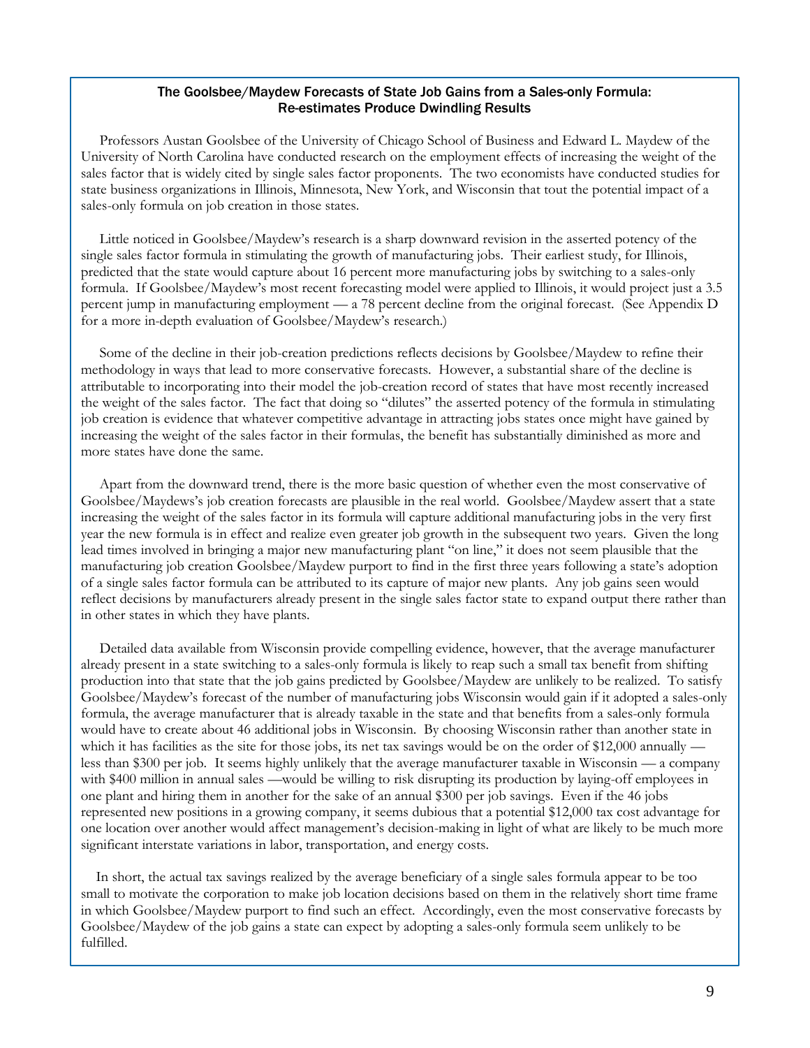### The Goolsbee/Maydew Forecasts of State Job Gains from a Sales-only Formula: Re-estimates Produce Dwindling Results

Professors Austan Goolsbee of the University of Chicago School of Business and Edward L. Maydew of the University of North Carolina have conducted research on the employment effects of increasing the weight of the sales factor that is widely cited by single sales factor proponents. The two economists have conducted studies for state business organizations in Illinois, Minnesota, New York, and Wisconsin that tout the potential impact of a sales-only formula on job creation in those states.

Little noticed in Goolsbee/Maydew's research is a sharp downward revision in the asserted potency of the single sales factor formula in stimulating the growth of manufacturing jobs. Their earliest study, for Illinois, predicted that the state would capture about 16 percent more manufacturing jobs by switching to a sales-only formula. If Goolsbee/Maydew's most recent forecasting model were applied to Illinois, it would project just a 3.5 percent jump in manufacturing employment — a 78 percent decline from the original forecast. (See Appendix D for a more in-depth evaluation of Goolsbee/Maydew's research.)

Some of the decline in their job-creation predictions reflects decisions by Goolsbee/Maydew to refine their methodology in ways that lead to more conservative forecasts. However, a substantial share of the decline is attributable to incorporating into their model the job-creation record of states that have most recently increased the weight of the sales factor. The fact that doing so "dilutes" the asserted potency of the formula in stimulating job creation is evidence that whatever competitive advantage in attracting jobs states once might have gained by increasing the weight of the sales factor in their formulas, the benefit has substantially diminished as more and more states have done the same.

Apart from the downward trend, there is the more basic question of whether even the most conservative of Goolsbee/Maydews's job creation forecasts are plausible in the real world. Goolsbee/Maydew assert that a state increasing the weight of the sales factor in its formula will capture additional manufacturing jobs in the very first year the new formula is in effect and realize even greater job growth in the subsequent two years. Given the long lead times involved in bringing a major new manufacturing plant "on line," it does not seem plausible that the manufacturing job creation Goolsbee/Maydew purport to find in the first three years following a state's adoption of a single sales factor formula can be attributed to its capture of major new plants. Any job gains seen would reflect decisions by manufacturers already present in the single sales factor state to expand output there rather than in other states in which they have plants.

Detailed data available from Wisconsin provide compelling evidence, however, that the average manufacturer already present in a state switching to a sales-only formula is likely to reap such a small tax benefit from shifting production into that state that the job gains predicted by Goolsbee/Maydew are unlikely to be realized. To satisfy Goolsbee/Maydew's forecast of the number of manufacturing jobs Wisconsin would gain if it adopted a sales-only formula, the average manufacturer that is already taxable in the state and that benefits from a sales-only formula would have to create about 46 additional jobs in Wisconsin. By choosing Wisconsin rather than another state in which it has facilities as the site for those jobs, its net tax savings would be on the order of $12,000 annually — less than $300 per job. It seems highly unlikely that the average manufacturer taxable in Wisconsin — a company with $400 million in annual sales —would be willing to risk disrupting its production by laying-off employees in one plant and hiring them in another for the sake of an annual $300 per job savings. Even if the 46 jobs represented new positions in a growing company, it seems dubious that a potential $12,000 tax cost advantage for one location over another would affect management's decision-making in light of what are likely to be much more significant interstate variations in labor, transportation, and energy costs.

In short, the actual tax savings realized by the average beneficiary of a single sales formula appear to be too small to motivate the corporation to make job location decisions based on them in the relatively short time frame in which Goolsbee/Maydew purport to find such an effect. Accordingly, even the most conservative forecasts by Goolsbee/Maydew of the job gains a state can expect by adopting a sales-only formula seem unlikely to be fulfilled.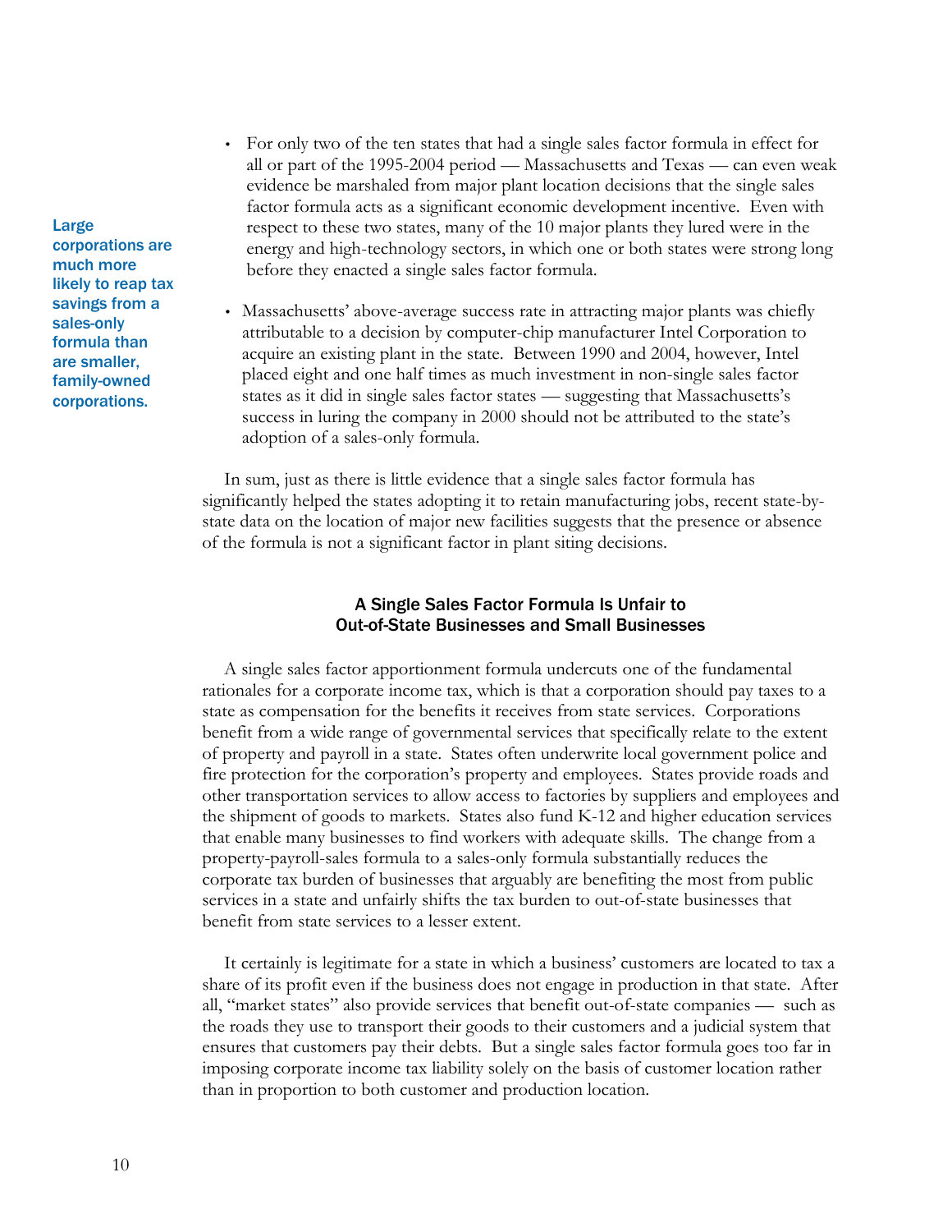- For only two of the ten states that had a single sales factor formula in effect for all or part of the 1995-2004 period — Massachusetts and Texas — can even weak evidence be marshaled from major plant location decisions that the single sales factor formula acts as a significant economic development incentive. Even with respect to these two states, many of the 10 major plants they lured were in the energy and high-technology sectors, in which one or both states were strong long before they enacted a single sales factor formula.

- Massachusetts' above-average success rate in attracting major plants was chiefly attributable to a decision by computer-chip manufacturer Intel Corporation to acquire an existing plant in the state. Between 1990 and 2004, however, Intel placed eight and one half times as much investment in non-single sales factor states as it did in single sales factor states — suggesting that Massachusetts's success in luring the company in 2000 should not be attributed to the state's adoption of a sales-only formula.

**Large corporations are much more likely to reap tax savings from a sales-only formula than are smaller, family-owned corporations.**

In sum, just as there is little evidence that a single sales factor formula has significantly helped the states adopting it to retain manufacturing jobs, recent state-by-state data on the location of major new facilities suggests that the presence or absence of the formula is not a significant factor in plant siting decisions.

## A Single Sales Factor Formula Is Unfair to Out-of-State Businesses and Small Businesses

A single sales factor apportionment formula undercuts one of the fundamental rationales for a corporate income tax, which is that a corporation should pay taxes to a state as compensation for the benefits it receives from state services. Corporations benefit from a wide range of governmental services that specifically relate to the extent of property and payroll in a state. States often underwrite local government police and fire protection for the corporation's property and employees. States provide roads and other transportation services to allow access to factories by suppliers and employees and the shipment of goods to markets. States also fund K-12 and higher education services that enable many businesses to find workers with adequate skills. The change from a property-payroll-sales formula to a sales-only formula substantially reduces the corporate tax burden of businesses that arguably are benefiting the most from public services in a state and unfairly shifts the tax burden to out-of-state businesses that benefit from state services to a lesser extent.

It certainly is legitimate for a state in which a business' customers are located to tax a share of its profit even if the business does not engage in production in that state. After all, "market states" also provide services that benefit out-of-state companies — such as the roads they use to transport their goods to their customers and a judicial system that ensures that customers pay their debts. But a single sales factor formula goes too far in imposing corporate income tax liability solely on the basis of customer location rather than in proportion to both customer and production location.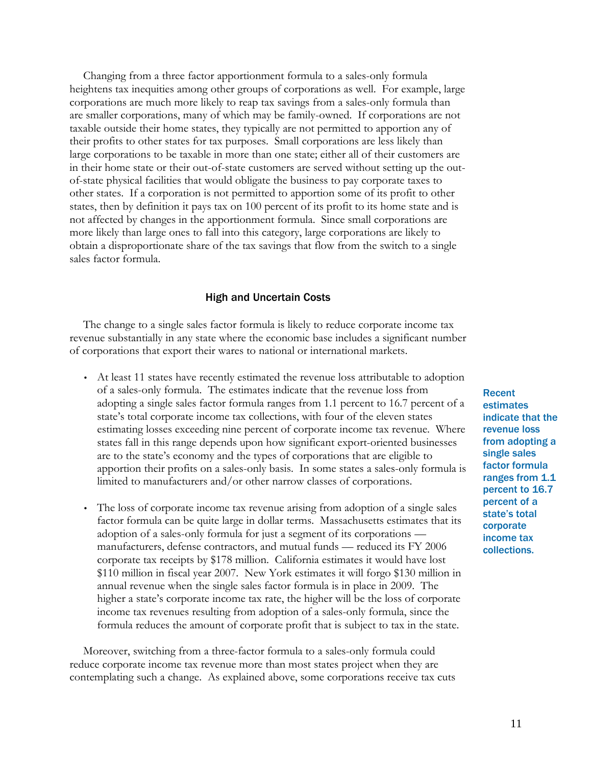Changing from a three factor apportionment formula to a sales-only formula heightens tax inequities among other groups of corporations as well. For example, large corporations are much more likely to reap tax savings from a sales-only formula than are smaller corporations, many of which may be family-owned. If corporations are not taxable outside their home states, they typically are not permitted to apportion any of their profits to other states for tax purposes. Small corporations are less likely than large corporations to be taxable in more than one state; either all of their customers are in their home state or their out-of-state customers are served without setting up the out-of-state physical facilities that would obligate the business to pay corporate taxes to other states. If a corporation is not permitted to apportion some of its profit to other states, then by definition it pays tax on 100 percent of its profit to its home state and is not affected by changes in the apportionment formula. Since small corporations are more likely than large ones to fall into this category, large corporations are likely to obtain a disproportionate share of the tax savings that flow from the switch to a single sales factor formula.

### High and Uncertain Costs

The change to a single sales factor formula is likely to reduce corporate income tax revenue substantially in any state where the economic base includes a significant number of corporations that export their wares to national or international markets.

- At least 11 states have recently estimated the revenue loss attributable to adoption of a sales-only formula. The estimates indicate that the revenue loss from adopting a single sales factor formula ranges from 1.1 percent to 16.7 percent of a state's total corporate income tax collections, with four of the eleven states estimating losses exceeding nine percent of corporate income tax revenue. Where states fall in this range depends upon how significant export-oriented businesses are to the state's economy and the types of corporations that are eligible to apportion their profits on a sales-only basis. In some states a sales-only formula is limited to manufacturers and/or other narrow classes of corporations.

- The loss of corporate income tax revenue arising from adoption of a single sales factor formula can be quite large in dollar terms. Massachusetts estimates that its adoption of a sales-only formula for just a segment of its corporations — manufacturers, defense contractors, and mutual funds — reduced its FY 2006 corporate tax receipts by $178 million. California estimates it would have lost $110 million in fiscal year 2007. New York estimates it will forgo $130 million in annual revenue when the single sales factor formula is in place in 2009. The higher a state's corporate income tax rate, the higher will be the loss of corporate income tax revenues resulting from adoption of a sales-only formula, since the formula reduces the amount of corporate profit that is subject to tax in the state.

**Recent estimates indicate that the revenue loss from adopting a single sales factor formula ranges from 1.1 percent to 16.7 percent of a state's total corporate income tax collections.**

Moreover, switching from a three-factor formula to a sales-only formula could reduce corporate income tax revenue more than most states project when they are contemplating such a change. As explained above, some corporations receive tax cuts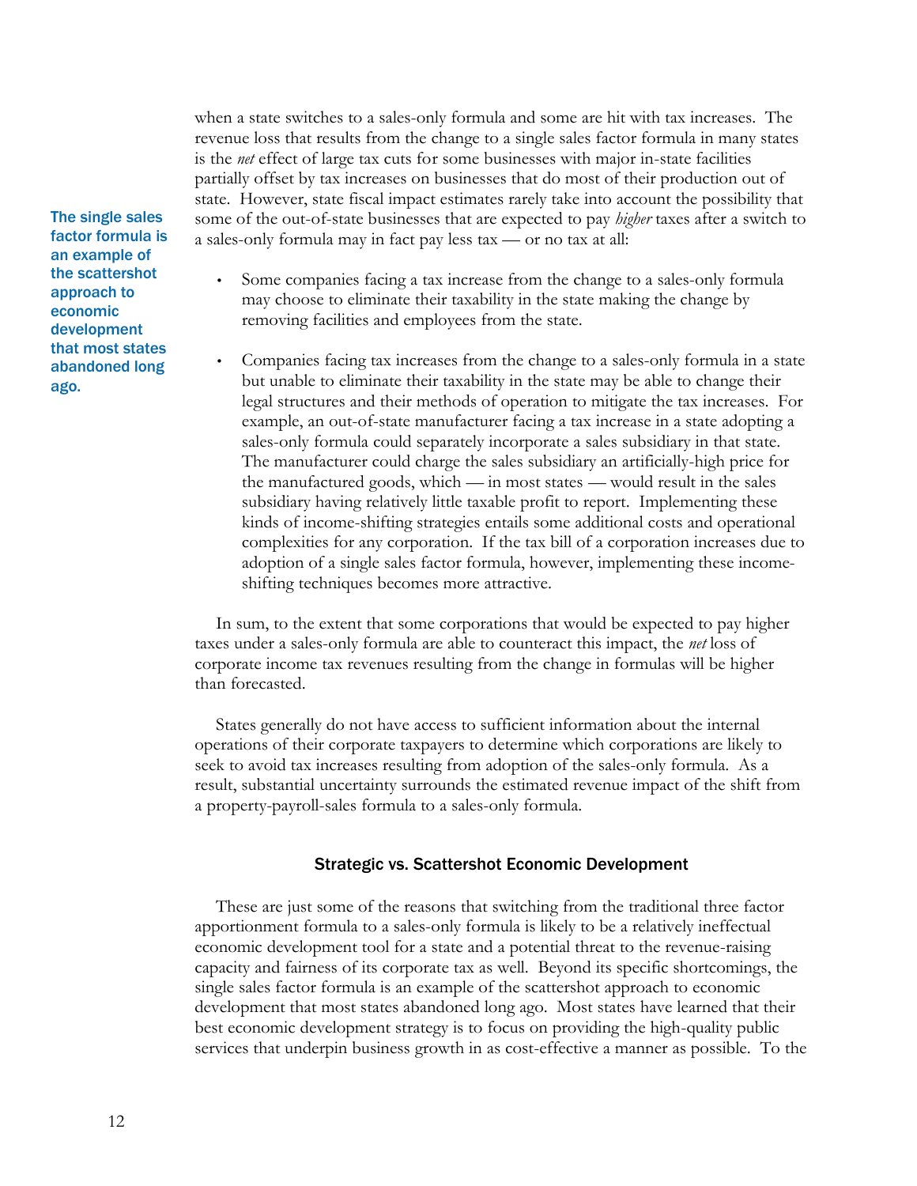when a state switches to a sales-only formula and some are hit with tax increases. The revenue loss that results from the change to a single sales factor formula in many states is the *net* effect of large tax cuts for some businesses with major in-state facilities partially offset by tax increases on businesses that do most of their production out of state. However, state fiscal impact estimates rarely take into account the possibility that some of the out-of-state businesses that are expected to pay *higher* taxes after a switch to a sales-only formula may in fact pay less tax — or no tax at all:

**The single sales factor formula is an example of the scattershot approach to economic development that most states abandoned long ago.**

- Some companies facing a tax increase from the change to a sales-only formula may choose to eliminate their taxability in the state making the change by removing facilities and employees from the state.

- Companies facing tax increases from the change to a sales-only formula in a state but unable to eliminate their taxability in the state may be able to change their legal structures and their methods of operation to mitigate the tax increases. For example, an out-of-state manufacturer facing a tax increase in a state adopting a sales-only formula could separately incorporate a sales subsidiary in that state. The manufacturer could charge the sales subsidiary an artificially-high price for the manufactured goods, which — in most states — would result in the sales subsidiary having relatively little taxable profit to report. Implementing these kinds of income-shifting strategies entails some additional costs and operational complexities for any corporation. If the tax bill of a corporation increases due to adoption of a single sales factor formula, however, implementing these income-shifting techniques becomes more attractive.

In sum, to the extent that some corporations that would be expected to pay higher taxes under a sales-only formula are able to counteract this impact, the *net* loss of corporate income tax revenues resulting from the change in formulas will be higher than forecasted.

States generally do not have access to sufficient information about the internal operations of their corporate taxpayers to determine which corporations are likely to seek to avoid tax increases resulting from adoption of the sales-only formula. As a result, substantial uncertainty surrounds the estimated revenue impact of the shift from a property-payroll-sales formula to a sales-only formula.

### Strategic vs. Scattershot Economic Development

These are just some of the reasons that switching from the traditional three factor apportionment formula to a sales-only formula is likely to be a relatively ineffectual economic development tool for a state and a potential threat to the revenue-raising capacity and fairness of its corporate tax as well. Beyond its specific shortcomings, the single sales factor formula is an example of the scattershot approach to economic development that most states abandoned long ago. Most states have learned that their best economic development strategy is to focus on providing the high-quality public services that underpin business growth in as cost-effective a manner as possible. To the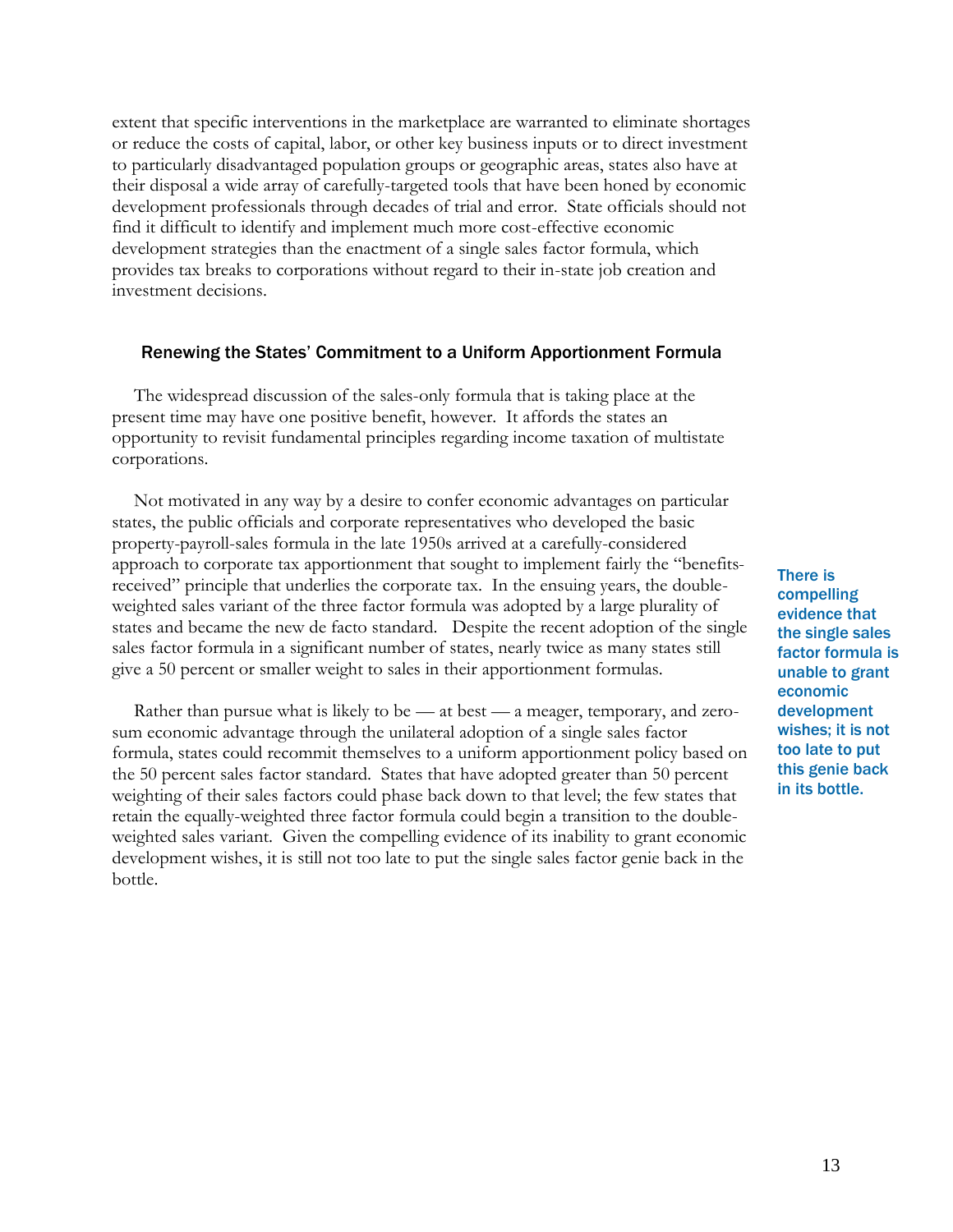extent that specific interventions in the marketplace are warranted to eliminate shortages or reduce the costs of capital, labor, or other key business inputs or to direct investment to particularly disadvantaged population groups or geographic areas, states also have at their disposal a wide array of carefully-targeted tools that have been honed by economic development professionals through decades of trial and error. State officials should not find it difficult to identify and implement much more cost-effective economic development strategies than the enactment of a single sales factor formula, which provides tax breaks to corporations without regard to their in-state job creation and investment decisions.

### Renewing the States' Commitment to a Uniform Apportionment Formula

The widespread discussion of the sales-only formula that is taking place at the present time may have one positive benefit, however. It affords the states an opportunity to revisit fundamental principles regarding income taxation of multistate corporations.

Not motivated in any way by a desire to confer economic advantages on particular states, the public officials and corporate representatives who developed the basic property-payroll-sales formula in the late 1950s arrived at a carefully-considered approach to corporate tax apportionment that sought to implement fairly the "benefits-received" principle that underlies the corporate tax. In the ensuing years, the double-weighted sales variant of the three factor formula was adopted by a large plurality of states and became the new de facto standard. Despite the recent adoption of the single sales factor formula in a significant number of states, nearly twice as many states still give a 50 percent or smaller weight to sales in their apportionment formulas.

**There is compelling evidence that the single sales factor formula is unable to grant economic development wishes; it is not too late to put this genie back in its bottle.**

Rather than pursue what is likely to be — at best — a meager, temporary, and zero-sum economic advantage through the unilateral adoption of a single sales factor formula, states could recommit themselves to a uniform apportionment policy based on the 50 percent sales factor standard. States that have adopted greater than 50 percent weighting of their sales factors could phase back down to that level; the few states that retain the equally-weighted three factor formula could begin a transition to the double-weighted sales variant. Given the compelling evidence of its inability to grant economic development wishes, it is still not too late to put the single sales factor genie back in the bottle.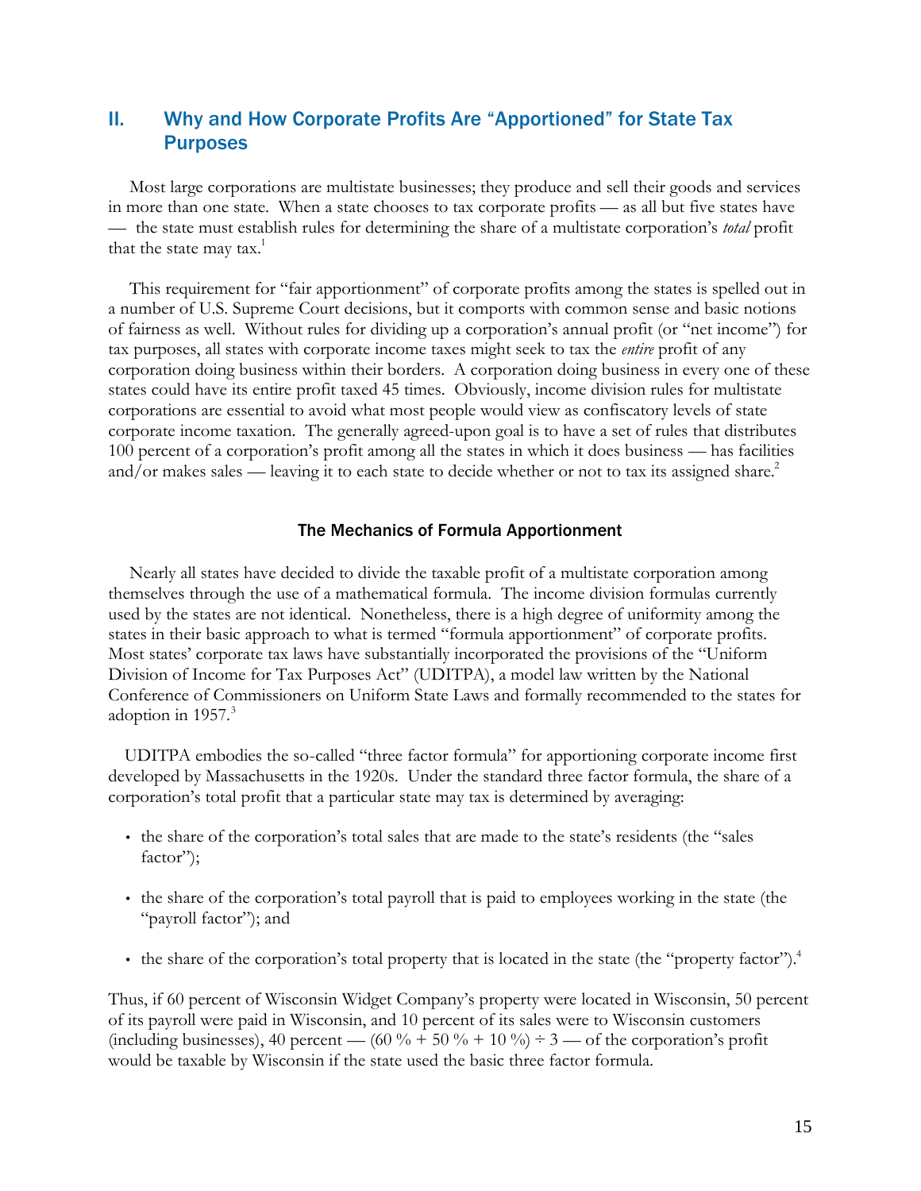## II. Why and How Corporate Profits Are "Apportioned" for State Tax Purposes

Most large corporations are multistate businesses; they produce and sell their goods and services in more than one state. When a state chooses to tax corporate profits — as all but five states have — the state must establish rules for determining the share of a multistate corporation's *total* profit that the state may tax.[1]

This requirement for "fair apportionment" of corporate profits among the states is spelled out in a number of U.S. Supreme Court decisions, but it comports with common sense and basic notions of fairness as well. Without rules for dividing up a corporation's annual profit (or "net income") for tax purposes, all states with corporate income taxes might seek to tax the *entire* profit of any corporation doing business within their borders. A corporation doing business in every one of these states could have its entire profit taxed 45 times. Obviously, income division rules for multistate corporations are essential to avoid what most people would view as confiscatory levels of state corporate income taxation. The generally agreed-upon goal is to have a set of rules that distributes 100 percent of a corporation's profit among all the states in which it does business — has facilities and/or makes sales — leaving it to each state to decide whether or not to tax its assigned share.[2]

### The Mechanics of Formula Apportionment

Nearly all states have decided to divide the taxable profit of a multistate corporation among themselves through the use of a mathematical formula. The income division formulas currently used by the states are not identical. Nonetheless, there is a high degree of uniformity among the states in their basic approach to what is termed "formula apportionment" of corporate profits. Most states' corporate tax laws have substantially incorporated the provisions of the "Uniform Division of Income for Tax Purposes Act" (UDITPA), a model law written by the National Conference of Commissioners on Uniform State Laws and formally recommended to the states for adoption in 1957.[3]

UDITPA embodies the so-called "three factor formula" for apportioning corporate income first developed by Massachusetts in the 1920s. Under the standard three factor formula, the share of a corporation's total profit that a particular state may tax is determined by averaging:

- the share of the corporation's total sales that are made to the state's residents (the "sales factor");
- the share of the corporation's total payroll that is paid to employees working in the state (the "payroll factor"); and
- the share of the corporation's total property that is located in the state (the "property factor").[4]

Thus, if 60 percent of Wisconsin Widget Company's property were located in Wisconsin, 50 percent of its payroll were paid in Wisconsin, and 10 percent of its sales were to Wisconsin customers (including businesses), 40 percent — (60 % + 50 % + 10 %) ÷ 3 — of the corporation's profit would be taxable by Wisconsin if the state used the basic three factor formula.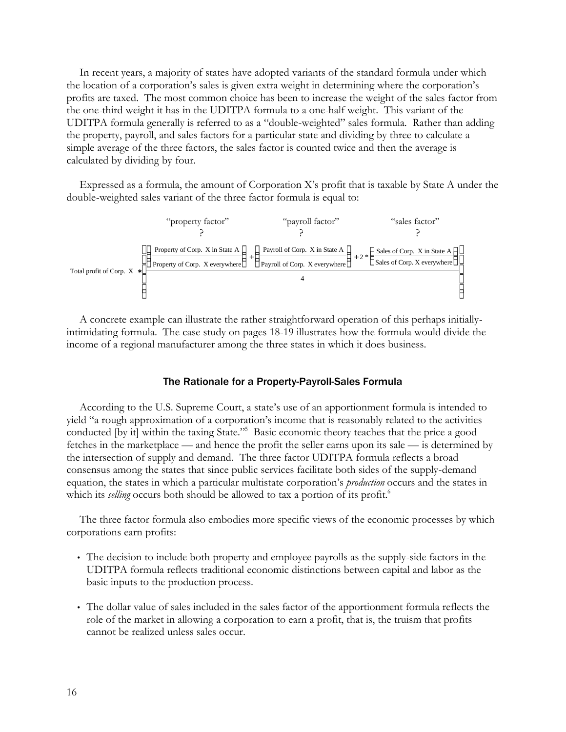In recent years, a majority of states have adopted variants of the standard formula under which the location of a corporation's sales is given extra weight in determining where the corporation's profits are taxed. The most common choice has been to increase the weight of the sales factor from the one-third weight it has in the UDITPA formula to a one-half weight. This variant of the UDITPA formula generally is referred to as a "double-weighted" sales formula. Rather than adding the property, payroll, and sales factors for a particular state and dividing by three to calculate a simple average of the three factors, the sales factor is counted twice and then the average is calculated by dividing by four.

Expressed as a formula, the amount of Corporation X's profit that is taxable by State A under the double-weighted sales variant of the three factor formula is equal to:

$$\text{Total profit of Corp. X} * \left[ \frac{\overbrace{\left( \frac{\text{Property of Corp. X in State A}}{\text{Property of Corp. X everywhere}} \right)}^{\text{"property factor"}} + \overbrace{\left( \frac{\text{Payroll of Corp. X in State A}}{\text{Payroll of Corp. X everywhere}} \right)}^{\text{"payroll factor"}} + 2 * \overbrace{\left( \frac{\text{Sales of Corp. X in State A}}{\text{Sales of Corp. X everywhere}} \right)}^{\text{"sales factor"}}}{4} \right]$$

A concrete example can illustrate the rather straightforward operation of this perhaps initially-intimidating formula. The case study on pages 18-19 illustrates how the formula would divide the income of a regional manufacturer among the three states in which it does business.

### The Rationale for a Property-Payroll-Sales Formula

According to the U.S. Supreme Court, a state's use of an apportionment formula is intended to yield "a rough approximation of a corporation's income that is reasonably related to the activities conducted [by it] within the taxing State."[5] Basic economic theory teaches that the price a good fetches in the marketplace — and hence the profit the seller earns upon its sale — is determined by the intersection of supply and demand. The three factor UDITPA formula reflects a broad consensus among the states that since public services facilitate both sides of the supply-demand equation, the states in which a particular multistate corporation's *production* occurs and the states in which its *selling* occurs both should be allowed to tax a portion of its profit.[6]

The three factor formula also embodies more specific views of the economic processes by which corporations earn profits:

- The decision to include both property and employee payrolls as the supply-side factors in the UDITPA formula reflects traditional economic distinctions between capital and labor as the basic inputs to the production process.

- The dollar value of sales included in the sales factor of the apportionment formula reflects the role of the market in allowing a corporation to earn a profit, that is, the truism that profits cannot be realized unless sales occur.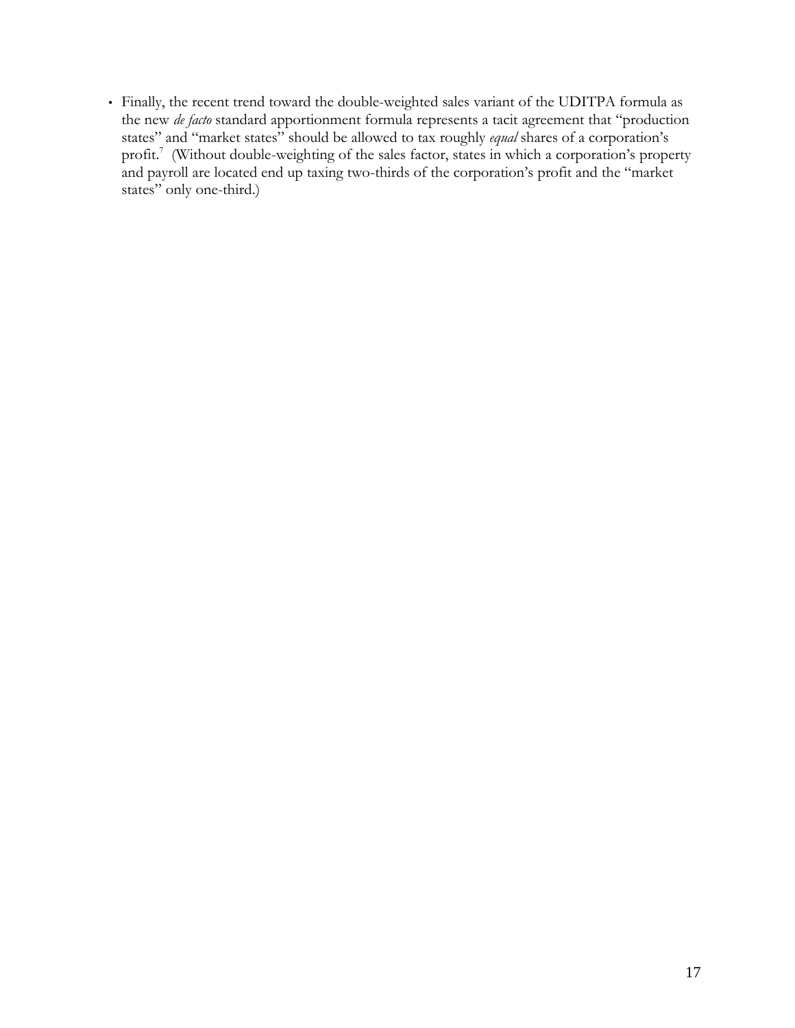- Finally, the recent trend toward the double-weighted sales variant of the UDITPA formula as the new *de facto* standard apportionment formula represents a tacit agreement that "production states" and "market states" should be allowed to tax roughly *equal* shares of a corporation's profit.[7] (Without double-weighting of the sales factor, states in which a corporation's property and payroll are located end up taxing two-thirds of the corporation's profit and the "market states" only one-third.)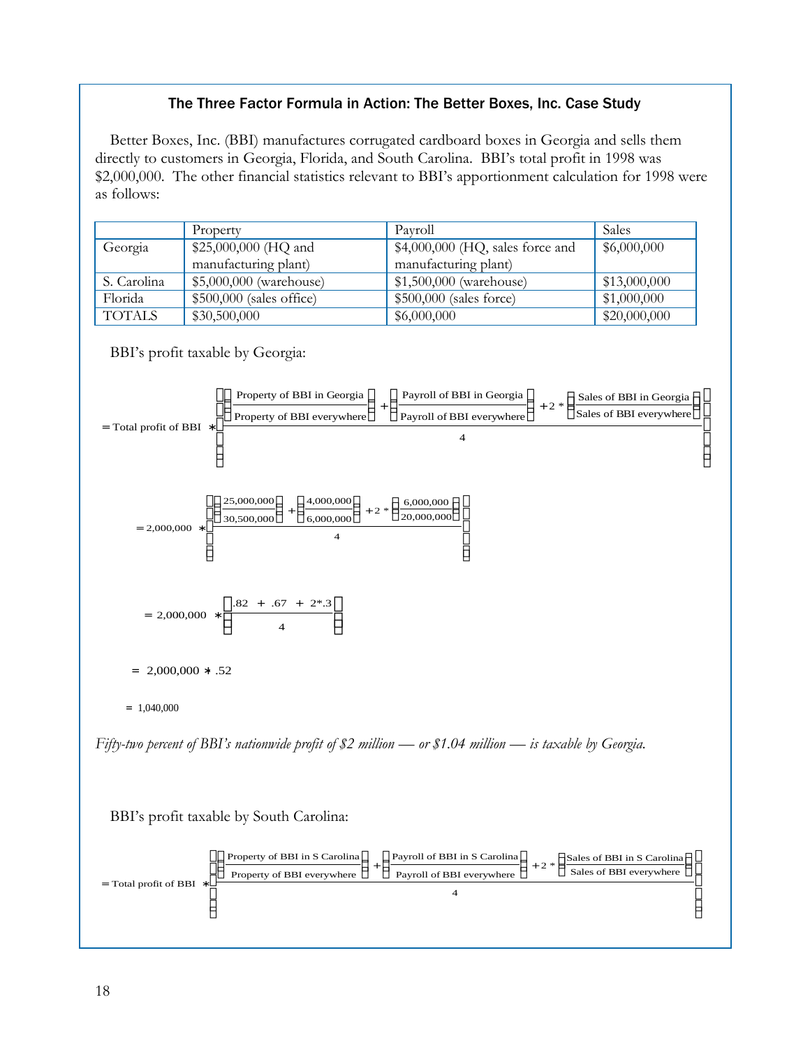### The Three Factor Formula in Action: The Better Boxes, Inc. Case Study

Better Boxes, Inc. (BBI) manufactures corrugated cardboard boxes in Georgia and sells them directly to customers in Georgia, Florida, and South Carolina. BBI's total profit in 1998 was $2,000,000. The other financial statistics relevant to BBI's apportionment calculation for 1998 were as follows:

| | Property | Payroll | Sales |
|---|---|---|---|
| Georgia | $25,000,000 (HQ and manufacturing plant) | $4,000,000 (HQ, sales force and manufacturing plant) | $6,000,000 |
| S. Carolina | $5,000,000 (warehouse) | $1,500,000 (warehouse) | $13,000,000 |
| Florida | $500,000 (sales office) | $500,000 (sales force) | $1,000,000 |
| TOTALS | $30,500,000 | $6,000,000 | $20,000,000 |

BBI's profit taxable by Georgia:

$$= \text{Total profit of BBI} * \left[ \frac{\left(\frac{\text{Property of BBI in Georgia}}{\text{Property of BBI everywhere}}\right) + \left(\frac{\text{Payroll of BBI in Georgia}}{\text{Payroll of BBI everywhere}}\right) + 2 * \left(\frac{\text{Sales of BBI in Georgia}}{\text{Sales of BBI everywhere}}\right)}{4} \right]$$

$$= 2{,}000{,}000 * \left[ \frac{\left(\frac{25{,}000{,}000}{30{,}500{,}000}\right) + \left(\frac{4{,}000{,}000}{6{,}000{,}000}\right) + 2 * \left(\frac{6{,}000{,}000}{20{,}000{,}000}\right)}{4} \right]$$

$$= 2{,}000{,}000 * \left[ \frac{.82 + .67 + 2*.3}{4} \right]$$

$$= 2{,}000{,}000 * .52$$

$$= 1{,}040{,}000$$

*Fifty-two percent of BBI's nationwide profit of $2 million — or $1.04 million — is taxable by Georgia.*

BBI's profit taxable by South Carolina:

$$= \text{Total profit of BBI} * \left[ \frac{\left(\frac{\text{Property of BBI in S Carolina}}{\text{Property of BBI everywhere}}\right) + \left(\frac{\text{Payroll of BBI in S Carolina}}{\text{Payroll of BBI everywhere}}\right) + 2 * \left(\frac{\text{Sales of BBI in S Carolina}}{\text{Sales of BBI everywhere}}\right)}{4} \right]$$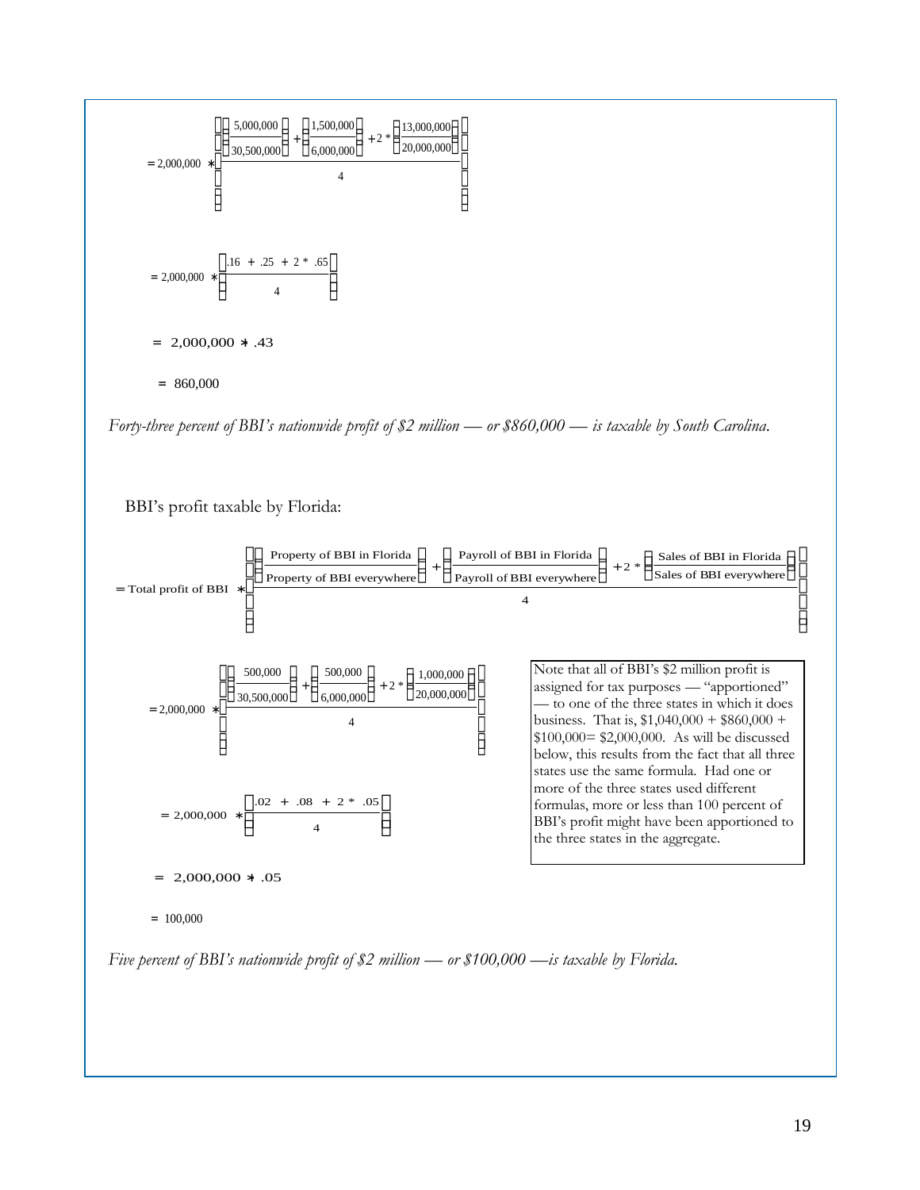$$= 2{,}000{,}000 * \left[ \frac{\left(\frac{5{,}000{,}000}{30{,}500{,}000}\right) + \left(\frac{1{,}500{,}000}{6{,}000{,}000}\right) + 2 * \left(\frac{13{,}000{,}000}{20{,}000{,}000}\right)}{4} \right]$$

$$= 2{,}000{,}000 * \left[ \frac{.16 + .25 + 2 * .65}{4} \right]$$

$$= 2{,}000{,}000 * .43$$

$$= 860{,}000$$

*Forty-three percent of BBI's nationwide profit of $2 million — or $860,000 — is taxable by South Carolina.*

BBI's profit taxable by Florida:

$$= \text{Total profit of BBI} * \left[ \frac{\left(\frac{\text{Property of BBI in Florida}}{\text{Property of BBI everywhere}}\right) + \left(\frac{\text{Payroll of BBI in Florida}}{\text{Payroll of BBI everywhere}}\right) + 2 * \left(\frac{\text{Sales of BBI in Florida}}{\text{Sales of BBI everywhere}}\right)}{4} \right]$$

$$= 2{,}000{,}000 * \left[ \frac{\left(\frac{500{,}000}{30{,}500{,}000}\right) + \left(\frac{500{,}000}{6{,}000{,}000}\right) + 2 * \left(\frac{1{,}000{,}000}{20{,}000{,}000}\right)}{4} \right]$$

$$= 2{,}000{,}000 * \left[ \frac{.02 + .08 + 2 * .05}{4} \right]$$

$$= 2{,}000{,}000 * .05$$

$$= 100{,}000$$

Note that all of BBI's $2 million profit is assigned for tax purposes — "apportioned" — to one of the three states in which it does business. That is, $1,040,000 + $860,000 + $100,000= $2,000,000. As will be discussed below, this results from the fact that all three states use the same formula. Had one or more of the three states used different formulas, more or less than 100 percent of BBI's profit might have been apportioned to the three states in the aggregate.

*Five percent of BBI's nationwide profit of $2 million — or $100,000 —is taxable by Florida.*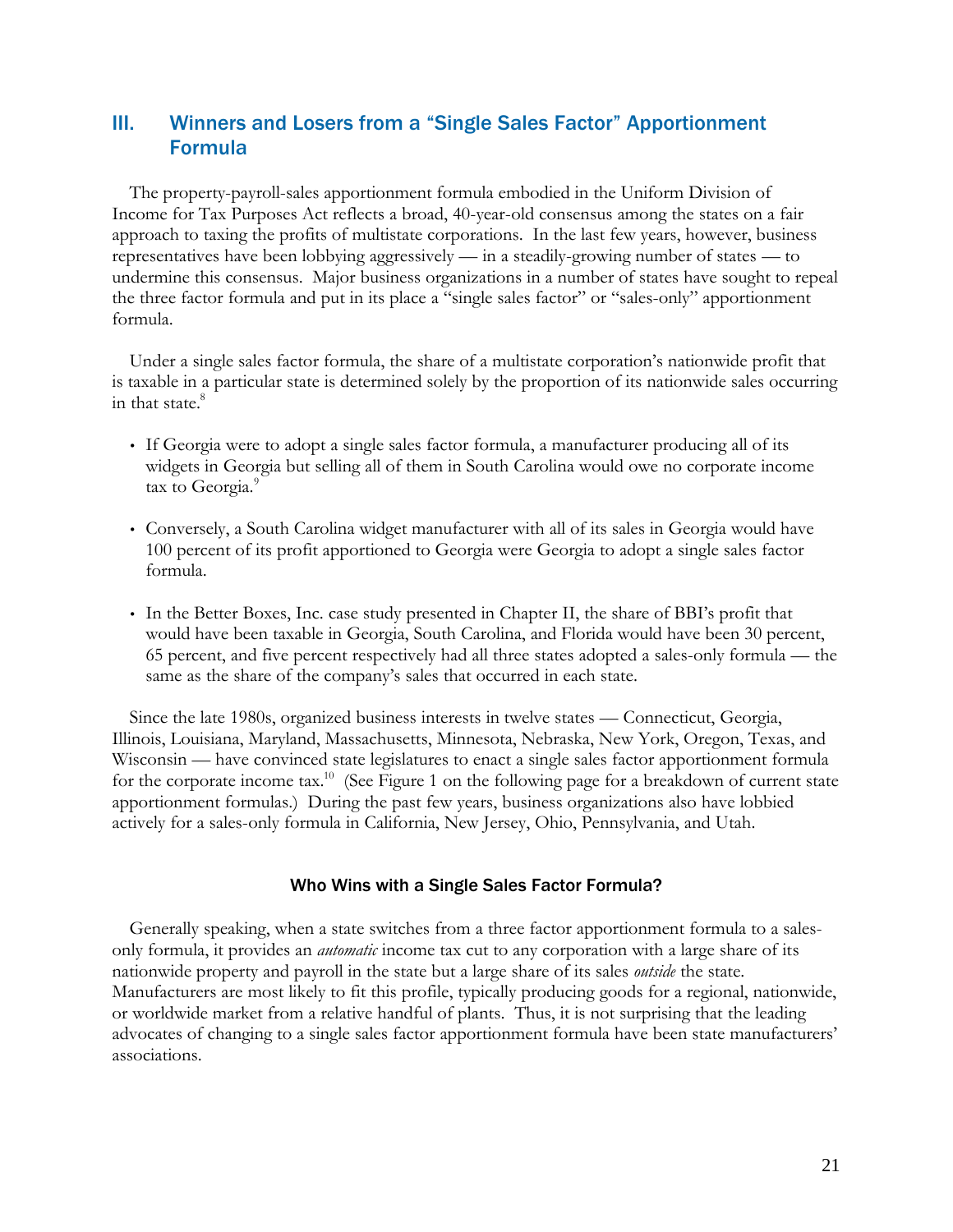## III. Winners and Losers from a "Single Sales Factor" Apportionment Formula

The property-payroll-sales apportionment formula embodied in the Uniform Division of Income for Tax Purposes Act reflects a broad, 40-year-old consensus among the states on a fair approach to taxing the profits of multistate corporations. In the last few years, however, business representatives have been lobbying aggressively — in a steadily-growing number of states — to undermine this consensus. Major business organizations in a number of states have sought to repeal the three factor formula and put in its place a "single sales factor" or "sales-only" apportionment formula.

Under a single sales factor formula, the share of a multistate corporation's nationwide profit that is taxable in a particular state is determined solely by the proportion of its nationwide sales occurring in that state.[8]

- If Georgia were to adopt a single sales factor formula, a manufacturer producing all of its widgets in Georgia but selling all of them in South Carolina would owe no corporate income tax to Georgia.[9]
- Conversely, a South Carolina widget manufacturer with all of its sales in Georgia would have 100 percent of its profit apportioned to Georgia were Georgia to adopt a single sales factor formula.
- In the Better Boxes, Inc. case study presented in Chapter II, the share of BBI's profit that would have been taxable in Georgia, South Carolina, and Florida would have been 30 percent, 65 percent, and five percent respectively had all three states adopted a sales-only formula — the same as the share of the company's sales that occurred in each state.

Since the late 1980s, organized business interests in twelve states — Connecticut, Georgia, Illinois, Louisiana, Maryland, Massachusetts, Minnesota, Nebraska, New York, Oregon, Texas, and Wisconsin — have convinced state legislatures to enact a single sales factor apportionment formula for the corporate income tax.[10] (See Figure 1 on the following page for a breakdown of current state apportionment formulas.) During the past few years, business organizations also have lobbied actively for a sales-only formula in California, New Jersey, Ohio, Pennsylvania, and Utah.

### Who Wins with a Single Sales Factor Formula?

Generally speaking, when a state switches from a three factor apportionment formula to a sales-only formula, it provides an *automatic* income tax cut to any corporation with a large share of its nationwide property and payroll in the state but a large share of its sales *outside* the state. Manufacturers are most likely to fit this profile, typically producing goods for a regional, nationwide, or worldwide market from a relative handful of plants. Thus, it is not surprising that the leading advocates of changing to a single sales factor apportionment formula have been state manufacturers' associations.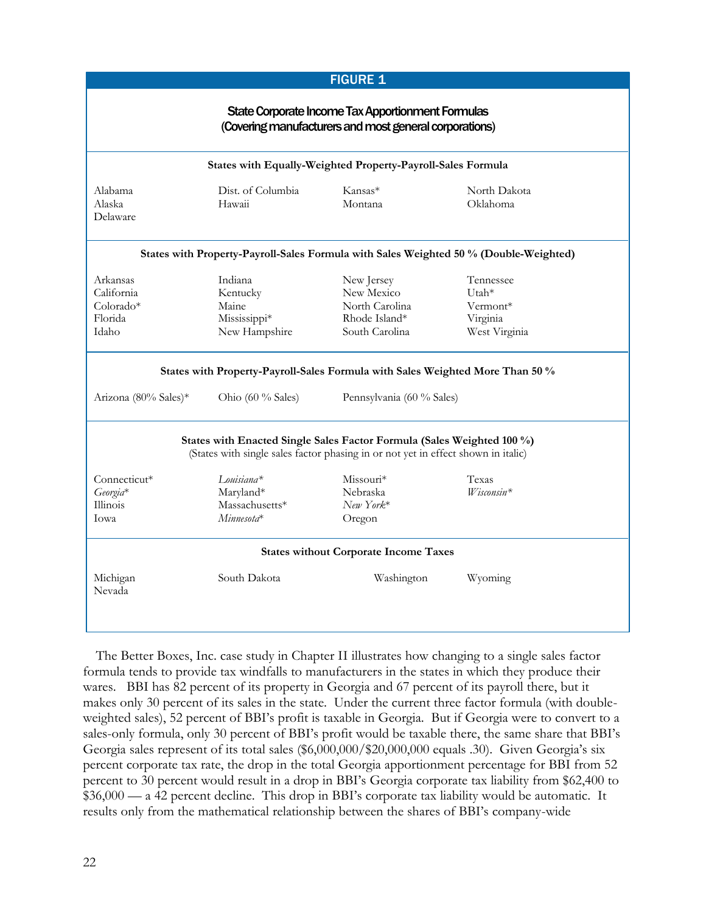**FIGURE 1**

**State Corporate Income Tax Apportionment Formulas**
**(Covering manufacturers and most general corporations)**

**States with Equally-Weighted Property-Payroll-Sales Formula**

| | | | |
|---|---|---|---|
| Alabama | Dist. of Columbia | Kansas* | North Dakota |
| Alaska | Hawaii | Montana | Oklahoma |
| Delaware | | | |

**States with Property-Payroll-Sales Formula with Sales Weighted 50 % (Double-Weighted)**

| | | | |
|---|---|---|---|
| Arkansas | Indiana | New Jersey | Tennessee |
| California | Kentucky | New Mexico | Utah* |
| Colorado* | Maine | North Carolina | Vermont* |
| Florida | Mississippi* | Rhode Island* | Virginia |
| Idaho | New Hampshire | South Carolina | West Virginia |

**States with Property-Payroll-Sales Formula with Sales Weighted More Than 50 %**

| | | |
|---|---|---|
| Arizona (80% Sales)* | Ohio (60 % Sales) | Pennsylvania (60 % Sales) |

**States with Enacted Single Sales Factor Formula (Sales Weighted 100 %)**
(States with single sales factor phasing in or not yet in effect shown in italic)

| | | | |
|---|---|---|---|
| Connecticut* | *Louisiana** | Missouri* | Texas |
| *Georgia** | Maryland* | Nebraska | *Wisconsin** |
| Illinois | Massachusetts* | *New York** | |
| Iowa | *Minnesota** | Oregon | |

**States without Corporate Income Taxes**

| | | | |
|---|---|---|---|
| Michigan | South Dakota | Washington | Wyoming |
| Nevada | | | |

The Better Boxes, Inc. case study in Chapter II illustrates how changing to a single sales factor formula tends to provide tax windfalls to manufacturers in the states in which they produce their wares. BBI has 82 percent of its property in Georgia and 67 percent of its payroll there, but it makes only 30 percent of its sales in the state. Under the current three factor formula (with double-weighted sales), 52 percent of BBI's profit is taxable in Georgia. But if Georgia were to convert to a sales-only formula, only 30 percent of BBI's profit would be taxable there, the same share that BBI's Georgia sales represent of its total sales ($6,000,000/$20,000,000 equals .30). Given Georgia's six percent corporate tax rate, the drop in the total Georgia apportionment percentage for BBI from 52 percent to 30 percent would result in a drop in BBI's Georgia corporate tax liability from $62,400 to $36,000 — a 42 percent decline. This drop in BBI's corporate tax liability would be automatic. It results only from the mathematical relationship between the shares of BBI's company-wide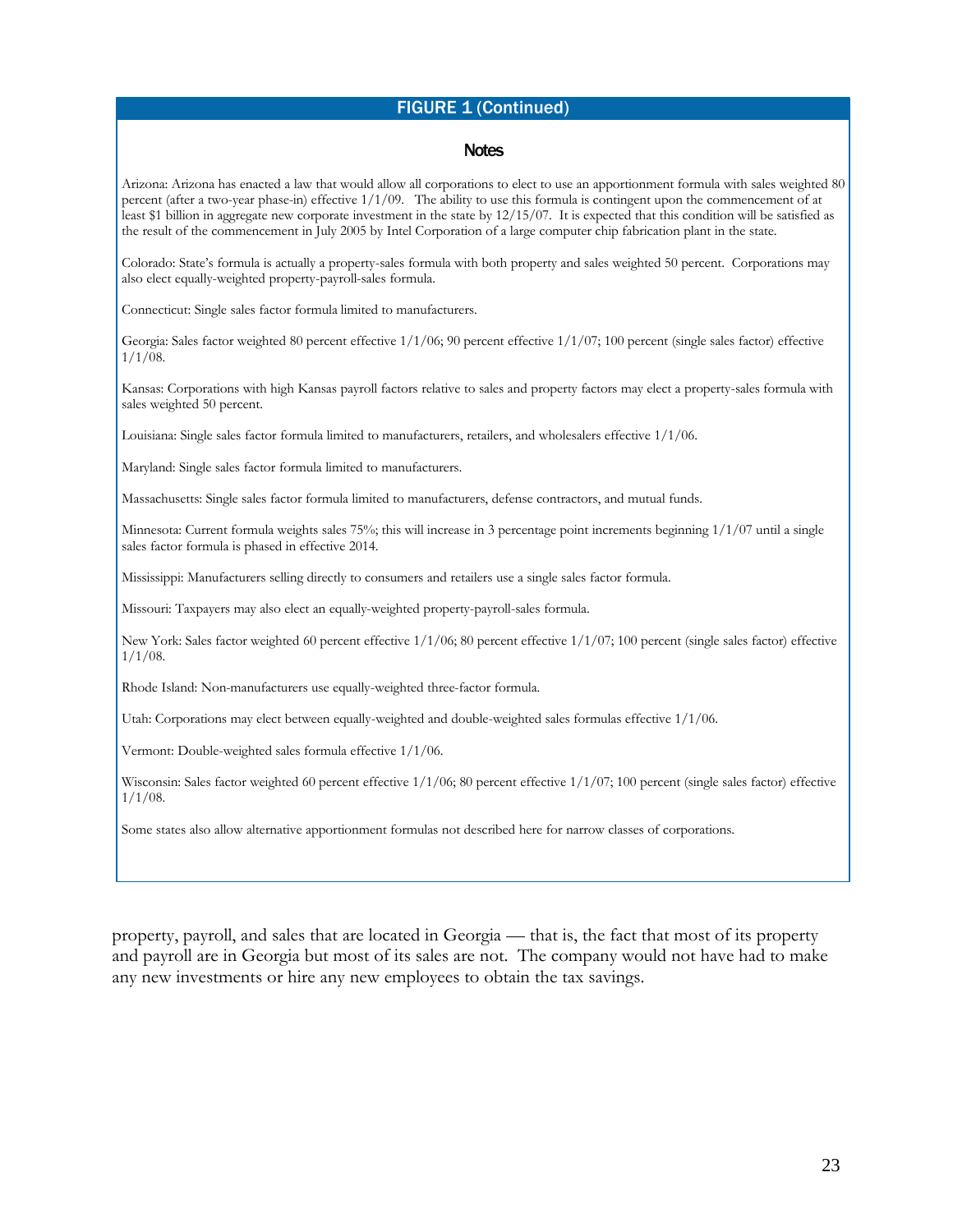## FIGURE 1 (Continued)

### Notes

Arizona: Arizona has enacted a law that would allow all corporations to elect to use an apportionment formula with sales weighted 80 percent (after a two-year phase-in) effective 1/1/09. The ability to use this formula is contingent upon the commencement of at least $1 billion in aggregate new corporate investment in the state by 12/15/07. It is expected that this condition will be satisfied as the result of the commencement in July 2005 by Intel Corporation of a large computer chip fabrication plant in the state.

Colorado: State's formula is actually a property-sales formula with both property and sales weighted 50 percent. Corporations may also elect equally-weighted property-payroll-sales formula.

Connecticut: Single sales factor formula limited to manufacturers.

Georgia: Sales factor weighted 80 percent effective 1/1/06; 90 percent effective 1/1/07; 100 percent (single sales factor) effective 1/1/08.

Kansas: Corporations with high Kansas payroll factors relative to sales and property factors may elect a property-sales formula with sales weighted 50 percent.

Louisiana: Single sales factor formula limited to manufacturers, retailers, and wholesalers effective 1/1/06.

Maryland: Single sales factor formula limited to manufacturers.

Massachusetts: Single sales factor formula limited to manufacturers, defense contractors, and mutual funds.

Minnesota: Current formula weights sales 75%; this will increase in 3 percentage point increments beginning 1/1/07 until a single sales factor formula is phased in effective 2014.

Mississippi: Manufacturers selling directly to consumers and retailers use a single sales factor formula.

Missouri: Taxpayers may also elect an equally-weighted property-payroll-sales formula.

New York: Sales factor weighted 60 percent effective 1/1/06; 80 percent effective 1/1/07; 100 percent (single sales factor) effective 1/1/08.

Rhode Island: Non-manufacturers use equally-weighted three-factor formula.

Utah: Corporations may elect between equally-weighted and double-weighted sales formulas effective 1/1/06.

Vermont: Double-weighted sales formula effective 1/1/06.

Wisconsin: Sales factor weighted 60 percent effective 1/1/06; 80 percent effective 1/1/07; 100 percent (single sales factor) effective 1/1/08.

Some states also allow alternative apportionment formulas not described here for narrow classes of corporations.

property, payroll, and sales that are located in Georgia — that is, the fact that most of its property and payroll are in Georgia but most of its sales are not. The company would not have had to make any new investments or hire any new employees to obtain the tax savings.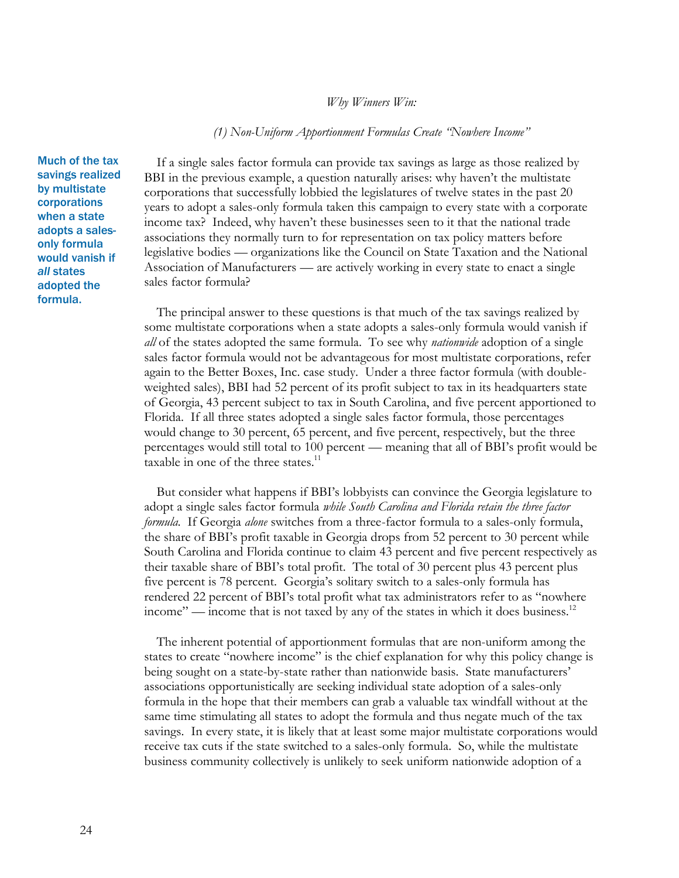*Why Winners Win:*

*(1) Non-Uniform Apportionment Formulas Create "Nowhere Income"*

**Much of the tax savings realized by multistate corporations when a state adopts a sales-only formula would vanish if *all* states adopted the formula.**

If a single sales factor formula can provide tax savings as large as those realized by BBI in the previous example, a question naturally arises: why haven't the multistate corporations that successfully lobbied the legislatures of twelve states in the past 20 years to adopt a sales-only formula taken this campaign to every state with a corporate income tax? Indeed, why haven't these businesses seen to it that the national trade associations they normally turn to for representation on tax policy matters before legislative bodies — organizations like the Council on State Taxation and the National Association of Manufacturers — are actively working in every state to enact a single sales factor formula?

The principal answer to these questions is that much of the tax savings realized by some multistate corporations when a state adopts a sales-only formula would vanish if *all* of the states adopted the same formula. To see why *nationwide* adoption of a single sales factor formula would not be advantageous for most multistate corporations, refer again to the Better Boxes, Inc. case study. Under a three factor formula (with double-weighted sales), BBI had 52 percent of its profit subject to tax in its headquarters state of Georgia, 43 percent subject to tax in South Carolina, and five percent apportioned to Florida. If all three states adopted a single sales factor formula, those percentages would change to 30 percent, 65 percent, and five percent, respectively, but the three percentages would still total to 100 percent — meaning that all of BBI's profit would be taxable in one of the three states.[11]

But consider what happens if BBI's lobbyists can convince the Georgia legislature to adopt a single sales factor formula *while South Carolina and Florida retain the three factor formula.* If Georgia *alone* switches from a three-factor formula to a sales-only formula, the share of BBI's profit taxable in Georgia drops from 52 percent to 30 percent while South Carolina and Florida continue to claim 43 percent and five percent respectively as their taxable share of BBI's total profit. The total of 30 percent plus 43 percent plus five percent is 78 percent. Georgia's solitary switch to a sales-only formula has rendered 22 percent of BBI's total profit what tax administrators refer to as "nowhere income" — income that is not taxed by any of the states in which it does business.[12]

The inherent potential of apportionment formulas that are non-uniform among the states to create "nowhere income" is the chief explanation for why this policy change is being sought on a state-by-state rather than nationwide basis. State manufacturers' associations opportunistically are seeking individual state adoption of a sales-only formula in the hope that their members can grab a valuable tax windfall without at the same time stimulating all states to adopt the formula and thus negate much of the tax savings. In every state, it is likely that at least some major multistate corporations would receive tax cuts if the state switched to a sales-only formula. So, while the multistate business community collectively is unlikely to seek uniform nationwide adoption of a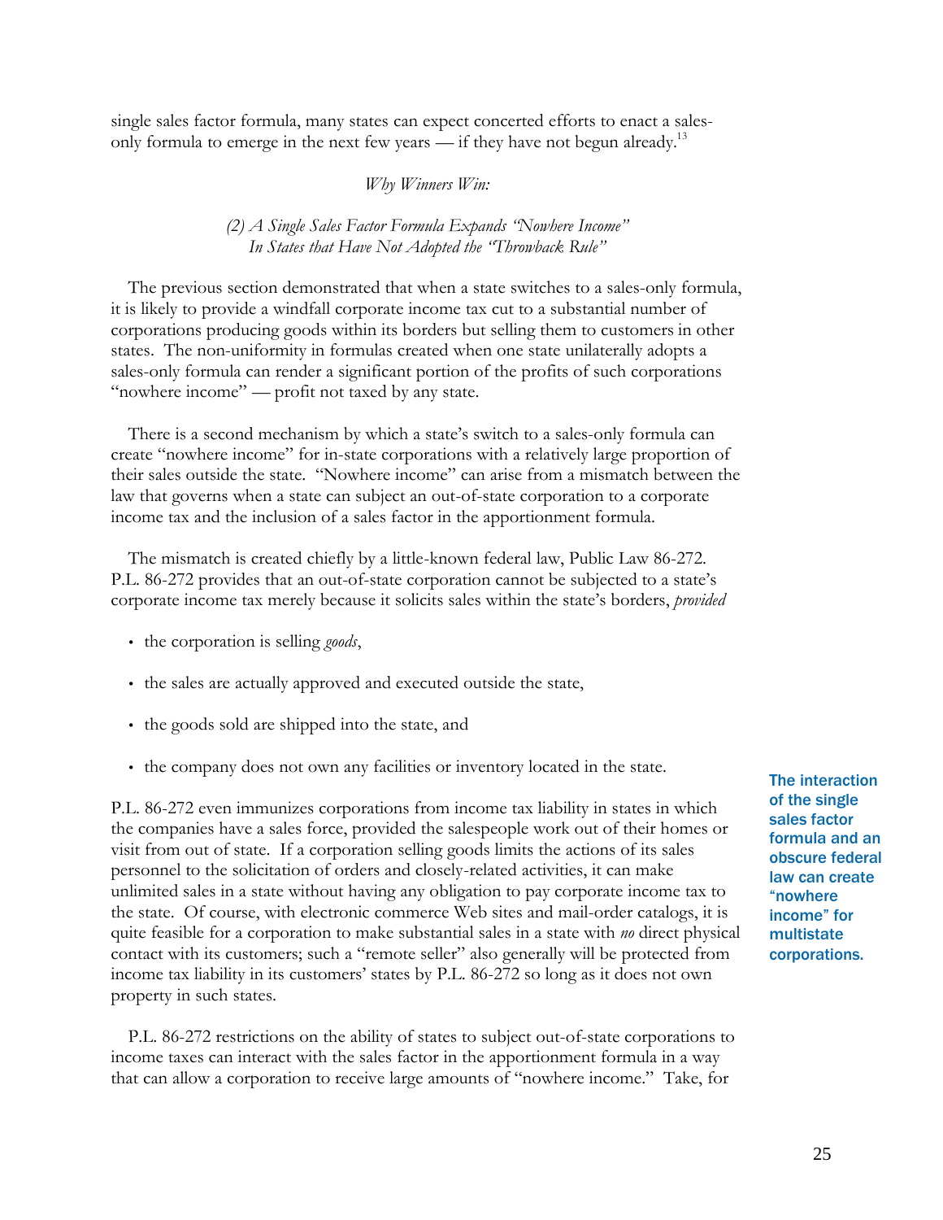single sales factor formula, many states can expect concerted efforts to enact a sales-only formula to emerge in the next few years — if they have not begun already.[13]

*Why Winners Win:*

*(2) A Single Sales Factor Formula Expands "Nowhere Income" In States that Have Not Adopted the "Throwback Rule"*

The previous section demonstrated that when a state switches to a sales-only formula, it is likely to provide a windfall corporate income tax cut to a substantial number of corporations producing goods within its borders but selling them to customers in other states. The non-uniformity in formulas created when one state unilaterally adopts a sales-only formula can render a significant portion of the profits of such corporations "nowhere income" — profit not taxed by any state.

There is a second mechanism by which a state's switch to a sales-only formula can create "nowhere income" for in-state corporations with a relatively large proportion of their sales outside the state. "Nowhere income" can arise from a mismatch between the law that governs when a state can subject an out-of-state corporation to a corporate income tax and the inclusion of a sales factor in the apportionment formula.

The mismatch is created chiefly by a little-known federal law, Public Law 86-272. P.L. 86-272 provides that an out-of-state corporation cannot be subjected to a state's corporate income tax merely because it solicits sales within the state's borders, *provided*

- the corporation is selling *goods*,
- the sales are actually approved and executed outside the state,
- the goods sold are shipped into the state, and
- the company does not own any facilities or inventory located in the state.

**The interaction of the single sales factor formula and an obscure federal law can create "nowhere income" for multistate corporations.**

P.L. 86-272 even immunizes corporations from income tax liability in states in which the companies have a sales force, provided the salespeople work out of their homes or visit from out of state. If a corporation selling goods limits the actions of its sales personnel to the solicitation of orders and closely-related activities, it can make unlimited sales in a state without having any obligation to pay corporate income tax to the state. Of course, with electronic commerce Web sites and mail-order catalogs, it is quite feasible for a corporation to make substantial sales in a state with *no* direct physical contact with its customers; such a "remote seller" also generally will be protected from income tax liability in its customers' states by P.L. 86-272 so long as it does not own property in such states.

P.L. 86-272 restrictions on the ability of states to subject out-of-state corporations to income taxes can interact with the sales factor in the apportionment formula in a way that can allow a corporation to receive large amounts of "nowhere income." Take, for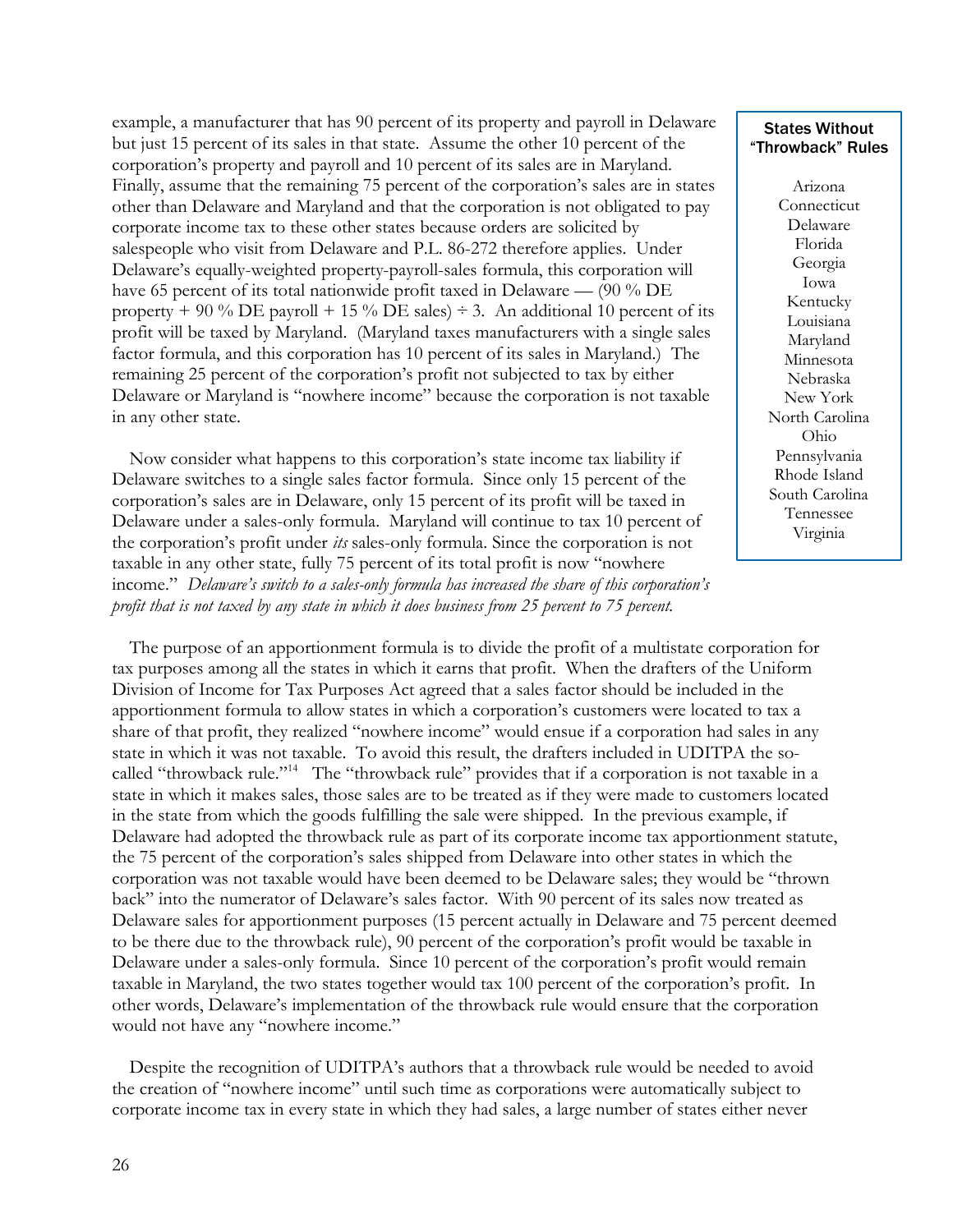example, a manufacturer that has 90 percent of its property and payroll in Delaware but just 15 percent of its sales in that state. Assume the other 10 percent of the corporation's property and payroll and 10 percent of its sales are in Maryland. Finally, assume that the remaining 75 percent of the corporation's sales are in states other than Delaware and Maryland and that the corporation is not obligated to pay corporate income tax to these other states because orders are solicited by salespeople who visit from Delaware and P.L. 86-272 therefore applies. Under Delaware's equally-weighted property-payroll-sales formula, this corporation will have 65 percent of its total nationwide profit taxed in Delaware — (90 % DE property + 90 % DE payroll + 15 % DE sales) ÷ 3. An additional 10 percent of its profit will be taxed by Maryland. (Maryland taxes manufacturers with a single sales factor formula, and this corporation has 10 percent of its sales in Maryland.) The remaining 25 percent of the corporation's profit not subjected to tax by either Delaware or Maryland is "nowhere income" because the corporation is not taxable in any other state.

Now consider what happens to this corporation's state income tax liability if Delaware switches to a single sales factor formula. Since only 15 percent of the corporation's sales are in Delaware, only 15 percent of its profit will be taxed in Delaware under a sales-only formula. Maryland will continue to tax 10 percent of the corporation's profit under *its* sales-only formula. Since the corporation is not taxable in any other state, fully 75 percent of its total profit is now "nowhere income." *Delaware's switch to a sales-only formula has increased the share of this corporation's profit that is not taxed by any state in which it does business from 25 percent to 75 percent.*

**States Without "Throwback" Rules**

Arizona
Connecticut
Delaware
Florida
Georgia
Iowa
Kentucky
Louisiana
Maryland
Minnesota
Nebraska
New York
North Carolina
Ohio
Pennsylvania
Rhode Island
South Carolina
Tennessee
Virginia

The purpose of an apportionment formula is to divide the profit of a multistate corporation for tax purposes among all the states in which it earns that profit. When the drafters of the Uniform Division of Income for Tax Purposes Act agreed that a sales factor should be included in the apportionment formula to allow states in which a corporation's customers were located to tax a share of that profit, they realized "nowhere income" would ensue if a corporation had sales in any state in which it was not taxable. To avoid this result, the drafters included in UDITPA the so-called "throwback rule."[14] The "throwback rule" provides that if a corporation is not taxable in a state in which it makes sales, those sales are to be treated as if they were made to customers located in the state from which the goods fulfilling the sale were shipped. In the previous example, if Delaware had adopted the throwback rule as part of its corporate income tax apportionment statute, the 75 percent of the corporation's sales shipped from Delaware into other states in which the corporation was not taxable would have been deemed to be Delaware sales; they would be "thrown back" into the numerator of Delaware's sales factor. With 90 percent of its sales now treated as Delaware sales for apportionment purposes (15 percent actually in Delaware and 75 percent deemed to be there due to the throwback rule), 90 percent of the corporation's profit would be taxable in Delaware under a sales-only formula. Since 10 percent of the corporation's profit would remain taxable in Maryland, the two states together would tax 100 percent of the corporation's profit. In other words, Delaware's implementation of the throwback rule would ensure that the corporation would not have any "nowhere income."

Despite the recognition of UDITPA's authors that a throwback rule would be needed to avoid the creation of "nowhere income" until such time as corporations were automatically subject to corporate income tax in every state in which they had sales, a large number of states either never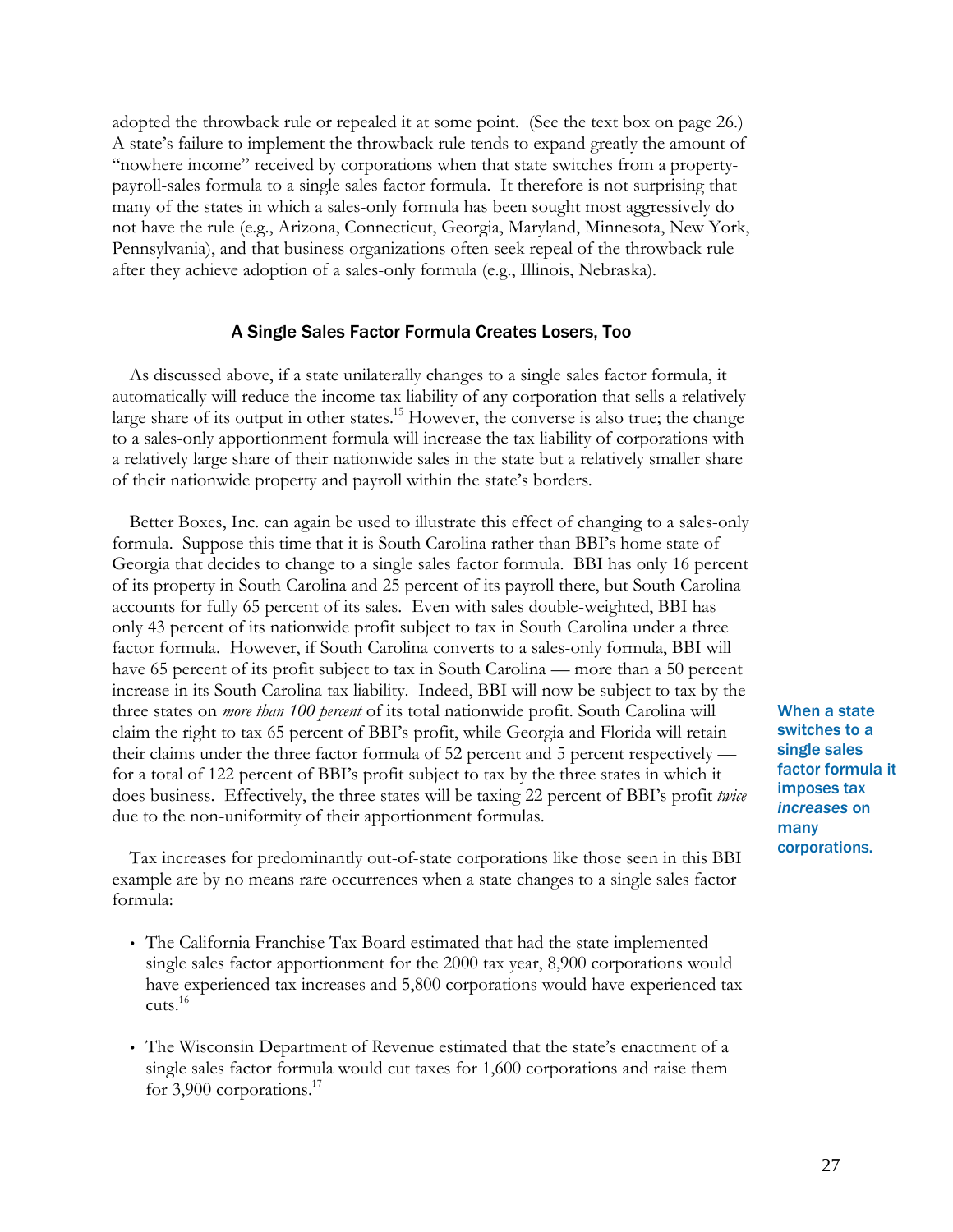adopted the throwback rule or repealed it at some point. (See the text box on page 26.) A state's failure to implement the throwback rule tends to expand greatly the amount of "nowhere income" received by corporations when that state switches from a property-payroll-sales formula to a single sales factor formula. It therefore is not surprising that many of the states in which a sales-only formula has been sought most aggressively do not have the rule (e.g., Arizona, Connecticut, Georgia, Maryland, Minnesota, New York, Pennsylvania), and that business organizations often seek repeal of the throwback rule after they achieve adoption of a sales-only formula (e.g., Illinois, Nebraska).

### A Single Sales Factor Formula Creates Losers, Too

As discussed above, if a state unilaterally changes to a single sales factor formula, it automatically will reduce the income tax liability of any corporation that sells a relatively large share of its output in other states.[15] However, the converse is also true; the change to a sales-only apportionment formula will increase the tax liability of corporations with a relatively large share of their nationwide sales in the state but a relatively smaller share of their nationwide property and payroll within the state's borders.

Better Boxes, Inc. can again be used to illustrate this effect of changing to a sales-only formula. Suppose this time that it is South Carolina rather than BBI's home state of Georgia that decides to change to a single sales factor formula. BBI has only 16 percent of its property in South Carolina and 25 percent of its payroll there, but South Carolina accounts for fully 65 percent of its sales. Even with sales double-weighted, BBI has only 43 percent of its nationwide profit subject to tax in South Carolina under a three factor formula. However, if South Carolina converts to a sales-only formula, BBI will have 65 percent of its profit subject to tax in South Carolina — more than a 50 percent increase in its South Carolina tax liability. Indeed, BBI will now be subject to tax by the three states on *more than 100 percent* of its total nationwide profit. South Carolina will claim the right to tax 65 percent of BBI's profit, while Georgia and Florida will retain their claims under the three factor formula of 52 percent and 5 percent respectively — for a total of 122 percent of BBI's profit subject to tax by the three states in which it does business. Effectively, the three states will be taxing 22 percent of BBI's profit *twice* due to the non-uniformity of their apportionment formulas.

**When a state switches to a single sales factor formula it imposes tax *increases* on many corporations.**

Tax increases for predominantly out-of-state corporations like those seen in this BBI example are by no means rare occurrences when a state changes to a single sales factor formula:

- The California Franchise Tax Board estimated that had the state implemented single sales factor apportionment for the 2000 tax year, 8,900 corporations would have experienced tax increases and 5,800 corporations would have experienced tax cuts.[16]
- The Wisconsin Department of Revenue estimated that the state's enactment of a single sales factor formula would cut taxes for 1,600 corporations and raise them for 3,900 corporations.[17]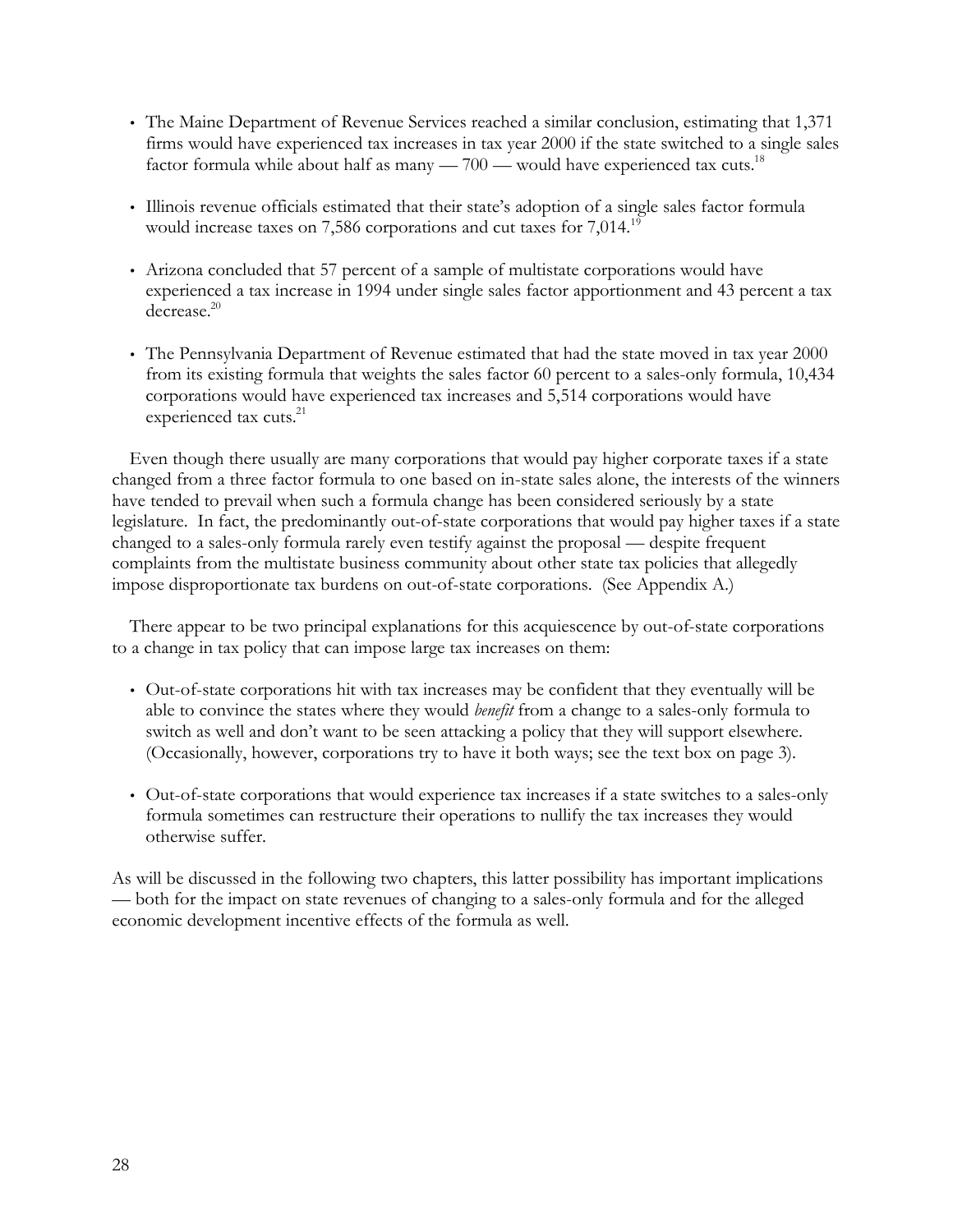- The Maine Department of Revenue Services reached a similar conclusion, estimating that 1,371 firms would have experienced tax increases in tax year 2000 if the state switched to a single sales factor formula while about half as many — 700 — would have experienced tax cuts.[18]

- Illinois revenue officials estimated that their state's adoption of a single sales factor formula would increase taxes on 7,586 corporations and cut taxes for 7,014.[19]

- Arizona concluded that 57 percent of a sample of multistate corporations would have experienced a tax increase in 1994 under single sales factor apportionment and 43 percent a tax decrease.[20]

- The Pennsylvania Department of Revenue estimated that had the state moved in tax year 2000 from its existing formula that weights the sales factor 60 percent to a sales-only formula, 10,434 corporations would have experienced tax increases and 5,514 corporations would have experienced tax cuts.[21]

Even though there usually are many corporations that would pay higher corporate taxes if a state changed from a three factor formula to one based on in-state sales alone, the interests of the winners have tended to prevail when such a formula change has been considered seriously by a state legislature. In fact, the predominantly out-of-state corporations that would pay higher taxes if a state changed to a sales-only formula rarely even testify against the proposal — despite frequent complaints from the multistate business community about other state tax policies that allegedly impose disproportionate tax burdens on out-of-state corporations. (See Appendix A.)

There appear to be two principal explanations for this acquiescence by out-of-state corporations to a change in tax policy that can impose large tax increases on them:

- Out-of-state corporations hit with tax increases may be confident that they eventually will be able to convince the states where they would *benefit* from a change to a sales-only formula to switch as well and don't want to be seen attacking a policy that they will support elsewhere. (Occasionally, however, corporations try to have it both ways; see the text box on page 3).

- Out-of-state corporations that would experience tax increases if a state switches to a sales-only formula sometimes can restructure their operations to nullify the tax increases they would otherwise suffer.

As will be discussed in the following two chapters, this latter possibility has important implications — both for the impact on state revenues of changing to a sales-only formula and for the alleged economic development incentive effects of the formula as well.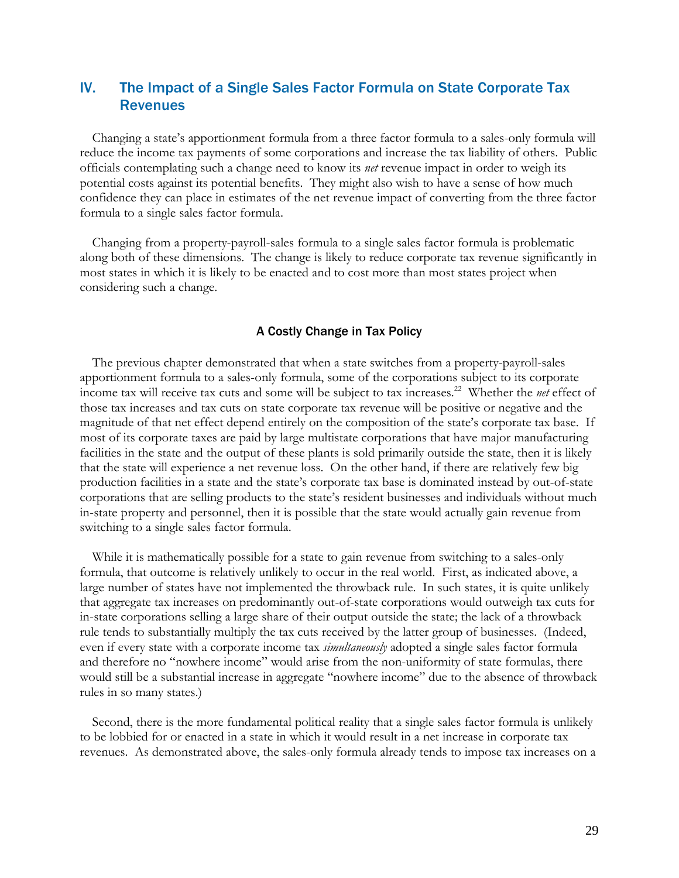## IV. The Impact of a Single Sales Factor Formula on State Corporate Tax Revenues

Changing a state's apportionment formula from a three factor formula to a sales-only formula will reduce the income tax payments of some corporations and increase the tax liability of others. Public officials contemplating such a change need to know its *net* revenue impact in order to weigh its potential costs against its potential benefits. They might also wish to have a sense of how much confidence they can place in estimates of the net revenue impact of converting from the three factor formula to a single sales factor formula.

Changing from a property-payroll-sales formula to a single sales factor formula is problematic along both of these dimensions. The change is likely to reduce corporate tax revenue significantly in most states in which it is likely to be enacted and to cost more than most states project when considering such a change.

### A Costly Change in Tax Policy

The previous chapter demonstrated that when a state switches from a property-payroll-sales apportionment formula to a sales-only formula, some of the corporations subject to its corporate income tax will receive tax cuts and some will be subject to tax increases.[22] Whether the *net* effect of those tax increases and tax cuts on state corporate tax revenue will be positive or negative and the magnitude of that net effect depend entirely on the composition of the state's corporate tax base. If most of its corporate taxes are paid by large multistate corporations that have major manufacturing facilities in the state and the output of these plants is sold primarily outside the state, then it is likely that the state will experience a net revenue loss. On the other hand, if there are relatively few big production facilities in a state and the state's corporate tax base is dominated instead by out-of-state corporations that are selling products to the state's resident businesses and individuals without much in-state property and personnel, then it is possible that the state would actually gain revenue from switching to a single sales factor formula.

While it is mathematically possible for a state to gain revenue from switching to a sales-only formula, that outcome is relatively unlikely to occur in the real world. First, as indicated above, a large number of states have not implemented the throwback rule. In such states, it is quite unlikely that aggregate tax increases on predominantly out-of-state corporations would outweigh tax cuts for in-state corporations selling a large share of their output outside the state; the lack of a throwback rule tends to substantially multiply the tax cuts received by the latter group of businesses. (Indeed, even if every state with a corporate income tax *simultaneously* adopted a single sales factor formula and therefore no "nowhere income" would arise from the non-uniformity of state formulas, there would still be a substantial increase in aggregate "nowhere income" due to the absence of throwback rules in so many states.)

Second, there is the more fundamental political reality that a single sales factor formula is unlikely to be lobbied for or enacted in a state in which it would result in a net increase in corporate tax revenues. As demonstrated above, the sales-only formula already tends to impose tax increases on a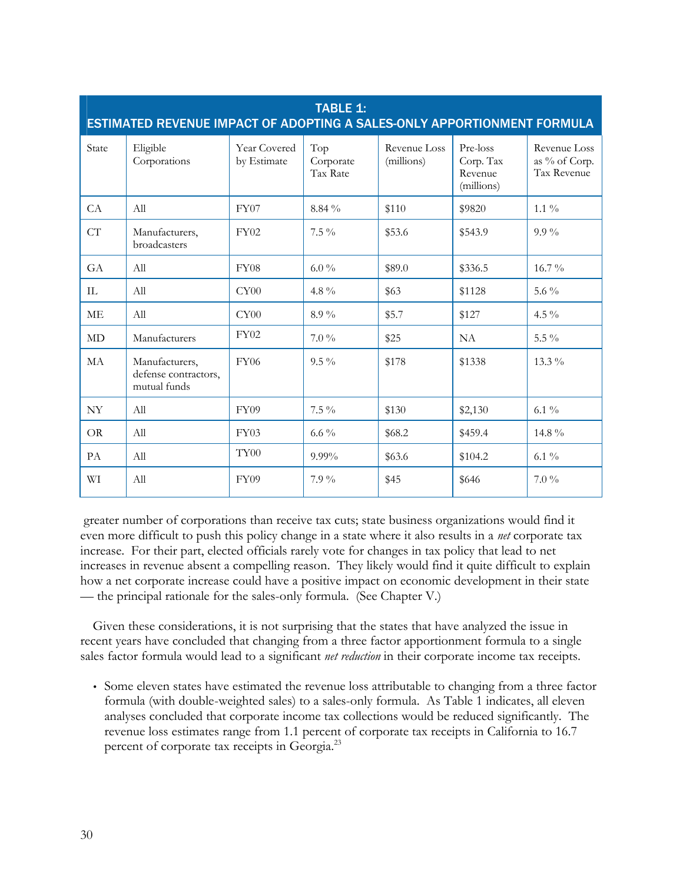**TABLE 1:**
**ESTIMATED REVENUE IMPACT OF ADOPTING A SALES-ONLY APPORTIONMENT FORMULA**

| State | Eligible Corporations | Year Covered by Estimate | Top Corporate Tax Rate | Revenue Loss (millions) | Pre-loss Corp. Tax Revenue (millions) | Revenue Loss as % of Corp. Tax Revenue |
|---|---|---|---|---|---|---|
| CA | All | FY07 | 8.84 % | $110 | $9820 | 1.1 % |
| CT | Manufacturers, broadcasters | FY02 | 7.5 % | $53.6 | $543.9 | 9.9 % |
| GA | All | FY08 | 6.0 % | $89.0 | $336.5 | 16.7 % |
| IL | All | CY00 | 4.8 % | $63 | $1128 | 5.6 % |
| ME | All | CY00 | 8.9 % | $5.7 | $127 | 4.5 % |
| MD | Manufacturers | FY02 | 7.0 % | $25 | NA | 5.5 % |
| MA | Manufacturers, defense contractors, mutual funds | FY06 | 9.5 % | $178 | $1338 | 13.3 % |
| NY | All | FY09 | 7.5 % | $130 | $2,130 | 6.1 % |
| OR | All | FY03 | 6.6 % | $68.2 | $459.4 | 14.8 % |
| PA | All | TY00 | 9.99% | $63.6 | $104.2 | 6.1 % |
| WI | All | FY09 | 7.9 % | $45 | $646 | 7.0 % |

greater number of corporations than receive tax cuts; state business organizations would find it even more difficult to push this policy change in a state where it also results in a *net* corporate tax increase. For their part, elected officials rarely vote for changes in tax policy that lead to net increases in revenue absent a compelling reason. They likely would find it quite difficult to explain how a net corporate increase could have a positive impact on economic development in their state — the principal rationale for the sales-only formula. (See Chapter V.)

Given these considerations, it is not surprising that the states that have analyzed the issue in recent years have concluded that changing from a three factor apportionment formula to a single sales factor formula would lead to a significant *net reduction* in their corporate income tax receipts.

- Some eleven states have estimated the revenue loss attributable to changing from a three factor formula (with double-weighted sales) to a sales-only formula. As Table 1 indicates, all eleven analyses concluded that corporate income tax collections would be reduced significantly. The revenue loss estimates range from 1.1 percent of corporate tax receipts in California to 16.7 percent of corporate tax receipts in Georgia.[23]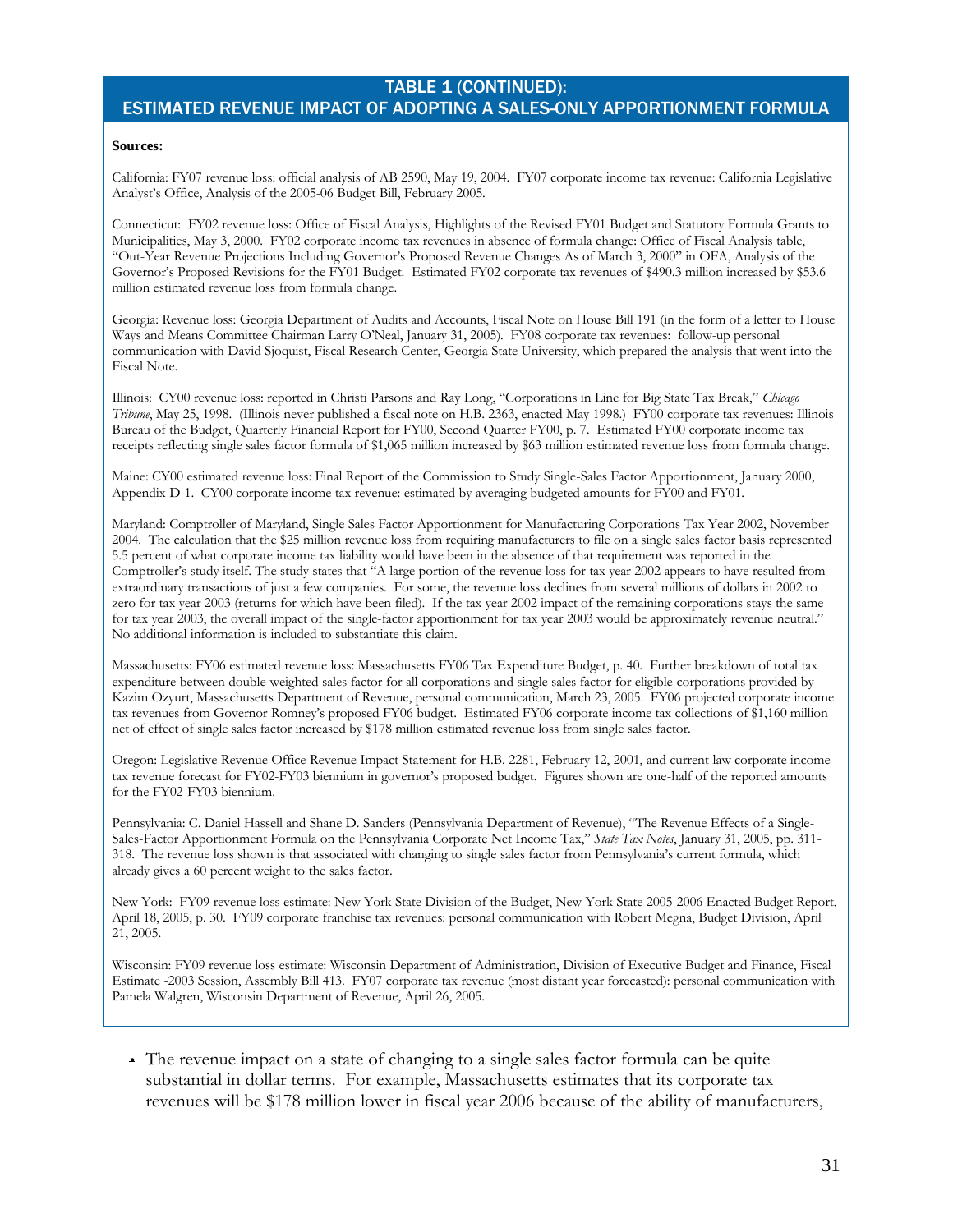## TABLE 1 (CONTINUED): ESTIMATED REVENUE IMPACT OF ADOPTING A SALES-ONLY APPORTIONMENT FORMULA

**Sources:**

California: FY07 revenue loss: official analysis of AB 2590, May 19, 2004. FY07 corporate income tax revenue: California Legislative Analyst's Office, Analysis of the 2005-06 Budget Bill, February 2005.

Connecticut: FY02 revenue loss: Office of Fiscal Analysis, Highlights of the Revised FY01 Budget and Statutory Formula Grants to Municipalities, May 3, 2000. FY02 corporate income tax revenues in absence of formula change: Office of Fiscal Analysis table, "Out-Year Revenue Projections Including Governor's Proposed Revenue Changes As of March 3, 2000" in OFA, Analysis of the Governor's Proposed Revisions for the FY01 Budget. Estimated FY02 corporate tax revenues of $490.3 million increased by $53.6 million estimated revenue loss from formula change.

Georgia: Revenue loss: Georgia Department of Audits and Accounts, Fiscal Note on House Bill 191 (in the form of a letter to House Ways and Means Committee Chairman Larry O'Neal, January 31, 2005). FY08 corporate tax revenues: follow-up personal communication with David Sjoquist, Fiscal Research Center, Georgia State University, which prepared the analysis that went into the Fiscal Note.

Illinois: CY00 revenue loss: reported in Christi Parsons and Ray Long, "Corporations in Line for Big State Tax Break," *Chicago Tribune*, May 25, 1998. (Illinois never published a fiscal note on H.B. 2363, enacted May 1998.) FY00 corporate tax revenues: Illinois Bureau of the Budget, Quarterly Financial Report for FY00, Second Quarter FY00, p. 7. Estimated FY00 corporate income tax receipts reflecting single sales factor formula of $1,065 million increased by $63 million estimated revenue loss from formula change.

Maine: CY00 estimated revenue loss: Final Report of the Commission to Study Single-Sales Factor Apportionment, January 2000, Appendix D-1. CY00 corporate income tax revenue: estimated by averaging budgeted amounts for FY00 and FY01.

Maryland: Comptroller of Maryland, Single Sales Factor Apportionment for Manufacturing Corporations Tax Year 2002, November 2004. The calculation that the $25 million revenue loss from requiring manufacturers to file on a single sales factor basis represented 5.5 percent of what corporate income tax liability would have been in the absence of that requirement was reported in the Comptroller's study itself. The study states that "A large portion of the revenue loss for tax year 2002 appears to have resulted from extraordinary transactions of just a few companies. For some, the revenue loss declines from several millions of dollars in 2002 to zero for tax year 2003 (returns for which have been filed). If the tax year 2002 impact of the remaining corporations stays the same for tax year 2003, the overall impact of the single-factor apportionment for tax year 2003 would be approximately revenue neutral." No additional information is included to substantiate this claim.

Massachusetts: FY06 estimated revenue loss: Massachusetts FY06 Tax Expenditure Budget, p. 40. Further breakdown of total tax expenditure between double-weighted sales factor for all corporations and single sales factor for eligible corporations provided by Kazim Ozyurt, Massachusetts Department of Revenue, personal communication, March 23, 2005. FY06 projected corporate income tax revenues from Governor Romney's proposed FY06 budget. Estimated FY06 corporate income tax collections of $1,160 million net of effect of single sales factor increased by $178 million estimated revenue loss from single sales factor.

Oregon: Legislative Revenue Office Revenue Impact Statement for H.B. 2281, February 12, 2001, and current-law corporate income tax revenue forecast for FY02-FY03 biennium in governor's proposed budget. Figures shown are one-half of the reported amounts for the FY02-FY03 biennium.

Pennsylvania: C. Daniel Hassell and Shane D. Sanders (Pennsylvania Department of Revenue), "The Revenue Effects of a Single-Sales-Factor Apportionment Formula on the Pennsylvania Corporate Net Income Tax," *State Tax Notes*, January 31, 2005, pp. 311-318. The revenue loss shown is that associated with changing to single sales factor from Pennsylvania's current formula, which already gives a 60 percent weight to the sales factor.

New York: FY09 revenue loss estimate: New York State Division of the Budget, New York State 2005-2006 Enacted Budget Report, April 18, 2005, p. 30. FY09 corporate franchise tax revenues: personal communication with Robert Megna, Budget Division, April 21, 2005.

Wisconsin: FY09 revenue loss estimate: Wisconsin Department of Administration, Division of Executive Budget and Finance, Fiscal Estimate -2003 Session, Assembly Bill 413. FY07 corporate tax revenue (most distant year forecasted): personal communication with Pamela Walgren, Wisconsin Department of Revenue, April 26, 2005.

- The revenue impact on a state of changing to a single sales factor formula can be quite substantial in dollar terms. For example, Massachusetts estimates that its corporate tax revenues will be $178 million lower in fiscal year 2006 because of the ability of manufacturers,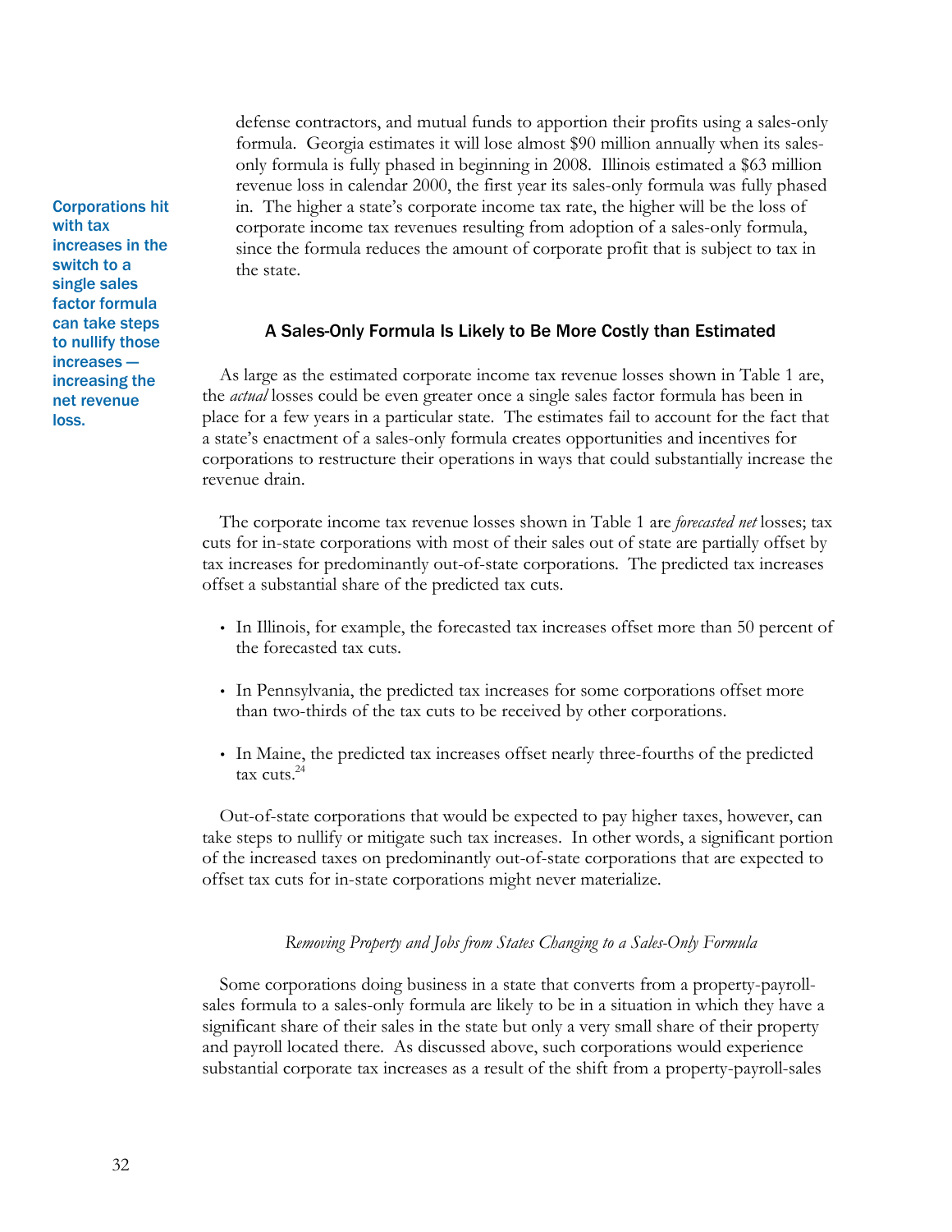defense contractors, and mutual funds to apportion their profits using a sales-only formula. Georgia estimates it will lose almost $90 million annually when its sales-only formula is fully phased in beginning in 2008. Illinois estimated a $63 million revenue loss in calendar 2000, the first year its sales-only formula was fully phased in. The higher a state's corporate income tax rate, the higher will be the loss of corporate income tax revenues resulting from adoption of a sales-only formula, since the formula reduces the amount of corporate profit that is subject to tax in the state.

**Corporations hit with tax increases in the switch to a single sales factor formula can take steps to nullify those increases — increasing the net revenue loss.**

### A Sales-Only Formula Is Likely to Be More Costly than Estimated

As large as the estimated corporate income tax revenue losses shown in Table 1 are, the *actual* losses could be even greater once a single sales factor formula has been in place for a few years in a particular state. The estimates fail to account for the fact that a state's enactment of a sales-only formula creates opportunities and incentives for corporations to restructure their operations in ways that could substantially increase the revenue drain.

The corporate income tax revenue losses shown in Table 1 are *forecasted net* losses; tax cuts for in-state corporations with most of their sales out of state are partially offset by tax increases for predominantly out-of-state corporations. The predicted tax increases offset a substantial share of the predicted tax cuts.

- In Illinois, for example, the forecasted tax increases offset more than 50 percent of the forecasted tax cuts.
- In Pennsylvania, the predicted tax increases for some corporations offset more than two-thirds of the tax cuts to be received by other corporations.
- In Maine, the predicted tax increases offset nearly three-fourths of the predicted tax cuts.[24]

Out-of-state corporations that would be expected to pay higher taxes, however, can take steps to nullify or mitigate such tax increases. In other words, a significant portion of the increased taxes on predominantly out-of-state corporations that are expected to offset tax cuts for in-state corporations might never materialize.

#### *Removing Property and Jobs from States Changing to a Sales-Only Formula*

Some corporations doing business in a state that converts from a property-payroll-sales formula to a sales-only formula are likely to be in a situation in which they have a significant share of their sales in the state but only a very small share of their property and payroll located there. As discussed above, such corporations would experience substantial corporate tax increases as a result of the shift from a property-payroll-sales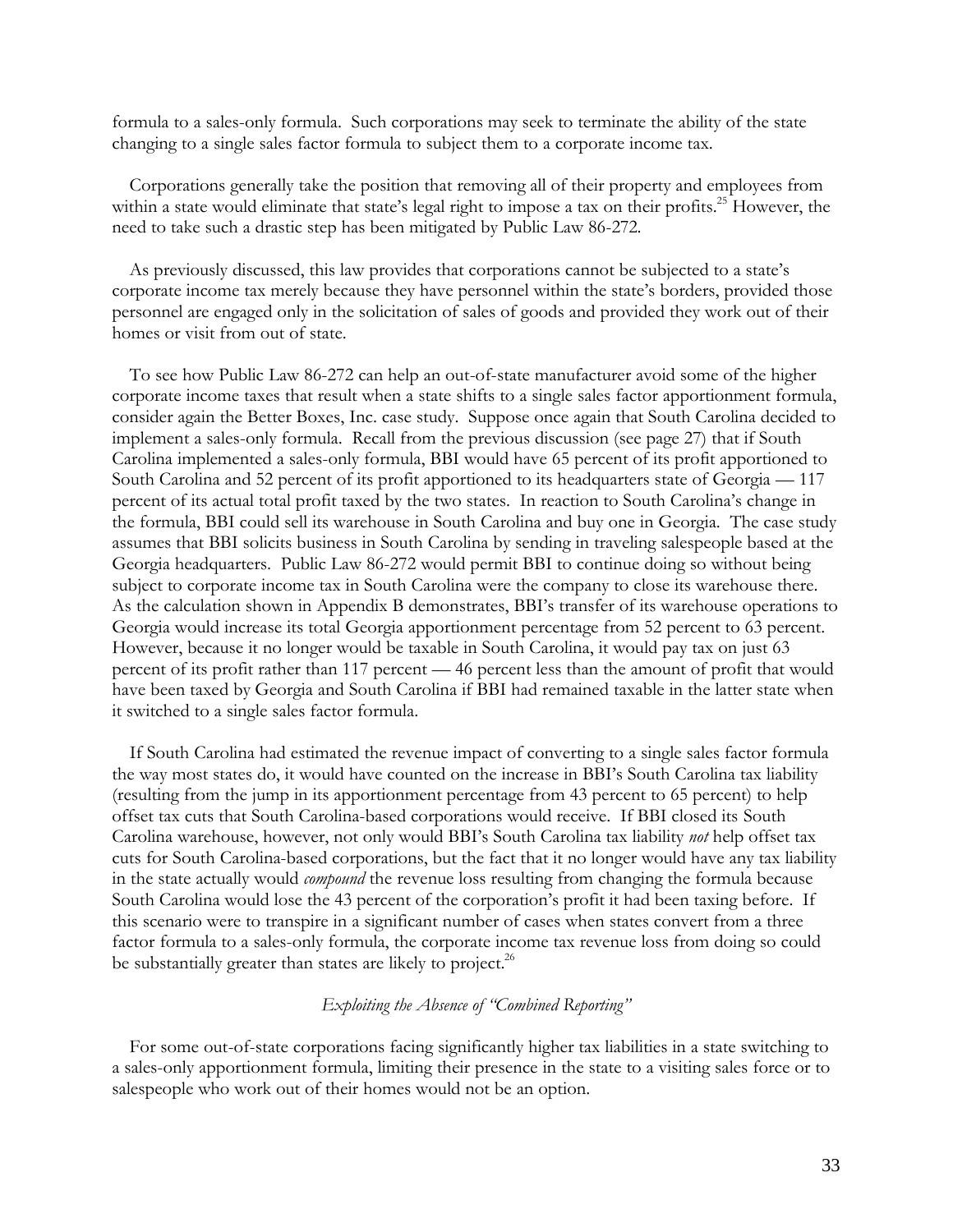formula to a sales-only formula. Such corporations may seek to terminate the ability of the state changing to a single sales factor formula to subject them to a corporate income tax.

Corporations generally take the position that removing all of their property and employees from within a state would eliminate that state's legal right to impose a tax on their profits.[25] However, the need to take such a drastic step has been mitigated by Public Law 86-272.

As previously discussed, this law provides that corporations cannot be subjected to a state's corporate income tax merely because they have personnel within the state's borders, provided those personnel are engaged only in the solicitation of sales of goods and provided they work out of their homes or visit from out of state.

To see how Public Law 86-272 can help an out-of-state manufacturer avoid some of the higher corporate income taxes that result when a state shifts to a single sales factor apportionment formula, consider again the Better Boxes, Inc. case study. Suppose once again that South Carolina decided to implement a sales-only formula. Recall from the previous discussion (see page 27) that if South Carolina implemented a sales-only formula, BBI would have 65 percent of its profit apportioned to South Carolina and 52 percent of its profit apportioned to its headquarters state of Georgia — 117 percent of its actual total profit taxed by the two states. In reaction to South Carolina's change in the formula, BBI could sell its warehouse in South Carolina and buy one in Georgia. The case study assumes that BBI solicits business in South Carolina by sending in traveling salespeople based at the Georgia headquarters. Public Law 86-272 would permit BBI to continue doing so without being subject to corporate income tax in South Carolina were the company to close its warehouse there. As the calculation shown in Appendix B demonstrates, BBI's transfer of its warehouse operations to Georgia would increase its total Georgia apportionment percentage from 52 percent to 63 percent. However, because it no longer would be taxable in South Carolina, it would pay tax on just 63 percent of its profit rather than 117 percent — 46 percent less than the amount of profit that would have been taxed by Georgia and South Carolina if BBI had remained taxable in the latter state when it switched to a single sales factor formula.

If South Carolina had estimated the revenue impact of converting to a single sales factor formula the way most states do, it would have counted on the increase in BBI's South Carolina tax liability (resulting from the jump in its apportionment percentage from 43 percent to 65 percent) to help offset tax cuts that South Carolina-based corporations would receive. If BBI closed its South Carolina warehouse, however, not only would BBI's South Carolina tax liability *not* help offset tax cuts for South Carolina-based corporations, but the fact that it no longer would have any tax liability in the state actually would *compound* the revenue loss resulting from changing the formula because South Carolina would lose the 43 percent of the corporation's profit it had been taxing before. If this scenario were to transpire in a significant number of cases when states convert from a three factor formula to a sales-only formula, the corporate income tax revenue loss from doing so could be substantially greater than states are likely to project.[26]

*Exploiting the Absence of "Combined Reporting"*

For some out-of-state corporations facing significantly higher tax liabilities in a state switching to a sales-only apportionment formula, limiting their presence in the state to a visiting sales force or to salespeople who work out of their homes would not be an option.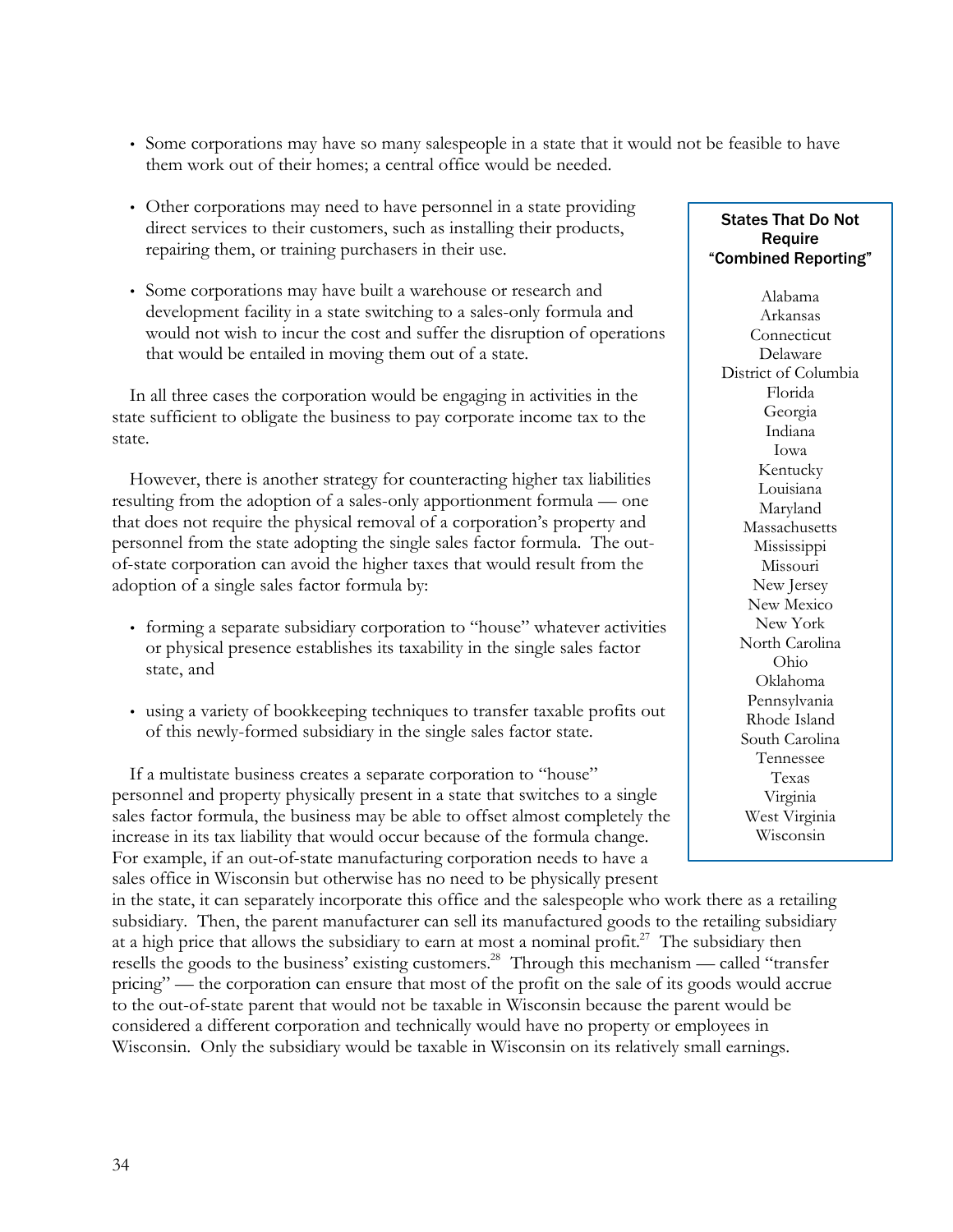- Some corporations may have so many salespeople in a state that it would not be feasible to have them work out of their homes; a central office would be needed.

- Other corporations may need to have personnel in a state providing direct services to their customers, such as installing their products, repairing them, or training purchasers in their use.

- Some corporations may have built a warehouse or research and development facility in a state switching to a sales-only formula and would not wish to incur the cost and suffer the disruption of operations that would be entailed in moving them out of a state.

In all three cases the corporation would be engaging in activities in the state sufficient to obligate the business to pay corporate income tax to the state.

However, there is another strategy for counteracting higher tax liabilities resulting from the adoption of a sales-only apportionment formula — one that does not require the physical removal of a corporation's property and personnel from the state adopting the single sales factor formula. The out-of-state corporation can avoid the higher taxes that would result from the adoption of a single sales factor formula by:

- forming a separate subsidiary corporation to "house" whatever activities or physical presence establishes its taxability in the single sales factor state, and

- using a variety of bookkeeping techniques to transfer taxable profits out of this newly-formed subsidiary in the single sales factor state.

If a multistate business creates a separate corporation to "house" personnel and property physically present in a state that switches to a single sales factor formula, the business may be able to offset almost completely the increase in its tax liability that would occur because of the formula change. For example, if an out-of-state manufacturing corporation needs to have a sales office in Wisconsin but otherwise has no need to be physically present in the state, it can separately incorporate this office and the salespeople who work there as a retailing subsidiary. Then, the parent manufacturer can sell its manufactured goods to the retailing subsidiary at a high price that allows the subsidiary to earn at most a nominal profit.[27] The subsidiary then resells the goods to the business' existing customers.[28] Through this mechanism — called "transfer pricing" — the corporation can ensure that most of the profit on the sale of its goods would accrue to the out-of-state parent that would not be taxable in Wisconsin because the parent would be considered a different corporation and technically would have no property or employees in Wisconsin. Only the subsidiary would be taxable in Wisconsin on its relatively small earnings.

**States That Do Not Require "Combined Reporting"**

Alabama
Arkansas
Connecticut
Delaware
District of Columbia
Florida
Georgia
Indiana
Iowa
Kentucky
Louisiana
Maryland
Massachusetts
Mississippi
Missouri
New Jersey
New Mexico
New York
North Carolina
Ohio
Oklahoma
Pennsylvania
Rhode Island
South Carolina
Tennessee
Texas
Virginia
West Virginia
Wisconsin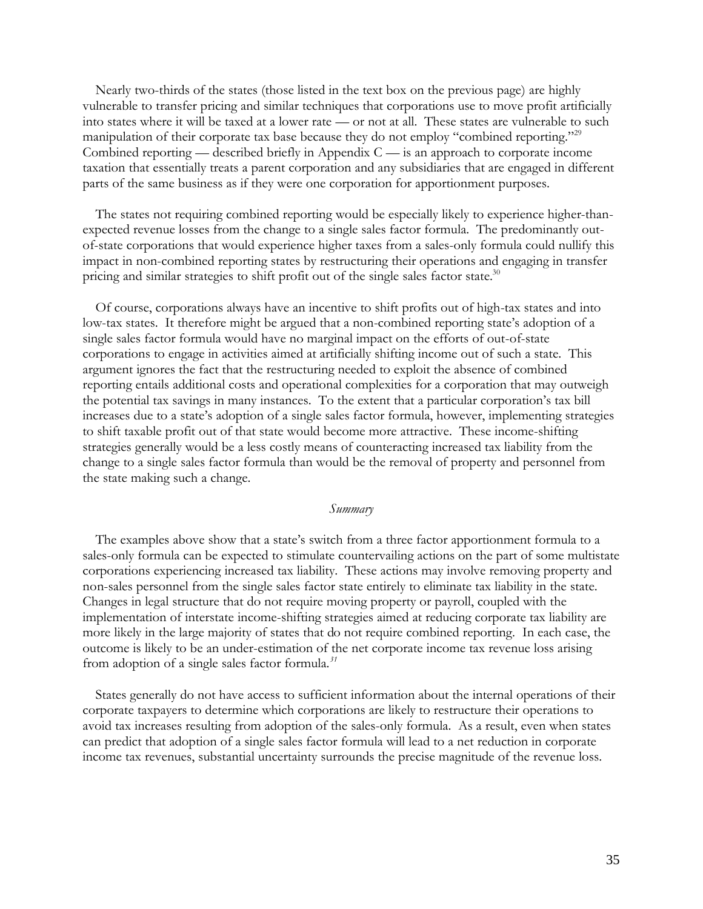Nearly two-thirds of the states (those listed in the text box on the previous page) are highly vulnerable to transfer pricing and similar techniques that corporations use to move profit artificially into states where it will be taxed at a lower rate — or not at all. These states are vulnerable to such manipulation of their corporate tax base because they do not employ "combined reporting."[29] Combined reporting — described briefly in Appendix C — is an approach to corporate income taxation that essentially treats a parent corporation and any subsidiaries that are engaged in different parts of the same business as if they were one corporation for apportionment purposes.

The states not requiring combined reporting would be especially likely to experience higher-than-expected revenue losses from the change to a single sales factor formula. The predominantly out-of-state corporations that would experience higher taxes from a sales-only formula could nullify this impact in non-combined reporting states by restructuring their operations and engaging in transfer pricing and similar strategies to shift profit out of the single sales factor state.[30]

Of course, corporations always have an incentive to shift profits out of high-tax states and into low-tax states. It therefore might be argued that a non-combined reporting state's adoption of a single sales factor formula would have no marginal impact on the efforts of out-of-state corporations to engage in activities aimed at artificially shifting income out of such a state. This argument ignores the fact that the restructuring needed to exploit the absence of combined reporting entails additional costs and operational complexities for a corporation that may outweigh the potential tax savings in many instances. To the extent that a particular corporation's tax bill increases due to a state's adoption of a single sales factor formula, however, implementing strategies to shift taxable profit out of that state would become more attractive. These income-shifting strategies generally would be a less costly means of counteracting increased tax liability from the change to a single sales factor formula than would be the removal of property and personnel from the state making such a change.

*Summary*

The examples above show that a state's switch from a three factor apportionment formula to a sales-only formula can be expected to stimulate countervailing actions on the part of some multistate corporations experiencing increased tax liability. These actions may involve removing property and non-sales personnel from the single sales factor state entirely to eliminate tax liability in the state. Changes in legal structure that do not require moving property or payroll, coupled with the implementation of interstate income-shifting strategies aimed at reducing corporate tax liability are more likely in the large majority of states that do not require combined reporting. In each case, the outcome is likely to be an under-estimation of the net corporate income tax revenue loss arising from adoption of a single sales factor formula.[31]

States generally do not have access to sufficient information about the internal operations of their corporate taxpayers to determine which corporations are likely to restructure their operations to avoid tax increases resulting from adoption of the sales-only formula. As a result, even when states can predict that adoption of a single sales factor formula will lead to a net reduction in corporate income tax revenues, substantial uncertainty surrounds the precise magnitude of the revenue loss.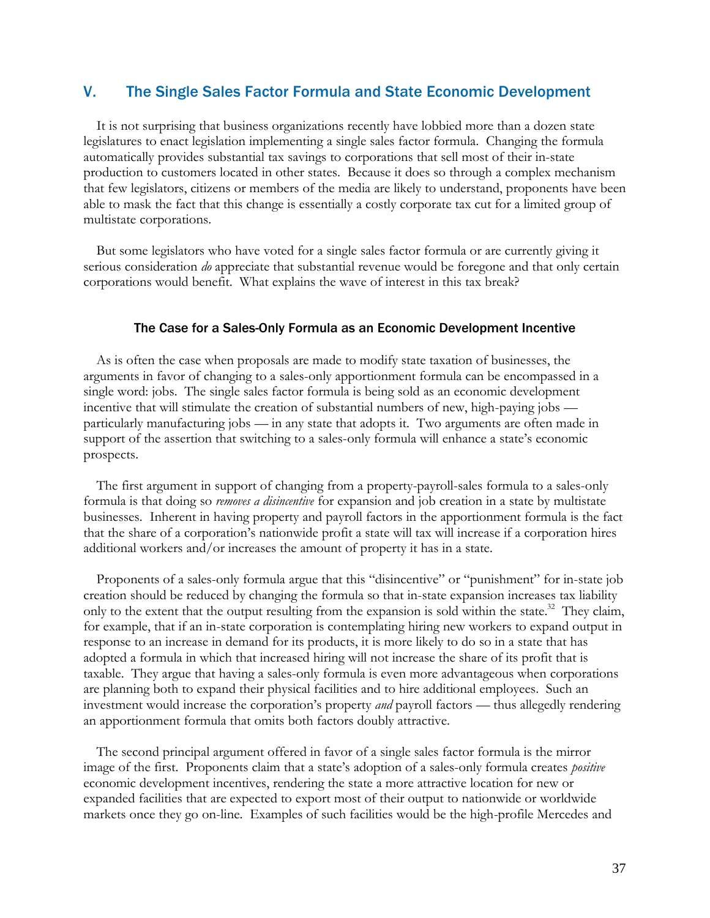## V. The Single Sales Factor Formula and State Economic Development

It is not surprising that business organizations recently have lobbied more than a dozen state legislatures to enact legislation implementing a single sales factor formula. Changing the formula automatically provides substantial tax savings to corporations that sell most of their in-state production to customers located in other states. Because it does so through a complex mechanism that few legislators, citizens or members of the media are likely to understand, proponents have been able to mask the fact that this change is essentially a costly corporate tax cut for a limited group of multistate corporations.

But some legislators who have voted for a single sales factor formula or are currently giving it serious consideration *do* appreciate that substantial revenue would be foregone and that only certain corporations would benefit. What explains the wave of interest in this tax break?

#### The Case for a Sales-Only Formula as an Economic Development Incentive

As is often the case when proposals are made to modify state taxation of businesses, the arguments in favor of changing to a sales-only apportionment formula can be encompassed in a single word: jobs. The single sales factor formula is being sold as an economic development incentive that will stimulate the creation of substantial numbers of new, high-paying jobs — particularly manufacturing jobs — in any state that adopts it. Two arguments are often made in support of the assertion that switching to a sales-only formula will enhance a state's economic prospects.

The first argument in support of changing from a property-payroll-sales formula to a sales-only formula is that doing so *removes a disincentive* for expansion and job creation in a state by multistate businesses. Inherent in having property and payroll factors in the apportionment formula is the fact that the share of a corporation's nationwide profit a state will tax will increase if a corporation hires additional workers and/or increases the amount of property it has in a state.

Proponents of a sales-only formula argue that this "disincentive" or "punishment" for in-state job creation should be reduced by changing the formula so that in-state expansion increases tax liability only to the extent that the output resulting from the expansion is sold within the state.[32] They claim, for example, that if an in-state corporation is contemplating hiring new workers to expand output in response to an increase in demand for its products, it is more likely to do so in a state that has adopted a formula in which that increased hiring will not increase the share of its profit that is taxable. They argue that having a sales-only formula is even more advantageous when corporations are planning both to expand their physical facilities and to hire additional employees. Such an investment would increase the corporation's property *and* payroll factors — thus allegedly rendering an apportionment formula that omits both factors doubly attractive.

The second principal argument offered in favor of a single sales factor formula is the mirror image of the first. Proponents claim that a state's adoption of a sales-only formula creates *positive* economic development incentives, rendering the state a more attractive location for new or expanded facilities that are expected to export most of their output to nationwide or worldwide markets once they go on-line. Examples of such facilities would be the high-profile Mercedes and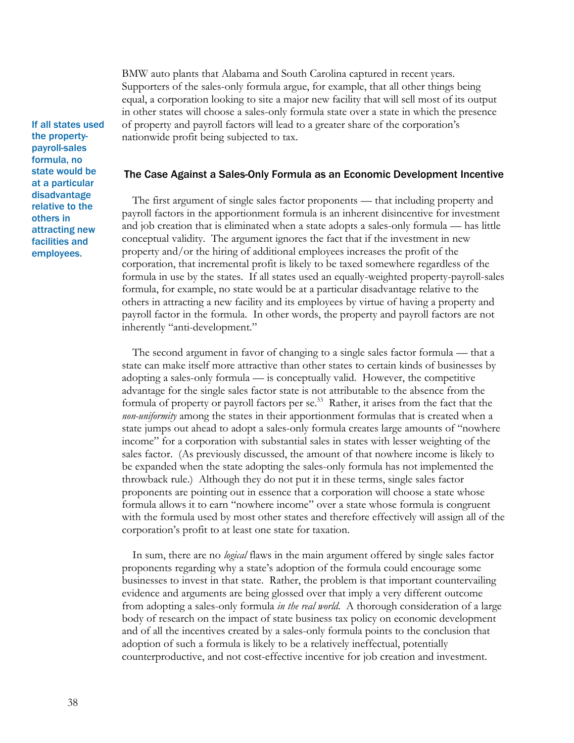BMW auto plants that Alabama and South Carolina captured in recent years. Supporters of the sales-only formula argue, for example, that all other things being equal, a corporation looking to site a major new facility that will sell most of its output in other states will choose a sales-only formula state over a state in which the presence of property and payroll factors will lead to a greater share of the corporation's nationwide profit being subjected to tax.

**If all states used the property-payroll-sales formula, no state would be at a particular disadvantage relative to the others in attracting new facilities and employees.**

## The Case Against a Sales-Only Formula as an Economic Development Incentive

The first argument of single sales factor proponents — that including property and payroll factors in the apportionment formula is an inherent disincentive for investment and job creation that is eliminated when a state adopts a sales-only formula — has little conceptual validity. The argument ignores the fact that if the investment in new property and/or the hiring of additional employees increases the profit of the corporation, that incremental profit is likely to be taxed somewhere regardless of the formula in use by the states. If all states used an equally-weighted property-payroll-sales formula, for example, no state would be at a particular disadvantage relative to the others in attracting a new facility and its employees by virtue of having a property and payroll factor in the formula. In other words, the property and payroll factors are not inherently "anti-development."

The second argument in favor of changing to a single sales factor formula — that a state can make itself more attractive than other states to certain kinds of businesses by adopting a sales-only formula — is conceptually valid. However, the competitive advantage for the single sales factor state is not attributable to the absence from the formula of property or payroll factors per se.[33] Rather, it arises from the fact that the *non-uniformity* among the states in their apportionment formulas that is created when a state jumps out ahead to adopt a sales-only formula creates large amounts of "nowhere income" for a corporation with substantial sales in states with lesser weighting of the sales factor. (As previously discussed, the amount of that nowhere income is likely to be expanded when the state adopting the sales-only formula has not implemented the throwback rule.) Although they do not put it in these terms, single sales factor proponents are pointing out in essence that a corporation will choose a state whose formula allows it to earn "nowhere income" over a state whose formula is congruent with the formula used by most other states and therefore effectively will assign all of the corporation's profit to at least one state for taxation.

In sum, there are no *logical* flaws in the main argument offered by single sales factor proponents regarding why a state's adoption of the formula could encourage some businesses to invest in that state. Rather, the problem is that important countervailing evidence and arguments are being glossed over that imply a very different outcome from adopting a sales-only formula *in the real world*. A thorough consideration of a large body of research on the impact of state business tax policy on economic development and of all the incentives created by a sales-only formula points to the conclusion that adoption of such a formula is likely to be a relatively ineffectual, potentially counterproductive, and not cost-effective incentive for job creation and investment.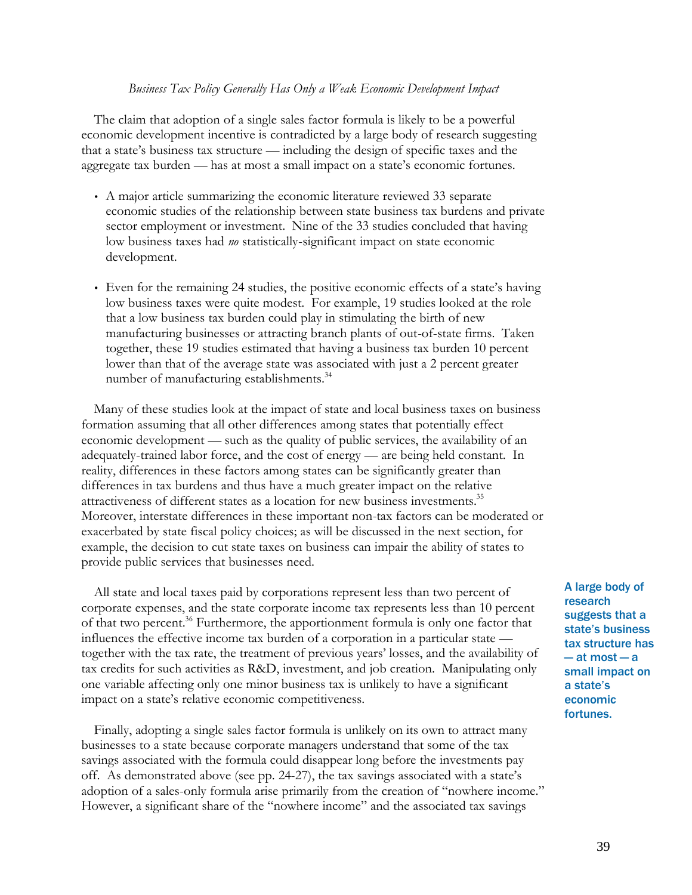### *Business Tax Policy Generally Has Only a Weak Economic Development Impact*

The claim that adoption of a single sales factor formula is likely to be a powerful economic development incentive is contradicted by a large body of research suggesting that a state's business tax structure — including the design of specific taxes and the aggregate tax burden — has at most a small impact on a state's economic fortunes.

- A major article summarizing the economic literature reviewed 33 separate economic studies of the relationship between state business tax burdens and private sector employment or investment. Nine of the 33 studies concluded that having low business taxes had *no* statistically-significant impact on state economic development.

- Even for the remaining 24 studies, the positive economic effects of a state's having low business taxes were quite modest. For example, 19 studies looked at the role that a low business tax burden could play in stimulating the birth of new manufacturing businesses or attracting branch plants of out-of-state firms. Taken together, these 19 studies estimated that having a business tax burden 10 percent lower than that of the average state was associated with just a 2 percent greater number of manufacturing establishments.[34]

Many of these studies look at the impact of state and local business taxes on business formation assuming that all other differences among states that potentially effect economic development — such as the quality of public services, the availability of an adequately-trained labor force, and the cost of energy — are being held constant. In reality, differences in these factors among states can be significantly greater than differences in tax burdens and thus have a much greater impact on the relative attractiveness of different states as a location for new business investments.[35] Moreover, interstate differences in these important non-tax factors can be moderated or exacerbated by state fiscal policy choices; as will be discussed in the next section, for example, the decision to cut state taxes on business can impair the ability of states to provide public services that businesses need.

All state and local taxes paid by corporations represent less than two percent of corporate expenses, and the state corporate income tax represents less than 10 percent of that two percent.[36] Furthermore, the apportionment formula is only one factor that influences the effective income tax burden of a corporation in a particular state — together with the tax rate, the treatment of previous years' losses, and the availability of tax credits for such activities as R&D, investment, and job creation. Manipulating only one variable affecting only one minor business tax is unlikely to have a significant impact on a state's relative economic competitiveness.

**A large body of research suggests that a state's business tax structure has — at most — a small impact on a state's economic fortunes.**

Finally, adopting a single sales factor formula is unlikely on its own to attract many businesses to a state because corporate managers understand that some of the tax savings associated with the formula could disappear long before the investments pay off. As demonstrated above (see pp. 24-27), the tax savings associated with a state's adoption of a sales-only formula arise primarily from the creation of "nowhere income." However, a significant share of the "nowhere income" and the associated tax savings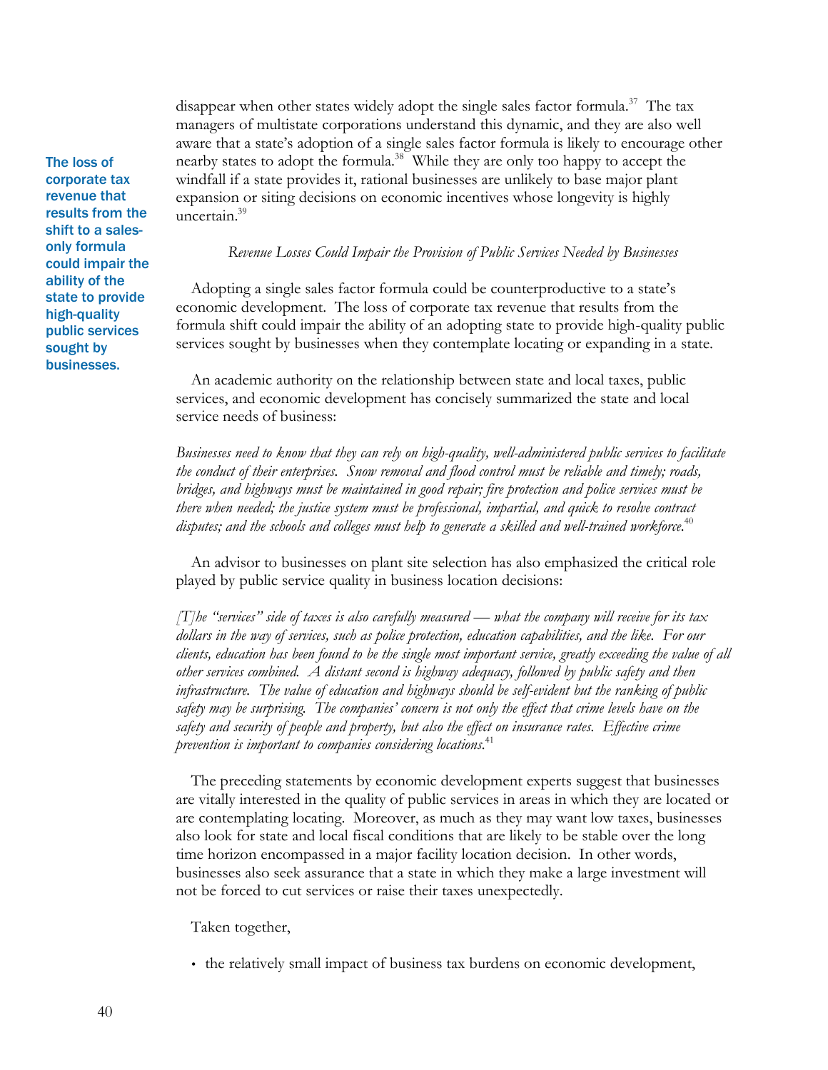disappear when other states widely adopt the single sales factor formula.[37] The tax managers of multistate corporations understand this dynamic, and they are also well aware that a state's adoption of a single sales factor formula is likely to encourage other nearby states to adopt the formula.[38] While they are only too happy to accept the windfall if a state provides it, rational businesses are unlikely to base major plant expansion or siting decisions on economic incentives whose longevity is highly uncertain.[39]

**The loss of corporate tax revenue that results from the shift to a sales-only formula could impair the ability of the state to provide high-quality public services sought by businesses.**

*Revenue Losses Could Impair the Provision of Public Services Needed by Businesses*

Adopting a single sales factor formula could be counterproductive to a state's economic development. The loss of corporate tax revenue that results from the formula shift could impair the ability of an adopting state to provide high-quality public services sought by businesses when they contemplate locating or expanding in a state.

An academic authority on the relationship between state and local taxes, public services, and economic development has concisely summarized the state and local service needs of business:

> *Businesses need to know that they can rely on high-quality, well-administered public services to facilitate the conduct of their enterprises. Snow removal and flood control must be reliable and timely; roads, bridges, and highways must be maintained in good repair; fire protection and police services must be there when needed; the justice system must be professional, impartial, and quick to resolve contract disputes; and the schools and colleges must help to generate a skilled and well-trained workforce.*[40]

An advisor to businesses on plant site selection has also emphasized the critical role played by public service quality in business location decisions:

> *[T]he "services" side of taxes is also carefully measured — what the company will receive for its tax dollars in the way of services, such as police protection, education capabilities, and the like. For our clients, education has been found to be the single most important service, greatly exceeding the value of all other services combined. A distant second is highway adequacy, followed by public safety and then infrastructure. The value of education and highways should be self-evident but the ranking of public safety may be surprising. The companies' concern is not only the effect that crime levels have on the safety and security of people and property, but also the effect on insurance rates. Effective crime prevention is important to companies considering locations.*[41]

The preceding statements by economic development experts suggest that businesses are vitally interested in the quality of public services in areas in which they are located or are contemplating locating. Moreover, as much as they may want low taxes, businesses also look for state and local fiscal conditions that are likely to be stable over the long time horizon encompassed in a major facility location decision. In other words, businesses also seek assurance that a state in which they make a large investment will not be forced to cut services or raise their taxes unexpectedly.

Taken together,

- the relatively small impact of business tax burdens on economic development,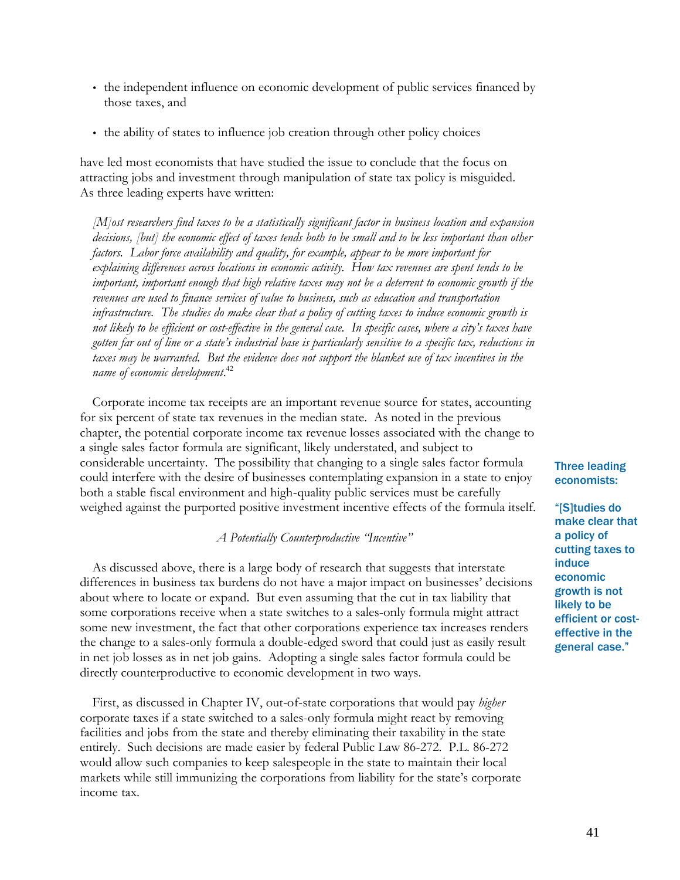- the independent influence on economic development of public services financed by those taxes, and
- the ability of states to influence job creation through other policy choices

have led most economists that have studied the issue to conclude that the focus on attracting jobs and investment through manipulation of state tax policy is misguided. As three leading experts have written:

> *[M]ost researchers find taxes to be a statistically significant factor in business location and expansion decisions, [but] the economic effect of taxes tends both to be small and to be less important than other factors. Labor force availability and quality, for example, appear to be more important for explaining differences across locations in economic activity. How tax revenues are spent tends to be important, important enough that high relative taxes may not be a deterrent to economic growth if the revenues are used to finance services of value to business, such as education and transportation infrastructure. The studies do make clear that a policy of cutting taxes to induce economic growth is not likely to be efficient or cost-effective in the general case. In specific cases, where a city's taxes have gotten far out of line or a state's industrial base is particularly sensitive to a specific tax, reductions in taxes may be warranted. But the evidence does not support the blanket use of tax incentives in the name of economic development.*[42]

Corporate income tax receipts are an important revenue source for states, accounting for six percent of state tax revenues in the median state. As noted in the previous chapter, the potential corporate income tax revenue losses associated with the change to a single sales factor formula are significant, likely understated, and subject to considerable uncertainty. The possibility that changing to a single sales factor formula could interfere with the desire of businesses contemplating expansion in a state to enjoy both a stable fiscal environment and high-quality public services must be carefully weighed against the purported positive investment incentive effects of the formula itself.

**Three leading economists:**

**"[S]tudies do make clear that a policy of cutting taxes to induce economic growth is not likely to be efficient or cost-effective in the general case."**

*A Potentially Counterproductive "Incentive"*

As discussed above, there is a large body of research that suggests that interstate differences in business tax burdens do not have a major impact on businesses' decisions about where to locate or expand. But even assuming that the cut in tax liability that some corporations receive when a state switches to a sales-only formula might attract some new investment, the fact that other corporations experience tax increases renders the change to a sales-only formula a double-edged sword that could just as easily result in net job losses as in net job gains. Adopting a single sales factor formula could be directly counterproductive to economic development in two ways.

First, as discussed in Chapter IV, out-of-state corporations that would pay *higher* corporate taxes if a state switched to a sales-only formula might react by removing facilities and jobs from the state and thereby eliminating their taxability in the state entirely. Such decisions are made easier by federal Public Law 86-272. P.L. 86-272 would allow such companies to keep salespeople in the state to maintain their local markets while still immunizing the corporations from liability for the state's corporate income tax.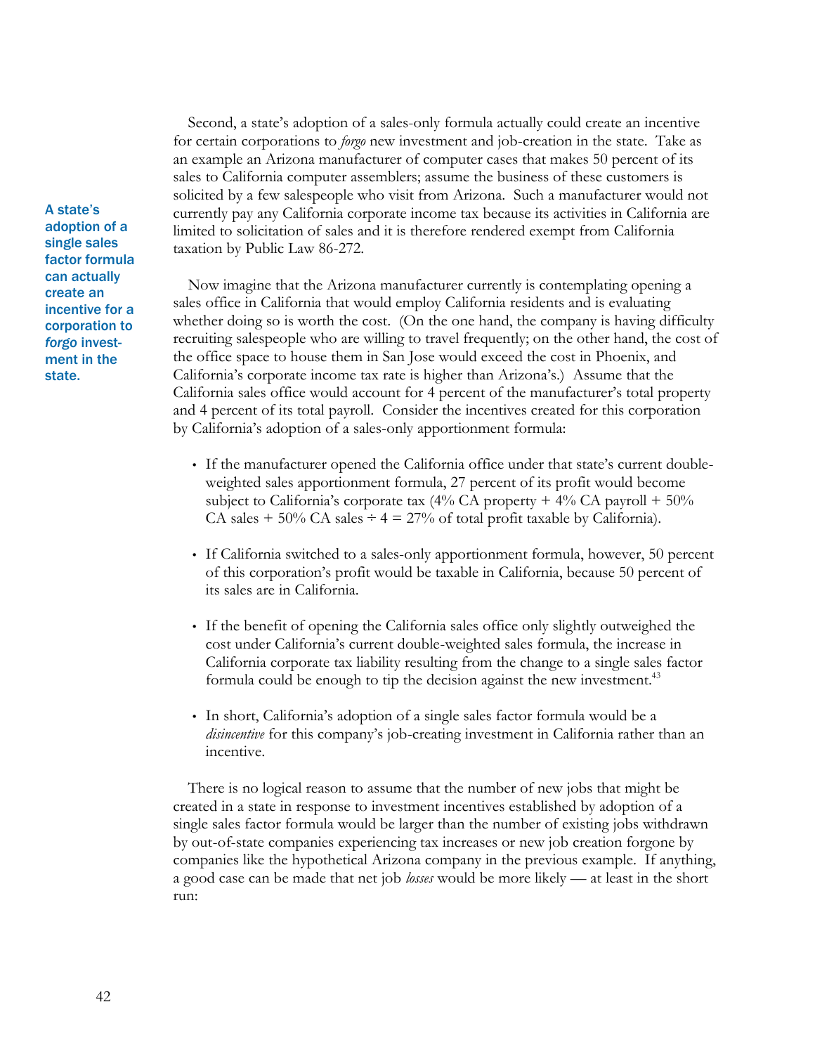Second, a state's adoption of a sales-only formula actually could create an incentive for certain corporations to *forgo* new investment and job-creation in the state. Take as an example an Arizona manufacturer of computer cases that makes 50 percent of its sales to California computer assemblers; assume the business of these customers is solicited by a few salespeople who visit from Arizona. Such a manufacturer would not currently pay any California corporate income tax because its activities in California are limited to solicitation of sales and it is therefore rendered exempt from California taxation by Public Law 86-272.

**A state's adoption of a single sales factor formula can actually create an incentive for a corporation to *forgo* investment in the state.**

Now imagine that the Arizona manufacturer currently is contemplating opening a sales office in California that would employ California residents and is evaluating whether doing so is worth the cost. (On the one hand, the company is having difficulty recruiting salespeople who are willing to travel frequently; on the other hand, the cost of the office space to house them in San Jose would exceed the cost in Phoenix, and California's corporate income tax rate is higher than Arizona's.) Assume that the California sales office would account for 4 percent of the manufacturer's total property and 4 percent of its total payroll. Consider the incentives created for this corporation by California's adoption of a sales-only apportionment formula:

- If the manufacturer opened the California office under that state's current double-weighted sales apportionment formula, 27 percent of its profit would become subject to California's corporate tax (4% CA property + 4% CA payroll + 50% CA sales + 50% CA sales ÷ 4 = 27% of total profit taxable by California).
- If California switched to a sales-only apportionment formula, however, 50 percent of this corporation's profit would be taxable in California, because 50 percent of its sales are in California.
- If the benefit of opening the California sales office only slightly outweighed the cost under California's current double-weighted sales formula, the increase in California corporate tax liability resulting from the change to a single sales factor formula could be enough to tip the decision against the new investment.[43]
- In short, California's adoption of a single sales factor formula would be a *disincentive* for this company's job-creating investment in California rather than an incentive.

There is no logical reason to assume that the number of new jobs that might be created in a state in response to investment incentives established by adoption of a single sales factor formula would be larger than the number of existing jobs withdrawn by out-of-state companies experiencing tax increases or new job creation forgone by companies like the hypothetical Arizona company in the previous example. If anything, a good case can be made that net job *losses* would be more likely — at least in the short run: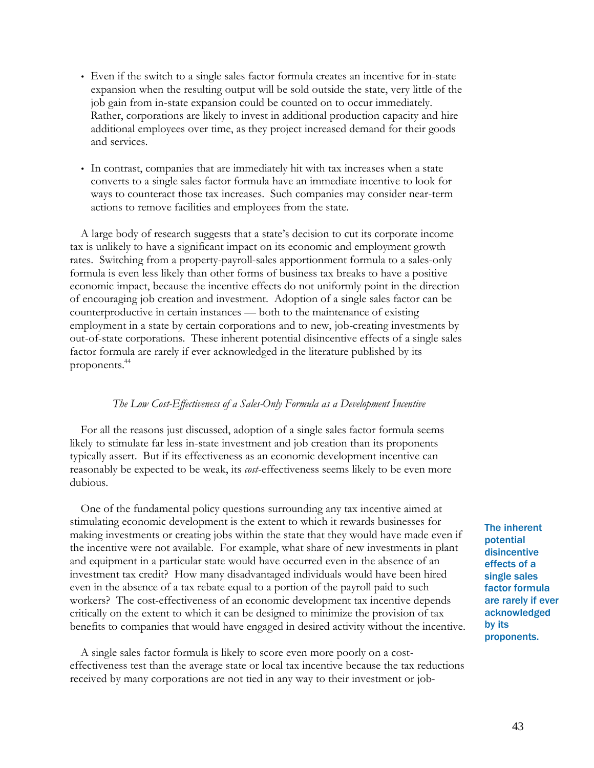- Even if the switch to a single sales factor formula creates an incentive for in-state expansion when the resulting output will be sold outside the state, very little of the job gain from in-state expansion could be counted on to occur immediately. Rather, corporations are likely to invest in additional production capacity and hire additional employees over time, as they project increased demand for their goods and services.

- In contrast, companies that are immediately hit with tax increases when a state converts to a single sales factor formula have an immediate incentive to look for ways to counteract those tax increases. Such companies may consider near-term actions to remove facilities and employees from the state.

A large body of research suggests that a state's decision to cut its corporate income tax is unlikely to have a significant impact on its economic and employment growth rates. Switching from a property-payroll-sales apportionment formula to a sales-only formula is even less likely than other forms of business tax breaks to have a positive economic impact, because the incentive effects do not uniformly point in the direction of encouraging job creation and investment. Adoption of a single sales factor can be counterproductive in certain instances — both to the maintenance of existing employment in a state by certain corporations and to new, job-creating investments by out-of-state corporations. These inherent potential disincentive effects of a single sales factor formula are rarely if ever acknowledged in the literature published by its proponents.[44]

**The inherent potential disincentive effects of a single sales factor formula are rarely if ever acknowledged by its proponents.**

### *The Low Cost-Effectiveness of a Sales-Only Formula as a Development Incentive*

For all the reasons just discussed, adoption of a single sales factor formula seems likely to stimulate far less in-state investment and job creation than its proponents typically assert. But if its effectiveness as an economic development incentive can reasonably be expected to be weak, its *cost*-effectiveness seems likely to be even more dubious.

One of the fundamental policy questions surrounding any tax incentive aimed at stimulating economic development is the extent to which it rewards businesses for making investments or creating jobs within the state that they would have made even if the incentive were not available. For example, what share of new investments in plant and equipment in a particular state would have occurred even in the absence of an investment tax credit? How many disadvantaged individuals would have been hired even in the absence of a tax rebate equal to a portion of the payroll paid to such workers? The cost-effectiveness of an economic development tax incentive depends critically on the extent to which it can be designed to minimize the provision of tax benefits to companies that would have engaged in desired activity without the incentive.

A single sales factor formula is likely to score even more poorly on a cost-effectiveness test than the average state or local tax incentive because the tax reductions received by many corporations are not tied in any way to their investment or job-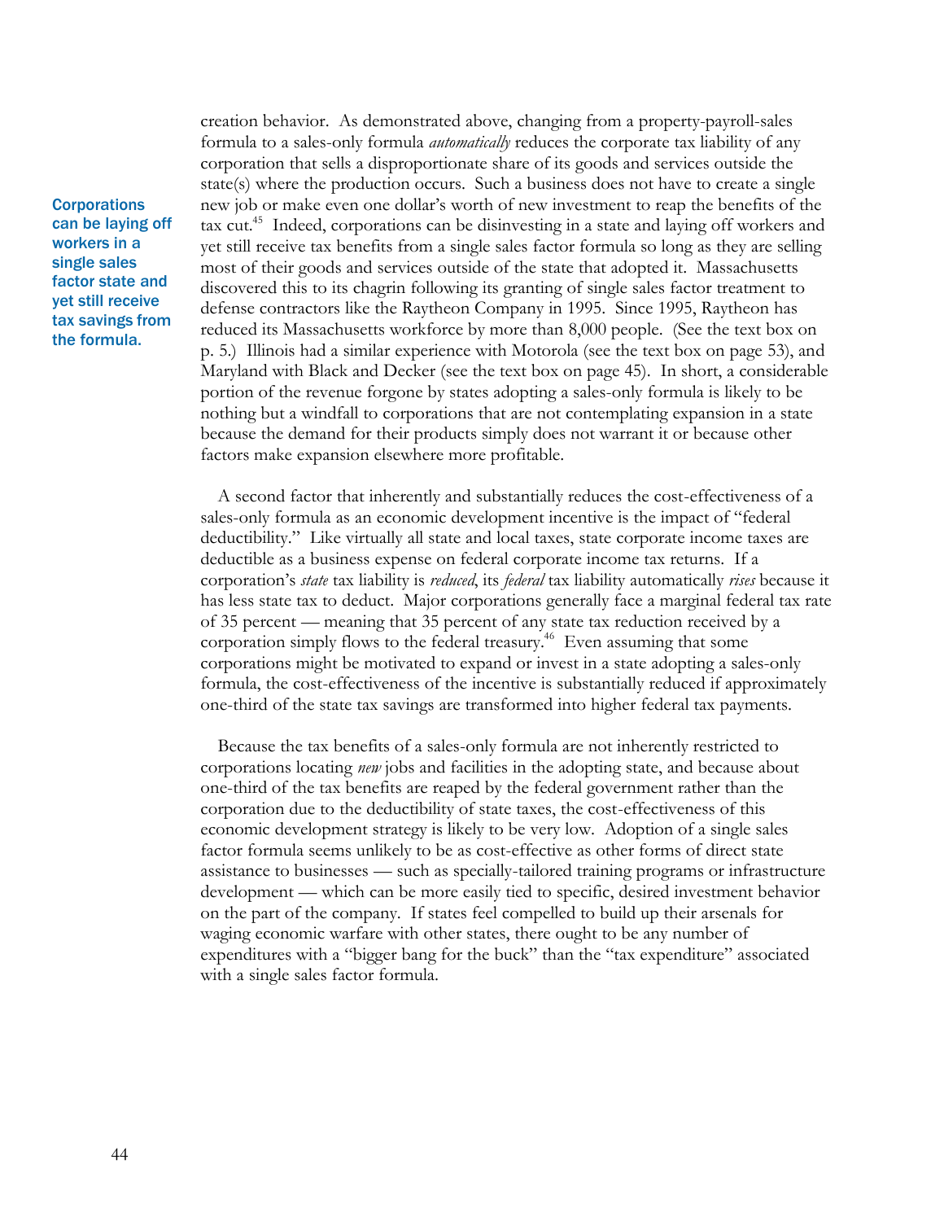creation behavior. As demonstrated above, changing from a property-payroll-sales formula to a sales-only formula *automatically* reduces the corporate tax liability of any corporation that sells a disproportionate share of its goods and services outside the state(s) where the production occurs. Such a business does not have to create a single new job or make even one dollar's worth of new investment to reap the benefits of the tax cut.[45] Indeed, corporations can be disinvesting in a state and laying off workers and yet still receive tax benefits from a single sales factor formula so long as they are selling most of their goods and services outside of the state that adopted it. Massachusetts discovered this to its chagrin following its granting of single sales factor treatment to defense contractors like the Raytheon Company in 1995. Since 1995, Raytheon has reduced its Massachusetts workforce by more than 8,000 people. (See the text box on p. 5.) Illinois had a similar experience with Motorola (see the text box on page 53), and Maryland with Black and Decker (see the text box on page 45). In short, a considerable portion of the revenue forgone by states adopting a sales-only formula is likely to be nothing but a windfall to corporations that are not contemplating expansion in a state because the demand for their products simply does not warrant it or because other factors make expansion elsewhere more profitable.

**Corporations can be laying off workers in a single sales factor state and yet still receive tax savings from the formula.**

A second factor that inherently and substantially reduces the cost-effectiveness of a sales-only formula as an economic development incentive is the impact of "federal deductibility." Like virtually all state and local taxes, state corporate income taxes are deductible as a business expense on federal corporate income tax returns. If a corporation's *state* tax liability is *reduced*, its *federal* tax liability automatically *rises* because it has less state tax to deduct. Major corporations generally face a marginal federal tax rate of 35 percent — meaning that 35 percent of any state tax reduction received by a corporation simply flows to the federal treasury.[46] Even assuming that some corporations might be motivated to expand or invest in a state adopting a sales-only formula, the cost-effectiveness of the incentive is substantially reduced if approximately one-third of the state tax savings are transformed into higher federal tax payments.

Because the tax benefits of a sales-only formula are not inherently restricted to corporations locating *new* jobs and facilities in the adopting state, and because about one-third of the tax benefits are reaped by the federal government rather than the corporation due to the deductibility of state taxes, the cost-effectiveness of this economic development strategy is likely to be very low. Adoption of a single sales factor formula seems unlikely to be as cost-effective as other forms of direct state assistance to businesses — such as specially-tailored training programs or infrastructure development — which can be more easily tied to specific, desired investment behavior on the part of the company. If states feel compelled to build up their arsenals for waging economic warfare with other states, there ought to be any number of expenditures with a "bigger bang for the buck" than the "tax expenditure" associated with a single sales factor formula.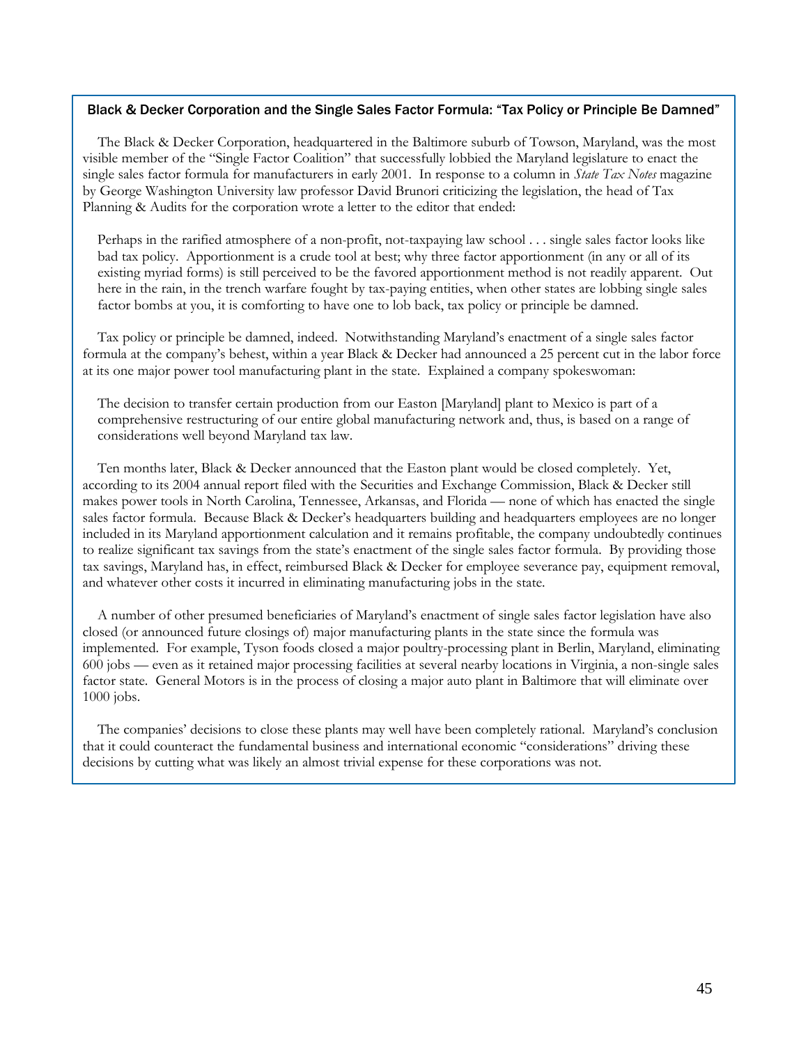### Black & Decker Corporation and the Single Sales Factor Formula: "Tax Policy or Principle Be Damned"

The Black & Decker Corporation, headquartered in the Baltimore suburb of Towson, Maryland, was the most visible member of the "Single Factor Coalition" that successfully lobbied the Maryland legislature to enact the single sales factor formula for manufacturers in early 2001. In response to a column in *State Tax Notes* magazine by George Washington University law professor David Brunori criticizing the legislation, the head of Tax Planning & Audits for the corporation wrote a letter to the editor that ended:

> Perhaps in the rarified atmosphere of a non-profit, not-taxpaying law school . . . single sales factor looks like bad tax policy. Apportionment is a crude tool at best; why three factor apportionment (in any or all of its existing myriad forms) is still perceived to be the favored apportionment method is not readily apparent. Out here in the rain, in the trench warfare fought by tax-paying entities, when other states are lobbing single sales factor bombs at you, it is comforting to have one to lob back, tax policy or principle be damned.

Tax policy or principle be damned, indeed. Notwithstanding Maryland's enactment of a single sales factor formula at the company's behest, within a year Black & Decker had announced a 25 percent cut in the labor force at its one major power tool manufacturing plant in the state. Explained a company spokeswoman:

> The decision to transfer certain production from our Easton [Maryland] plant to Mexico is part of a comprehensive restructuring of our entire global manufacturing network and, thus, is based on a range of considerations well beyond Maryland tax law.

Ten months later, Black & Decker announced that the Easton plant would be closed completely. Yet, according to its 2004 annual report filed with the Securities and Exchange Commission, Black & Decker still makes power tools in North Carolina, Tennessee, Arkansas, and Florida — none of which has enacted the single sales factor formula. Because Black & Decker's headquarters building and headquarters employees are no longer included in its Maryland apportionment calculation and it remains profitable, the company undoubtedly continues to realize significant tax savings from the state's enactment of the single sales factor formula. By providing those tax savings, Maryland has, in effect, reimbursed Black & Decker for employee severance pay, equipment removal, and whatever other costs it incurred in eliminating manufacturing jobs in the state.

A number of other presumed beneficiaries of Maryland's enactment of single sales factor legislation have also closed (or announced future closings of) major manufacturing plants in the state since the formula was implemented. For example, Tyson foods closed a major poultry-processing plant in Berlin, Maryland, eliminating 600 jobs — even as it retained major processing facilities at several nearby locations in Virginia, a non-single sales factor state. General Motors is in the process of closing a major auto plant in Baltimore that will eliminate over 1000 jobs.

The companies' decisions to close these plants may well have been completely rational. Maryland's conclusion that it could counteract the fundamental business and international economic "considerations" driving these decisions by cutting what was likely an almost trivial expense for these corporations was not.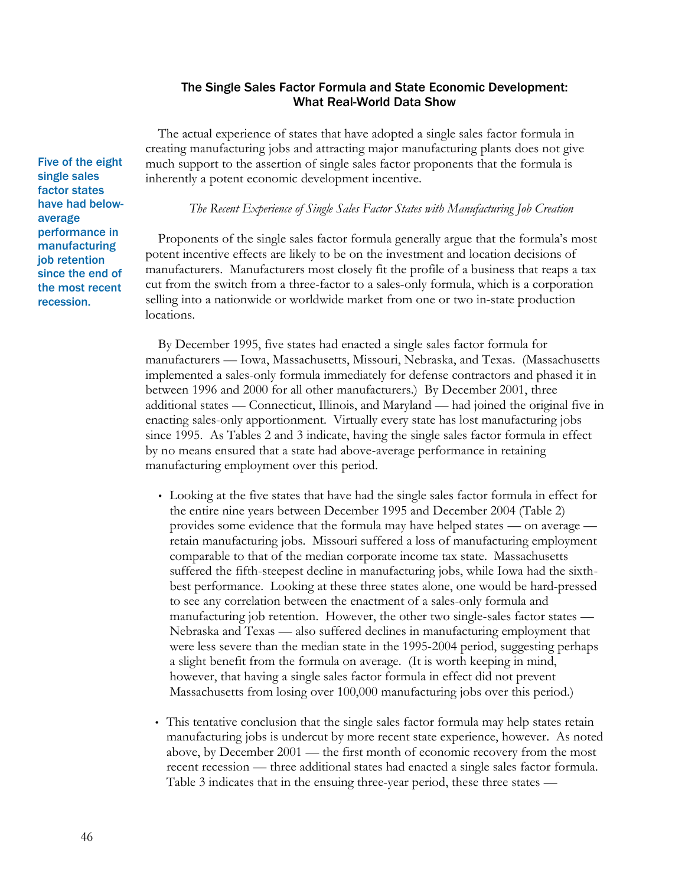### The Single Sales Factor Formula and State Economic Development: What Real-World Data Show

The actual experience of states that have adopted a single sales factor formula in creating manufacturing jobs and attracting major manufacturing plants does not give much support to the assertion of single sales factor proponents that the formula is inherently a potent economic development incentive.

**Five of the eight single sales factor states have had below-average performance in manufacturing job retention since the end of the most recent recession.**

*The Recent Experience of Single Sales Factor States with Manufacturing Job Creation*

Proponents of the single sales factor formula generally argue that the formula's most potent incentive effects are likely to be on the investment and location decisions of manufacturers. Manufacturers most closely fit the profile of a business that reaps a tax cut from the switch from a three-factor to a sales-only formula, which is a corporation selling into a nationwide or worldwide market from one or two in-state production locations.

By December 1995, five states had enacted a single sales factor formula for manufacturers — Iowa, Massachusetts, Missouri, Nebraska, and Texas. (Massachusetts implemented a sales-only formula immediately for defense contractors and phased it in between 1996 and 2000 for all other manufacturers.) By December 2001, three additional states — Connecticut, Illinois, and Maryland — had joined the original five in enacting sales-only apportionment. Virtually every state has lost manufacturing jobs since 1995. As Tables 2 and 3 indicate, having the single sales factor formula in effect by no means ensured that a state had above-average performance in retaining manufacturing employment over this period.

- Looking at the five states that have had the single sales factor formula in effect for the entire nine years between December 1995 and December 2004 (Table 2) provides some evidence that the formula may have helped states — on average — retain manufacturing jobs. Missouri suffered a loss of manufacturing employment comparable to that of the median corporate income tax state. Massachusetts suffered the fifth-steepest decline in manufacturing jobs, while Iowa had the sixth-best performance. Looking at these three states alone, one would be hard-pressed to see any correlation between the enactment of a sales-only formula and manufacturing job retention. However, the other two single-sales factor states — Nebraska and Texas — also suffered declines in manufacturing employment that were less severe than the median state in the 1995-2004 period, suggesting perhaps a slight benefit from the formula on average. (It is worth keeping in mind, however, that having a single sales factor formula in effect did not prevent Massachusetts from losing over 100,000 manufacturing jobs over this period.)

- This tentative conclusion that the single sales factor formula may help states retain manufacturing jobs is undercut by more recent state experience, however. As noted above, by December 2001 — the first month of economic recovery from the most recent recession — three additional states had enacted a single sales factor formula. Table 3 indicates that in the ensuing three-year period, these three states —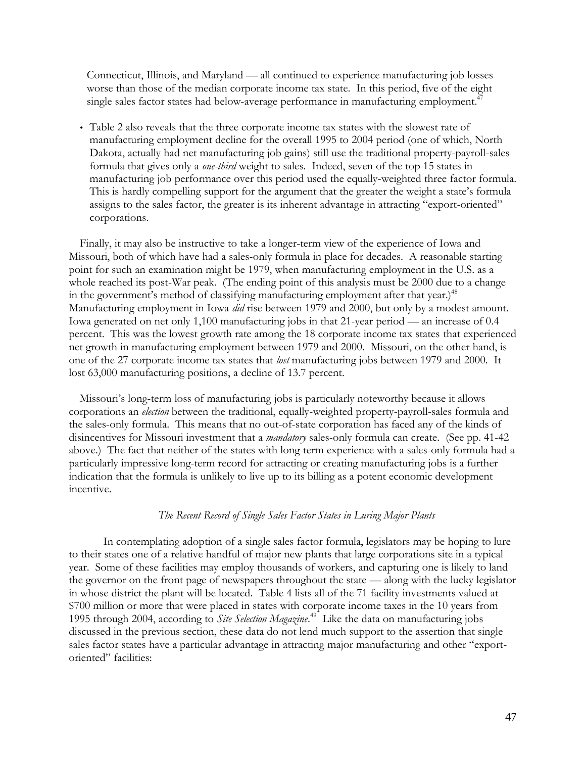Connecticut, Illinois, and Maryland — all continued to experience manufacturing job losses worse than those of the median corporate income tax state. In this period, five of the eight single sales factor states had below-average performance in manufacturing employment.[47]

- Table 2 also reveals that the three corporate income tax states with the slowest rate of manufacturing employment decline for the overall 1995 to 2004 period (one of which, North Dakota, actually had net manufacturing job gains) still use the traditional property-payroll-sales formula that gives only a *one-third* weight to sales. Indeed, seven of the top 15 states in manufacturing job performance over this period used the equally-weighted three factor formula. This is hardly compelling support for the argument that the greater the weight a state's formula assigns to the sales factor, the greater is its inherent advantage in attracting "export-oriented" corporations.

Finally, it may also be instructive to take a longer-term view of the experience of Iowa and Missouri, both of which have had a sales-only formula in place for decades. A reasonable starting point for such an examination might be 1979, when manufacturing employment in the U.S. as a whole reached its post-War peak. (The ending point of this analysis must be 2000 due to a change in the government's method of classifying manufacturing employment after that year.)[48] Manufacturing employment in Iowa *did* rise between 1979 and 2000, but only by a modest amount. Iowa generated on net only 1,100 manufacturing jobs in that 21-year period — an increase of 0.4 percent. This was the lowest growth rate among the 18 corporate income tax states that experienced net growth in manufacturing employment between 1979 and 2000. Missouri, on the other hand, is one of the 27 corporate income tax states that *lost* manufacturing jobs between 1979 and 2000. It lost 63,000 manufacturing positions, a decline of 13.7 percent.

Missouri's long-term loss of manufacturing jobs is particularly noteworthy because it allows corporations an *election* between the traditional, equally-weighted property-payroll-sales formula and the sales-only formula. This means that no out-of-state corporation has faced any of the kinds of disincentives for Missouri investment that a *mandatory* sales-only formula can create. (See pp. 41-42 above.) The fact that neither of the states with long-term experience with a sales-only formula had a particularly impressive long-term record for attracting or creating manufacturing jobs is a further indication that the formula is unlikely to live up to its billing as a potent economic development incentive.

*The Recent Record of Single Sales Factor States in Luring Major Plants*

In contemplating adoption of a single sales factor formula, legislators may be hoping to lure to their states one of a relative handful of major new plants that large corporations site in a typical year. Some of these facilities may employ thousands of workers, and capturing one is likely to land the governor on the front page of newspapers throughout the state — along with the lucky legislator in whose district the plant will be located. Table 4 lists all of the 71 facility investments valued at $700 million or more that were placed in states with corporate income taxes in the 10 years from 1995 through 2004, according to *Site Selection Magazine*.[49] Like the data on manufacturing jobs discussed in the previous section, these data do not lend much support to the assertion that single sales factor states have a particular advantage in attracting major manufacturing and other "export-oriented" facilities: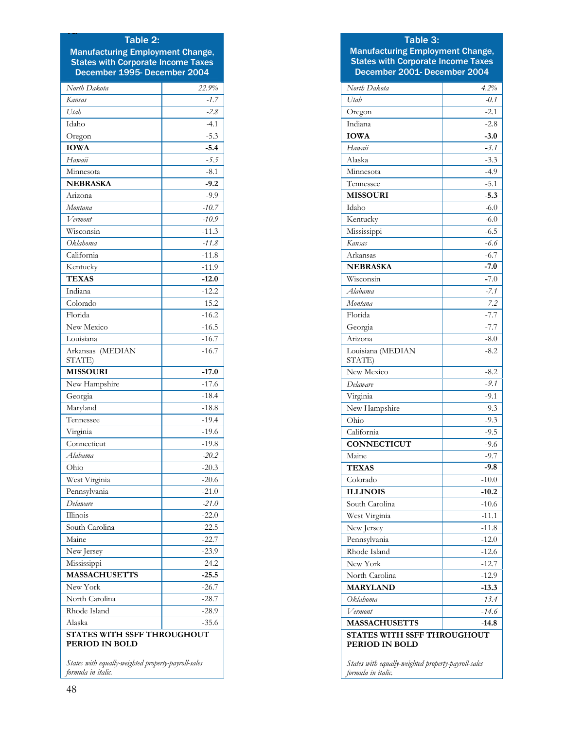**Table 2:**
**Manufacturing Employment Change, States with Corporate Income Taxes December 1995- December 2004**

| State | Change |
|---|---|
| *North Dakota* | *22.9%* |
| *Kansas* | *-1.7* |
| *Utah* | *-2.8* |
| Idaho | -4.1 |
| Oregon | -5.3 |
| **IOWA** | **-5.4** |
| *Hawaii* | *-5.5* |
| Minnesota | -8.1 |
| **NEBRASKA** | **-9.2** |
| Arizona | -9.9 |
| *Montana* | *-10.7* |
| *Vermont* | *-10.9* |
| Wisconsin | -11.3 |
| *Oklahoma* | *-11.8* |
| California | -11.8 |
| Kentucky | -11.9 |
| **TEXAS** | **-12.0** |
| Indiana | -12.2 |
| Colorado | -15.2 |
| Florida | -16.2 |
| New Mexico | -16.5 |
| Louisiana | -16.7 |
| Arkansas (MEDIAN STATE) | -16.7 |
| **MISSOURI** | **-17.0** |
| New Hampshire | -17.6 |
| Georgia | -18.4 |
| Maryland | -18.8 |
| Tennessee | -19.4 |
| Virginia | -19.6 |
| Connecticut | -19.8 |
| *Alabama* | *-20.2* |
| Ohio | -20.3 |
| West Virginia | -20.6 |
| Pennsylvania | -21.0 |
| *Delaware* | *-21.0* |
| Illinois | -22.0 |
| South Carolina | -22.5 |
| Maine | -22.7 |
| New Jersey | -23.9 |
| Mississippi | -24.2 |
| **MASSACHUSETTS** | **-25.5** |
| New York | -26.7 |
| North Carolina | -28.7 |
| Rhode Island | -28.9 |
| Alaska | -35.6 |

**STATES WITH SSFF THROUGHOUT PERIOD IN BOLD**

*States with equally-weighted property-payroll-sales formula in italic.*

**Table 3:**
**Manufacturing Employment Change, States with Corporate Income Taxes December 2001- December 2004**

| State | Change |
|---|---|
| *North Dakota* | *4.2%* |
| *Utah* | *-0.1* |
| Oregon | -2.1 |
| Indiana | -2.8 |
| **IOWA** | **-3.0** |
| *Hawaii* | *-3.1* |
| Alaska | -3.3 |
| Minnesota | -4.9 |
| Tennessee | -5.1 |
| **MISSOURI** | **-5.3** |
| Idaho | -6.0 |
| Kentucky | -6.0 |
| Mississippi | -6.5 |
| *Kansas* | *-6.6* |
| Arkansas | -6.7 |
| **NEBRASKA** | **-7.0** |
| Wisconsin | -7.0 |
| *Alabama* | *-7.1* |
| *Montana* | *-7.2* |
| Florida | -7.7 |
| Georgia | -7.7 |
| Arizona | -8.0 |
| Louisiana (MEDIAN STATE) | -8.2 |
| New Mexico | -8.2 |
| *Delaware* | *-9.1* |
| Virginia | -9.1 |
| New Hampshire | -9.3 |
| Ohio | -9.3 |
| California | -9.5 |
| **CONNECTICUT** | **-9.6** |
| Maine | -9.7 |
| **TEXAS** | **-9.8** |
| Colorado | -10.0 |
| **ILLINOIS** | **-10.2** |
| South Carolina | -10.6 |
| West Virginia | -11.1 |
| New Jersey | -11.8 |
| Pennsylvania | -12.0 |
| Rhode Island | -12.6 |
| New York | -12.7 |
| North Carolina | -12.9 |
| **MARYLAND** | **-13.3** |
| *Oklahoma* | *-13.4* |
| *Vermont* | *-14.6* |
| **MASSACHUSETTS** | **-14.8** |

**STATES WITH SSFF THROUGHOUT PERIOD IN BOLD**

*States with equally-weighted property-payroll-sales formula in italic.*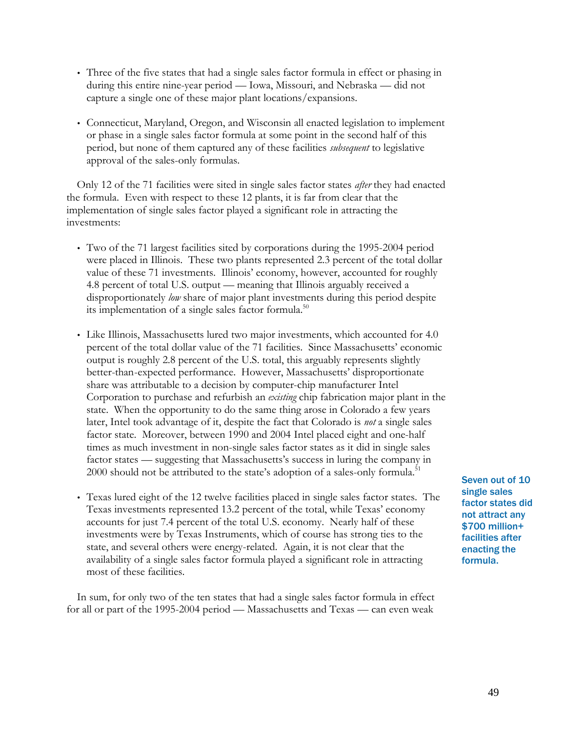- Three of the five states that had a single sales factor formula in effect or phasing in during this entire nine-year period — Iowa, Missouri, and Nebraska — did not capture a single one of these major plant locations/expansions.

- Connecticut, Maryland, Oregon, and Wisconsin all enacted legislation to implement or phase in a single sales factor formula at some point in the second half of this period, but none of them captured any of these facilities *subsequent* to legislative approval of the sales-only formulas.

Only 12 of the 71 facilities were sited in single sales factor states *after* they had enacted the formula. Even with respect to these 12 plants, it is far from clear that the implementation of single sales factor played a significant role in attracting the investments:

- Two of the 71 largest facilities sited by corporations during the 1995-2004 period were placed in Illinois. These two plants represented 2.3 percent of the total dollar value of these 71 investments. Illinois' economy, however, accounted for roughly 4.8 percent of total U.S. output — meaning that Illinois arguably received a disproportionately *low* share of major plant investments during this period despite its implementation of a single sales factor formula.[50]

- Like Illinois, Massachusetts lured two major investments, which accounted for 4.0 percent of the total dollar value of the 71 facilities. Since Massachusetts' economic output is roughly 2.8 percent of the U.S. total, this arguably represents slightly better-than-expected performance. However, Massachusetts' disproportionate share was attributable to a decision by computer-chip manufacturer Intel Corporation to purchase and refurbish an *existing* chip fabrication major plant in the state. When the opportunity to do the same thing arose in Colorado a few years later, Intel took advantage of it, despite the fact that Colorado is *not* a single sales factor state. Moreover, between 1990 and 2004 Intel placed eight and one-half times as much investment in non-single sales factor states as it did in single sales factor states — suggesting that Massachusetts's success in luring the company in 2000 should not be attributed to the state's adoption of a sales-only formula.[51]

- Texas lured eight of the 12 twelve facilities placed in single sales factor states. The Texas investments represented 13.2 percent of the total, while Texas' economy accounts for just 7.4 percent of the total U.S. economy. Nearly half of these investments were by Texas Instruments, which of course has strong ties to the state, and several others were energy-related. Again, it is not clear that the availability of a single sales factor formula played a significant role in attracting most of these facilities.

**Seven out of 10 single sales factor states did not attract any $700 million+ facilities after enacting the formula.**

In sum, for only two of the ten states that had a single sales factor formula in effect for all or part of the 1995-2004 period — Massachusetts and Texas — can even weak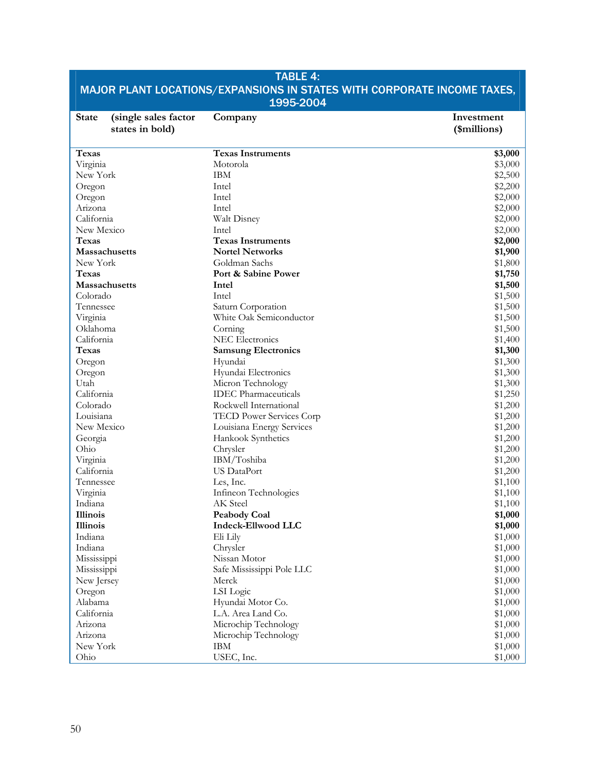## TABLE 4:
## MAJOR PLANT LOCATIONS/EXPANSIONS IN STATES WITH CORPORATE INCOME TAXES, 1995-2004

| State (single sales factor states in bold) | Company | Investment ($millions) |
|---|---|---|
| **Texas** | **Texas Instruments** | **$3,000** |
| Virginia | Motorola | $3,000 |
| New York | IBM | $2,500 |
| Oregon | Intel | $2,200 |
| Oregon | Intel | $2,000 |
| Arizona | Intel | $2,000 |
| California | Walt Disney | $2,000 |
| New Mexico | Intel | $2,000 |
| **Texas** | **Texas Instruments** | **$2,000** |
| **Massachusetts** | **Nortel Networks** | **$1,900** |
| New York | Goldman Sachs | $1,800 |
| **Texas** | **Port & Sabine Power** | **$1,750** |
| **Massachusetts** | **Intel** | **$1,500** |
| Colorado | Intel | $1,500 |
| Tennessee | Saturn Corporation | $1,500 |
| Virginia | White Oak Semiconductor | $1,500 |
| Oklahoma | Corning | $1,500 |
| California | NEC Electronics | $1,400 |
| **Texas** | **Samsung Electronics** | **$1,300** |
| Oregon | Hyundai | $1,300 |
| Oregon | Hyundai Electronics | $1,300 |
| Utah | Micron Technology | $1,300 |
| California | IDEC Pharmaceuticals | $1,250 |
| Colorado | Rockwell International | $1,200 |
| Louisiana | TECD Power Services Corp | $1,200 |
| New Mexico | Louisiana Energy Services | $1,200 |
| Georgia | Hankook Synthetics | $1,200 |
| Ohio | Chrysler | $1,200 |
| Virginia | IBM/Toshiba | $1,200 |
| California | US DataPort | $1,200 |
| Tennessee | Les, Inc. | $1,100 |
| Virginia | Infineon Technologies | $1,100 |
| Indiana | AK Steel | $1,100 |
| **Illinois** | **Peabody Coal** | **$1,000** |
| **Illinois** | **Indeck-Ellwood LLC** | **$1,000** |
| Indiana | Eli Lily | $1,000 |
| Indiana | Chrysler | $1,000 |
| Mississippi | Nissan Motor | $1,000 |
| Mississippi | Safe Mississippi Pole LLC | $1,000 |
| New Jersey | Merck | $1,000 |
| Oregon | LSI Logic | $1,000 |
| Alabama | Hyundai Motor Co. | $1,000 |
| California | L.A. Area Land Co. | $1,000 |
| Arizona | Microchip Technology | $1,000 |
| Arizona | Microchip Technology | $1,000 |
| New York | IBM | $1,000 |
| Ohio | USEC, Inc. | $1,000 |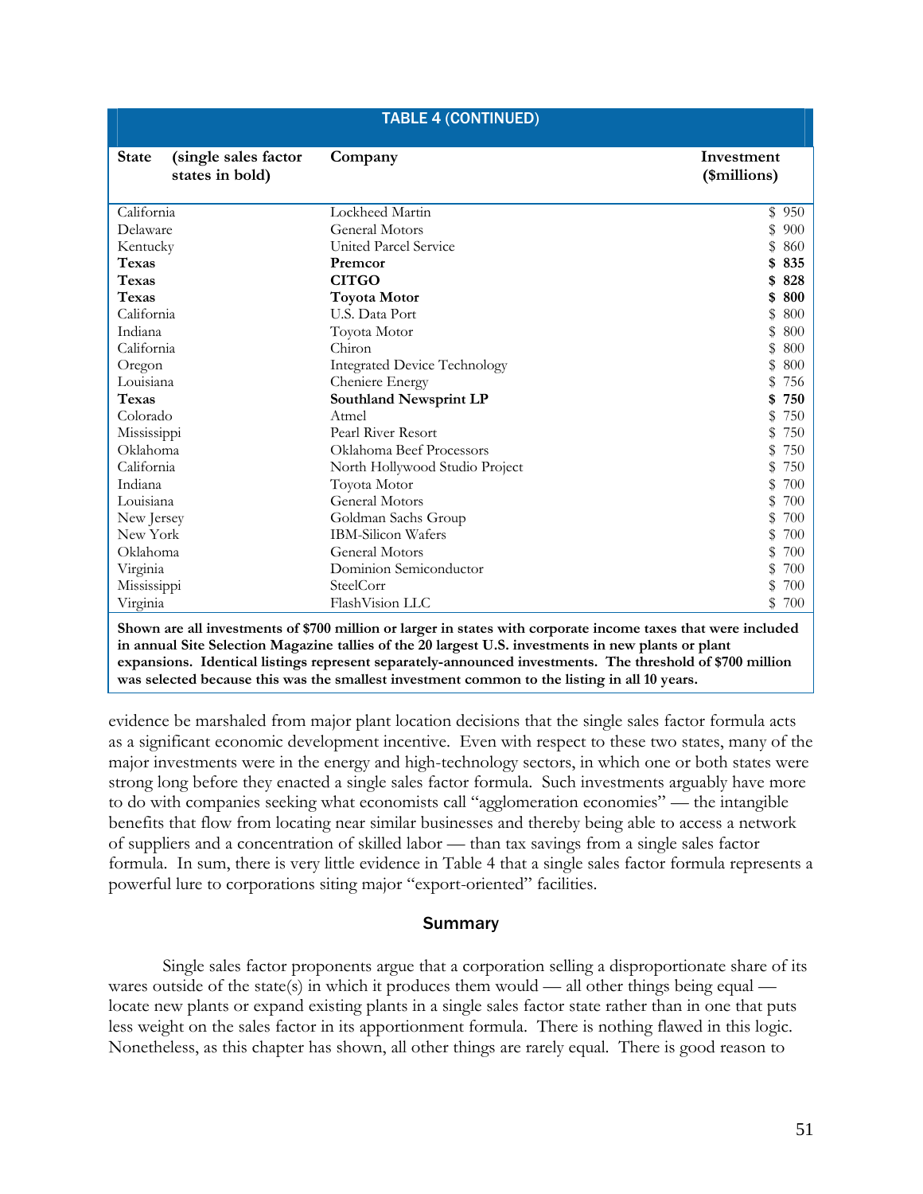**TABLE 4 (CONTINUED)**

| State (single sales factor states in bold) | Company | Investment ($millions) |
|---|---|---|
| California | Lockheed Martin | $ 950 |
| Delaware | General Motors | $ 900 |
| Kentucky | United Parcel Service | $ 860 |
| **Texas** | **Premcor** | **$ 835** |
| **Texas** | **CITGO** | **$ 828** |
| **Texas** | **Toyota Motor** | **$ 800** |
| California | U.S. Data Port | $ 800 |
| Indiana | Toyota Motor | $ 800 |
| California | Chiron | $ 800 |
| Oregon | Integrated Device Technology | $ 800 |
| Louisiana | Cheniere Energy | $ 756 |
| **Texas** | **Southland Newsprint LP** | **$ 750** |
| Colorado | Atmel | $ 750 |
| Mississippi | Pearl River Resort | $ 750 |
| Oklahoma | Oklahoma Beef Processors | $ 750 |
| California | North Hollywood Studio Project | $ 750 |
| Indiana | Toyota Motor | $ 700 |
| Louisiana | General Motors | $ 700 |
| New Jersey | Goldman Sachs Group | $ 700 |
| New York | IBM-Silicon Wafers | $ 700 |
| Oklahoma | General Motors | $ 700 |
| Virginia | Dominion Semiconductor | $ 700 |
| Mississippi | SteelCorr | $ 700 |
| Virginia | FlashVision LLC | $ 700 |

**Shown are all investments of $700 million or larger in states with corporate income taxes that were included in annual Site Selection Magazine tallies of the 20 largest U.S. investments in new plants or plant expansions. Identical listings represent separately-announced investments. The threshold of $700 million was selected because this was the smallest investment common to the listing in all 10 years.**

evidence be marshaled from major plant location decisions that the single sales factor formula acts as a significant economic development incentive. Even with respect to these two states, many of the major investments were in the energy and high-technology sectors, in which one or both states were strong long before they enacted a single sales factor formula. Such investments arguably have more to do with companies seeking what economists call "agglomeration economies" — the intangible benefits that flow from locating near similar businesses and thereby being able to access a network of suppliers and a concentration of skilled labor — than tax savings from a single sales factor formula. In sum, there is very little evidence in Table 4 that a single sales factor formula represents a powerful lure to corporations siting major "export-oriented" facilities.

## Summary

Single sales factor proponents argue that a corporation selling a disproportionate share of its wares outside of the state(s) in which it produces them would — all other things being equal — locate new plants or expand existing plants in a single sales factor state rather than in one that puts less weight on the sales factor in its apportionment formula. There is nothing flawed in this logic. Nonetheless, as this chapter has shown, all other things are rarely equal. There is good reason to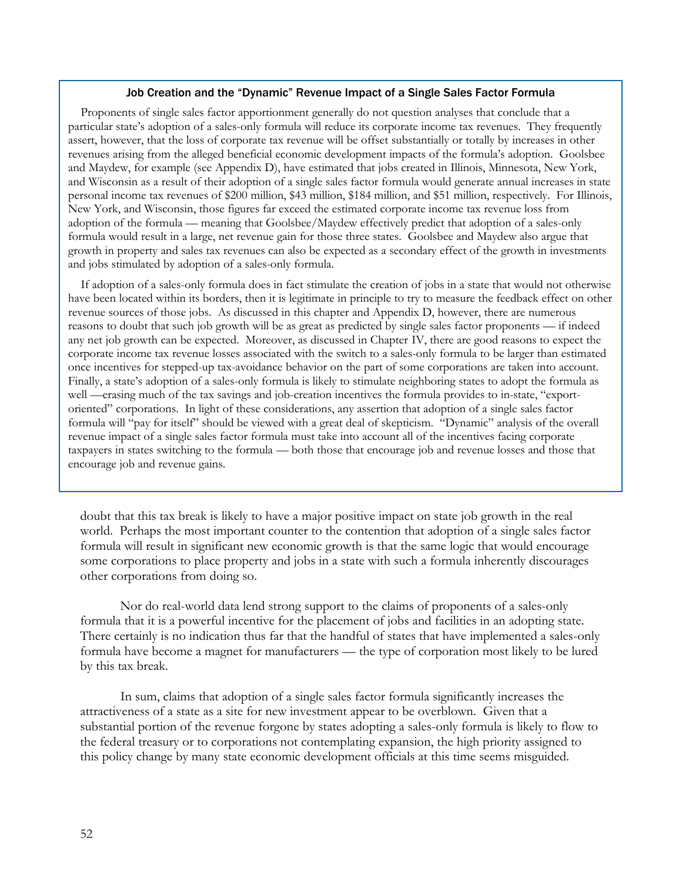### Job Creation and the "Dynamic" Revenue Impact of a Single Sales Factor Formula

Proponents of single sales factor apportionment generally do not question analyses that conclude that a particular state's adoption of a sales-only formula will reduce its corporate income tax revenues. They frequently assert, however, that the loss of corporate tax revenue will be offset substantially or totally by increases in other revenues arising from the alleged beneficial economic development impacts of the formula's adoption. Goolsbee and Maydew, for example (see Appendix D), have estimated that jobs created in Illinois, Minnesota, New York, and Wisconsin as a result of their adoption of a single sales factor formula would generate annual increases in state personal income tax revenues of $200 million, $43 million, $184 million, and $51 million, respectively. For Illinois, New York, and Wisconsin, those figures far exceed the estimated corporate income tax revenue loss from adoption of the formula — meaning that Goolsbee/Maydew effectively predict that adoption of a sales-only formula would result in a large, net revenue gain for those three states. Goolsbee and Maydew also argue that growth in property and sales tax revenues can also be expected as a secondary effect of the growth in investments and jobs stimulated by adoption of a sales-only formula.

If adoption of a sales-only formula does in fact stimulate the creation of jobs in a state that would not otherwise have been located within its borders, then it is legitimate in principle to try to measure the feedback effect on other revenue sources of those jobs. As discussed in this chapter and Appendix D, however, there are numerous reasons to doubt that such job growth will be as great as predicted by single sales factor proponents — if indeed any net job growth can be expected. Moreover, as discussed in Chapter IV, there are good reasons to expect the corporate income tax revenue losses associated with the switch to a sales-only formula to be larger than estimated once incentives for stepped-up tax-avoidance behavior on the part of some corporations are taken into account. Finally, a state's adoption of a sales-only formula is likely to stimulate neighboring states to adopt the formula as well —erasing much of the tax savings and job-creation incentives the formula provides to in-state, "export-oriented" corporations. In light of these considerations, any assertion that adoption of a single sales factor formula will "pay for itself" should be viewed with a great deal of skepticism. "Dynamic" analysis of the overall revenue impact of a single sales factor formula must take into account all of the incentives facing corporate taxpayers in states switching to the formula — both those that encourage job and revenue losses and those that encourage job and revenue gains.

doubt that this tax break is likely to have a major positive impact on state job growth in the real world. Perhaps the most important counter to the contention that adoption of a single sales factor formula will result in significant new economic growth is that the same logic that would encourage some corporations to place property and jobs in a state with such a formula inherently discourages other corporations from doing so.

Nor do real-world data lend strong support to the claims of proponents of a sales-only formula that it is a powerful incentive for the placement of jobs and facilities in an adopting state. There certainly is no indication thus far that the handful of states that have implemented a sales-only formula have become a magnet for manufacturers — the type of corporation most likely to be lured by this tax break.

In sum, claims that adoption of a single sales factor formula significantly increases the attractiveness of a state as a site for new investment appear to be overblown. Given that a substantial portion of the revenue forgone by states adopting a sales-only formula is likely to flow to the federal treasury or to corporations not contemplating expansion, the high priority assigned to this policy change by many state economic development officials at this time seems misguided.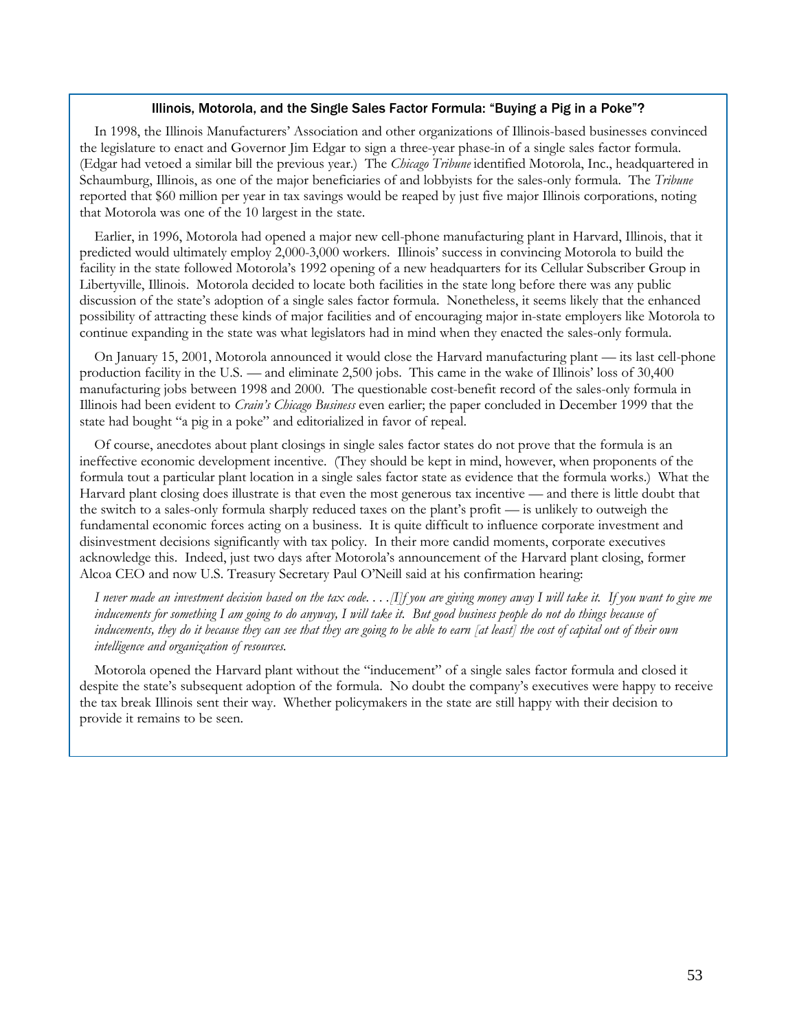### Illinois, Motorola, and the Single Sales Factor Formula: "Buying a Pig in a Poke"?

In 1998, the Illinois Manufacturers' Association and other organizations of Illinois-based businesses convinced the legislature to enact and Governor Jim Edgar to sign a three-year phase-in of a single sales factor formula. (Edgar had vetoed a similar bill the previous year.) The *Chicago Tribune* identified Motorola, Inc., headquartered in Schaumburg, Illinois, as one of the major beneficiaries of and lobbyists for the sales-only formula. The *Tribune* reported that $60 million per year in tax savings would be reaped by just five major Illinois corporations, noting that Motorola was one of the 10 largest in the state.

Earlier, in 1996, Motorola had opened a major new cell-phone manufacturing plant in Harvard, Illinois, that it predicted would ultimately employ 2,000-3,000 workers. Illinois' success in convincing Motorola to build the facility in the state followed Motorola's 1992 opening of a new headquarters for its Cellular Subscriber Group in Libertyville, Illinois. Motorola decided to locate both facilities in the state long before there was any public discussion of the state's adoption of a single sales factor formula. Nonetheless, it seems likely that the enhanced possibility of attracting these kinds of major facilities and of encouraging major in-state employers like Motorola to continue expanding in the state was what legislators had in mind when they enacted the sales-only formula.

On January 15, 2001, Motorola announced it would close the Harvard manufacturing plant — its last cell-phone production facility in the U.S. — and eliminate 2,500 jobs. This came in the wake of Illinois' loss of 30,400 manufacturing jobs between 1998 and 2000. The questionable cost-benefit record of the sales-only formula in Illinois had been evident to *Crain's Chicago Business* even earlier; the paper concluded in December 1999 that the state had bought "a pig in a poke" and editorialized in favor of repeal.

Of course, anecdotes about plant closings in single sales factor states do not prove that the formula is an ineffective economic development incentive. (They should be kept in mind, however, when proponents of the formula tout a particular plant location in a single sales factor state as evidence that the formula works.) What the Harvard plant closing does illustrate is that even the most generous tax incentive — and there is little doubt that the switch to a sales-only formula sharply reduced taxes on the plant's profit — is unlikely to outweigh the fundamental economic forces acting on a business. It is quite difficult to influence corporate investment and disinvestment decisions significantly with tax policy. In their more candid moments, corporate executives acknowledge this. Indeed, just two days after Motorola's announcement of the Harvard plant closing, former Alcoa CEO and now U.S. Treasury Secretary Paul O'Neill said at his confirmation hearing:

> *I never made an investment decision based on the tax code. . . .[I]f you are giving money away I will take it. If you want to give me inducements for something I am going to do anyway, I will take it. But good business people do not do things because of inducements, they do it because they can see that they are going to be able to earn [at least] the cost of capital out of their own intelligence and organization of resources.*

Motorola opened the Harvard plant without the "inducement" of a single sales factor formula and closed it despite the state's subsequent adoption of the formula. No doubt the company's executives were happy to receive the tax break Illinois sent their way. Whether policymakers in the state are still happy with their decision to provide it remains to be seen.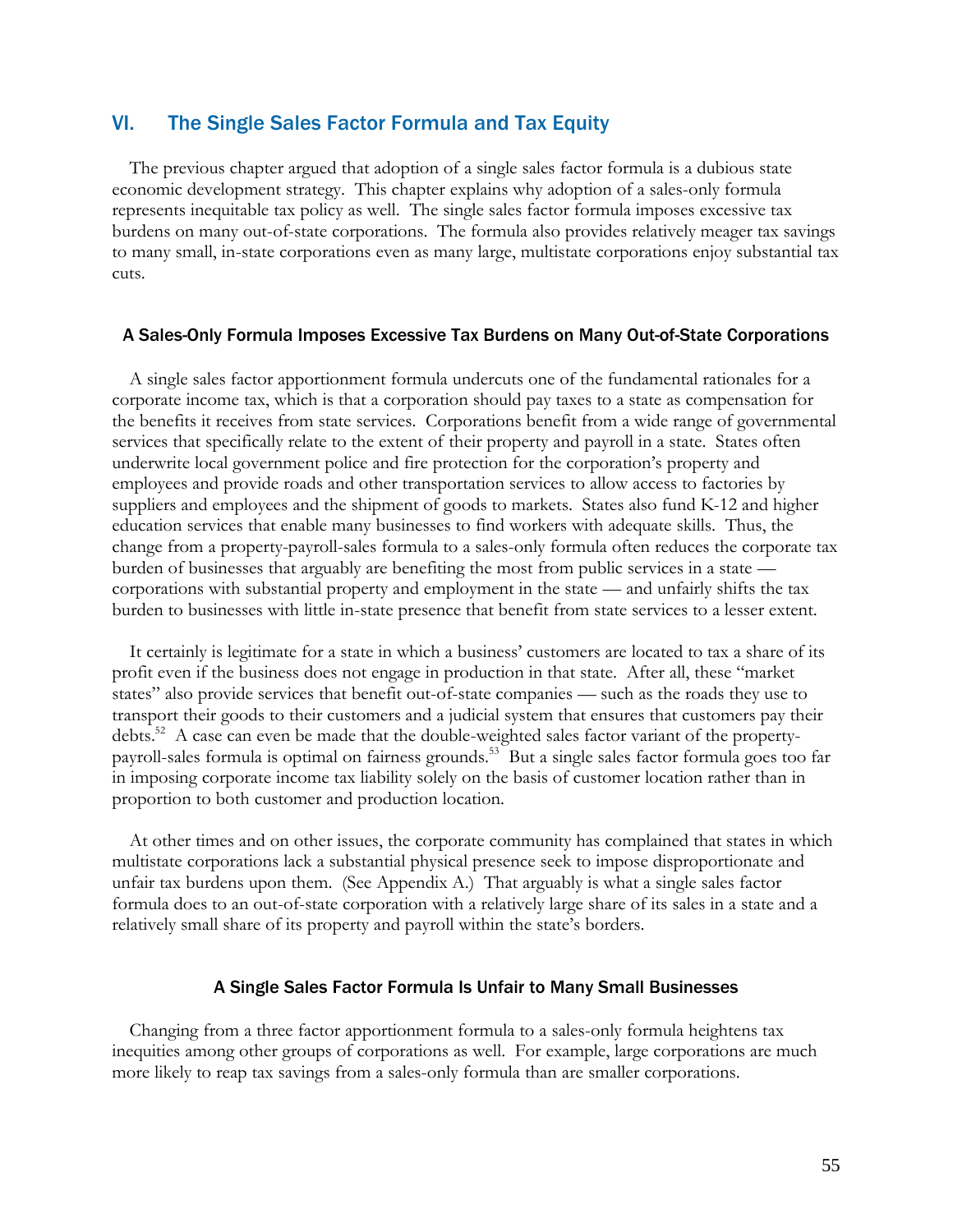## VI. The Single Sales Factor Formula and Tax Equity

The previous chapter argued that adoption of a single sales factor formula is a dubious state economic development strategy. This chapter explains why adoption of a sales-only formula represents inequitable tax policy as well. The single sales factor formula imposes excessive tax burdens on many out-of-state corporations. The formula also provides relatively meager tax savings to many small, in-state corporations even as many large, multistate corporations enjoy substantial tax cuts.

### A Sales-Only Formula Imposes Excessive Tax Burdens on Many Out-of-State Corporations

A single sales factor apportionment formula undercuts one of the fundamental rationales for a corporate income tax, which is that a corporation should pay taxes to a state as compensation for the benefits it receives from state services. Corporations benefit from a wide range of governmental services that specifically relate to the extent of their property and payroll in a state. States often underwrite local government police and fire protection for the corporation's property and employees and provide roads and other transportation services to allow access to factories by suppliers and employees and the shipment of goods to markets. States also fund K-12 and higher education services that enable many businesses to find workers with adequate skills. Thus, the change from a property-payroll-sales formula to a sales-only formula often reduces the corporate tax burden of businesses that arguably are benefiting the most from public services in a state — corporations with substantial property and employment in the state — and unfairly shifts the tax burden to businesses with little in-state presence that benefit from state services to a lesser extent.

It certainly is legitimate for a state in which a business' customers are located to tax a share of its profit even if the business does not engage in production in that state. After all, these "market states" also provide services that benefit out-of-state companies — such as the roads they use to transport their goods to their customers and a judicial system that ensures that customers pay their debts.[52] A case can even be made that the double-weighted sales factor variant of the property-payroll-sales formula is optimal on fairness grounds.[53] But a single sales factor formula goes too far in imposing corporate income tax liability solely on the basis of customer location rather than in proportion to both customer and production location.

At other times and on other issues, the corporate community has complained that states in which multistate corporations lack a substantial physical presence seek to impose disproportionate and unfair tax burdens upon them. (See Appendix A.) That arguably is what a single sales factor formula does to an out-of-state corporation with a relatively large share of its sales in a state and a relatively small share of its property and payroll within the state's borders.

### A Single Sales Factor Formula Is Unfair to Many Small Businesses

Changing from a three factor apportionment formula to a sales-only formula heightens tax inequities among other groups of corporations as well. For example, large corporations are much more likely to reap tax savings from a sales-only formula than are smaller corporations.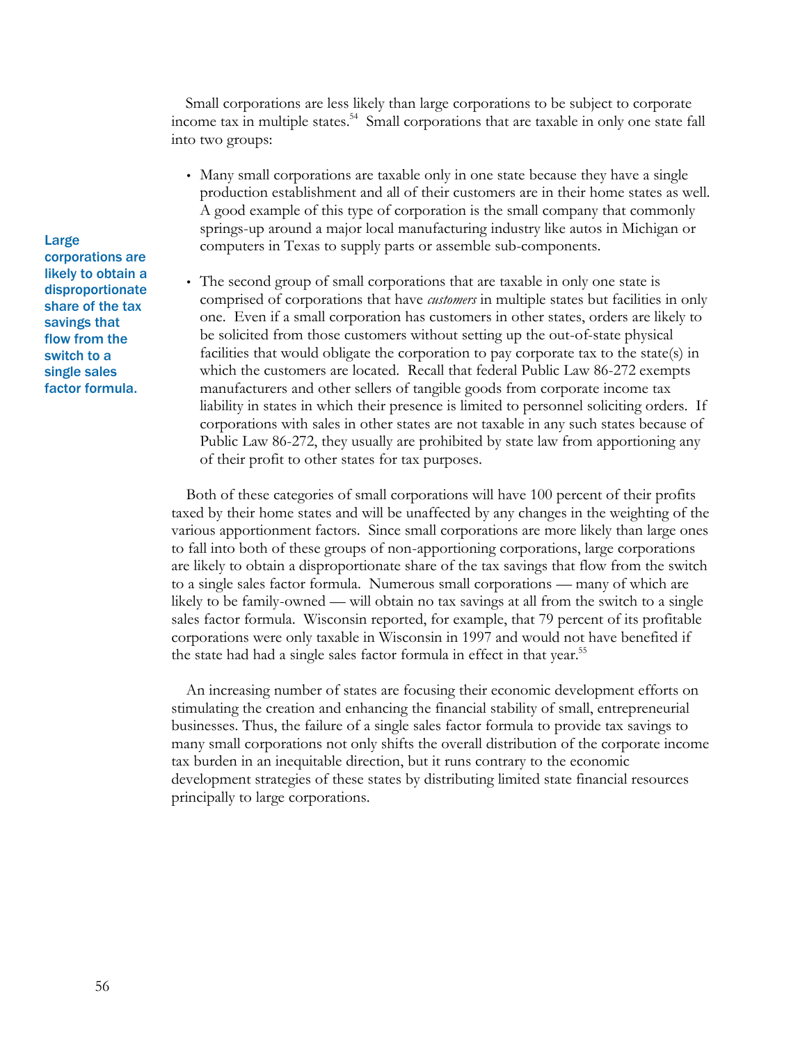Small corporations are less likely than large corporations to be subject to corporate income tax in multiple states.[54] Small corporations that are taxable in only one state fall into two groups:

- Many small corporations are taxable only in one state because they have a single production establishment and all of their customers are in their home states as well. A good example of this type of corporation is the small company that commonly springs-up around a major local manufacturing industry like autos in Michigan or computers in Texas to supply parts or assemble sub-components.

- The second group of small corporations that are taxable in only one state is comprised of corporations that have *customers* in multiple states but facilities in only one. Even if a small corporation has customers in other states, orders are likely to be solicited from those customers without setting up the out-of-state physical facilities that would obligate the corporation to pay corporate tax to the state(s) in which the customers are located. Recall that federal Public Law 86-272 exempts manufacturers and other sellers of tangible goods from corporate income tax liability in states in which their presence is limited to personnel soliciting orders. If corporations with sales in other states are not taxable in any such states because of Public Law 86-272, they usually are prohibited by state law from apportioning any of their profit to other states for tax purposes.

**Large corporations are likely to obtain a disproportionate share of the tax savings that flow from the switch to a single sales factor formula.**

Both of these categories of small corporations will have 100 percent of their profits taxed by their home states and will be unaffected by any changes in the weighting of the various apportionment factors. Since small corporations are more likely than large ones to fall into both of these groups of non-apportioning corporations, large corporations are likely to obtain a disproportionate share of the tax savings that flow from the switch to a single sales factor formula. Numerous small corporations — many of which are likely to be family-owned — will obtain no tax savings at all from the switch to a single sales factor formula. Wisconsin reported, for example, that 79 percent of its profitable corporations were only taxable in Wisconsin in 1997 and would not have benefited if the state had had a single sales factor formula in effect in that year.[55]

An increasing number of states are focusing their economic development efforts on stimulating the creation and enhancing the financial stability of small, entrepreneurial businesses. Thus, the failure of a single sales factor formula to provide tax savings to many small corporations not only shifts the overall distribution of the corporate income tax burden in an inequitable direction, but it runs contrary to the economic development strategies of these states by distributing limited state financial resources principally to large corporations.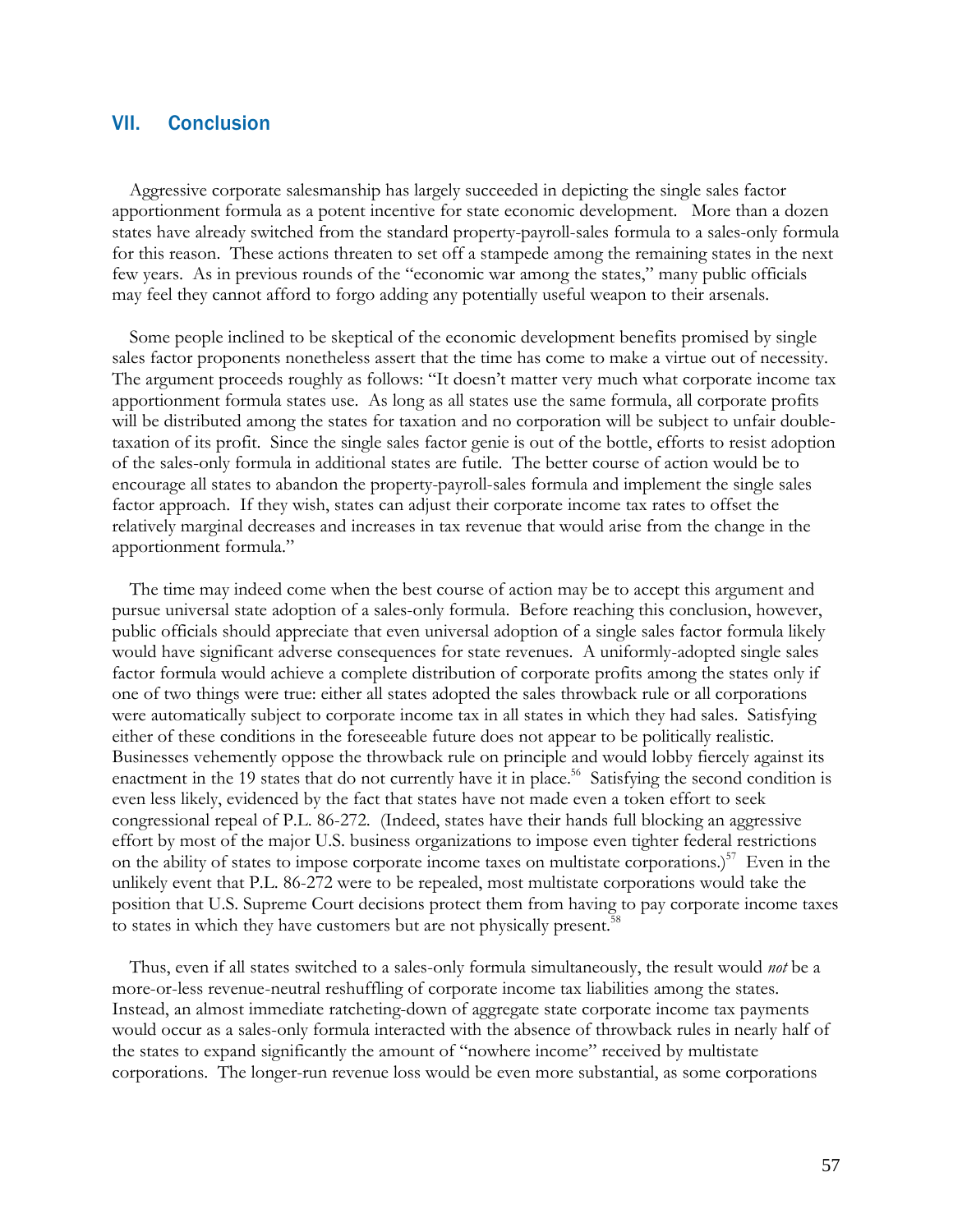## VII. Conclusion

Aggressive corporate salesmanship has largely succeeded in depicting the single sales factor apportionment formula as a potent incentive for state economic development. More than a dozen states have already switched from the standard property-payroll-sales formula to a sales-only formula for this reason. These actions threaten to set off a stampede among the remaining states in the next few years. As in previous rounds of the "economic war among the states," many public officials may feel they cannot afford to forgo adding any potentially useful weapon to their arsenals.

Some people inclined to be skeptical of the economic development benefits promised by single sales factor proponents nonetheless assert that the time has come to make a virtue out of necessity. The argument proceeds roughly as follows: "It doesn't matter very much what corporate income tax apportionment formula states use. As long as all states use the same formula, all corporate profits will be distributed among the states for taxation and no corporation will be subject to unfair double-taxation of its profit. Since the single sales factor genie is out of the bottle, efforts to resist adoption of the sales-only formula in additional states are futile. The better course of action would be to encourage all states to abandon the property-payroll-sales formula and implement the single sales factor approach. If they wish, states can adjust their corporate income tax rates to offset the relatively marginal decreases and increases in tax revenue that would arise from the change in the apportionment formula."

The time may indeed come when the best course of action may be to accept this argument and pursue universal state adoption of a sales-only formula. Before reaching this conclusion, however, public officials should appreciate that even universal adoption of a single sales factor formula likely would have significant adverse consequences for state revenues. A uniformly-adopted single sales factor formula would achieve a complete distribution of corporate profits among the states only if one of two things were true: either all states adopted the sales throwback rule or all corporations were automatically subject to corporate income tax in all states in which they had sales. Satisfying either of these conditions in the foreseeable future does not appear to be politically realistic. Businesses vehemently oppose the throwback rule on principle and would lobby fiercely against its enactment in the 19 states that do not currently have it in place.[56] Satisfying the second condition is even less likely, evidenced by the fact that states have not made even a token effort to seek congressional repeal of P.L. 86-272. (Indeed, states have their hands full blocking an aggressive effort by most of the major U.S. business organizations to impose even tighter federal restrictions on the ability of states to impose corporate income taxes on multistate corporations.)[57] Even in the unlikely event that P.L. 86-272 were to be repealed, most multistate corporations would take the position that U.S. Supreme Court decisions protect them from having to pay corporate income taxes to states in which they have customers but are not physically present.[58]

Thus, even if all states switched to a sales-only formula simultaneously, the result would *not* be a more-or-less revenue-neutral reshuffling of corporate income tax liabilities among the states. Instead, an almost immediate ratcheting-down of aggregate state corporate income tax payments would occur as a sales-only formula interacted with the absence of throwback rules in nearly half of the states to expand significantly the amount of "nowhere income" received by multistate corporations. The longer-run revenue loss would be even more substantial, as some corporations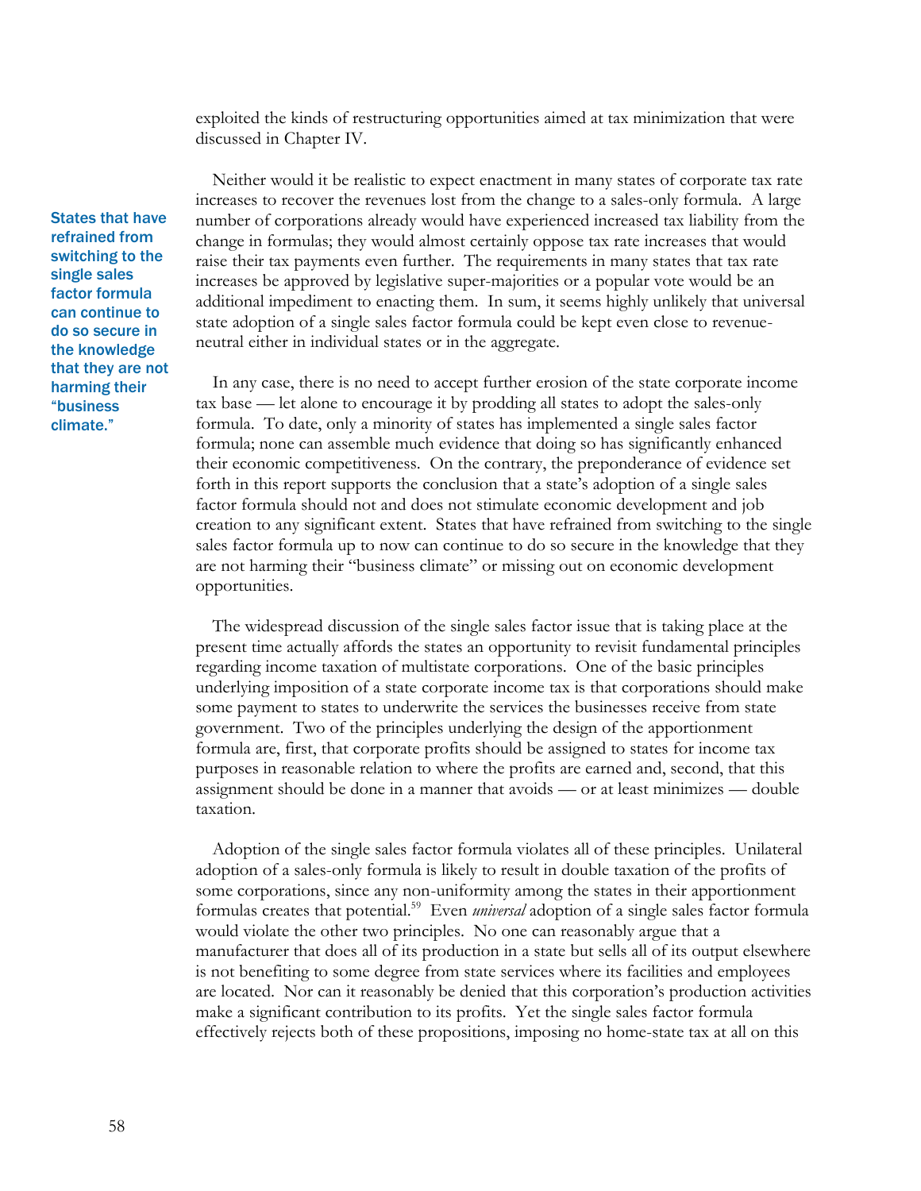exploited the kinds of restructuring opportunities aimed at tax minimization that were discussed in Chapter IV.

Neither would it be realistic to expect enactment in many states of corporate tax rate increases to recover the revenues lost from the change to a sales-only formula. A large number of corporations already would have experienced increased tax liability from the change in formulas; they would almost certainly oppose tax rate increases that would raise their tax payments even further. The requirements in many states that tax rate increases be approved by legislative super-majorities or a popular vote would be an additional impediment to enacting them. In sum, it seems highly unlikely that universal state adoption of a single sales factor formula could be kept even close to revenue-neutral either in individual states or in the aggregate.

**States that have refrained from switching to the single sales factor formula can continue to do so secure in the knowledge that they are not harming their "business climate."**

In any case, there is no need to accept further erosion of the state corporate income tax base — let alone to encourage it by prodding all states to adopt the sales-only formula. To date, only a minority of states has implemented a single sales factor formula; none can assemble much evidence that doing so has significantly enhanced their economic competitiveness. On the contrary, the preponderance of evidence set forth in this report supports the conclusion that a state's adoption of a single sales factor formula should not and does not stimulate economic development and job creation to any significant extent. States that have refrained from switching to the single sales factor formula up to now can continue to do so secure in the knowledge that they are not harming their "business climate" or missing out on economic development opportunities.

The widespread discussion of the single sales factor issue that is taking place at the present time actually affords the states an opportunity to revisit fundamental principles regarding income taxation of multistate corporations. One of the basic principles underlying imposition of a state corporate income tax is that corporations should make some payment to states to underwrite the services the businesses receive from state government. Two of the principles underlying the design of the apportionment formula are, first, that corporate profits should be assigned to states for income tax purposes in reasonable relation to where the profits are earned and, second, that this assignment should be done in a manner that avoids — or at least minimizes — double taxation.

Adoption of the single sales factor formula violates all of these principles. Unilateral adoption of a sales-only formula is likely to result in double taxation of the profits of some corporations, since any non-uniformity among the states in their apportionment formulas creates that potential.[59] Even *universal* adoption of a single sales factor formula would violate the other two principles. No one can reasonably argue that a manufacturer that does all of its production in a state but sells all of its output elsewhere is not benefiting to some degree from state services where its facilities and employees are located. Nor can it reasonably be denied that this corporation's production activities make a significant contribution to its profits. Yet the single sales factor formula effectively rejects both of these propositions, imposing no home-state tax at all on this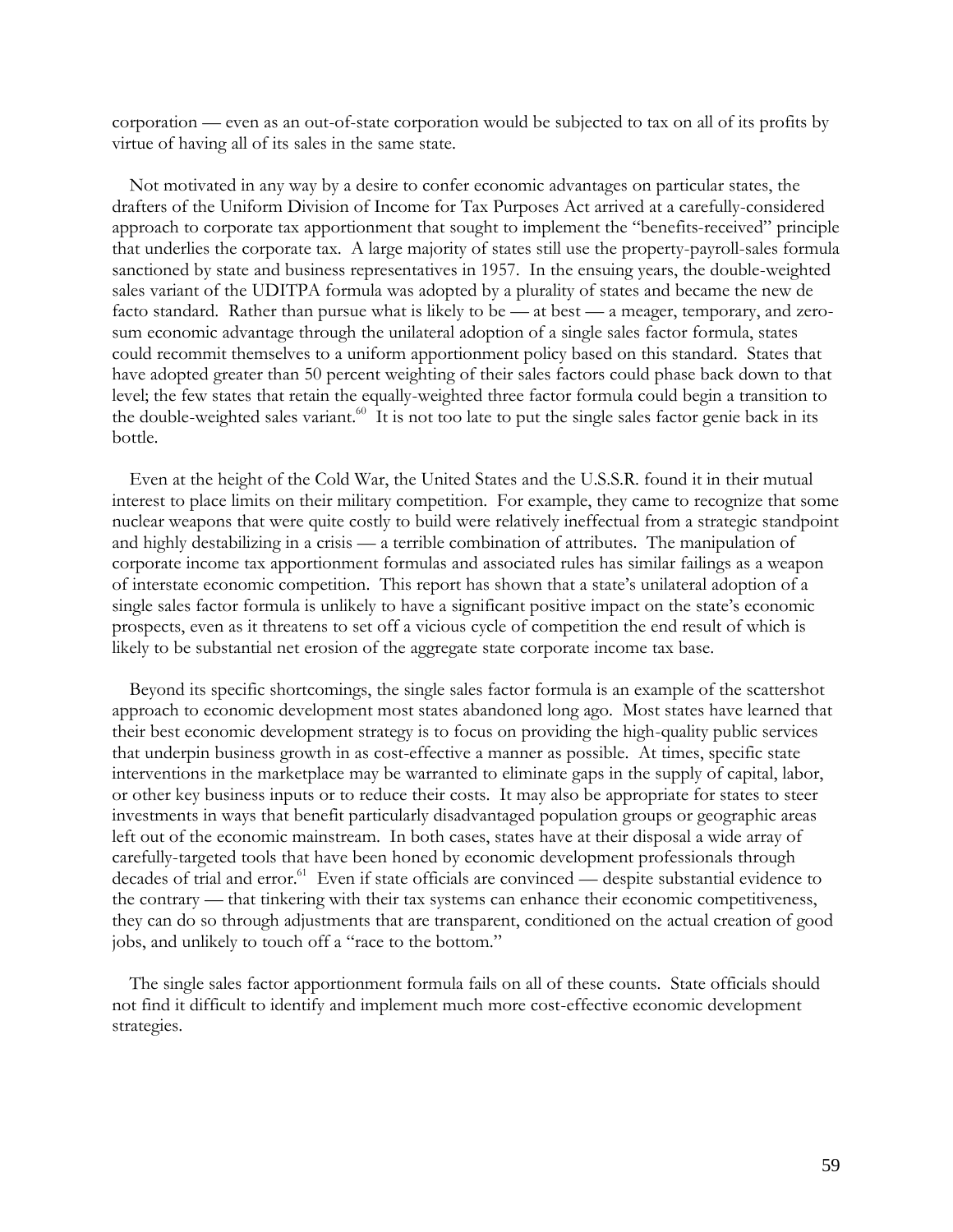corporation — even as an out-of-state corporation would be subjected to tax on all of its profits by virtue of having all of its sales in the same state.

Not motivated in any way by a desire to confer economic advantages on particular states, the drafters of the Uniform Division of Income for Tax Purposes Act arrived at a carefully-considered approach to corporate tax apportionment that sought to implement the "benefits-received" principle that underlies the corporate tax. A large majority of states still use the property-payroll-sales formula sanctioned by state and business representatives in 1957. In the ensuing years, the double-weighted sales variant of the UDITPA formula was adopted by a plurality of states and became the new de facto standard. Rather than pursue what is likely to be — at best — a meager, temporary, and zero-sum economic advantage through the unilateral adoption of a single sales factor formula, states could recommit themselves to a uniform apportionment policy based on this standard. States that have adopted greater than 50 percent weighting of their sales factors could phase back down to that level; the few states that retain the equally-weighted three factor formula could begin a transition to the double-weighted sales variant.[60] It is not too late to put the single sales factor genie back in its bottle.

Even at the height of the Cold War, the United States and the U.S.S.R. found it in their mutual interest to place limits on their military competition. For example, they came to recognize that some nuclear weapons that were quite costly to build were relatively ineffectual from a strategic standpoint and highly destabilizing in a crisis — a terrible combination of attributes. The manipulation of corporate income tax apportionment formulas and associated rules has similar failings as a weapon of interstate economic competition. This report has shown that a state's unilateral adoption of a single sales factor formula is unlikely to have a significant positive impact on the state's economic prospects, even as it threatens to set off a vicious cycle of competition the end result of which is likely to be substantial net erosion of the aggregate state corporate income tax base.

Beyond its specific shortcomings, the single sales factor formula is an example of the scattershot approach to economic development most states abandoned long ago. Most states have learned that their best economic development strategy is to focus on providing the high-quality public services that underpin business growth in as cost-effective a manner as possible. At times, specific state interventions in the marketplace may be warranted to eliminate gaps in the supply of capital, labor, or other key business inputs or to reduce their costs. It may also be appropriate for states to steer investments in ways that benefit particularly disadvantaged population groups or geographic areas left out of the economic mainstream. In both cases, states have at their disposal a wide array of carefully-targeted tools that have been honed by economic development professionals through decades of trial and error.[61] Even if state officials are convinced — despite substantial evidence to the contrary — that tinkering with their tax systems can enhance their economic competitiveness, they can do so through adjustments that are transparent, conditioned on the actual creation of good jobs, and unlikely to touch off a "race to the bottom."

The single sales factor apportionment formula fails on all of these counts. State officials should not find it difficult to identify and implement much more cost-effective economic development strategies.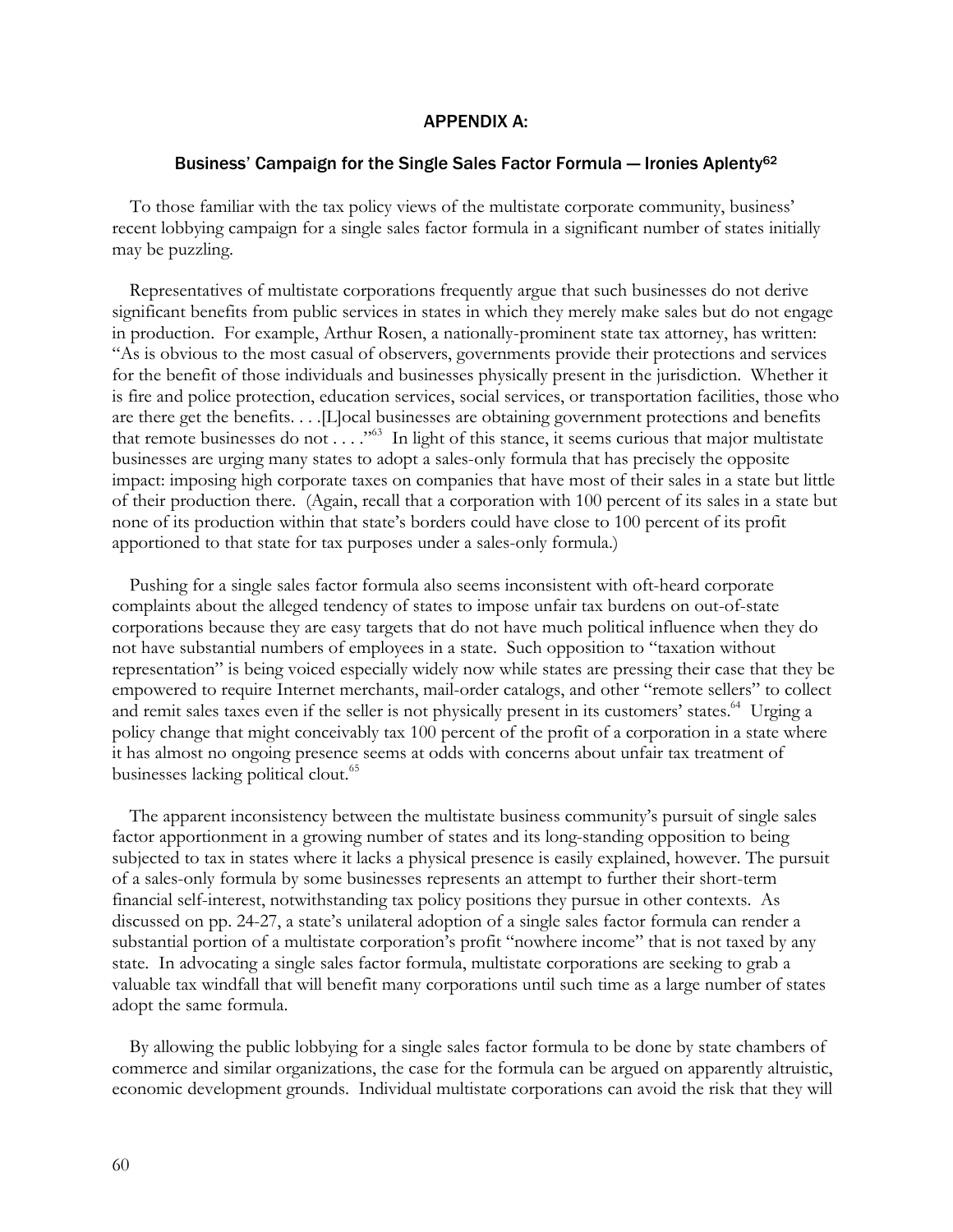## APPENDIX A:

### Business' Campaign for the Single Sales Factor Formula — Ironies Aplenty[62]

To those familiar with the tax policy views of the multistate corporate community, business' recent lobbying campaign for a single sales factor formula in a significant number of states initially may be puzzling.

Representatives of multistate corporations frequently argue that such businesses do not derive significant benefits from public services in states in which they merely make sales but do not engage in production. For example, Arthur Rosen, a nationally-prominent state tax attorney, has written: "As is obvious to the most casual of observers, governments provide their protections and services for the benefit of those individuals and businesses physically present in the jurisdiction. Whether it is fire and police protection, education services, social services, or transportation facilities, those who are there get the benefits. . . .[L]ocal businesses are obtaining government protections and benefits that remote businesses do not . . . ."[63] In light of this stance, it seems curious that major multistate businesses are urging many states to adopt a sales-only formula that has precisely the opposite impact: imposing high corporate taxes on companies that have most of their sales in a state but little of their production there. (Again, recall that a corporation with 100 percent of its sales in a state but none of its production within that state's borders could have close to 100 percent of its profit apportioned to that state for tax purposes under a sales-only formula.)

Pushing for a single sales factor formula also seems inconsistent with oft-heard corporate complaints about the alleged tendency of states to impose unfair tax burdens on out-of-state corporations because they are easy targets that do not have much political influence when they do not have substantial numbers of employees in a state. Such opposition to "taxation without representation" is being voiced especially widely now while states are pressing their case that they be empowered to require Internet merchants, mail-order catalogs, and other "remote sellers" to collect and remit sales taxes even if the seller is not physically present in its customers' states.[64] Urging a policy change that might conceivably tax 100 percent of the profit of a corporation in a state where it has almost no ongoing presence seems at odds with concerns about unfair tax treatment of businesses lacking political clout.[65]

The apparent inconsistency between the multistate business community's pursuit of single sales factor apportionment in a growing number of states and its long-standing opposition to being subjected to tax in states where it lacks a physical presence is easily explained, however. The pursuit of a sales-only formula by some businesses represents an attempt to further their short-term financial self-interest, notwithstanding tax policy positions they pursue in other contexts. As discussed on pp. 24-27, a state's unilateral adoption of a single sales factor formula can render a substantial portion of a multistate corporation's profit "nowhere income" that is not taxed by any state. In advocating a single sales factor formula, multistate corporations are seeking to grab a valuable tax windfall that will benefit many corporations until such time as a large number of states adopt the same formula.

By allowing the public lobbying for a single sales factor formula to be done by state chambers of commerce and similar organizations, the case for the formula can be argued on apparently altruistic, economic development grounds. Individual multistate corporations can avoid the risk that they will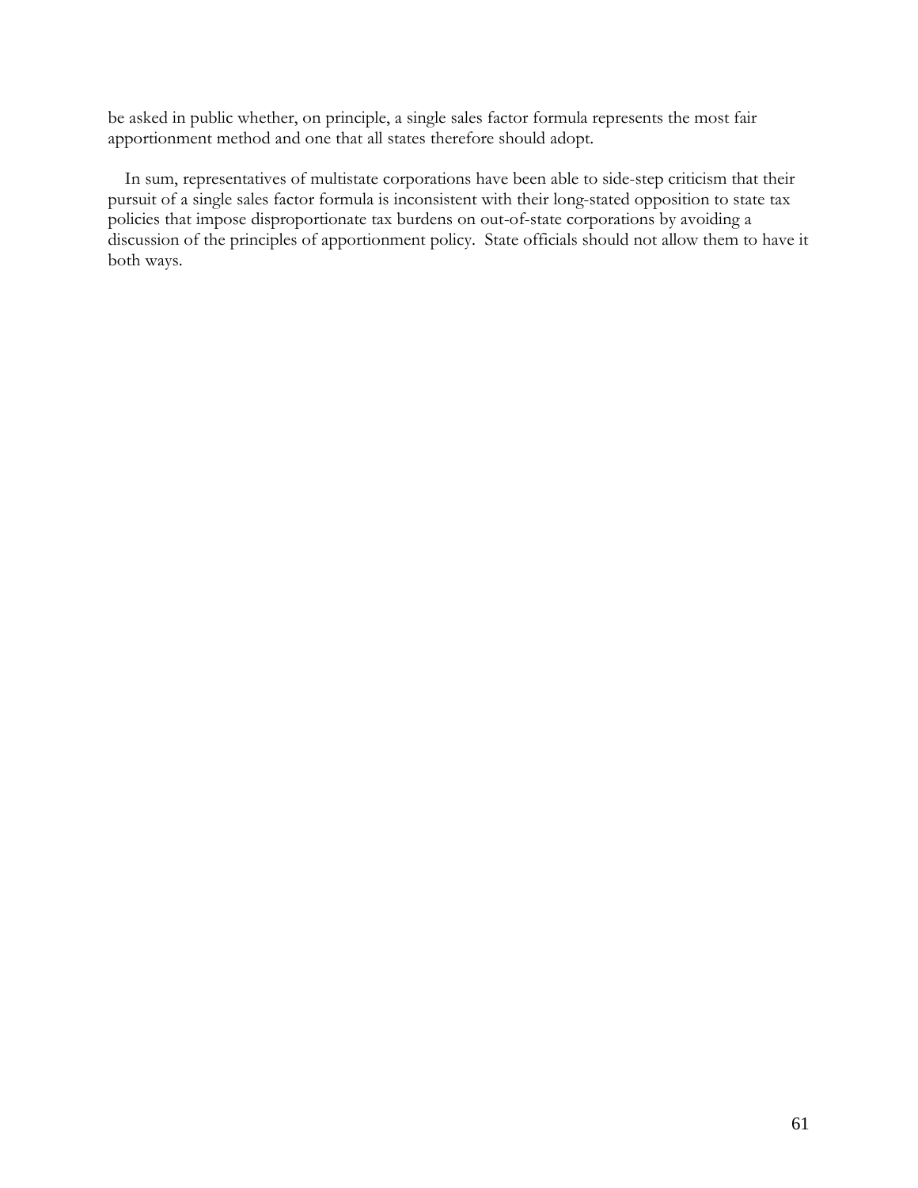be asked in public whether, on principle, a single sales factor formula represents the most fair apportionment method and one that all states therefore should adopt.

In sum, representatives of multistate corporations have been able to side-step criticism that their pursuit of a single sales factor formula is inconsistent with their long-stated opposition to state tax policies that impose disproportionate tax burdens on out-of-state corporations by avoiding a discussion of the principles of apportionment policy. State officials should not allow them to have it both ways.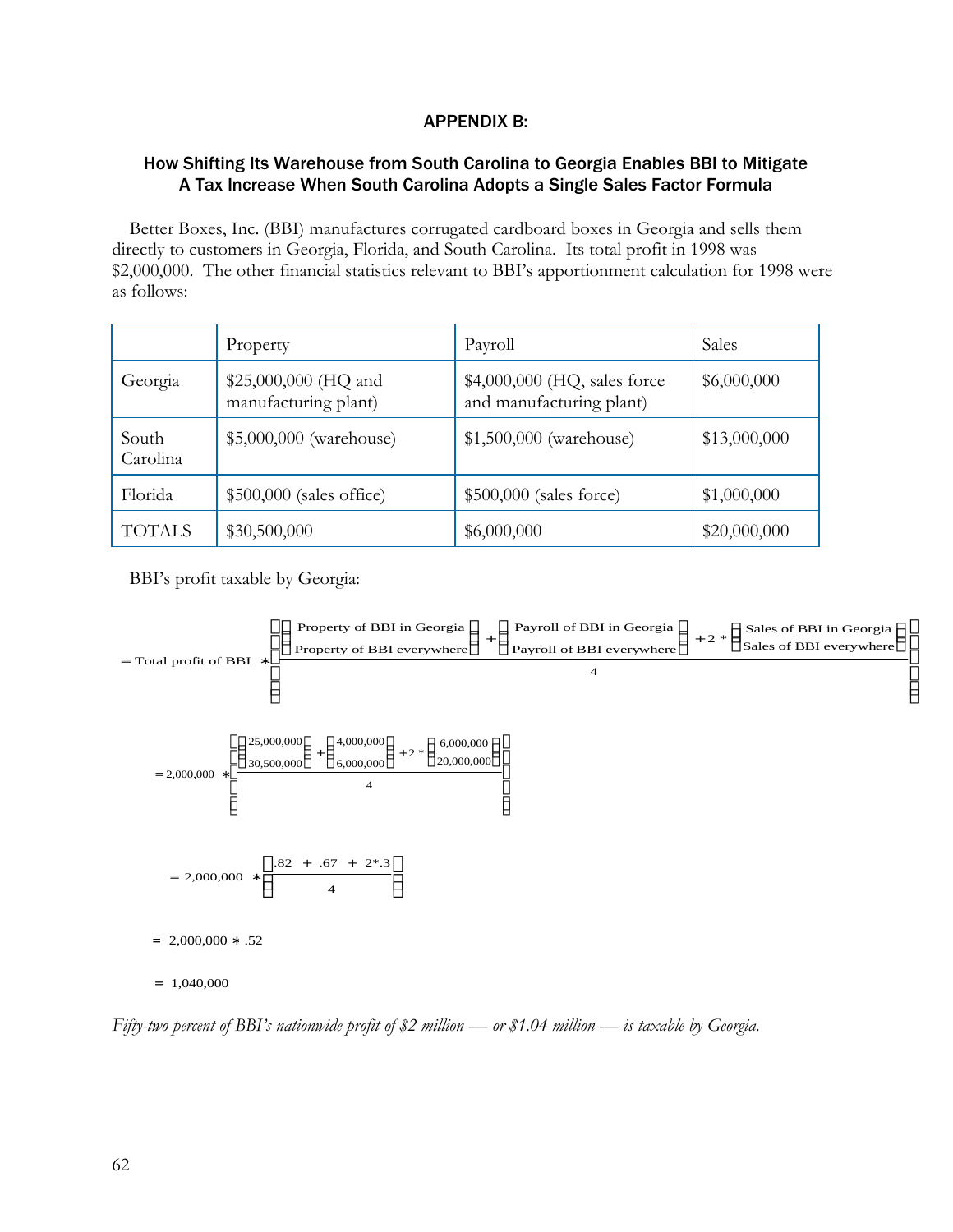## APPENDIX B:

### How Shifting Its Warehouse from South Carolina to Georgia Enables BBI to Mitigate A Tax Increase When South Carolina Adopts a Single Sales Factor Formula

Better Boxes, Inc. (BBI) manufactures corrugated cardboard boxes in Georgia and sells them directly to customers in Georgia, Florida, and South Carolina. Its total profit in 1998 was $2,000,000. The other financial statistics relevant to BBI's apportionment calculation for 1998 were as follows:

| | Property | Payroll | Sales |
|---|---|---|---|
| Georgia | $25,000,000 (HQ and manufacturing plant) | $4,000,000 (HQ, sales force and manufacturing plant) | $6,000,000 |
| South Carolina | $5,000,000 (warehouse) | $1,500,000 (warehouse) | $13,000,000 |
| Florida | $500,000 (sales office) | $500,000 (sales force) | $1,000,000 |
| TOTALS | $30,500,000 | $6,000,000 | $20,000,000 |

BBI's profit taxable by Georgia:

$$= \text{Total profit of BBI} * \left[ \frac{\left(\frac{\text{Property of BBI in Georgia}}{\text{Property of BBI everywhere}}\right) + \left(\frac{\text{Payroll of BBI in Georgia}}{\text{Payroll of BBI everywhere}}\right) + 2 * \left(\frac{\text{Sales of BBI in Georgia}}{\text{Sales of BBI everywhere}}\right)}{4} \right]$$

$$= 2{,}000{,}000 * \left[ \frac{\left(\frac{25{,}000{,}000}{30{,}500{,}000}\right) + \left(\frac{4{,}000{,}000}{6{,}000{,}000}\right) + 2 * \left(\frac{6{,}000{,}000}{20{,}000{,}000}\right)}{4} \right]$$

$$= 2{,}000{,}000 * \left[ \frac{.82 + .67 + 2 * .3}{4} \right]$$

$$= 2{,}000{,}000 * .52$$

$$= 1{,}040{,}000$$

*Fifty-two percent of BBI's nationwide profit of $2 million — or $1.04 million — is taxable by Georgia.*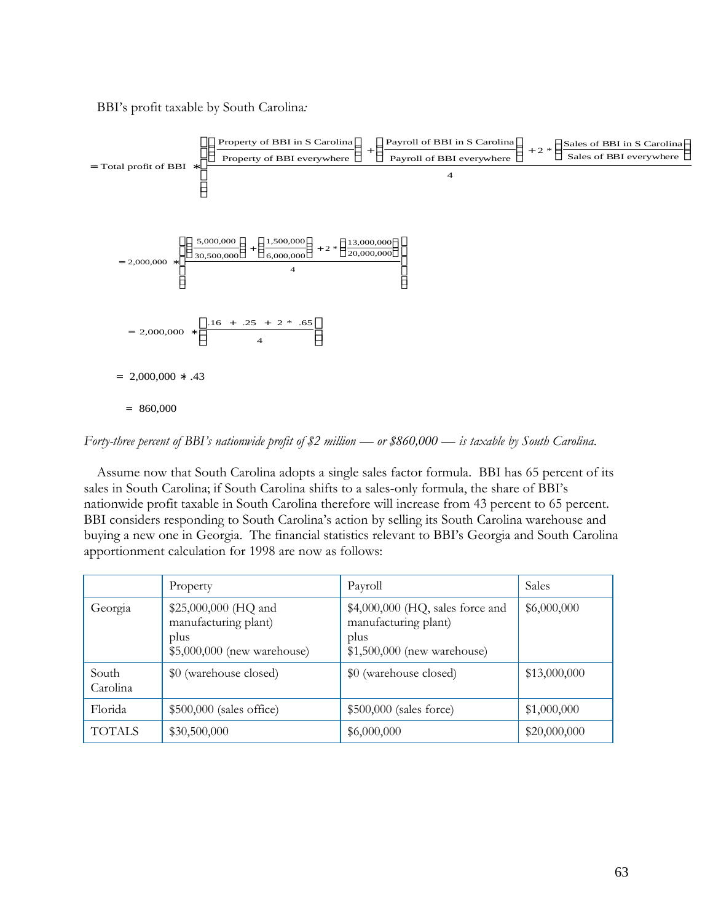BBI's profit taxable by South Carolina*:*

$$= \text{Total profit of BBI} * \left( \frac{\left(\frac{\text{Property of BBI in S Carolina}}{\text{Property of BBI everywhere}}\right) + \left(\frac{\text{Payroll of BBI in S Carolina}}{\text{Payroll of BBI everywhere}}\right) + 2 * \left(\frac{\text{Sales of BBI in S Carolina}}{\text{Sales of BBI everywhere}}\right)}{4} \right)$$

$$= 2{,}000{,}000 * \left( \frac{\left(\frac{5{,}000{,}000}{30{,}500{,}000}\right) + \left(\frac{1{,}500{,}000}{6{,}000{,}000}\right) + 2 * \left(\frac{13{,}000{,}000}{20{,}000{,}000}\right)}{4} \right)$$

$$= 2{,}000{,}000 * \left( \frac{.16 + .25 + 2 * .65}{4} \right)$$

$$= 2{,}000{,}000 * .43$$

$$= 860{,}000$$

*Forty-three percent of BBI's nationwide profit of $2 million — or $860,000 — is taxable by South Carolina.*

Assume now that South Carolina adopts a single sales factor formula. BBI has 65 percent of its sales in South Carolina; if South Carolina shifts to a sales-only formula, the share of BBI's nationwide profit taxable in South Carolina therefore will increase from 43 percent to 65 percent. BBI considers responding to South Carolina's action by selling its South Carolina warehouse and buying a new one in Georgia. The financial statistics relevant to BBI's Georgia and South Carolina apportionment calculation for 1998 are now as follows:

| | Property | Payroll | Sales |
|---|---|---|---|
| Georgia | $25,000,000 (HQ and manufacturing plant) plus $5,000,000 (new warehouse) | $4,000,000 (HQ, sales force and manufacturing plant) plus $1,500,000 (new warehouse) | $6,000,000 |
| South Carolina | $0 (warehouse closed) | $0 (warehouse closed) | $13,000,000 |
| Florida | $500,000 (sales office) | $500,000 (sales force) | $1,000,000 |
| TOTALS | $30,500,000 | $6,000,000 | $20,000,000 |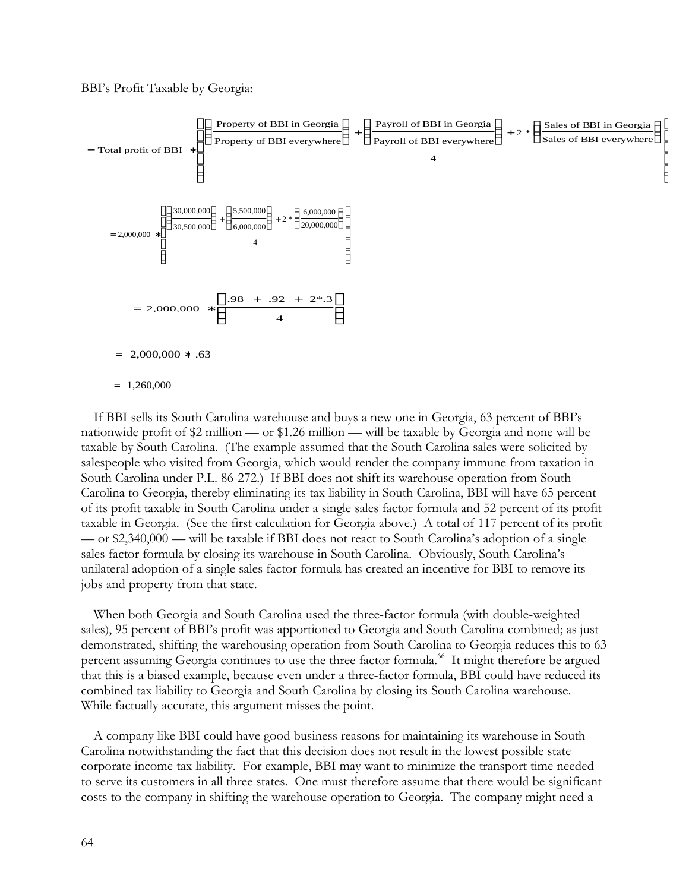BBI's Profit Taxable by Georgia:

$$= \text{Total profit of BBI} * \left[ \frac{\left( \frac{\text{Property of BBI in Georgia}}{\text{Property of BBI everywhere}} \right) + \left( \frac{\text{Payroll of BBI in Georgia}}{\text{Payroll of BBI everywhere}} \right) + 2 * \left( \frac{\text{Sales of BBI in Georgia}}{\text{Sales of BBI everywhere}} \right)}{4} \right]$$

$$= 2{,}000{,}000 * \left[ \frac{\left( \frac{30{,}000{,}000}{30{,}500{,}000} \right) + \left( \frac{5{,}500{,}000}{6{,}000{,}000} \right) + 2 * \left( \frac{6{,}000{,}000}{20{,}000{,}000} \right)}{4} \right]$$

$$= 2{,}000{,}000 * \left[ \frac{.98 + .92 + 2*.3}{4} \right]$$

$$= 2{,}000{,}000 * .63$$

$$= 1{,}260{,}000$$

If BBI sells its South Carolina warehouse and buys a new one in Georgia, 63 percent of BBI's nationwide profit of $2 million — or $1.26 million — will be taxable by Georgia and none will be taxable by South Carolina. (The example assumed that the South Carolina sales were solicited by salespeople who visited from Georgia, which would render the company immune from taxation in South Carolina under P.L. 86-272.) If BBI does not shift its warehouse operation from South Carolina to Georgia, thereby eliminating its tax liability in South Carolina, BBI will have 65 percent of its profit taxable in South Carolina under a single sales factor formula and 52 percent of its profit taxable in Georgia. (See the first calculation for Georgia above.) A total of 117 percent of its profit — or $2,340,000 — will be taxable if BBI does not react to South Carolina's adoption of a single sales factor formula by closing its warehouse in South Carolina. Obviously, South Carolina's unilateral adoption of a single sales factor formula has created an incentive for BBI to remove its jobs and property from that state.

When both Georgia and South Carolina used the three-factor formula (with double-weighted sales), 95 percent of BBI's profit was apportioned to Georgia and South Carolina combined; as just demonstrated, shifting the warehousing operation from South Carolina to Georgia reduces this to 63 percent assuming Georgia continues to use the three factor formula.[66] It might therefore be argued that this is a biased example, because even under a three-factor formula, BBI could have reduced its combined tax liability to Georgia and South Carolina by closing its South Carolina warehouse. While factually accurate, this argument misses the point.

A company like BBI could have good business reasons for maintaining its warehouse in South Carolina notwithstanding the fact that this decision does not result in the lowest possible state corporate income tax liability. For example, BBI may want to minimize the transport time needed to serve its customers in all three states. One must therefore assume that there would be significant costs to the company in shifting the warehouse operation to Georgia. The company might need a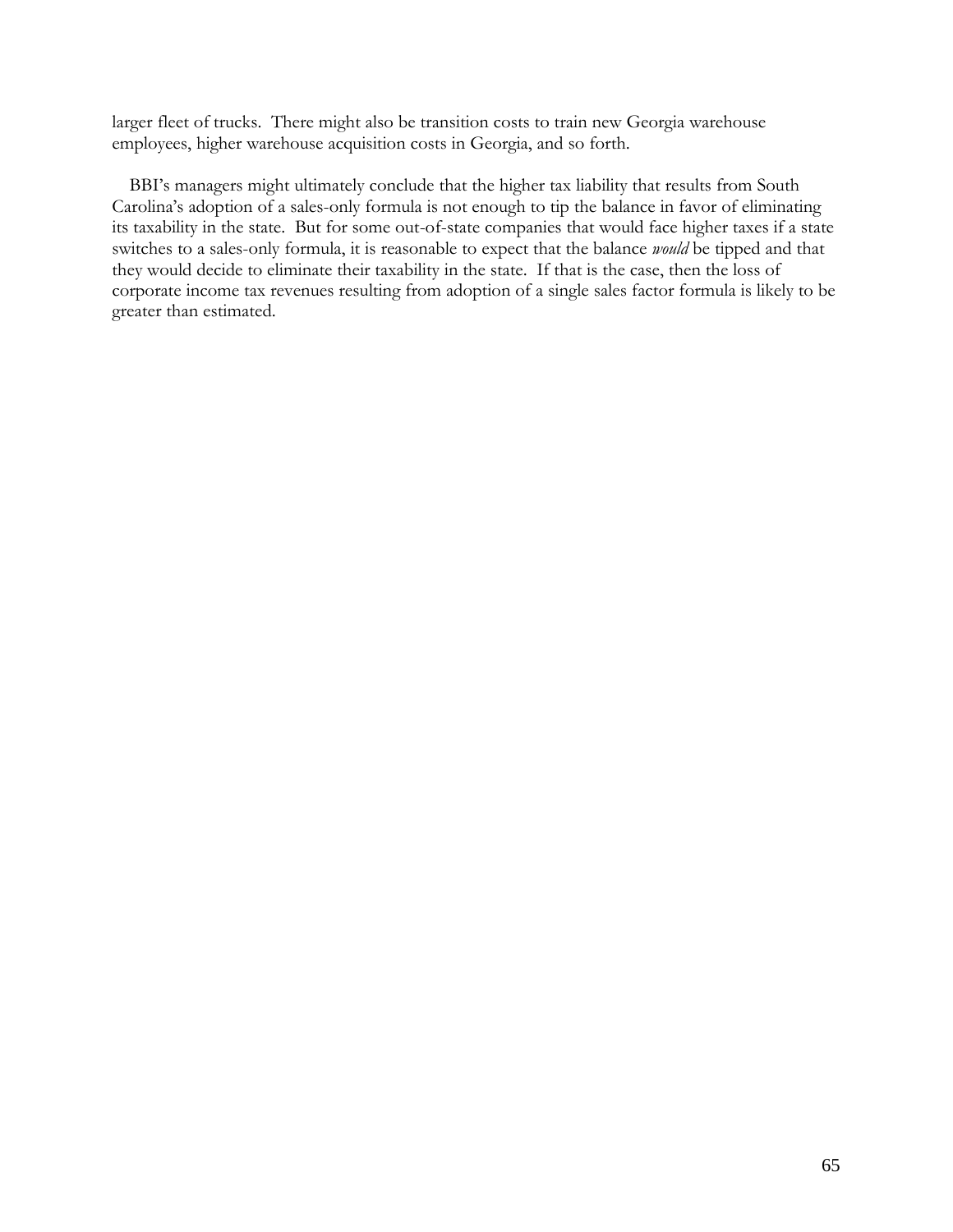larger fleet of trucks. There might also be transition costs to train new Georgia warehouse employees, higher warehouse acquisition costs in Georgia, and so forth.

BBI's managers might ultimately conclude that the higher tax liability that results from South Carolina's adoption of a sales-only formula is not enough to tip the balance in favor of eliminating its taxability in the state. But for some out-of-state companies that would face higher taxes if a state switches to a sales-only formula, it is reasonable to expect that the balance *would* be tipped and that they would decide to eliminate their taxability in the state. If that is the case, then the loss of corporate income tax revenues resulting from adoption of a single sales factor formula is likely to be greater than estimated.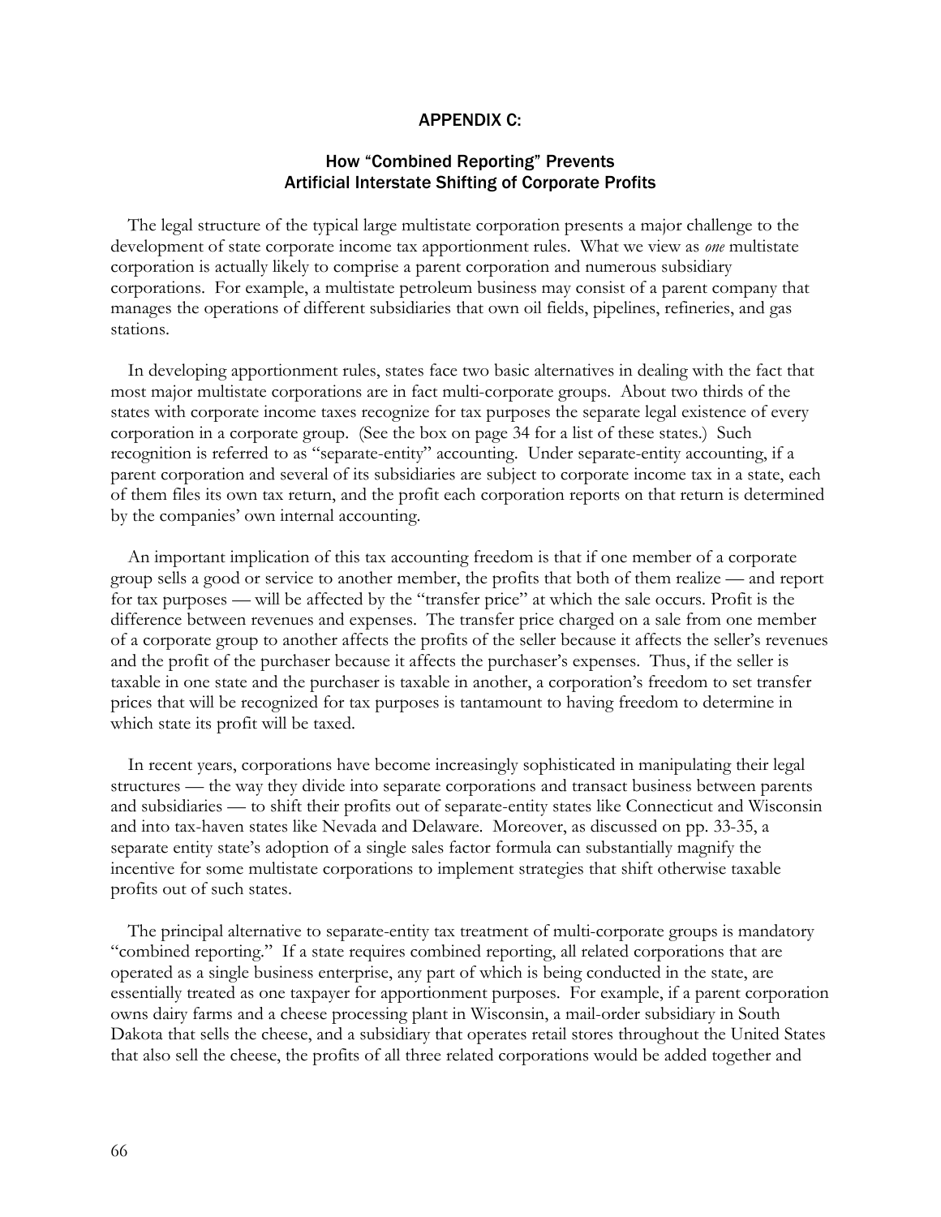# APPENDIX C:

## How "Combined Reporting" Prevents Artificial Interstate Shifting of Corporate Profits

The legal structure of the typical large multistate corporation presents a major challenge to the development of state corporate income tax apportionment rules. What we view as *one* multistate corporation is actually likely to comprise a parent corporation and numerous subsidiary corporations. For example, a multistate petroleum business may consist of a parent company that manages the operations of different subsidiaries that own oil fields, pipelines, refineries, and gas stations.

In developing apportionment rules, states face two basic alternatives in dealing with the fact that most major multistate corporations are in fact multi-corporate groups. About two thirds of the states with corporate income taxes recognize for tax purposes the separate legal existence of every corporation in a corporate group. (See the box on page 34 for a list of these states.) Such recognition is referred to as "separate-entity" accounting. Under separate-entity accounting, if a parent corporation and several of its subsidiaries are subject to corporate income tax in a state, each of them files its own tax return, and the profit each corporation reports on that return is determined by the companies' own internal accounting.

An important implication of this tax accounting freedom is that if one member of a corporate group sells a good or service to another member, the profits that both of them realize — and report for tax purposes — will be affected by the "transfer price" at which the sale occurs. Profit is the difference between revenues and expenses. The transfer price charged on a sale from one member of a corporate group to another affects the profits of the seller because it affects the seller's revenues and the profit of the purchaser because it affects the purchaser's expenses. Thus, if the seller is taxable in one state and the purchaser is taxable in another, a corporation's freedom to set transfer prices that will be recognized for tax purposes is tantamount to having freedom to determine in which state its profit will be taxed.

In recent years, corporations have become increasingly sophisticated in manipulating their legal structures — the way they divide into separate corporations and transact business between parents and subsidiaries — to shift their profits out of separate-entity states like Connecticut and Wisconsin and into tax-haven states like Nevada and Delaware. Moreover, as discussed on pp. 33-35, a separate entity state's adoption of a single sales factor formula can substantially magnify the incentive for some multistate corporations to implement strategies that shift otherwise taxable profits out of such states.

The principal alternative to separate-entity tax treatment of multi-corporate groups is mandatory "combined reporting." If a state requires combined reporting, all related corporations that are operated as a single business enterprise, any part of which is being conducted in the state, are essentially treated as one taxpayer for apportionment purposes. For example, if a parent corporation owns dairy farms and a cheese processing plant in Wisconsin, a mail-order subsidiary in South Dakota that sells the cheese, and a subsidiary that operates retail stores throughout the United States that also sell the cheese, the profits of all three related corporations would be added together and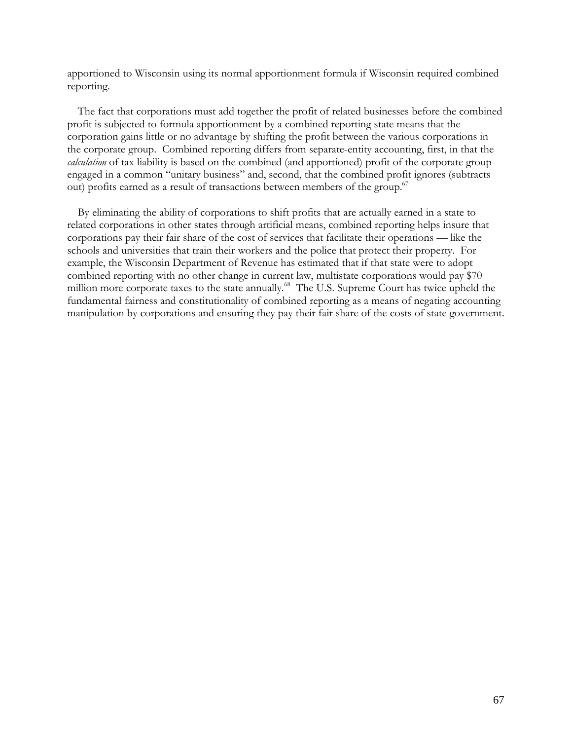apportioned to Wisconsin using its normal apportionment formula if Wisconsin required combined reporting.

The fact that corporations must add together the profit of related businesses before the combined profit is subjected to formula apportionment by a combined reporting state means that the corporation gains little or no advantage by shifting the profit between the various corporations in the corporate group. Combined reporting differs from separate-entity accounting, first, in that the *calculation* of tax liability is based on the combined (and apportioned) profit of the corporate group engaged in a common "unitary business" and, second, that the combined profit ignores (subtracts out) profits earned as a result of transactions between members of the group.[67]

By eliminating the ability of corporations to shift profits that are actually earned in a state to related corporations in other states through artificial means, combined reporting helps insure that corporations pay their fair share of the cost of services that facilitate their operations — like the schools and universities that train their workers and the police that protect their property. For example, the Wisconsin Department of Revenue has estimated that if that state were to adopt combined reporting with no other change in current law, multistate corporations would pay $70 million more corporate taxes to the state annually.[68] The U.S. Supreme Court has twice upheld the fundamental fairness and constitutionality of combined reporting as a means of negating accounting manipulation by corporations and ensuring they pay their fair share of the costs of state government.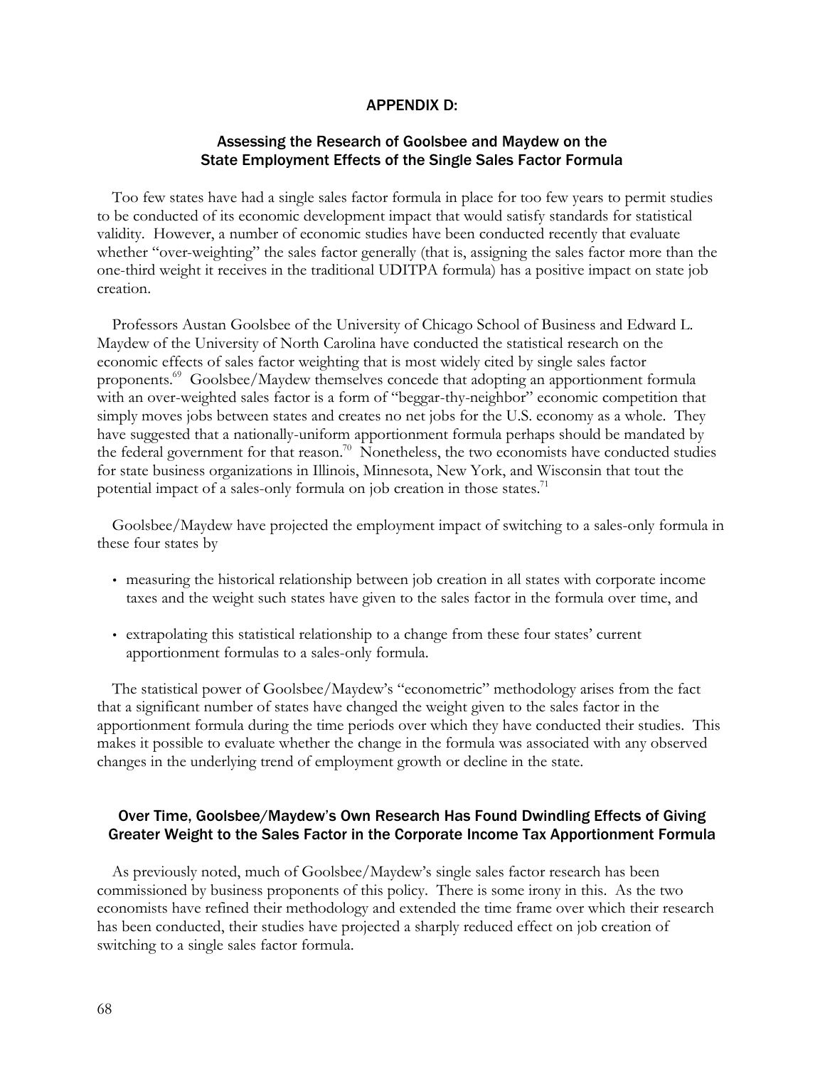## APPENDIX D:

### Assessing the Research of Goolsbee and Maydew on the State Employment Effects of the Single Sales Factor Formula

Too few states have had a single sales factor formula in place for too few years to permit studies to be conducted of its economic development impact that would satisfy standards for statistical validity. However, a number of economic studies have been conducted recently that evaluate whether "over-weighting" the sales factor generally (that is, assigning the sales factor more than the one-third weight it receives in the traditional UDITPA formula) has a positive impact on state job creation.

Professors Austan Goolsbee of the University of Chicago School of Business and Edward L. Maydew of the University of North Carolina have conducted the statistical research on the economic effects of sales factor weighting that is most widely cited by single sales factor proponents.[69] Goolsbee/Maydew themselves concede that adopting an apportionment formula with an over-weighted sales factor is a form of "beggar-thy-neighbor" economic competition that simply moves jobs between states and creates no net jobs for the U.S. economy as a whole. They have suggested that a nationally-uniform apportionment formula perhaps should be mandated by the federal government for that reason.[70] Nonetheless, the two economists have conducted studies for state business organizations in Illinois, Minnesota, New York, and Wisconsin that tout the potential impact of a sales-only formula on job creation in those states.[71]

Goolsbee/Maydew have projected the employment impact of switching to a sales-only formula in these four states by

- measuring the historical relationship between job creation in all states with corporate income taxes and the weight such states have given to the sales factor in the formula over time, and
- extrapolating this statistical relationship to a change from these four states' current apportionment formulas to a sales-only formula.

The statistical power of Goolsbee/Maydew's "econometric" methodology arises from the fact that a significant number of states have changed the weight given to the sales factor in the apportionment formula during the time periods over which they have conducted their studies. This makes it possible to evaluate whether the change in the formula was associated with any observed changes in the underlying trend of employment growth or decline in the state.

### Over Time, Goolsbee/Maydew's Own Research Has Found Dwindling Effects of Giving Greater Weight to the Sales Factor in the Corporate Income Tax Apportionment Formula

As previously noted, much of Goolsbee/Maydew's single sales factor research has been commissioned by business proponents of this policy. There is some irony in this. As the two economists have refined their methodology and extended the time frame over which their research has been conducted, their studies have projected a sharply reduced effect on job creation of switching to a single sales factor formula.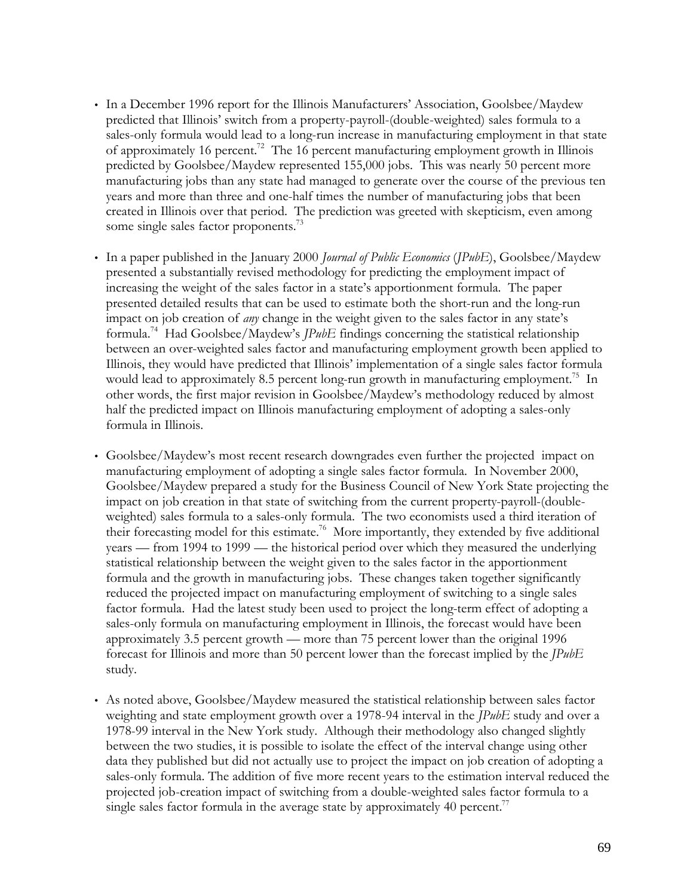- In a December 1996 report for the Illinois Manufacturers' Association, Goolsbee/Maydew predicted that Illinois' switch from a property-payroll-(double-weighted) sales formula to a sales-only formula would lead to a long-run increase in manufacturing employment in that state of approximately 16 percent.[72] The 16 percent manufacturing employment growth in Illinois predicted by Goolsbee/Maydew represented 155,000 jobs. This was nearly 50 percent more manufacturing jobs than any state had managed to generate over the course of the previous ten years and more than three and one-half times the number of manufacturing jobs that been created in Illinois over that period. The prediction was greeted with skepticism, even among some single sales factor proponents.[73]

- In a paper published in the January 2000 *Journal of Public Economics* (*JPubE*), Goolsbee/Maydew presented a substantially revised methodology for predicting the employment impact of increasing the weight of the sales factor in a state's apportionment formula. The paper presented detailed results that can be used to estimate both the short-run and the long-run impact on job creation of *any* change in the weight given to the sales factor in any state's formula.[74] Had Goolsbee/Maydew's *JPubE* findings concerning the statistical relationship between an over-weighted sales factor and manufacturing employment growth been applied to Illinois, they would have predicted that Illinois' implementation of a single sales factor formula would lead to approximately 8.5 percent long-run growth in manufacturing employment.[75] In other words, the first major revision in Goolsbee/Maydew's methodology reduced by almost half the predicted impact on Illinois manufacturing employment of adopting a sales-only formula in Illinois.

- Goolsbee/Maydew's most recent research downgrades even further the projected impact on manufacturing employment of adopting a single sales factor formula. In November 2000, Goolsbee/Maydew prepared a study for the Business Council of New York State projecting the impact on job creation in that state of switching from the current property-payroll-(double-weighted) sales formula to a sales-only formula. The two economists used a third iteration of their forecasting model for this estimate.[76] More importantly, they extended by five additional years — from 1994 to 1999 — the historical period over which they measured the underlying statistical relationship between the weight given to the sales factor in the apportionment formula and the growth in manufacturing jobs. These changes taken together significantly reduced the projected impact on manufacturing employment of switching to a single sales factor formula. Had the latest study been used to project the long-term effect of adopting a sales-only formula on manufacturing employment in Illinois, the forecast would have been approximately 3.5 percent growth — more than 75 percent lower than the original 1996 forecast for Illinois and more than 50 percent lower than the forecast implied by the *JPubE* study.

- As noted above, Goolsbee/Maydew measured the statistical relationship between sales factor weighting and state employment growth over a 1978-94 interval in the *JPubE* study and over a 1978-99 interval in the New York study. Although their methodology also changed slightly between the two studies, it is possible to isolate the effect of the interval change using other data they published but did not actually use to project the impact on job creation of adopting a sales-only formula. The addition of five more recent years to the estimation interval reduced the projected job-creation impact of switching from a double-weighted sales factor formula to a single sales factor formula in the average state by approximately 40 percent.[77]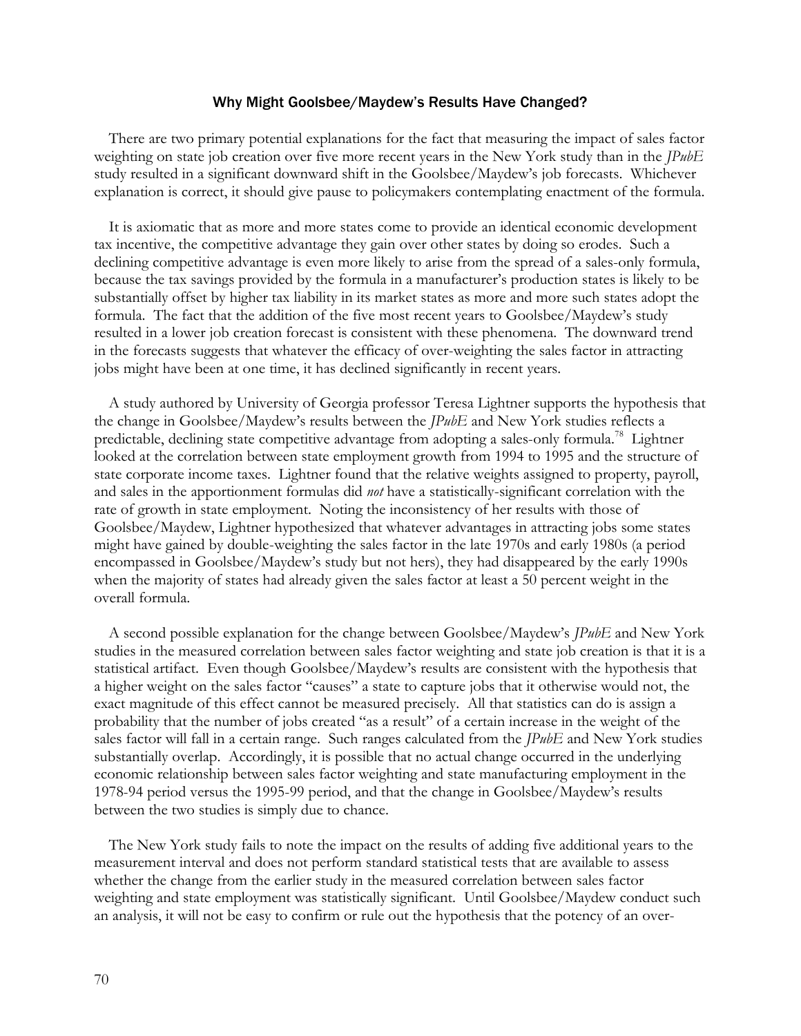## Why Might Goolsbee/Maydew's Results Have Changed?

There are two primary potential explanations for the fact that measuring the impact of sales factor weighting on state job creation over five more recent years in the New York study than in the *JPubE* study resulted in a significant downward shift in the Goolsbee/Maydew's job forecasts. Whichever explanation is correct, it should give pause to policymakers contemplating enactment of the formula.

It is axiomatic that as more and more states come to provide an identical economic development tax incentive, the competitive advantage they gain over other states by doing so erodes. Such a declining competitive advantage is even more likely to arise from the spread of a sales-only formula, because the tax savings provided by the formula in a manufacturer's production states is likely to be substantially offset by higher tax liability in its market states as more and more such states adopt the formula. The fact that the addition of the five most recent years to Goolsbee/Maydew's study resulted in a lower job creation forecast is consistent with these phenomena. The downward trend in the forecasts suggests that whatever the efficacy of over-weighting the sales factor in attracting jobs might have been at one time, it has declined significantly in recent years.

A study authored by University of Georgia professor Teresa Lightner supports the hypothesis that the change in Goolsbee/Maydew's results between the *JPubE* and New York studies reflects a predictable, declining state competitive advantage from adopting a sales-only formula.[78] Lightner looked at the correlation between state employment growth from 1994 to 1995 and the structure of state corporate income taxes. Lightner found that the relative weights assigned to property, payroll, and sales in the apportionment formulas did *not* have a statistically-significant correlation with the rate of growth in state employment. Noting the inconsistency of her results with those of Goolsbee/Maydew, Lightner hypothesized that whatever advantages in attracting jobs some states might have gained by double-weighting the sales factor in the late 1970s and early 1980s (a period encompassed in Goolsbee/Maydew's study but not hers), they had disappeared by the early 1990s when the majority of states had already given the sales factor at least a 50 percent weight in the overall formula.

A second possible explanation for the change between Goolsbee/Maydew's *JPubE* and New York studies in the measured correlation between sales factor weighting and state job creation is that it is a statistical artifact. Even though Goolsbee/Maydew's results are consistent with the hypothesis that a higher weight on the sales factor "causes" a state to capture jobs that it otherwise would not, the exact magnitude of this effect cannot be measured precisely. All that statistics can do is assign a probability that the number of jobs created "as a result" of a certain increase in the weight of the sales factor will fall in a certain range. Such ranges calculated from the *JPubE* and New York studies substantially overlap. Accordingly, it is possible that no actual change occurred in the underlying economic relationship between sales factor weighting and state manufacturing employment in the 1978-94 period versus the 1995-99 period, and that the change in Goolsbee/Maydew's results between the two studies is simply due to chance.

The New York study fails to note the impact on the results of adding five additional years to the measurement interval and does not perform standard statistical tests that are available to assess whether the change from the earlier study in the measured correlation between sales factor weighting and state employment was statistically significant. Until Goolsbee/Maydew conduct such an analysis, it will not be easy to confirm or rule out the hypothesis that the potency of an over-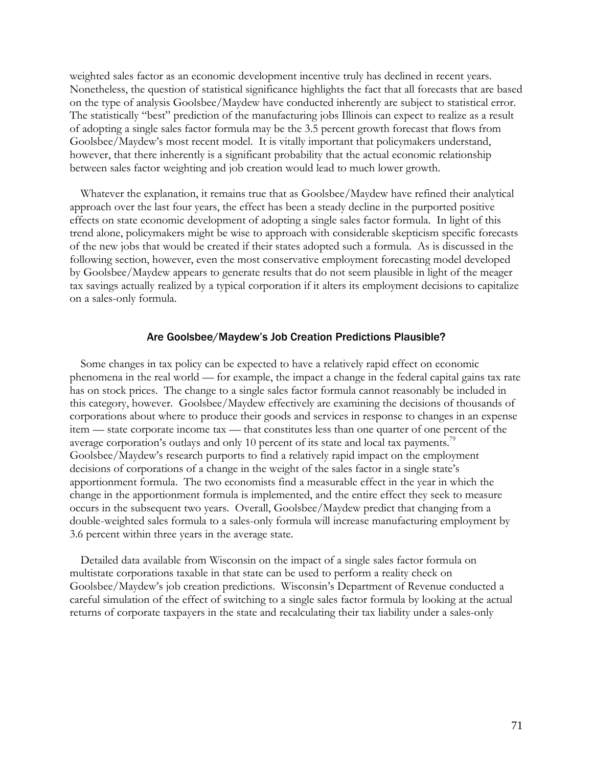weighted sales factor as an economic development incentive truly has declined in recent years. Nonetheless, the question of statistical significance highlights the fact that all forecasts that are based on the type of analysis Goolsbee/Maydew have conducted inherently are subject to statistical error. The statistically "best" prediction of the manufacturing jobs Illinois can expect to realize as a result of adopting a single sales factor formula may be the 3.5 percent growth forecast that flows from Goolsbee/Maydew's most recent model. It is vitally important that policymakers understand, however, that there inherently is a significant probability that the actual economic relationship between sales factor weighting and job creation would lead to much lower growth.

Whatever the explanation, it remains true that as Goolsbee/Maydew have refined their analytical approach over the last four years, the effect has been a steady decline in the purported positive effects on state economic development of adopting a single sales factor formula. In light of this trend alone, policymakers might be wise to approach with considerable skepticism specific forecasts of the new jobs that would be created if their states adopted such a formula. As is discussed in the following section, however, even the most conservative employment forecasting model developed by Goolsbee/Maydew appears to generate results that do not seem plausible in light of the meager tax savings actually realized by a typical corporation if it alters its employment decisions to capitalize on a sales-only formula.

### Are Goolsbee/Maydew's Job Creation Predictions Plausible?

Some changes in tax policy can be expected to have a relatively rapid effect on economic phenomena in the real world — for example, the impact a change in the federal capital gains tax rate has on stock prices. The change to a single sales factor formula cannot reasonably be included in this category, however. Goolsbee/Maydew effectively are examining the decisions of thousands of corporations about where to produce their goods and services in response to changes in an expense item — state corporate income tax — that constitutes less than one quarter of one percent of the average corporation's outlays and only 10 percent of its state and local tax payments.[79] Goolsbee/Maydew's research purports to find a relatively rapid impact on the employment decisions of corporations of a change in the weight of the sales factor in a single state's apportionment formula. The two economists find a measurable effect in the year in which the change in the apportionment formula is implemented, and the entire effect they seek to measure occurs in the subsequent two years. Overall, Goolsbee/Maydew predict that changing from a double-weighted sales formula to a sales-only formula will increase manufacturing employment by 3.6 percent within three years in the average state.

Detailed data available from Wisconsin on the impact of a single sales factor formula on multistate corporations taxable in that state can be used to perform a reality check on Goolsbee/Maydew's job creation predictions. Wisconsin's Department of Revenue conducted a careful simulation of the effect of switching to a single sales factor formula by looking at the actual returns of corporate taxpayers in the state and recalculating their tax liability under a sales-only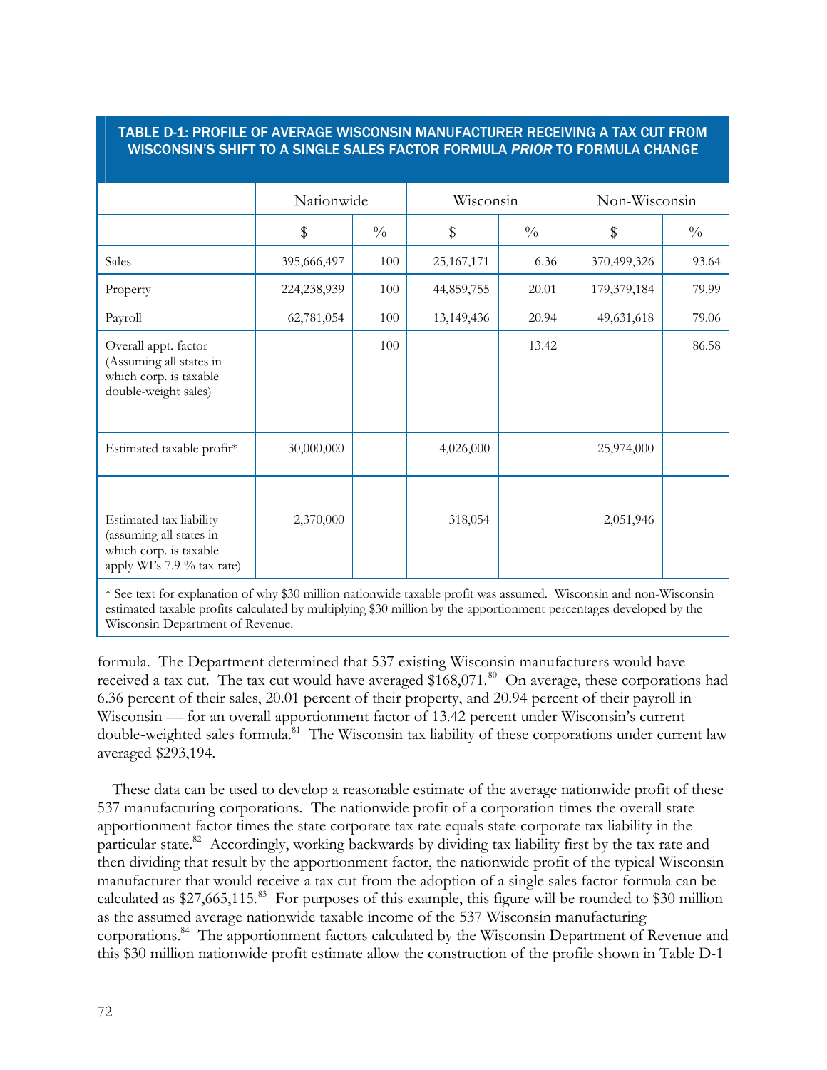**TABLE D-1: PROFILE OF AVERAGE WISCONSIN MANUFACTURER RECEIVING A TAX CUT FROM WISCONSIN'S SHIFT TO A SINGLE SALES FACTOR FORMULA *PRIOR* TO FORMULA CHANGE**

| | Nationwide | | Wisconsin | | Non-Wisconsin | |
|---|---|---|---|---|---|---|
| | $ | % | $ | % | $ | % |
| Sales | 395,666,497 | 100 | 25,167,171 | 6.36 | 370,499,326 | 93.64 |
| Property | 224,238,939 | 100 | 44,859,755 | 20.01 | 179,379,184 | 79.99 |
| Payroll | 62,781,054 | 100 | 13,149,436 | 20.94 | 49,631,618 | 79.06 |
| Overall appt. factor (Assuming all states in which corp. is taxable double-weight sales) | | 100 | | 13.42 | | 86.58 |
| | | | | | | |
| Estimated taxable profit* | 30,000,000 | | 4,026,000 | | 25,974,000 | |
| | | | | | | |
| Estimated tax liability (assuming all states in which corp. is taxable apply WI's 7.9 % tax rate) | 2,370,000 | | 318,054 | | 2,051,946 | |

* See text for explanation of why $30 million nationwide taxable profit was assumed. Wisconsin and non-Wisconsin estimated taxable profits calculated by multiplying $30 million by the apportionment percentages developed by the Wisconsin Department of Revenue.

formula. The Department determined that 537 existing Wisconsin manufacturers would have received a tax cut. The tax cut would have averaged $168,071.[80] On average, these corporations had 6.36 percent of their sales, 20.01 percent of their property, and 20.94 percent of their payroll in Wisconsin — for an overall apportionment factor of 13.42 percent under Wisconsin's current double-weighted sales formula.[81] The Wisconsin tax liability of these corporations under current law averaged $293,194.

These data can be used to develop a reasonable estimate of the average nationwide profit of these 537 manufacturing corporations. The nationwide profit of a corporation times the overall state apportionment factor times the state corporate tax rate equals state corporate tax liability in the particular state.[82] Accordingly, working backwards by dividing tax liability first by the tax rate and then dividing that result by the apportionment factor, the nationwide profit of the typical Wisconsin manufacturer that would receive a tax cut from the adoption of a single sales factor formula can be calculated as $27,665,115.[83] For purposes of this example, this figure will be rounded to $30 million as the assumed average nationwide taxable income of the 537 Wisconsin manufacturing corporations.[84] The apportionment factors calculated by the Wisconsin Department of Revenue and this $30 million nationwide profit estimate allow the construction of the profile shown in Table D-1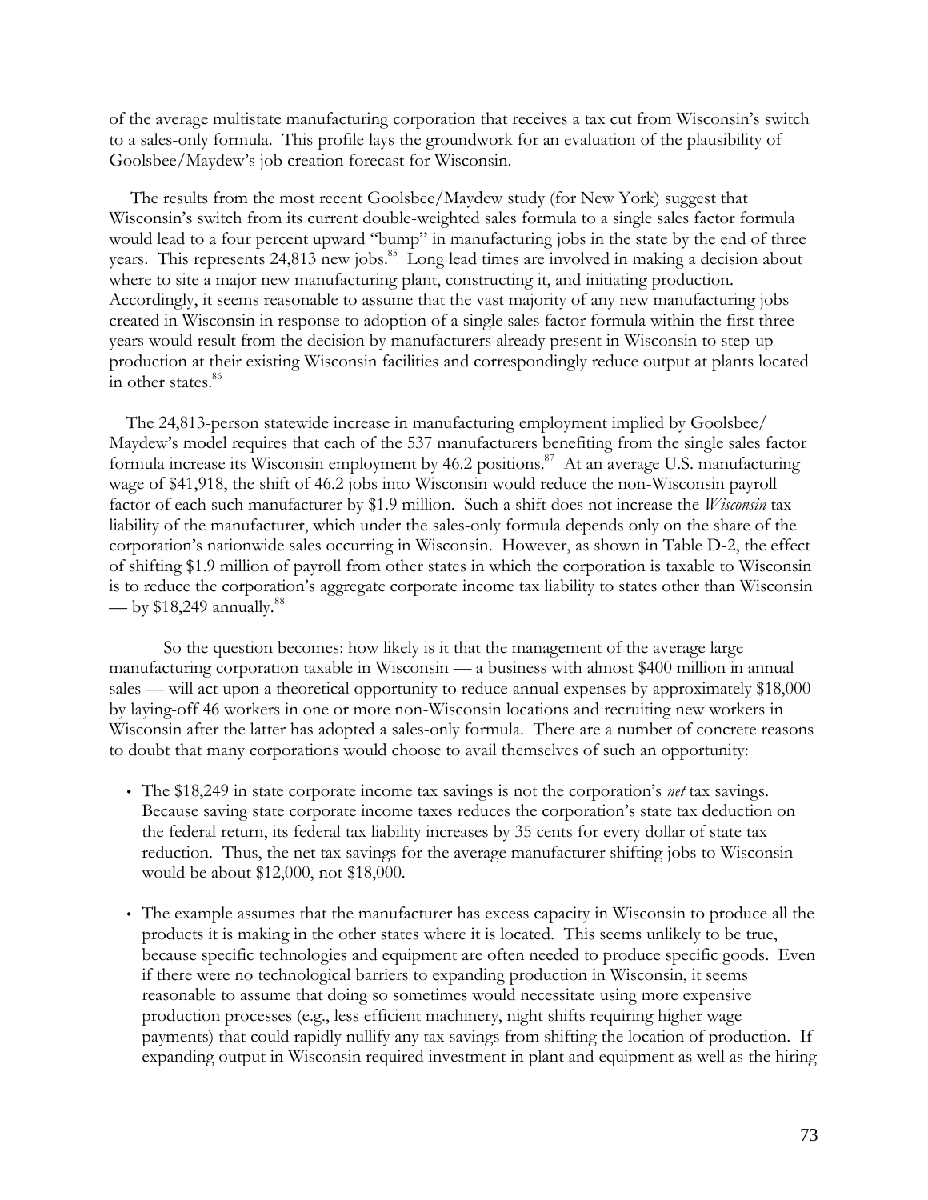of the average multistate manufacturing corporation that receives a tax cut from Wisconsin's switch to a sales-only formula. This profile lays the groundwork for an evaluation of the plausibility of Goolsbee/Maydew's job creation forecast for Wisconsin.

The results from the most recent Goolsbee/Maydew study (for New York) suggest that Wisconsin's switch from its current double-weighted sales formula to a single sales factor formula would lead to a four percent upward "bump" in manufacturing jobs in the state by the end of three years. This represents 24,813 new jobs.[85] Long lead times are involved in making a decision about where to site a major new manufacturing plant, constructing it, and initiating production. Accordingly, it seems reasonable to assume that the vast majority of any new manufacturing jobs created in Wisconsin in response to adoption of a single sales factor formula within the first three years would result from the decision by manufacturers already present in Wisconsin to step-up production at their existing Wisconsin facilities and correspondingly reduce output at plants located in other states.[86]

The 24,813-person statewide increase in manufacturing employment implied by Goolsbee/Maydew's model requires that each of the 537 manufacturers benefiting from the single sales factor formula increase its Wisconsin employment by 46.2 positions.[87] At an average U.S. manufacturing wage of $41,918, the shift of 46.2 jobs into Wisconsin would reduce the non-Wisconsin payroll factor of each such manufacturer by $1.9 million. Such a shift does not increase the *Wisconsin* tax liability of the manufacturer, which under the sales-only formula depends only on the share of the corporation's nationwide sales occurring in Wisconsin. However, as shown in Table D-2, the effect of shifting $1.9 million of payroll from other states in which the corporation is taxable to Wisconsin is to reduce the corporation's aggregate corporate income tax liability to states other than Wisconsin — by $18,249 annually.[88]

So the question becomes: how likely is it that the management of the average large manufacturing corporation taxable in Wisconsin — a business with almost $400 million in annual sales — will act upon a theoretical opportunity to reduce annual expenses by approximately $18,000 by laying-off 46 workers in one or more non-Wisconsin locations and recruiting new workers in Wisconsin after the latter has adopted a sales-only formula. There are a number of concrete reasons to doubt that many corporations would choose to avail themselves of such an opportunity:

- The $18,249 in state corporate income tax savings is not the corporation's *net* tax savings. Because saving state corporate income taxes reduces the corporation's state tax deduction on the federal return, its federal tax liability increases by 35 cents for every dollar of state tax reduction. Thus, the net tax savings for the average manufacturer shifting jobs to Wisconsin would be about $12,000, not $18,000.

- The example assumes that the manufacturer has excess capacity in Wisconsin to produce all the products it is making in the other states where it is located. This seems unlikely to be true, because specific technologies and equipment are often needed to produce specific goods. Even if there were no technological barriers to expanding production in Wisconsin, it seems reasonable to assume that doing so sometimes would necessitate using more expensive production processes (e.g., less efficient machinery, night shifts requiring higher wage payments) that could rapidly nullify any tax savings from shifting the location of production. If expanding output in Wisconsin required investment in plant and equipment as well as the hiring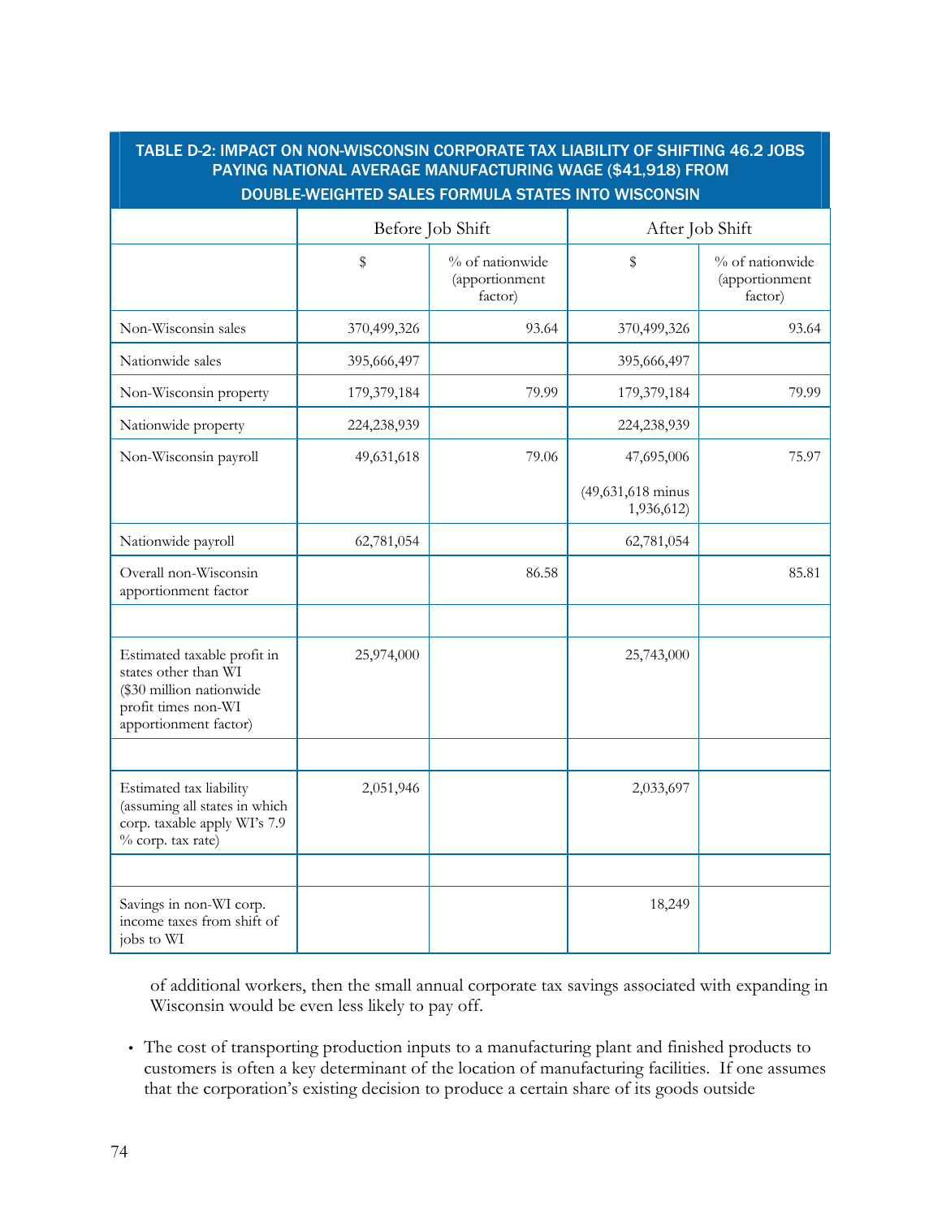| TABLE D-2: IMPACT ON NON-WISCONSIN CORPORATE TAX LIABILITY OF SHIFTING 46.2 JOBS PAYING NATIONAL AVERAGE MANUFACTURING WAGE ($41,918) FROM DOUBLE-WEIGHTED SALES FORMULA STATES INTO WISCONSIN | | | | |
|---|---|---|---|---|
| | Before Job Shift | | After Job Shift | |
| | $ | % of nationwide (apportionment factor) | $ | % of nationwide (apportionment factor) |
| Non-Wisconsin sales | 370,499,326 | 93.64 | 370,499,326 | 93.64 |
| Nationwide sales | 395,666,497 | | 395,666,497 | |
| Non-Wisconsin property | 179,379,184 | 79.99 | 179,379,184 | 79.99 |
| Nationwide property | 224,238,939 | | 224,238,939 | |
| Non-Wisconsin payroll | 49,631,618 | 79.06 | 47,695,006 (49,631,618 minus 1,936,612) | 75.97 |
| Nationwide payroll | 62,781,054 | | 62,781,054 | |
| Overall non-Wisconsin apportionment factor | | 86.58 | | 85.81 |
| | | | | |
| Estimated taxable profit in states other than WI ($30 million nationwide profit times non-WI apportionment factor) | 25,974,000 | | 25,743,000 | |
| | | | | |
| Estimated tax liability (assuming all states in which corp. taxable apply WI's 7.9 % corp. tax rate) | 2,051,946 | | 2,033,697 | |
| | | | | |
| Savings in non-WI corp. income taxes from shift of jobs to WI | | | 18,249 | |

of additional workers, then the small annual corporate tax savings associated with expanding in Wisconsin would be even less likely to pay off.

- The cost of transporting production inputs to a manufacturing plant and finished products to customers is often a key determinant of the location of manufacturing facilities. If one assumes that the corporation's existing decision to produce a certain share of its goods outside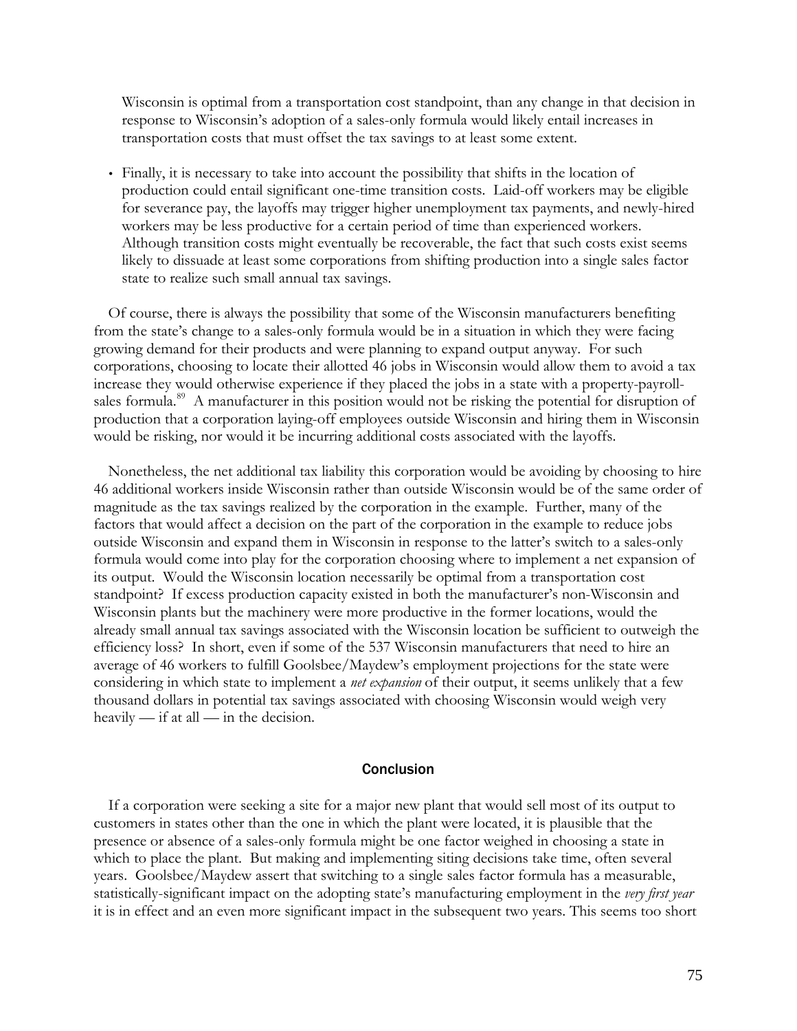Wisconsin is optimal from a transportation cost standpoint, than any change in that decision in response to Wisconsin's adoption of a sales-only formula would likely entail increases in transportation costs that must offset the tax savings to at least some extent.

- Finally, it is necessary to take into account the possibility that shifts in the location of production could entail significant one-time transition costs. Laid-off workers may be eligible for severance pay, the layoffs may trigger higher unemployment tax payments, and newly-hired workers may be less productive for a certain period of time than experienced workers. Although transition costs might eventually be recoverable, the fact that such costs exist seems likely to dissuade at least some corporations from shifting production into a single sales factor state to realize such small annual tax savings.

Of course, there is always the possibility that some of the Wisconsin manufacturers benefiting from the state's change to a sales-only formula would be in a situation in which they were facing growing demand for their products and were planning to expand output anyway. For such corporations, choosing to locate their allotted 46 jobs in Wisconsin would allow them to avoid a tax increase they would otherwise experience if they placed the jobs in a state with a property-payroll-sales formula.[89] A manufacturer in this position would not be risking the potential for disruption of production that a corporation laying-off employees outside Wisconsin and hiring them in Wisconsin would be risking, nor would it be incurring additional costs associated with the layoffs.

Nonetheless, the net additional tax liability this corporation would be avoiding by choosing to hire 46 additional workers inside Wisconsin rather than outside Wisconsin would be of the same order of magnitude as the tax savings realized by the corporation in the example. Further, many of the factors that would affect a decision on the part of the corporation in the example to reduce jobs outside Wisconsin and expand them in Wisconsin in response to the latter's switch to a sales-only formula would come into play for the corporation choosing where to implement a net expansion of its output. Would the Wisconsin location necessarily be optimal from a transportation cost standpoint? If excess production capacity existed in both the manufacturer's non-Wisconsin and Wisconsin plants but the machinery were more productive in the former locations, would the already small annual tax savings associated with the Wisconsin location be sufficient to outweigh the efficiency loss? In short, even if some of the 537 Wisconsin manufacturers that need to hire an average of 46 workers to fulfill Goolsbee/Maydew's employment projections for the state were considering in which state to implement a *net expansion* of their output, it seems unlikely that a few thousand dollars in potential tax savings associated with choosing Wisconsin would weigh very heavily — if at all — in the decision.

## Conclusion

If a corporation were seeking a site for a major new plant that would sell most of its output to customers in states other than the one in which the plant were located, it is plausible that the presence or absence of a sales-only formula might be one factor weighed in choosing a state in which to place the plant. But making and implementing siting decisions take time, often several years. Goolsbee/Maydew assert that switching to a single sales factor formula has a measurable, statistically-significant impact on the adopting state's manufacturing employment in the *very first year* it is in effect and an even more significant impact in the subsequent two years. This seems too short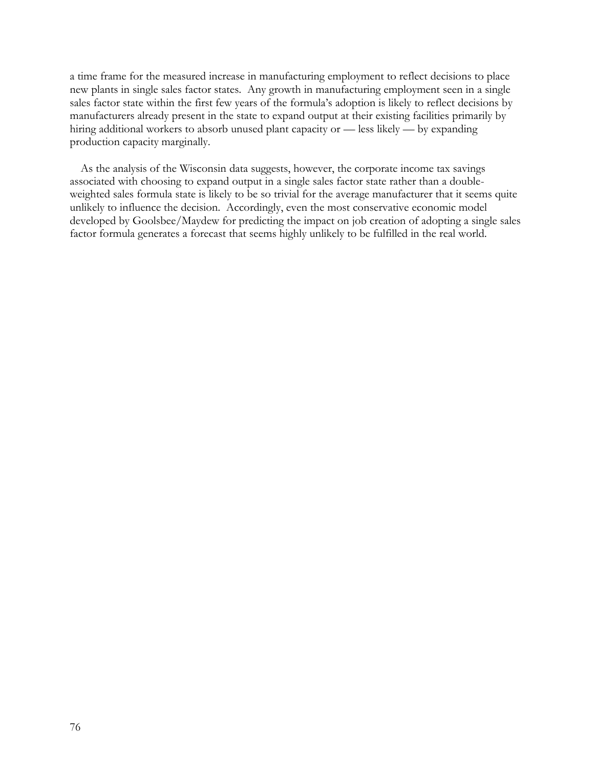a time frame for the measured increase in manufacturing employment to reflect decisions to place new plants in single sales factor states. Any growth in manufacturing employment seen in a single sales factor state within the first few years of the formula's adoption is likely to reflect decisions by manufacturers already present in the state to expand output at their existing facilities primarily by hiring additional workers to absorb unused plant capacity or — less likely — by expanding production capacity marginally.

As the analysis of the Wisconsin data suggests, however, the corporate income tax savings associated with choosing to expand output in a single sales factor state rather than a double-weighted sales formula state is likely to be so trivial for the average manufacturer that it seems quite unlikely to influence the decision. Accordingly, even the most conservative economic model developed by Goolsbee/Maydew for predicting the impact on job creation of adopting a single sales factor formula generates a forecast that seems highly unlikely to be fulfilled in the real world.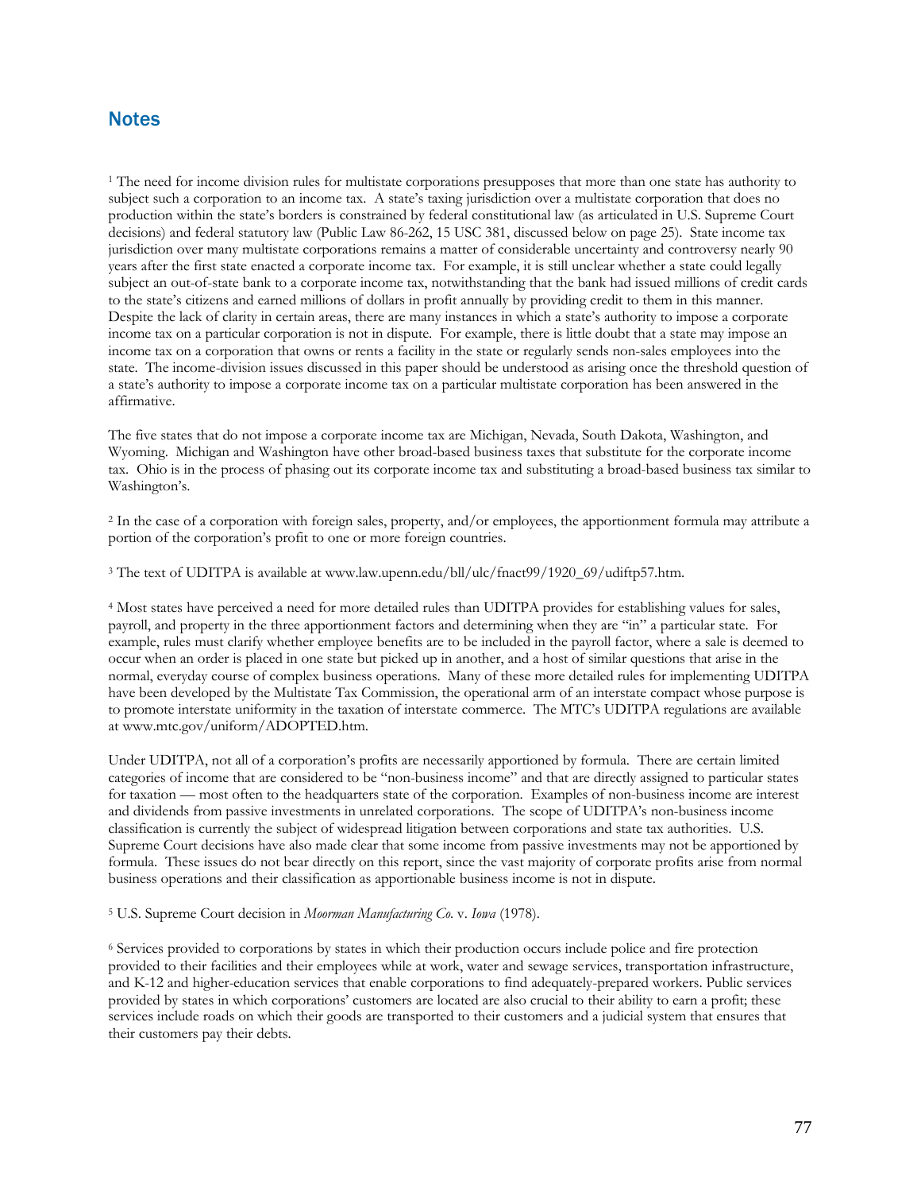## Notes

[1] The need for income division rules for multistate corporations presupposes that more than one state has authority to subject such a corporation to an income tax. A state's taxing jurisdiction over a multistate corporation that does no production within the state's borders is constrained by federal constitutional law (as articulated in U.S. Supreme Court decisions) and federal statutory law (Public Law 86-262, 15 USC 381, discussed below on page 25). State income tax jurisdiction over many multistate corporations remains a matter of considerable uncertainty and controversy nearly 90 years after the first state enacted a corporate income tax. For example, it is still unclear whether a state could legally subject an out-of-state bank to a corporate income tax, notwithstanding that the bank had issued millions of credit cards to the state's citizens and earned millions of dollars in profit annually by providing credit to them in this manner. Despite the lack of clarity in certain areas, there are many instances in which a state's authority to impose a corporate income tax on a particular corporation is not in dispute. For example, there is little doubt that a state may impose an income tax on a corporation that owns or rents a facility in the state or regularly sends non-sales employees into the state. The income-division issues discussed in this paper should be understood as arising once the threshold question of a state's authority to impose a corporate income tax on a particular multistate corporation has been answered in the affirmative.

The five states that do not impose a corporate income tax are Michigan, Nevada, South Dakota, Washington, and Wyoming. Michigan and Washington have other broad-based business taxes that substitute for the corporate income tax. Ohio is in the process of phasing out its corporate income tax and substituting a broad-based business tax similar to Washington's.

[2] In the case of a corporation with foreign sales, property, and/or employees, the apportionment formula may attribute a portion of the corporation's profit to one or more foreign countries.

[3] The text of UDITPA is available at www.law.upenn.edu/bll/ulc/fnact99/1920_69/udiftp57.htm.

[4] Most states have perceived a need for more detailed rules than UDITPA provides for establishing values for sales, payroll, and property in the three apportionment factors and determining when they are "in" a particular state. For example, rules must clarify whether employee benefits are to be included in the payroll factor, where a sale is deemed to occur when an order is placed in one state but picked up in another, and a host of similar questions that arise in the normal, everyday course of complex business operations. Many of these more detailed rules for implementing UDITPA have been developed by the Multistate Tax Commission, the operational arm of an interstate compact whose purpose is to promote interstate uniformity in the taxation of interstate commerce. The MTC's UDITPA regulations are available at www.mtc.gov/uniform/ADOPTED.htm.

Under UDITPA, not all of a corporation's profits are necessarily apportioned by formula. There are certain limited categories of income that are considered to be "non-business income" and that are directly assigned to particular states for taxation — most often to the headquarters state of the corporation. Examples of non-business income are interest and dividends from passive investments in unrelated corporations. The scope of UDITPA's non-business income classification is currently the subject of widespread litigation between corporations and state tax authorities. U.S. Supreme Court decisions have also made clear that some income from passive investments may not be apportioned by formula. These issues do not bear directly on this report, since the vast majority of corporate profits arise from normal business operations and their classification as apportionable business income is not in dispute.

[5] U.S. Supreme Court decision in *Moorman Manufacturing Co.* v. *Iowa* (1978).

[6] Services provided to corporations by states in which their production occurs include police and fire protection provided to their facilities and their employees while at work, water and sewage services, transportation infrastructure, and K-12 and higher-education services that enable corporations to find adequately-prepared workers. Public services provided by states in which corporations' customers are located are also crucial to their ability to earn a profit; these services include roads on which their goods are transported to their customers and a judicial system that ensures that their customers pay their debts.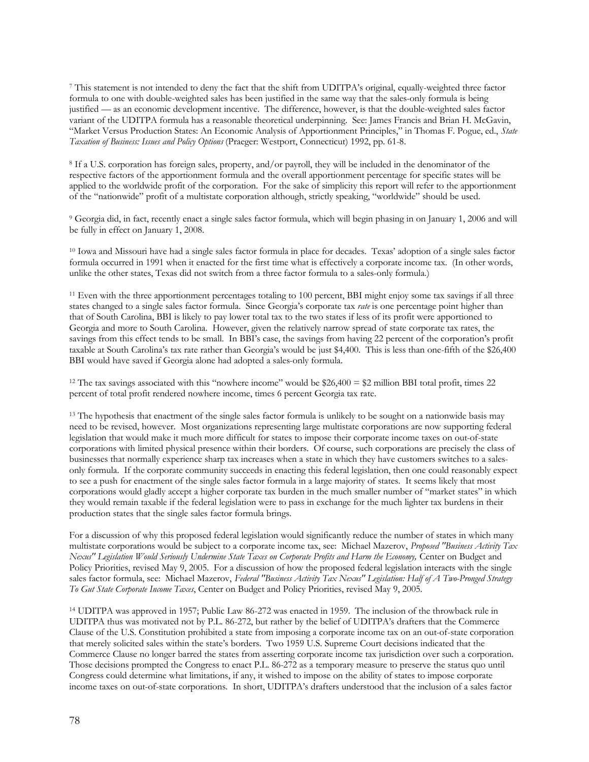[7] This statement is not intended to deny the fact that the shift from UDITPA's original, equally-weighted three factor formula to one with double-weighted sales has been justified in the same way that the sales-only formula is being justified — as an economic development incentive. The difference, however, is that the double-weighted sales factor variant of the UDITPA formula has a reasonable theoretical underpinning. See: James Francis and Brian H. McGavin, "Market Versus Production States: An Economic Analysis of Apportionment Principles," in Thomas F. Pogue, ed., *State Taxation of Business: Issues and Policy Options* (Praeger: Westport, Connecticut) 1992, pp. 61-8.

[8] If a U.S. corporation has foreign sales, property, and/or payroll, they will be included in the denominator of the respective factors of the apportionment formula and the overall apportionment percentage for specific states will be applied to the worldwide profit of the corporation. For the sake of simplicity this report will refer to the apportionment of the "nationwide" profit of a multistate corporation although, strictly speaking, "worldwide" should be used.

[9] Georgia did, in fact, recently enact a single sales factor formula, which will begin phasing in on January 1, 2006 and will be fully in effect on January 1, 2008.

[10] Iowa and Missouri have had a single sales factor formula in place for decades. Texas' adoption of a single sales factor formula occurred in 1991 when it enacted for the first time what is effectively a corporate income tax. (In other words, unlike the other states, Texas did not switch from a three factor formula to a sales-only formula.)

[11] Even with the three apportionment percentages totaling to 100 percent, BBI might enjoy some tax savings if all three states changed to a single sales factor formula. Since Georgia's corporate tax *rate* is one percentage point higher than that of South Carolina, BBI is likely to pay lower total tax to the two states if less of its profit were apportioned to Georgia and more to South Carolina. However, given the relatively narrow spread of state corporate tax rates, the savings from this effect tends to be small. In BBI's case, the savings from having 22 percent of the corporation's profit taxable at South Carolina's tax rate rather than Georgia's would be just $4,400. This is less than one-fifth of the $26,400 BBI would have saved if Georgia alone had adopted a sales-only formula.

[12] The tax savings associated with this "nowhere income" would be $26,400 = $2 million BBI total profit, times 22 percent of total profit rendered nowhere income, times 6 percent Georgia tax rate.

[13] The hypothesis that enactment of the single sales factor formula is unlikely to be sought on a nationwide basis may need to be revised, however. Most organizations representing large multistate corporations are now supporting federal legislation that would make it much more difficult for states to impose their corporate income taxes on out-of-state corporations with limited physical presence within their borders. Of course, such corporations are precisely the class of businesses that normally experience sharp tax increases when a state in which they have customers switches to a sales-only formula. If the corporate community succeeds in enacting this federal legislation, then one could reasonably expect to see a push for enactment of the single sales factor formula in a large majority of states. It seems likely that most corporations would gladly accept a higher corporate tax burden in the much smaller number of "market states" in which they would remain taxable if the federal legislation were to pass in exchange for the much lighter tax burdens in their production states that the single sales factor formula brings.

For a discussion of why this proposed federal legislation would significantly reduce the number of states in which many multistate corporations would be subject to a corporate income tax, see: Michael Mazerov, *Proposed "Business Activity Tax Nexus" Legislation Would Seriously Undermine State Taxes on Corporate Profits and Harm the Economy,* Center on Budget and Policy Priorities, revised May 9, 2005. For a discussion of how the proposed federal legislation interacts with the single sales factor formula, see: Michael Mazerov, *Federal "Business Activity Tax Nexus" Legislation: Half of A Two-Pronged Strategy To Gut State Corporate Income Taxes*, Center on Budget and Policy Priorities, revised May 9, 2005.

[14] UDITPA was approved in 1957; Public Law 86-272 was enacted in 1959. The inclusion of the throwback rule in UDITPA thus was motivated not by P.L. 86-272, but rather by the belief of UDITPA's drafters that the Commerce Clause of the U.S. Constitution prohibited a state from imposing a corporate income tax on an out-of-state corporation that merely solicited sales within the state's borders. Two 1959 U.S. Supreme Court decisions indicated that the Commerce Clause no longer barred the states from asserting corporate income tax jurisdiction over such a corporation. Those decisions prompted the Congress to enact P.L. 86-272 as a temporary measure to preserve the status quo until Congress could determine what limitations, if any, it wished to impose on the ability of states to impose corporate income taxes on out-of-state corporations. In short, UDITPA's drafters understood that the inclusion of a sales factor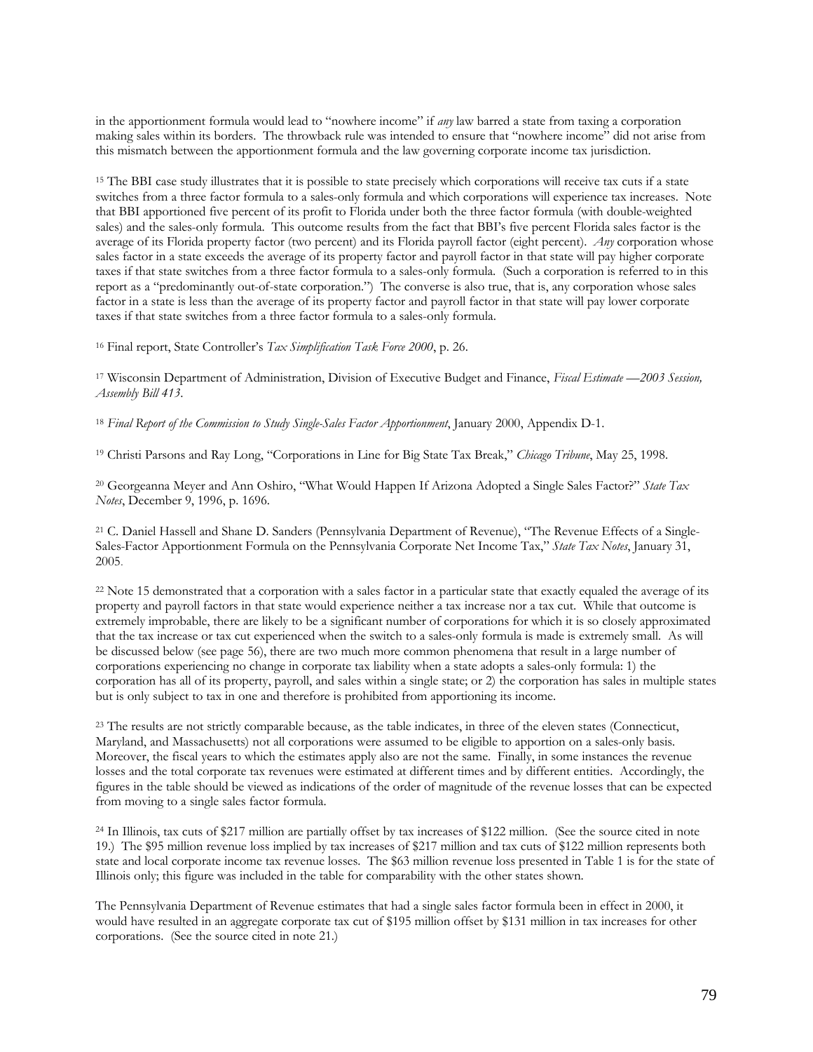in the apportionment formula would lead to "nowhere income" if *any* law barred a state from taxing a corporation making sales within its borders. The throwback rule was intended to ensure that "nowhere income" did not arise from this mismatch between the apportionment formula and the law governing corporate income tax jurisdiction.

[15] The BBI case study illustrates that it is possible to state precisely which corporations will receive tax cuts if a state switches from a three factor formula to a sales-only formula and which corporations will experience tax increases. Note that BBI apportioned five percent of its profit to Florida under both the three factor formula (with double-weighted sales) and the sales-only formula. This outcome results from the fact that BBI's five percent Florida sales factor is the average of its Florida property factor (two percent) and its Florida payroll factor (eight percent). *Any* corporation whose sales factor in a state exceeds the average of its property factor and payroll factor in that state will pay higher corporate taxes if that state switches from a three factor formula to a sales-only formula. (Such a corporation is referred to in this report as a "predominantly out-of-state corporation.") The converse is also true, that is, any corporation whose sales factor in a state is less than the average of its property factor and payroll factor in that state will pay lower corporate taxes if that state switches from a three factor formula to a sales-only formula.

[16] Final report, State Controller's *Tax Simplification Task Force 2000*, p. 26.

[17] Wisconsin Department of Administration, Division of Executive Budget and Finance, *Fiscal Estimate —2003 Session, Assembly Bill 413*.

[18] *Final Report of the Commission to Study Single-Sales Factor Apportionment*, January 2000, Appendix D-1.

[19] Christi Parsons and Ray Long, "Corporations in Line for Big State Tax Break," *Chicago Tribune*, May 25, 1998.

[20] Georgeanna Meyer and Ann Oshiro, "What Would Happen If Arizona Adopted a Single Sales Factor?" *State Tax Notes*, December 9, 1996, p. 1696.

[21] C. Daniel Hassell and Shane D. Sanders (Pennsylvania Department of Revenue), "The Revenue Effects of a Single-Sales-Factor Apportionment Formula on the Pennsylvania Corporate Net Income Tax," *State Tax Notes*, January 31, 2005.

[22] Note 15 demonstrated that a corporation with a sales factor in a particular state that exactly equaled the average of its property and payroll factors in that state would experience neither a tax increase nor a tax cut. While that outcome is extremely improbable, there are likely to be a significant number of corporations for which it is so closely approximated that the tax increase or tax cut experienced when the switch to a sales-only formula is made is extremely small. As will be discussed below (see page 56), there are two much more common phenomena that result in a large number of corporations experiencing no change in corporate tax liability when a state adopts a sales-only formula: 1) the corporation has all of its property, payroll, and sales within a single state; or 2) the corporation has sales in multiple states but is only subject to tax in one and therefore is prohibited from apportioning its income.

[23] The results are not strictly comparable because, as the table indicates, in three of the eleven states (Connecticut, Maryland, and Massachusetts) not all corporations were assumed to be eligible to apportion on a sales-only basis. Moreover, the fiscal years to which the estimates apply also are not the same. Finally, in some instances the revenue losses and the total corporate tax revenues were estimated at different times and by different entities. Accordingly, the figures in the table should be viewed as indications of the order of magnitude of the revenue losses that can be expected from moving to a single sales factor formula.

[24] In Illinois, tax cuts of $217 million are partially offset by tax increases of $122 million. (See the source cited in note 19.) The $95 million revenue loss implied by tax increases of $217 million and tax cuts of $122 million represents both state and local corporate income tax revenue losses. The $63 million revenue loss presented in Table 1 is for the state of Illinois only; this figure was included in the table for comparability with the other states shown.

The Pennsylvania Department of Revenue estimates that had a single sales factor formula been in effect in 2000, it would have resulted in an aggregate corporate tax cut of $195 million offset by $131 million in tax increases for other corporations. (See the source cited in note 21.)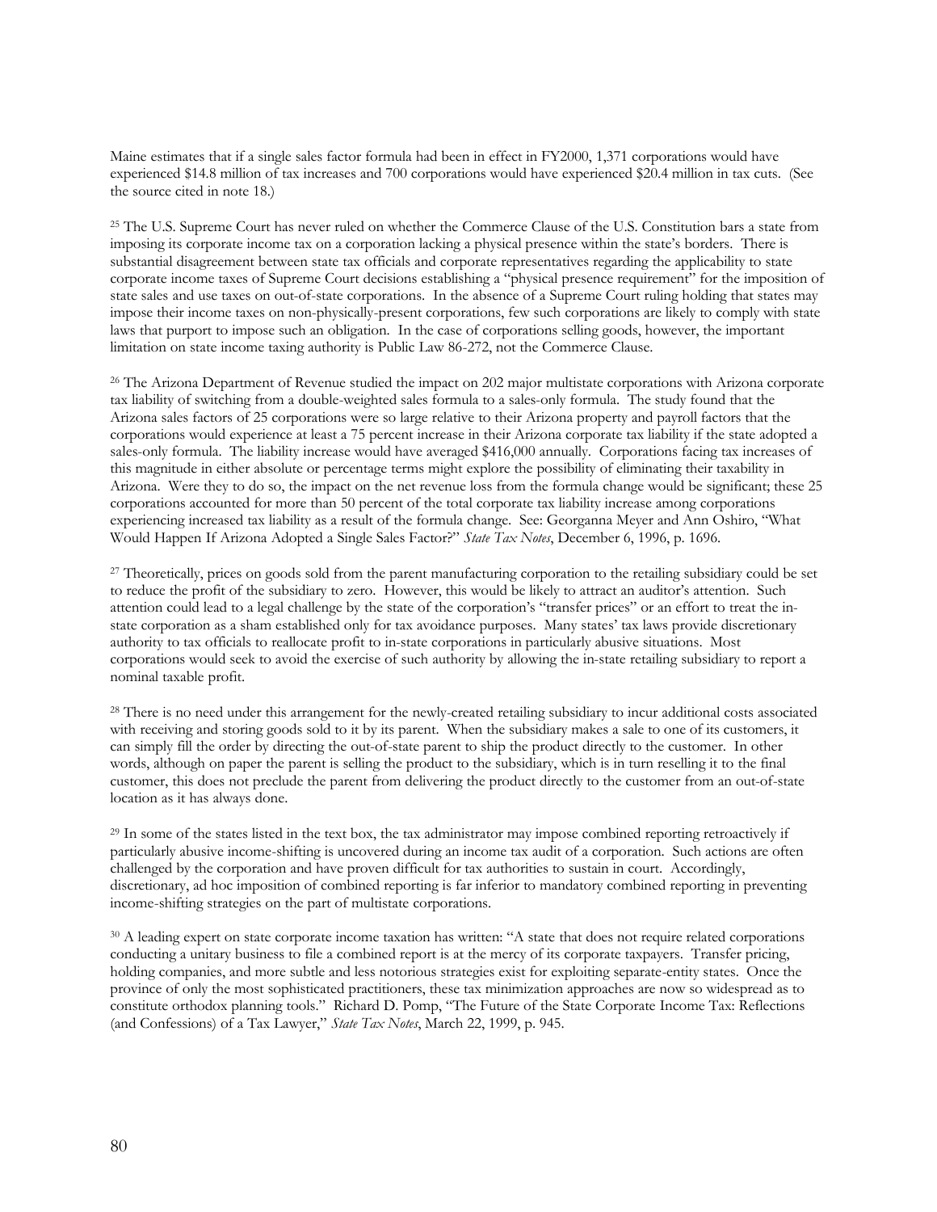Maine estimates that if a single sales factor formula had been in effect in FY2000, 1,371 corporations would have experienced $14.8 million of tax increases and 700 corporations would have experienced $20.4 million in tax cuts. (See the source cited in note 18.)

[25] The U.S. Supreme Court has never ruled on whether the Commerce Clause of the U.S. Constitution bars a state from imposing its corporate income tax on a corporation lacking a physical presence within the state's borders. There is substantial disagreement between state tax officials and corporate representatives regarding the applicability to state corporate income taxes of Supreme Court decisions establishing a "physical presence requirement" for the imposition of state sales and use taxes on out-of-state corporations. In the absence of a Supreme Court ruling holding that states may impose their income taxes on non-physically-present corporations, few such corporations are likely to comply with state laws that purport to impose such an obligation. In the case of corporations selling goods, however, the important limitation on state income taxing authority is Public Law 86-272, not the Commerce Clause.

[26] The Arizona Department of Revenue studied the impact on 202 major multistate corporations with Arizona corporate tax liability of switching from a double-weighted sales formula to a sales-only formula. The study found that the Arizona sales factors of 25 corporations were so large relative to their Arizona property and payroll factors that the corporations would experience at least a 75 percent increase in their Arizona corporate tax liability if the state adopted a sales-only formula. The liability increase would have averaged $416,000 annually. Corporations facing tax increases of this magnitude in either absolute or percentage terms might explore the possibility of eliminating their taxability in Arizona. Were they to do so, the impact on the net revenue loss from the formula change would be significant; these 25 corporations accounted for more than 50 percent of the total corporate tax liability increase among corporations experiencing increased tax liability as a result of the formula change. See: Georganna Meyer and Ann Oshiro, "What Would Happen If Arizona Adopted a Single Sales Factor?" *State Tax Notes*, December 6, 1996, p. 1696.

[27] Theoretically, prices on goods sold from the parent manufacturing corporation to the retailing subsidiary could be set to reduce the profit of the subsidiary to zero. However, this would be likely to attract an auditor's attention. Such attention could lead to a legal challenge by the state of the corporation's "transfer prices" or an effort to treat the in-state corporation as a sham established only for tax avoidance purposes. Many states' tax laws provide discretionary authority to tax officials to reallocate profit to in-state corporations in particularly abusive situations. Most corporations would seek to avoid the exercise of such authority by allowing the in-state retailing subsidiary to report a nominal taxable profit.

[28] There is no need under this arrangement for the newly-created retailing subsidiary to incur additional costs associated with receiving and storing goods sold to it by its parent. When the subsidiary makes a sale to one of its customers, it can simply fill the order by directing the out-of-state parent to ship the product directly to the customer. In other words, although on paper the parent is selling the product to the subsidiary, which is in turn reselling it to the final customer, this does not preclude the parent from delivering the product directly to the customer from an out-of-state location as it has always done.

[29] In some of the states listed in the text box, the tax administrator may impose combined reporting retroactively if particularly abusive income-shifting is uncovered during an income tax audit of a corporation. Such actions are often challenged by the corporation and have proven difficult for tax authorities to sustain in court. Accordingly, discretionary, ad hoc imposition of combined reporting is far inferior to mandatory combined reporting in preventing income-shifting strategies on the part of multistate corporations.

[30] A leading expert on state corporate income taxation has written: "A state that does not require related corporations conducting a unitary business to file a combined report is at the mercy of its corporate taxpayers. Transfer pricing, holding companies, and more subtle and less notorious strategies exist for exploiting separate-entity states. Once the province of only the most sophisticated practitioners, these tax minimization approaches are now so widespread as to constitute orthodox planning tools." Richard D. Pomp, "The Future of the State Corporate Income Tax: Reflections (and Confessions) of a Tax Lawyer," *State Tax Notes*, March 22, 1999, p. 945.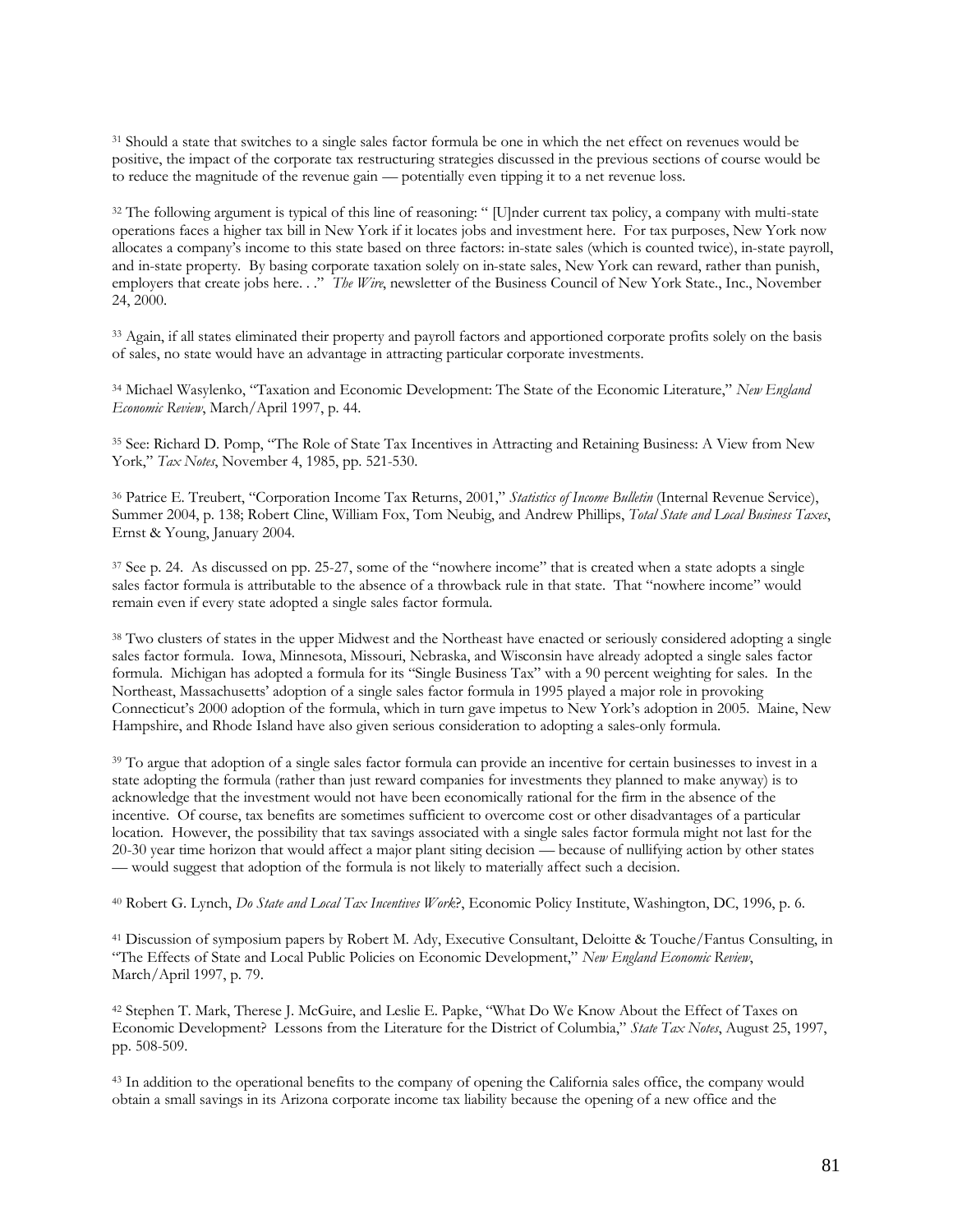[31] Should a state that switches to a single sales factor formula be one in which the net effect on revenues would be positive, the impact of the corporate tax restructuring strategies discussed in the previous sections of course would be to reduce the magnitude of the revenue gain — potentially even tipping it to a net revenue loss.

[32] The following argument is typical of this line of reasoning: " [U]nder current tax policy, a company with multi-state operations faces a higher tax bill in New York if it locates jobs and investment here. For tax purposes, New York now allocates a company's income to this state based on three factors: in-state sales (which is counted twice), in-state payroll, and in-state property. By basing corporate taxation solely on in-state sales, New York can reward, rather than punish, employers that create jobs here. . ." *The Wire*, newsletter of the Business Council of New York State., Inc., November 24, 2000.

[33] Again, if all states eliminated their property and payroll factors and apportioned corporate profits solely on the basis of sales, no state would have an advantage in attracting particular corporate investments.

[34] Michael Wasylenko, "Taxation and Economic Development: The State of the Economic Literature," *New England Economic Review*, March/April 1997, p. 44.

[35] See: Richard D. Pomp, "The Role of State Tax Incentives in Attracting and Retaining Business: A View from New York," *Tax Notes*, November 4, 1985, pp. 521-530.

[36] Patrice E. Treubert, "Corporation Income Tax Returns, 2001," *Statistics of Income Bulletin* (Internal Revenue Service), Summer 2004, p. 138; Robert Cline, William Fox, Tom Neubig, and Andrew Phillips, *Total State and Local Business Taxes*, Ernst & Young, January 2004.

[37] See p. 24. As discussed on pp. 25-27, some of the "nowhere income" that is created when a state adopts a single sales factor formula is attributable to the absence of a throwback rule in that state. That "nowhere income" would remain even if every state adopted a single sales factor formula.

[38] Two clusters of states in the upper Midwest and the Northeast have enacted or seriously considered adopting a single sales factor formula. Iowa, Minnesota, Missouri, Nebraska, and Wisconsin have already adopted a single sales factor formula. Michigan has adopted a formula for its "Single Business Tax" with a 90 percent weighting for sales. In the Northeast, Massachusetts' adoption of a single sales factor formula in 1995 played a major role in provoking Connecticut's 2000 adoption of the formula, which in turn gave impetus to New York's adoption in 2005. Maine, New Hampshire, and Rhode Island have also given serious consideration to adopting a sales-only formula.

[39] To argue that adoption of a single sales factor formula can provide an incentive for certain businesses to invest in a state adopting the formula (rather than just reward companies for investments they planned to make anyway) is to acknowledge that the investment would not have been economically rational for the firm in the absence of the incentive. Of course, tax benefits are sometimes sufficient to overcome cost or other disadvantages of a particular location. However, the possibility that tax savings associated with a single sales factor formula might not last for the 20-30 year time horizon that would affect a major plant siting decision — because of nullifying action by other states — would suggest that adoption of the formula is not likely to materially affect such a decision.

[40] Robert G. Lynch, *Do State and Local Tax Incentives Work?*, Economic Policy Institute, Washington, DC, 1996, p. 6.

[41] Discussion of symposium papers by Robert M. Ady, Executive Consultant, Deloitte & Touche/Fantus Consulting, in "The Effects of State and Local Public Policies on Economic Development," *New England Economic Review*, March/April 1997, p. 79.

[42] Stephen T. Mark, Therese J. McGuire, and Leslie E. Papke, "What Do We Know About the Effect of Taxes on Economic Development? Lessons from the Literature for the District of Columbia," *State Tax Notes*, August 25, 1997, pp. 508-509.

[43] In addition to the operational benefits to the company of opening the California sales office, the company would obtain a small savings in its Arizona corporate income tax liability because the opening of a new office and the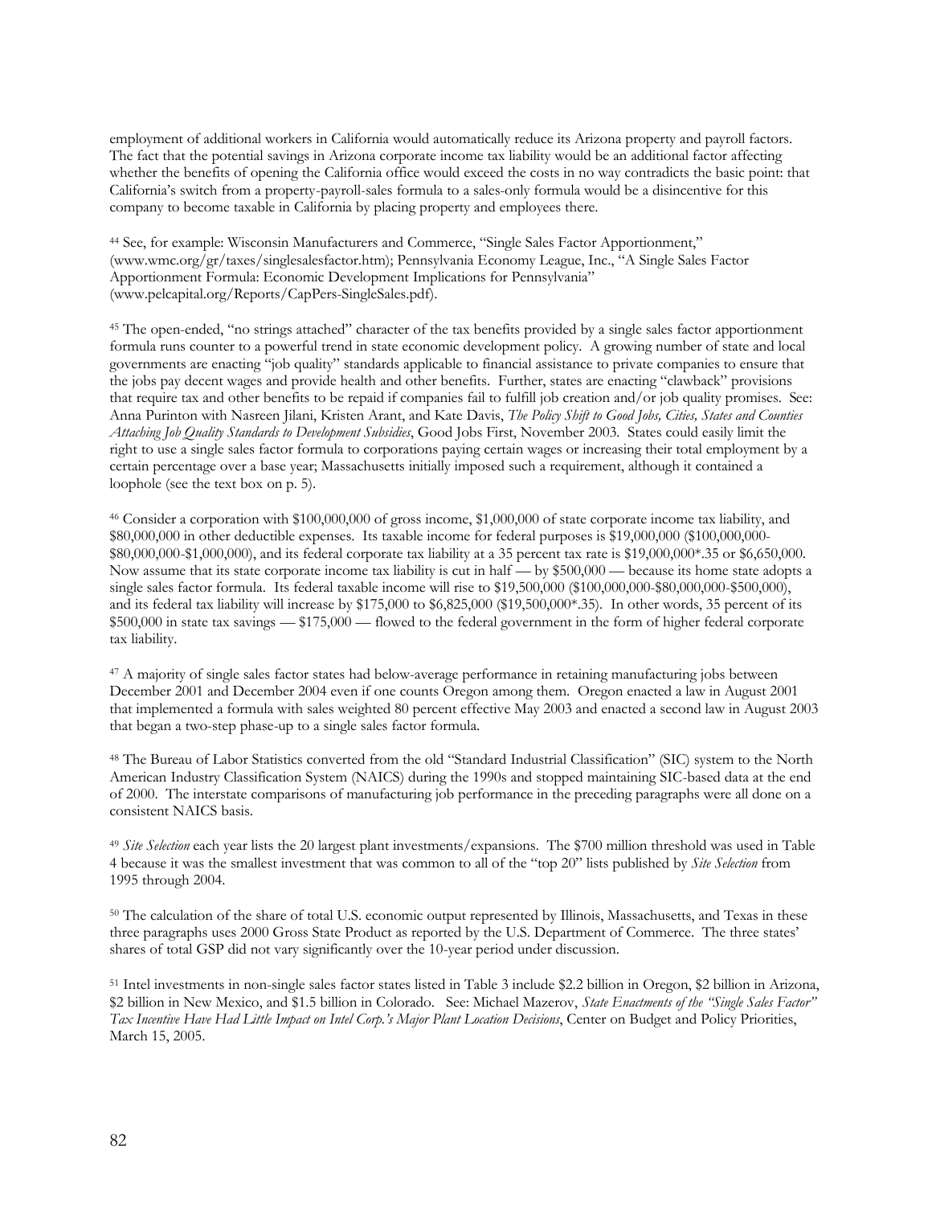employment of additional workers in California would automatically reduce its Arizona property and payroll factors. The fact that the potential savings in Arizona corporate income tax liability would be an additional factor affecting whether the benefits of opening the California office would exceed the costs in no way contradicts the basic point: that California's switch from a property-payroll-sales formula to a sales-only formula would be a disincentive for this company to become taxable in California by placing property and employees there.

[44] See, for example: Wisconsin Manufacturers and Commerce, "Single Sales Factor Apportionment," (www.wmc.org/gr/taxes/singlesalesfactor.htm); Pennsylvania Economy League, Inc., "A Single Sales Factor Apportionment Formula: Economic Development Implications for Pennsylvania" (www.pelcapital.org/Reports/CapPers-SingleSales.pdf).

[45] The open-ended, "no strings attached" character of the tax benefits provided by a single sales factor apportionment formula runs counter to a powerful trend in state economic development policy. A growing number of state and local governments are enacting "job quality" standards applicable to financial assistance to private companies to ensure that the jobs pay decent wages and provide health and other benefits. Further, states are enacting "clawback" provisions that require tax and other benefits to be repaid if companies fail to fulfill job creation and/or job quality promises. See: Anna Purinton with Nasreen Jilani, Kristen Arant, and Kate Davis, *The Policy Shift to Good Jobs, Cities, States and Counties Attaching Job Quality Standards to Development Subsidies*, Good Jobs First, November 2003. States could easily limit the right to use a single sales factor formula to corporations paying certain wages or increasing their total employment by a certain percentage over a base year; Massachusetts initially imposed such a requirement, although it contained a loophole (see the text box on p. 5).

[46] Consider a corporation with $100,000,000 of gross income, $1,000,000 of state corporate income tax liability, and $80,000,000 in other deductible expenses. Its taxable income for federal purposes is $19,000,000 ($100,000,000-$80,000,000-$1,000,000), and its federal corporate tax liability at a 35 percent tax rate is $19,000,000*.35 or $6,650,000. Now assume that its state corporate income tax liability is cut in half — by $500,000 — because its home state adopts a single sales factor formula. Its federal taxable income will rise to $19,500,000 ($100,000,000-$80,000,000-$500,000), and its federal tax liability will increase by $175,000 to $6,825,000 ($19,500,000*.35). In other words, 35 percent of its $500,000 in state tax savings — $175,000 — flowed to the federal government in the form of higher federal corporate tax liability.

[47] A majority of single sales factor states had below-average performance in retaining manufacturing jobs between December 2001 and December 2004 even if one counts Oregon among them. Oregon enacted a law in August 2001 that implemented a formula with sales weighted 80 percent effective May 2003 and enacted a second law in August 2003 that began a two-step phase-up to a single sales factor formula.

[48] The Bureau of Labor Statistics converted from the old "Standard Industrial Classification" (SIC) system to the North American Industry Classification System (NAICS) during the 1990s and stopped maintaining SIC-based data at the end of 2000. The interstate comparisons of manufacturing job performance in the preceding paragraphs were all done on a consistent NAICS basis.

[49] *Site Selection* each year lists the 20 largest plant investments/expansions. The $700 million threshold was used in Table 4 because it was the smallest investment that was common to all of the "top 20" lists published by *Site Selection* from 1995 through 2004.

[50] The calculation of the share of total U.S. economic output represented by Illinois, Massachusetts, and Texas in these three paragraphs uses 2000 Gross State Product as reported by the U.S. Department of Commerce. The three states' shares of total GSP did not vary significantly over the 10-year period under discussion.

[51] Intel investments in non-single sales factor states listed in Table 3 include $2.2 billion in Oregon, $2 billion in Arizona, $2 billion in New Mexico, and $1.5 billion in Colorado. See: Michael Mazerov, *State Enactments of the "Single Sales Factor" Tax Incentive Have Had Little Impact on Intel Corp.'s Major Plant Location Decisions*, Center on Budget and Policy Priorities, March 15, 2005.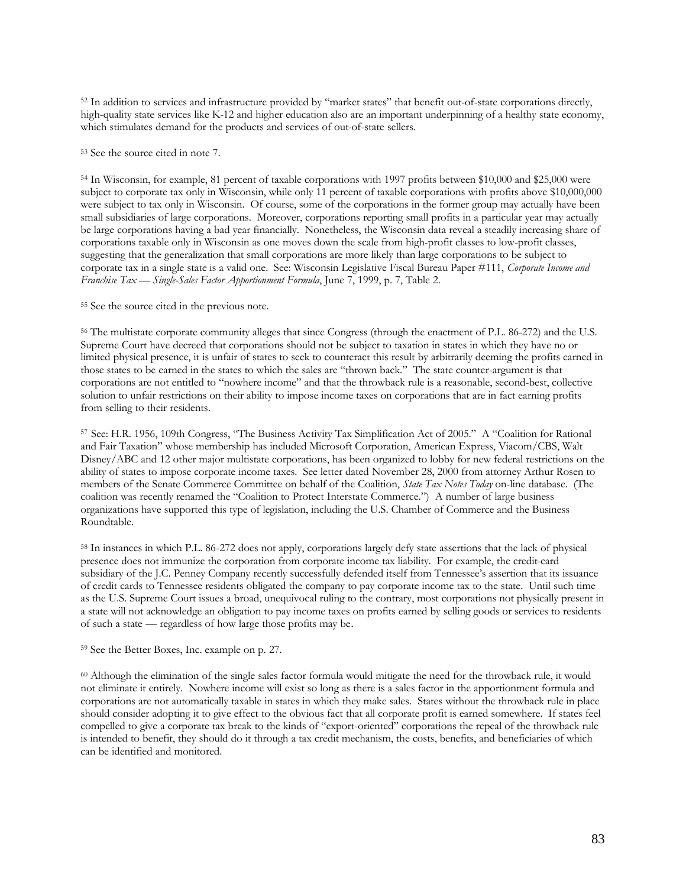[52] In addition to services and infrastructure provided by "market states" that benefit out-of-state corporations directly, high-quality state services like K-12 and higher education also are an important underpinning of a healthy state economy, which stimulates demand for the products and services of out-of-state sellers.

[53] See the source cited in note 7.

[54] In Wisconsin, for example, 81 percent of taxable corporations with 1997 profits between $10,000 and $25,000 were subject to corporate tax only in Wisconsin, while only 11 percent of taxable corporations with profits above $10,000,000 were subject to tax only in Wisconsin. Of course, some of the corporations in the former group may actually have been small subsidiaries of large corporations. Moreover, corporations reporting small profits in a particular year may actually be large corporations having a bad year financially. Nonetheless, the Wisconsin data reveal a steadily increasing share of corporations taxable only in Wisconsin as one moves down the scale from high-profit classes to low-profit classes, suggesting that the generalization that small corporations are more likely than large corporations to be subject to corporate tax in a single state is a valid one. See: Wisconsin Legislative Fiscal Bureau Paper #111, *Corporate Income and Franchise Tax — Single-Sales Factor Apportionment Formula*, June 7, 1999, p. 7, Table 2.

[55] See the source cited in the previous note.

[56] The multistate corporate community alleges that since Congress (through the enactment of P.L. 86-272) and the U.S. Supreme Court have decreed that corporations should not be subject to taxation in states in which they have no or limited physical presence, it is unfair of states to seek to counteract this result by arbitrarily deeming the profits earned in those states to be earned in the states to which the sales are "thrown back." The state counter-argument is that corporations are not entitled to "nowhere income" and that the throwback rule is a reasonable, second-best, collective solution to unfair restrictions on their ability to impose income taxes on corporations that are in fact earning profits from selling to their residents.

[57] See: H.R. 1956, 109th Congress, "The Business Activity Tax Simplification Act of 2005." A "Coalition for Rational and Fair Taxation" whose membership has included Microsoft Corporation, American Express, Viacom/CBS, Walt Disney/ABC and 12 other major multistate corporations, has been organized to lobby for new federal restrictions on the ability of states to impose corporate income taxes. See letter dated November 28, 2000 from attorney Arthur Rosen to members of the Senate Commerce Committee on behalf of the Coalition, *State Tax Notes Today* on-line database. (The coalition was recently renamed the "Coalition to Protect Interstate Commerce.") A number of large business organizations have supported this type of legislation, including the U.S. Chamber of Commerce and the Business Roundtable.

[58] In instances in which P.L. 86-272 does not apply, corporations largely defy state assertions that the lack of physical presence does not immunize the corporation from corporate income tax liability. For example, the credit-card subsidiary of the J.C. Penney Company recently successfully defended itself from Tennessee's assertion that its issuance of credit cards to Tennessee residents obligated the company to pay corporate income tax to the state. Until such time as the U.S. Supreme Court issues a broad, unequivocal ruling to the contrary, most corporations not physically present in a state will not acknowledge an obligation to pay income taxes on profits earned by selling goods or services to residents of such a state — regardless of how large those profits may be.

[59] See the Better Boxes, Inc. example on p. 27.

[60] Although the elimination of the single sales factor formula would mitigate the need for the throwback rule, it would not eliminate it entirely. Nowhere income will exist so long as there is a sales factor in the apportionment formula and corporations are not automatically taxable in states in which they make sales. States without the throwback rule in place should consider adopting it to give effect to the obvious fact that all corporate profit is earned somewhere. If states feel compelled to give a corporate tax break to the kinds of "export-oriented" corporations the repeal of the throwback rule is intended to benefit, they should do it through a tax credit mechanism, the costs, benefits, and beneficiaries of which can be identified and monitored.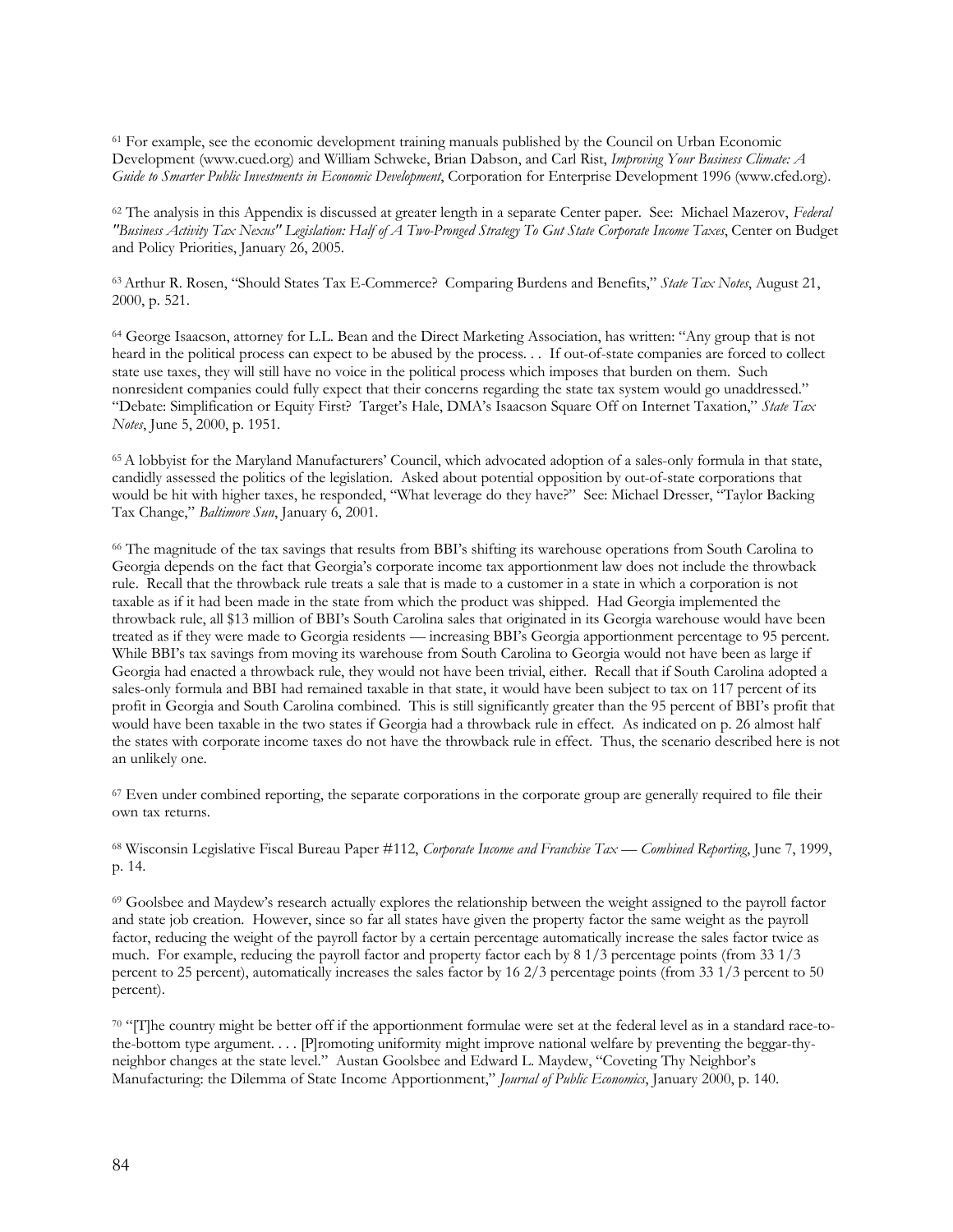[61] For example, see the economic development training manuals published by the Council on Urban Economic Development (www.cued.org) and William Schweke, Brian Dabson, and Carl Rist, *Improving Your Business Climate: A Guide to Smarter Public Investments in Economic Development*, Corporation for Enterprise Development 1996 (www.cfed.org).

[62] The analysis in this Appendix is discussed at greater length in a separate Center paper. See: Michael Mazerov, *Federal "Business Activity Tax Nexus" Legislation: Half of A Two-Pronged Strategy To Gut State Corporate Income Taxes*, Center on Budget and Policy Priorities, January 26, 2005.

[63] Arthur R. Rosen, "Should States Tax E-Commerce? Comparing Burdens and Benefits," *State Tax Notes*, August 21, 2000, p. 521.

[64] George Isaacson, attorney for L.L. Bean and the Direct Marketing Association, has written: "Any group that is not heard in the political process can expect to be abused by the process. . . If out-of-state companies are forced to collect state use taxes, they will still have no voice in the political process which imposes that burden on them. Such nonresident companies could fully expect that their concerns regarding the state tax system would go unaddressed." "Debate: Simplification or Equity First? Target's Hale, DMA's Isaacson Square Off on Internet Taxation," *State Tax Notes*, June 5, 2000, p. 1951.

[65] A lobbyist for the Maryland Manufacturers' Council, which advocated adoption of a sales-only formula in that state, candidly assessed the politics of the legislation. Asked about potential opposition by out-of-state corporations that would be hit with higher taxes, he responded, "What leverage do they have?" See: Michael Dresser, "Taylor Backing Tax Change," *Baltimore Sun*, January 6, 2001.

[66] The magnitude of the tax savings that results from BBI's shifting its warehouse operations from South Carolina to Georgia depends on the fact that Georgia's corporate income tax apportionment law does not include the throwback rule. Recall that the throwback rule treats a sale that is made to a customer in a state in which a corporation is not taxable as if it had been made in the state from which the product was shipped. Had Georgia implemented the throwback rule, all $13 million of BBI's South Carolina sales that originated in its Georgia warehouse would have been treated as if they were made to Georgia residents — increasing BBI's Georgia apportionment percentage to 95 percent. While BBI's tax savings from moving its warehouse from South Carolina to Georgia would not have been as large if Georgia had enacted a throwback rule, they would not have been trivial, either. Recall that if South Carolina adopted a sales-only formula and BBI had remained taxable in that state, it would have been subject to tax on 117 percent of its profit in Georgia and South Carolina combined. This is still significantly greater than the 95 percent of BBI's profit that would have been taxable in the two states if Georgia had a throwback rule in effect. As indicated on p. 26 almost half the states with corporate income taxes do not have the throwback rule in effect. Thus, the scenario described here is not an unlikely one.

[67] Even under combined reporting, the separate corporations in the corporate group are generally required to file their own tax returns.

[68] Wisconsin Legislative Fiscal Bureau Paper #112, *Corporate Income and Franchise Tax — Combined Reporting*, June 7, 1999, p. 14.

[69] Goolsbee and Maydew's research actually explores the relationship between the weight assigned to the payroll factor and state job creation. However, since so far all states have given the property factor the same weight as the payroll factor, reducing the weight of the payroll factor by a certain percentage automatically increase the sales factor twice as much. For example, reducing the payroll factor and property factor each by 8 1/3 percentage points (from 33 1/3 percent to 25 percent), automatically increases the sales factor by 16 2/3 percentage points (from 33 1/3 percent to 50 percent).

[70] "[T]he country might be better off if the apportionment formulae were set at the federal level as in a standard race-to-the-bottom type argument. . . . [P]romoting uniformity might improve national welfare by preventing the beggar-thy-neighbor changes at the state level." Austan Goolsbee and Edward L. Maydew, "Coveting Thy Neighbor's Manufacturing: the Dilemma of State Income Apportionment," *Journal of Public Economics*, January 2000, p. 140.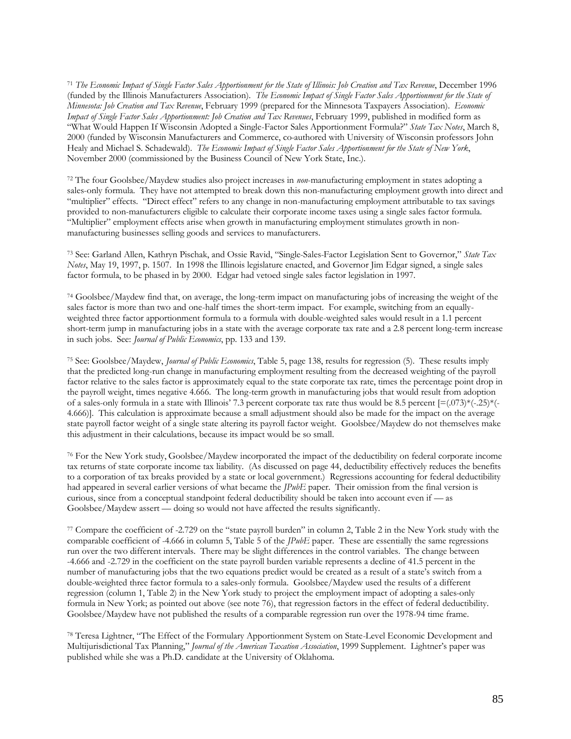[71] *The Economic Impact of Single Factor Sales Apportionment for the State of Illinois: Job Creation and Tax Revenue*, December 1996 (funded by the Illinois Manufacturers Association). *The Economic Impact of Single Factor Sales Apportionment for the State of Minnesota: Job Creation and Tax Revenue*, February 1999 (prepared for the Minnesota Taxpayers Association). *Economic Impact of Single Factor Sales Apportionment: Job Creation and Tax Revenues*, February 1999, published in modified form as "What Would Happen If Wisconsin Adopted a Single-Factor Sales Apportionment Formula?" *State Tax Notes*, March 8, 2000 (funded by Wisconsin Manufacturers and Commerce, co-authored with University of Wisconsin professors John Healy and Michael S. Schadewald). *The Economic Impact of Single Factor Sales Apportionment for the State of New York*, November 2000 (commissioned by the Business Council of New York State, Inc.).

[72] The four Goolsbee/Maydew studies also project increases in *non*-manufacturing employment in states adopting a sales-only formula. They have not attempted to break down this non-manufacturing employment growth into direct and "multiplier" effects. "Direct effect" refers to any change in non-manufacturing employment attributable to tax savings provided to non-manufacturers eligible to calculate their corporate income taxes using a single sales factor formula. "Multiplier" employment effects arise when growth in manufacturing employment stimulates growth in non-manufacturing businesses selling goods and services to manufacturers.

[73] See: Garland Allen, Kathryn Pischak, and Ossie Ravid, "Single-Sales-Factor Legislation Sent to Governor," *State Tax Notes*, May 19, 1997, p. 1507. In 1998 the Illinois legislature enacted, and Governor Jim Edgar signed, a single sales factor formula, to be phased in by 2000. Edgar had vetoed single sales factor legislation in 1997.

[74] Goolsbee/Maydew find that, on average, the long-term impact on manufacturing jobs of increasing the weight of the sales factor is more than two and one-half times the short-term impact. For example, switching from an equally-weighted three factor apportionment formula to a formula with double-weighted sales would result in a 1.1 percent short-term jump in manufacturing jobs in a state with the average corporate tax rate and a 2.8 percent long-term increase in such jobs. See: *Journal of Public Economics*, pp. 133 and 139.

[75] See: Goolsbee/Maydew, *Journal of Public Economics*, Table 5, page 138, results for regression (5). These results imply that the predicted long-run change in manufacturing employment resulting from the decreased weighting of the payroll factor relative to the sales factor is approximately equal to the state corporate tax rate, times the percentage point drop in the payroll weight, times negative 4.666. The long-term growth in manufacturing jobs that would result from adoption of a sales-only formula in a state with Illinois' 7.3 percent corporate tax rate thus would be 8.5 percent [=(.073)*(-.25)*(-4.666)]. This calculation is approximate because a small adjustment should also be made for the impact on the average state payroll factor weight of a single state altering its payroll factor weight. Goolsbee/Maydew do not themselves make this adjustment in their calculations, because its impact would be so small.

[76] For the New York study, Goolsbee/Maydew incorporated the impact of the deductibility on federal corporate income tax returns of state corporate income tax liability. (As discussed on page 44, deductibility effectively reduces the benefits to a corporation of tax breaks provided by a state or local government.) Regressions accounting for federal deductibility had appeared in several earlier versions of what became the *JPubE* paper. Their omission from the final version is curious, since from a conceptual standpoint federal deductibility should be taken into account even if — as Goolsbee/Maydew assert — doing so would not have affected the results significantly.

[77] Compare the coefficient of -2.729 on the "state payroll burden" in column 2, Table 2 in the New York study with the comparable coefficient of -4.666 in column 5, Table 5 of the *JPubE* paper. These are essentially the same regressions run over the two different intervals. There may be slight differences in the control variables. The change between -4.666 and -2.729 in the coefficient on the state payroll burden variable represents a decline of 41.5 percent in the number of manufacturing jobs that the two equations predict would be created as a result of a state's switch from a double-weighted three factor formula to a sales-only formula. Goolsbee/Maydew used the results of a different regression (column 1, Table 2) in the New York study to project the employment impact of adopting a sales-only formula in New York; as pointed out above (see note 76), that regression factors in the effect of federal deductibility. Goolsbee/Maydew have not published the results of a comparable regression run over the 1978-94 time frame.

[78] Teresa Lightner, "The Effect of the Formulary Apportionment System on State-Level Economic Development and Multijurisdictional Tax Planning," *Journal of the American Taxation Association*, 1999 Supplement. Lightner's paper was published while she was a Ph.D. candidate at the University of Oklahoma.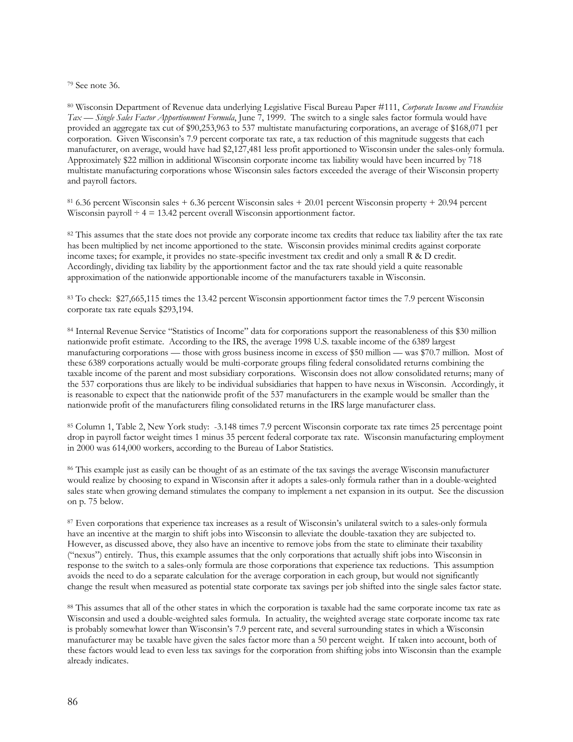[79] See note 36.

[80] Wisconsin Department of Revenue data underlying Legislative Fiscal Bureau Paper #111, *Corporate Income and Franchise Tax — Single Sales Factor Apportionment Formula*, June 7, 1999. The switch to a single sales factor formula would have provided an aggregate tax cut of $90,253,963 to 537 multistate manufacturing corporations, an average of $168,071 per corporation. Given Wisconsin's 7.9 percent corporate tax rate, a tax reduction of this magnitude suggests that each manufacturer, on average, would have had $2,127,481 less profit apportioned to Wisconsin under the sales-only formula. Approximately $22 million in additional Wisconsin corporate income tax liability would have been incurred by 718 multistate manufacturing corporations whose Wisconsin sales factors exceeded the average of their Wisconsin property and payroll factors.

[81] 6.36 percent Wisconsin sales + 6.36 percent Wisconsin sales + 20.01 percent Wisconsin property + 20.94 percent Wisconsin payroll ÷ 4 = 13.42 percent overall Wisconsin apportionment factor.

[82] This assumes that the state does not provide any corporate income tax credits that reduce tax liability after the tax rate has been multiplied by net income apportioned to the state. Wisconsin provides minimal credits against corporate income taxes; for example, it provides no state-specific investment tax credit and only a small R & D credit. Accordingly, dividing tax liability by the apportionment factor and the tax rate should yield a quite reasonable approximation of the nationwide apportionable income of the manufacturers taxable in Wisconsin.

[83] To check: $27,665,115 times the 13.42 percent Wisconsin apportionment factor times the 7.9 percent Wisconsin corporate tax rate equals $293,194.

[84] Internal Revenue Service "Statistics of Income" data for corporations support the reasonableness of this $30 million nationwide profit estimate. According to the IRS, the average 1998 U.S. taxable income of the 6389 largest manufacturing corporations — those with gross business income in excess of $50 million — was $70.7 million. Most of these 6389 corporations actually would be multi-corporate groups filing federal consolidated returns combining the taxable income of the parent and most subsidiary corporations. Wisconsin does not allow consolidated returns; many of the 537 corporations thus are likely to be individual subsidiaries that happen to have nexus in Wisconsin. Accordingly, it is reasonable to expect that the nationwide profit of the 537 manufacturers in the example would be smaller than the nationwide profit of the manufacturers filing consolidated returns in the IRS large manufacturer class.

[85] Column 1, Table 2, New York study: -3.148 times 7.9 percent Wisconsin corporate tax rate times 25 percentage point drop in payroll factor weight times 1 minus 35 percent federal corporate tax rate. Wisconsin manufacturing employment in 2000 was 614,000 workers, according to the Bureau of Labor Statistics.

[86] This example just as easily can be thought of as an estimate of the tax savings the average Wisconsin manufacturer would realize by choosing to expand in Wisconsin after it adopts a sales-only formula rather than in a double-weighted sales state when growing demand stimulates the company to implement a net expansion in its output. See the discussion on p. 75 below.

[87] Even corporations that experience tax increases as a result of Wisconsin's unilateral switch to a sales-only formula have an incentive at the margin to shift jobs into Wisconsin to alleviate the double-taxation they are subjected to. However, as discussed above, they also have an incentive to remove jobs from the state to eliminate their taxability ("nexus") entirely. Thus, this example assumes that the only corporations that actually shift jobs into Wisconsin in response to the switch to a sales-only formula are those corporations that experience tax reductions. This assumption avoids the need to do a separate calculation for the average corporation in each group, but would not significantly change the result when measured as potential state corporate tax savings per job shifted into the single sales factor state.

[88] This assumes that all of the other states in which the corporation is taxable had the same corporate income tax rate as Wisconsin and used a double-weighted sales formula. In actuality, the weighted average state corporate income tax rate is probably somewhat lower than Wisconsin's 7.9 percent rate, and several surrounding states in which a Wisconsin manufacturer may be taxable have given the sales factor more than a 50 percent weight. If taken into account, both of these factors would lead to even less tax savings for the corporation from shifting jobs into Wisconsin than the example already indicates.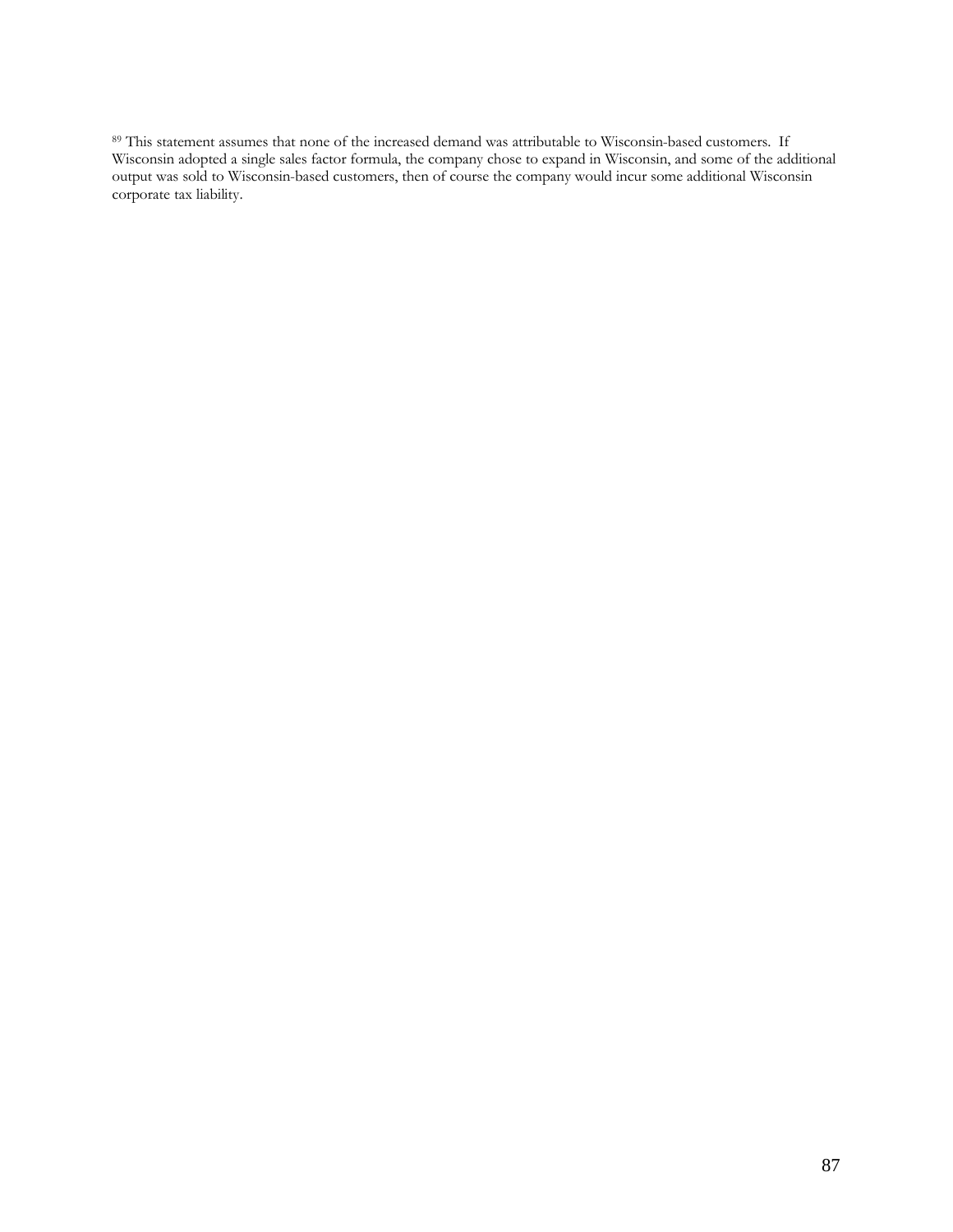[89] This statement assumes that none of the increased demand was attributable to Wisconsin-based customers. If Wisconsin adopted a single sales factor formula, the company chose to expand in Wisconsin, and some of the additional output was sold to Wisconsin-based customers, then of course the company would incur some additional Wisconsin corporate tax liability.